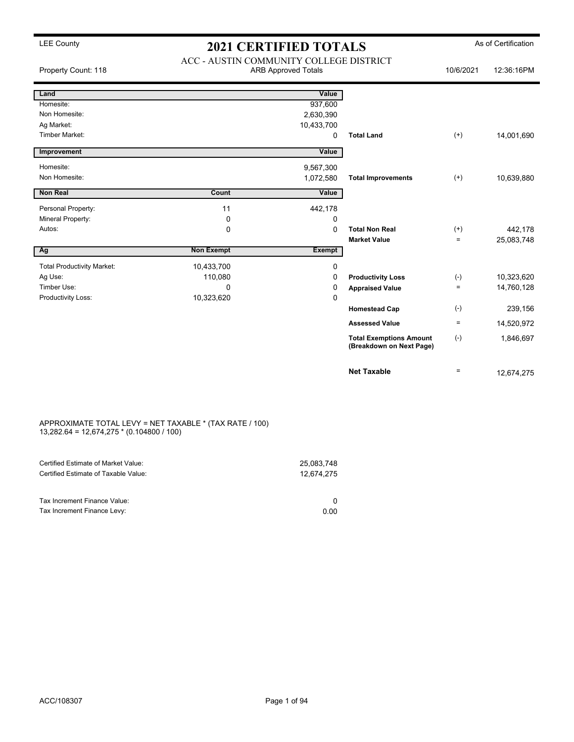LEE County

# 2021 CERTIFIED TOTALS

As of Certification

## ACC - AUSTIN COMMUNITY COLLEGE DISTRICT

Property Count: 118 | ARB Approved Totals | 10/6/2021 | 12:36:16PM

| Land | | Value | | | |
|---|---|---|---|---|---|
| Homesite: | | 937,600 | | | |
| Non Homesite: | | 2,630,390 | | | |
| Ag Market: | | 10,433,700 | | | |
| Timber Market: | | 0 | **Total Land** | (+) | 14,001,690 |
| **Improvement** | | **Value** | | | |
| Homesite: | | 9,567,300 | | | |
| Non Homesite: | | 1,072,580 | **Total Improvements** | (+) | 10,639,880 |
| **Non Real** | **Count** | **Value** | | | |
| Personal Property: | 11 | 442,178 | | | |
| Mineral Property: | 0 | 0 | | | |
| Autos: | 0 | 0 | **Total Non Real** | (+) | 442,178 |
| | | | **Market Value** | = | 25,083,748 |
| **Ag** | **Non Exempt** | **Exempt** | | | |
| Total Productivity Market: | 10,433,700 | 0 | | | |
| Ag Use: | 110,080 | 0 | **Productivity Loss** | (-) | 10,323,620 |
| Timber Use: | 0 | 0 | **Appraised Value** | = | 14,760,128 |
| Productivity Loss: | 10,323,620 | 0 | | | |
| | | | **Homestead Cap** | (-) | 239,156 |
| | | | **Assessed Value** | = | 14,520,972 |
| | | | **Total Exemptions Amount (Breakdown on Next Page)** | (-) | 1,846,697 |
| | | | **Net Taxable** | = | 12,674,275 |

APPROXIMATE TOTAL LEVY = NET TAXABLE * (TAX RATE / 100)
13,282.64 = 12,674,275 * (0.104800 / 100)

| | |
|---|---|
| Certified Estimate of Market Value: | 25,083,748 |
| Certified Estimate of Taxable Value: | 12,674,275 |
| Tax Increment Finance Value: | 0 |
| Tax Increment Finance Levy: | 0.00 |

ACC/108307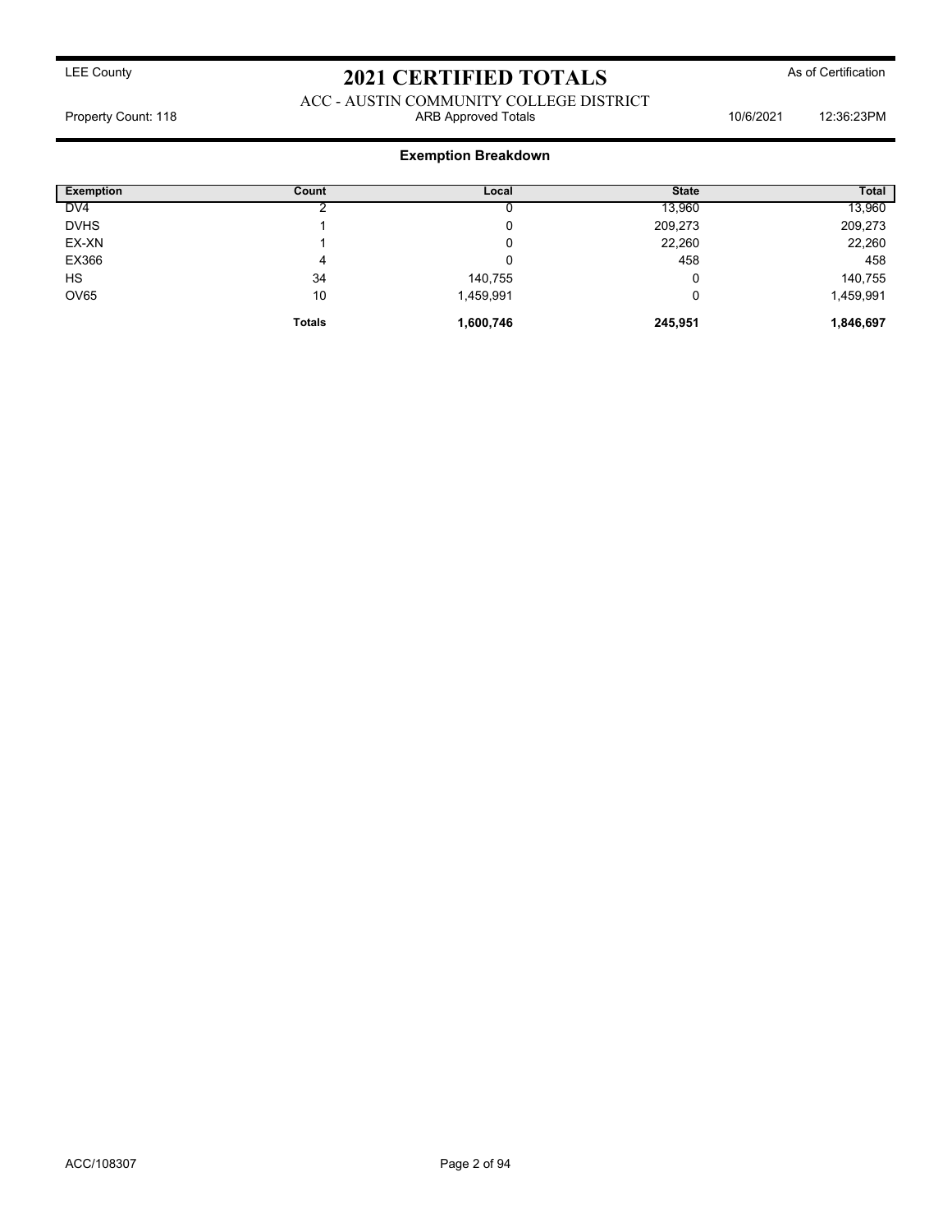LEE County

# 2021 CERTIFIED TOTALS

As of Certification

ACC - AUSTIN COMMUNITY COLLEGE DISTRICT

Property Count: 118 | ARB Approved Totals | 10/6/2021 | 12:36:23PM

## Exemption Breakdown

| Exemption | Count | Local | State | Total |
|---|---|---|---|---|
| DV4 | 2 | 0 | 13,960 | 13,960 |
| DVHS | 1 | 0 | 209,273 | 209,273 |
| EX-XN | 1 | 0 | 22,260 | 22,260 |
| EX366 | 4 | 0 | 458 | 458 |
| HS | 34 | 140,755 | 0 | 140,755 |
| OV65 | 10 | 1,459,991 | 0 | 1,459,991 |
| | **Totals** | **1,600,746** | **245,951** | **1,846,697** |

ACC/108307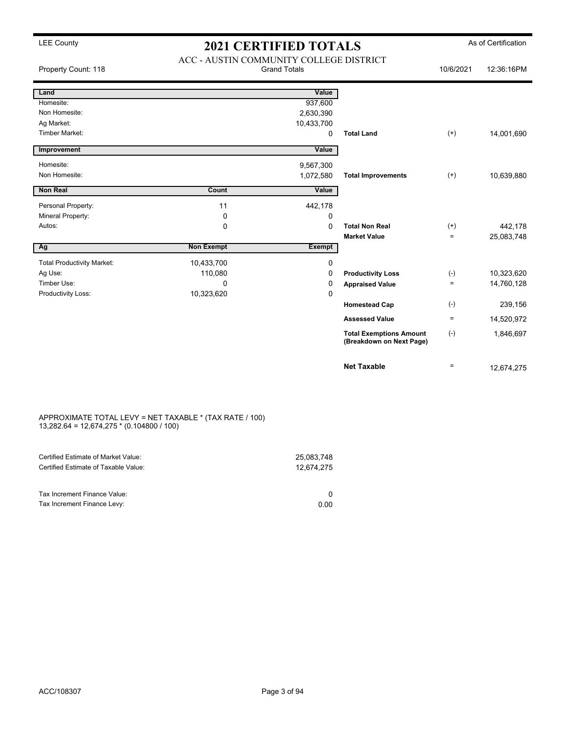LEE County

# 2021 CERTIFIED TOTALS

As of Certification

ACC - AUSTIN COMMUNITY COLLEGE DISTRICT

Property Count: 118 | Grand Totals | 10/6/2021 | 12:36:16PM

| Land | | Value | | | |
|---|---|---|---|---|---|
| Homesite: | | 937,600 | | | |
| Non Homesite: | | 2,630,390 | | | |
| Ag Market: | | 10,433,700 | | | |
| Timber Market: | | 0 | **Total Land** | (+) | 14,001,690 |

| Improvement | | Value | | | |
|---|---|---|---|---|---|
| Homesite: | | 9,567,300 | | | |
| Non Homesite: | | 1,072,580 | **Total Improvements** | (+) | 10,639,880 |

| Non Real | Count | Value | | | |
|---|---|---|---|---|---|
| Personal Property: | 11 | 442,178 | | | |
| Mineral Property: | 0 | 0 | | | |
| Autos: | 0 | 0 | **Total Non Real** | (+) | 442,178 |
| | | | **Market Value** | = | 25,083,748 |

| Ag | Non Exempt | Exempt | | | |
|---|---|---|---|---|---|
| Total Productivity Market: | 10,433,700 | 0 | | | |
| Ag Use: | 110,080 | 0 | **Productivity Loss** | (-) | 10,323,620 |
| Timber Use: | 0 | 0 | **Appraised Value** | = | 14,760,128 |
| Productivity Loss: | 10,323,620 | 0 | | | |
| | | | **Homestead Cap** | (-) | 239,156 |
| | | | **Assessed Value** | = | 14,520,972 |
| | | | **Total Exemptions Amount (Breakdown on Next Page)** | (-) | 1,846,697 |
| | | | **Net Taxable** | = | 12,674,275 |

APPROXIMATE TOTAL LEVY = NET TAXABLE * (TAX RATE / 100)
13,282.64 = 12,674,275 * (0.104800 / 100)

| | |
|---|---|
| Certified Estimate of Market Value: | 25,083,748 |
| Certified Estimate of Taxable Value: | 12,674,275 |
| Tax Increment Finance Value: | 0 |
| Tax Increment Finance Levy: | 0.00 |

ACC/108307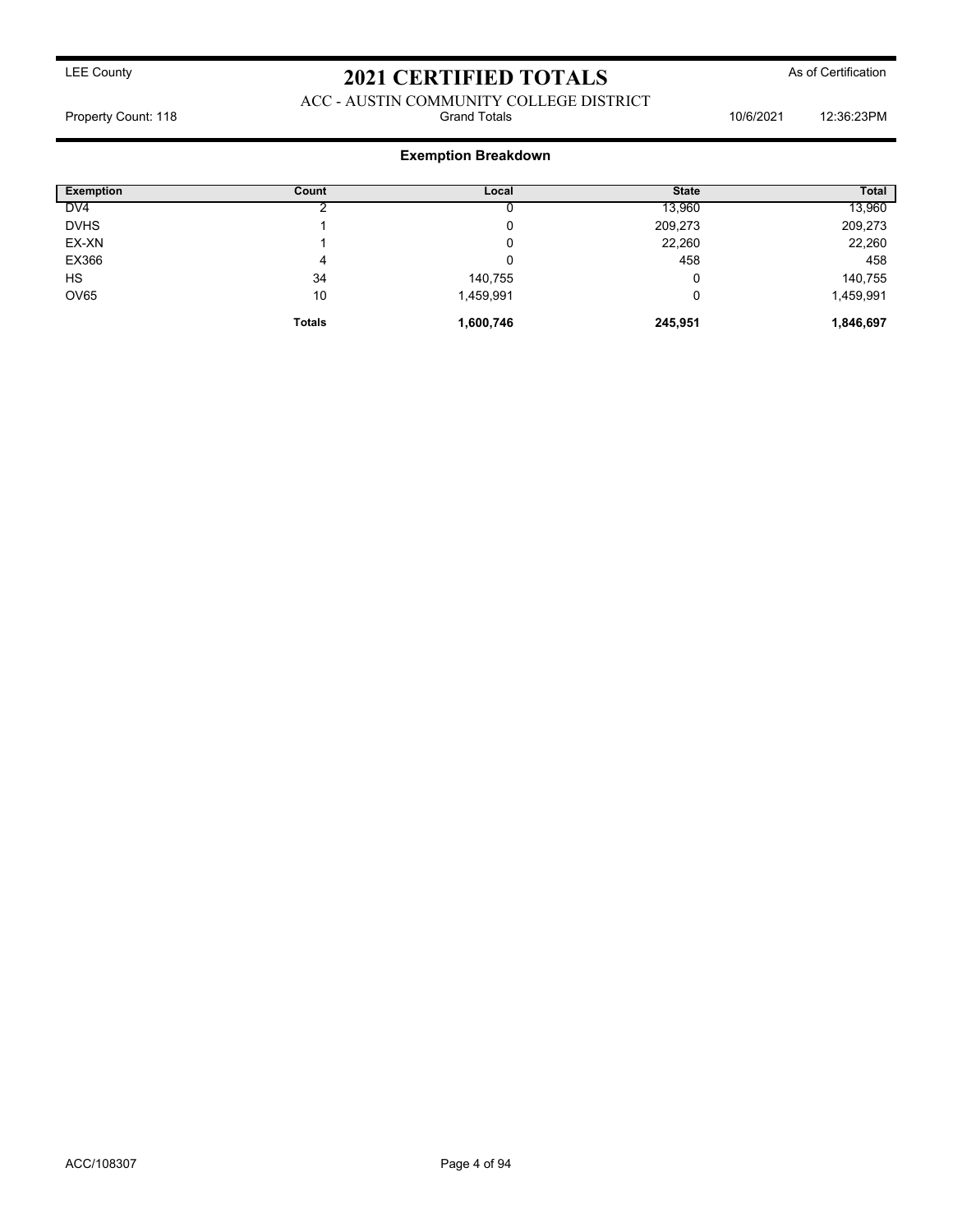LEE County

# 2021 CERTIFIED TOTALS

As of Certification

ACC - AUSTIN COMMUNITY COLLEGE DISTRICT

Property Count: 118 | Grand Totals | 10/6/2021 12:36:23PM

## Exemption Breakdown

| Exemption | Count | Local | State | Total |
|---|---|---|---|---|
| DV4 | 2 | 0 | 13,960 | 13,960 |
| DVHS | 1 | 0 | 209,273 | 209,273 |
| EX-XN | 1 | 0 | 22,260 | 22,260 |
| EX366 | 4 | 0 | 458 | 458 |
| HS | 34 | 140,755 | 0 | 140,755 |
| OV65 | 10 | 1,459,991 | 0 | 1,459,991 |
| | **Totals** | **1,600,746** | **245,951** | **1,846,697** |

ACC/108307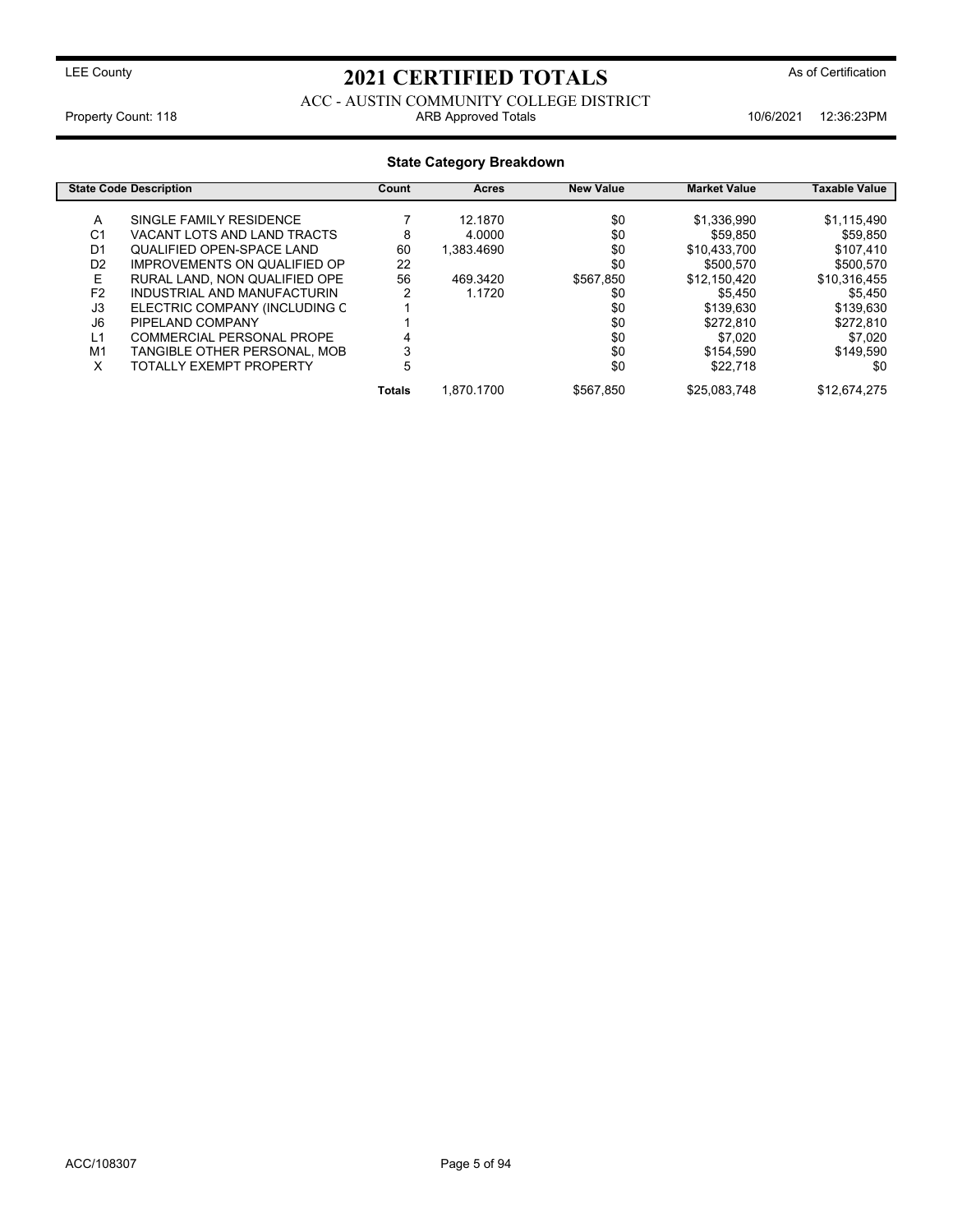LEE County

# 2021 CERTIFIED TOTALS

As of Certification

ACC - AUSTIN COMMUNITY COLLEGE DISTRICT

Property Count: 118 | ARB Approved Totals | 10/6/2021 12:36:23PM

## State Category Breakdown

| State Code | Description | Count | Acres | New Value | Market Value | Taxable Value |
|---|---|---|---|---|---|---|
| A | SINGLE FAMILY RESIDENCE | 7 | 12.1870 | $0 | $1,336,990 | $1,115,490 |
| C1 | VACANT LOTS AND LAND TRACTS | 8 | 4.0000 | $0 | $59,850 | $59,850 |
| D1 | QUALIFIED OPEN-SPACE LAND | 60 | 1,383.4690 | $0 | $10,433,700 | $107,410 |
| D2 | IMPROVEMENTS ON QUALIFIED OP | 22 | | $0 | $500,570 | $500,570 |
| E | RURAL LAND, NON QUALIFIED OPE | 56 | 469.3420 | $567,850 | $12,150,420 | $10,316,455 |
| F2 | INDUSTRIAL AND MANUFACTURIN | 2 | 1.1720 | $0 | $5,450 | $5,450 |
| J3 | ELECTRIC COMPANY (INCLUDING C | 1 | | $0 | $139,630 | $139,630 |
| J6 | PIPELAND COMPANY | 1 | | $0 | $272,810 | $272,810 |
| L1 | COMMERCIAL PERSONAL PROPE | 4 | | $0 | $7,020 | $7,020 |
| M1 | TANGIBLE OTHER PERSONAL, MOB | 3 | | $0 | $154,590 | $149,590 |
| X | TOTALLY EXEMPT PROPERTY | 5 | | $0 | $22,718 | $0 |
| | | **Totals** | 1,870.1700 | $567,850 | $25,083,748 | $12,674,275 |

ACC/108307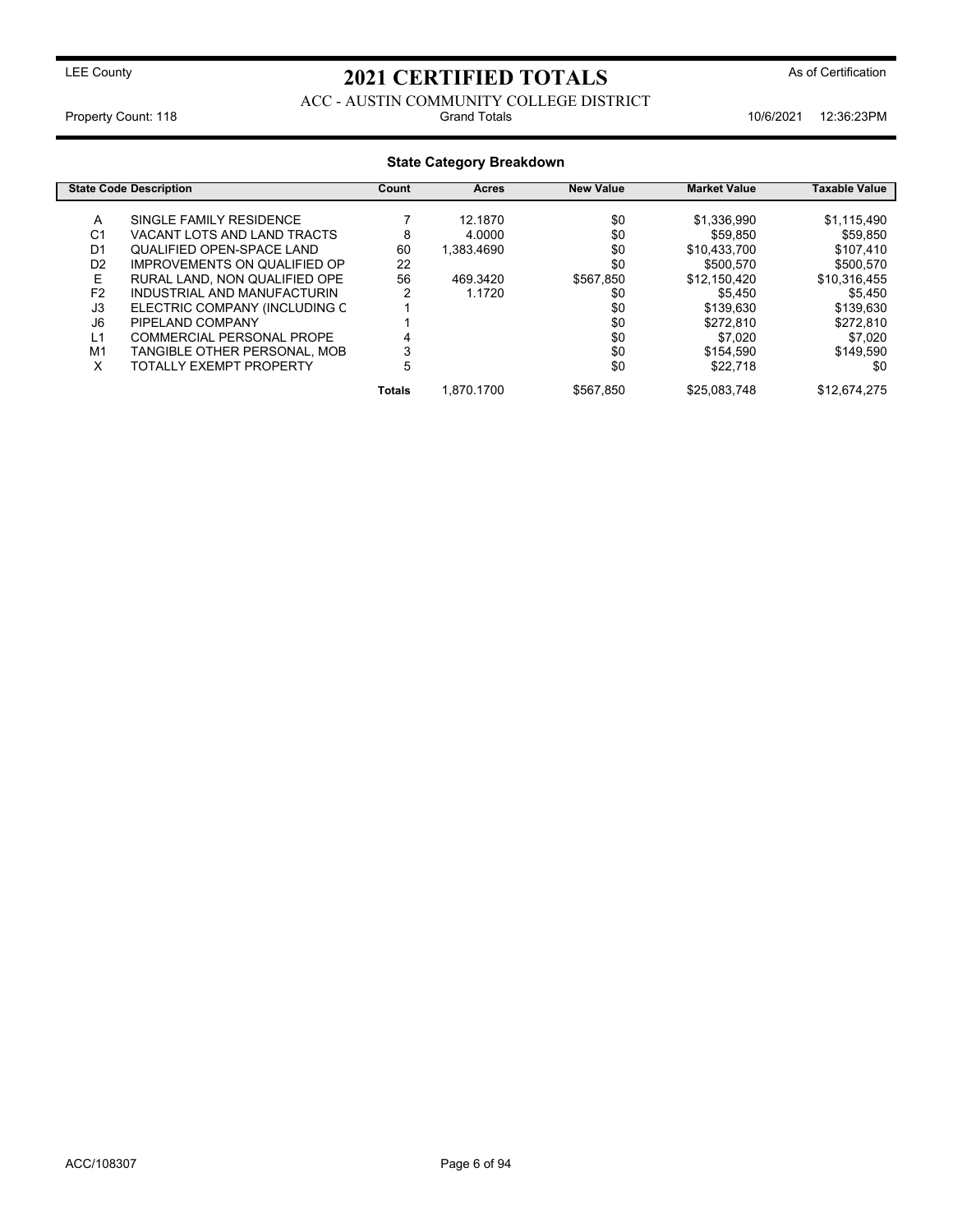LEE County

# 2021 CERTIFIED TOTALS

As of Certification

ACC - AUSTIN COMMUNITY COLLEGE DISTRICT

Property Count: 118 | Grand Totals | 10/6/2021 12:36:23PM

## State Category Breakdown

| State Code | Description | Count | Acres | New Value | Market Value | Taxable Value |
|---|---|---|---|---|---|---|
| A | SINGLE FAMILY RESIDENCE | 7 | 12.1870 | $0 | $1,336,990 | $1,115,490 |
| C1 | VACANT LOTS AND LAND TRACTS | 8 | 4.0000 | $0 | $59,850 | $59,850 |
| D1 | QUALIFIED OPEN-SPACE LAND | 60 | 1,383.4690 | $0 | $10,433,700 | $107,410 |
| D2 | IMPROVEMENTS ON QUALIFIED OP | 22 | | $0 | $500,570 | $500,570 |
| E | RURAL LAND, NON QUALIFIED OPE | 56 | 469.3420 | $567,850 | $12,150,420 | $10,316,455 |
| F2 | INDUSTRIAL AND MANUFACTURIN | 2 | 1.1720 | $0 | $5,450 | $5,450 |
| J3 | ELECTRIC COMPANY (INCLUDING C | 1 | | $0 | $139,630 | $139,630 |
| J6 | PIPELAND COMPANY | 1 | | $0 | $272,810 | $272,810 |
| L1 | COMMERCIAL PERSONAL PROPE | 4 | | $0 | $7,020 | $7,020 |
| M1 | TANGIBLE OTHER PERSONAL, MOB | 3 | | $0 | $154,590 | $149,590 |
| X | TOTALLY EXEMPT PROPERTY | 5 | | $0 | $22,718 | $0 |
| | | **Totals** | 1,870.1700 | $567,850 | $25,083,748 | $12,674,275 |

ACC/108307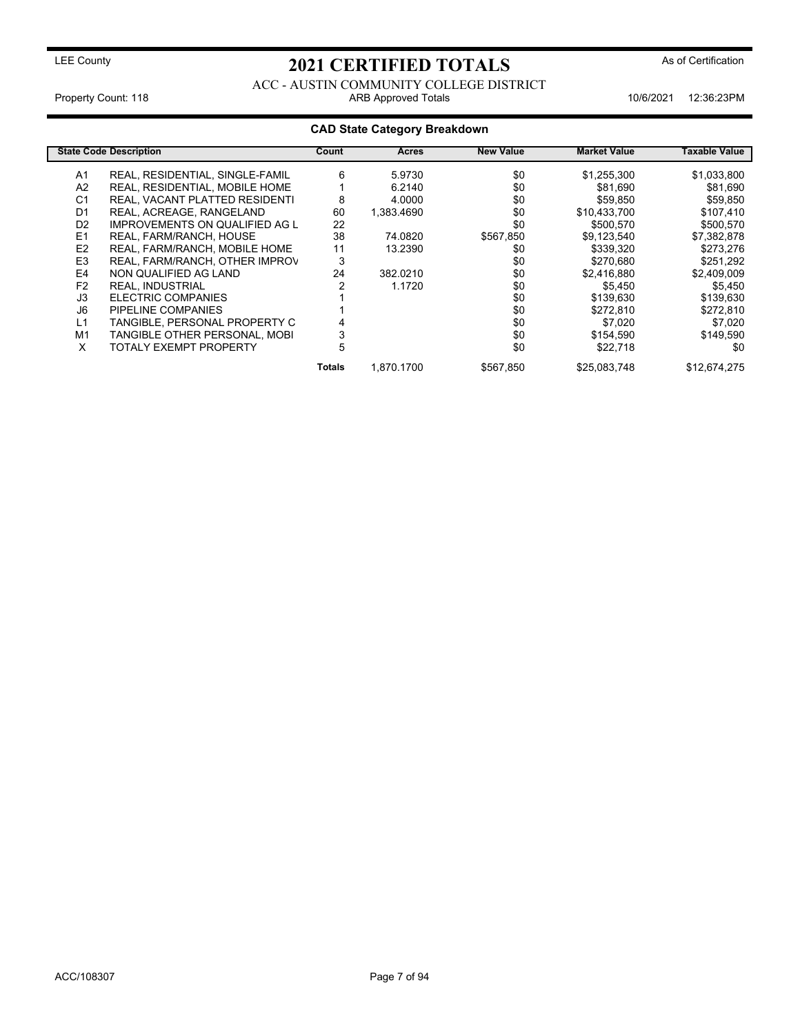LEE County

# 2021 CERTIFIED TOTALS

As of Certification

ACC - AUSTIN COMMUNITY COLLEGE DISTRICT

Property Count: 118 | ARB Approved Totals | 10/6/2021 12:36:23PM

## CAD State Category Breakdown

| State Code | Description | Count | Acres | New Value | Market Value | Taxable Value |
|---|---|---|---|---|---|---|
| A1 | REAL, RESIDENTIAL, SINGLE-FAMIL | 6 | 5.9730 | $0 | $1,255,300 | $1,033,800 |
| A2 | REAL, RESIDENTIAL, MOBILE HOME | 1 | 6.2140 | $0 | $81,690 | $81,690 |
| C1 | REAL, VACANT PLATTED RESIDENTI | 8 | 4.0000 | $0 | $59,850 | $59,850 |
| D1 | REAL, ACREAGE, RANGELAND | 60 | 1,383.4690 | $0 | $10,433,700 | $107,410 |
| D2 | IMPROVEMENTS ON QUALIFIED AG L | 22 | | $0 | $500,570 | $500,570 |
| E1 | REAL, FARM/RANCH, HOUSE | 38 | 74.0820 | $567,850 | $9,123,540 | $7,382,878 |
| E2 | REAL, FARM/RANCH, MOBILE HOME | 11 | 13.2390 | $0 | $339,320 | $273,276 |
| E3 | REAL, FARM/RANCH, OTHER IMPROV | 3 | | $0 | $270,680 | $251,292 |
| E4 | NON QUALIFIED AG LAND | 24 | 382.0210 | $0 | $2,416,880 | $2,409,009 |
| F2 | REAL, INDUSTRIAL | 2 | 1.1720 | $0 | $5,450 | $5,450 |
| J3 | ELECTRIC COMPANIES | 1 | | $0 | $139,630 | $139,630 |
| J6 | PIPELINE COMPANIES | 1 | | $0 | $272,810 | $272,810 |
| L1 | TANGIBLE, PERSONAL PROPERTY C | 4 | | $0 | $7,020 | $7,020 |
| M1 | TANGIBLE OTHER PERSONAL, MOBI | 3 | | $0 | $154,590 | $149,590 |
| X | TOTALY EXEMPT PROPERTY | 5 | | $0 | $22,718 | $0 |
| | | **Totals** | 1,870.1700 | $567,850 | $25,083,748 | $12,674,275 |

ACC/108307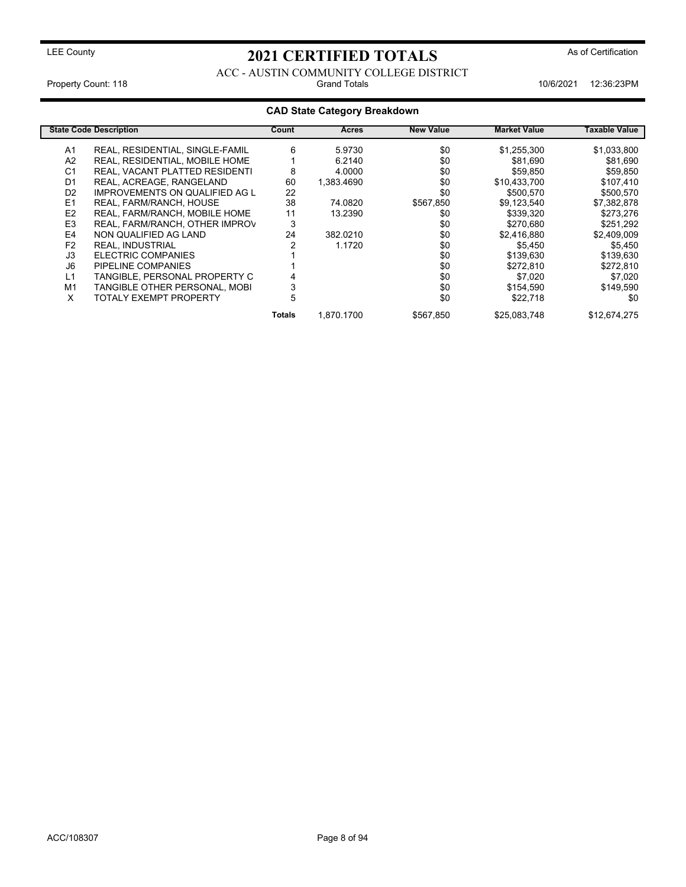LEE County

# 2021 CERTIFIED TOTALS

As of Certification

ACC - AUSTIN COMMUNITY COLLEGE DISTRICT

Property Count: 118 | Grand Totals | 10/6/2021 12:36:23PM

## CAD State Category Breakdown

| State Code | Description | Count | Acres | New Value | Market Value | Taxable Value |
|---|---|---|---|---|---|---|
| A1 | REAL, RESIDENTIAL, SINGLE-FAMIL | 6 | 5.9730 | $0 | $1,255,300 | $1,033,800 |
| A2 | REAL, RESIDENTIAL, MOBILE HOME | 1 | 6.2140 | $0 | $81,690 | $81,690 |
| C1 | REAL, VACANT PLATTED RESIDENTI | 8 | 4.0000 | $0 | $59,850 | $59,850 |
| D1 | REAL, ACREAGE, RANGELAND | 60 | 1,383.4690 | $0 | $10,433,700 | $107,410 |
| D2 | IMPROVEMENTS ON QUALIFIED AG L | 22 | | $0 | $500,570 | $500,570 |
| E1 | REAL, FARM/RANCH, HOUSE | 38 | 74.0820 | $567,850 | $9,123,540 | $7,382,878 |
| E2 | REAL, FARM/RANCH, MOBILE HOME | 11 | 13.2390 | $0 | $339,320 | $273,276 |
| E3 | REAL, FARM/RANCH, OTHER IMPROV | 3 | | $0 | $270,680 | $251,292 |
| E4 | NON QUALIFIED AG LAND | 24 | 382.0210 | $0 | $2,416,880 | $2,409,009 |
| F2 | REAL, INDUSTRIAL | 2 | 1.1720 | $0 | $5,450 | $5,450 |
| J3 | ELECTRIC COMPANIES | 1 | | $0 | $139,630 | $139,630 |
| J6 | PIPELINE COMPANIES | 1 | | $0 | $272,810 | $272,810 |
| L1 | TANGIBLE, PERSONAL PROPERTY C | 4 | | $0 | $7,020 | $7,020 |
| M1 | TANGIBLE OTHER PERSONAL, MOBI | 3 | | $0 | $154,590 | $149,590 |
| X | TOTALY EXEMPT PROPERTY | 5 | | $0 | $22,718 | $0 |
| | | **Totals** | 1,870.1700 | $567,850 | $25,083,748 | $12,674,275 |

ACC/108307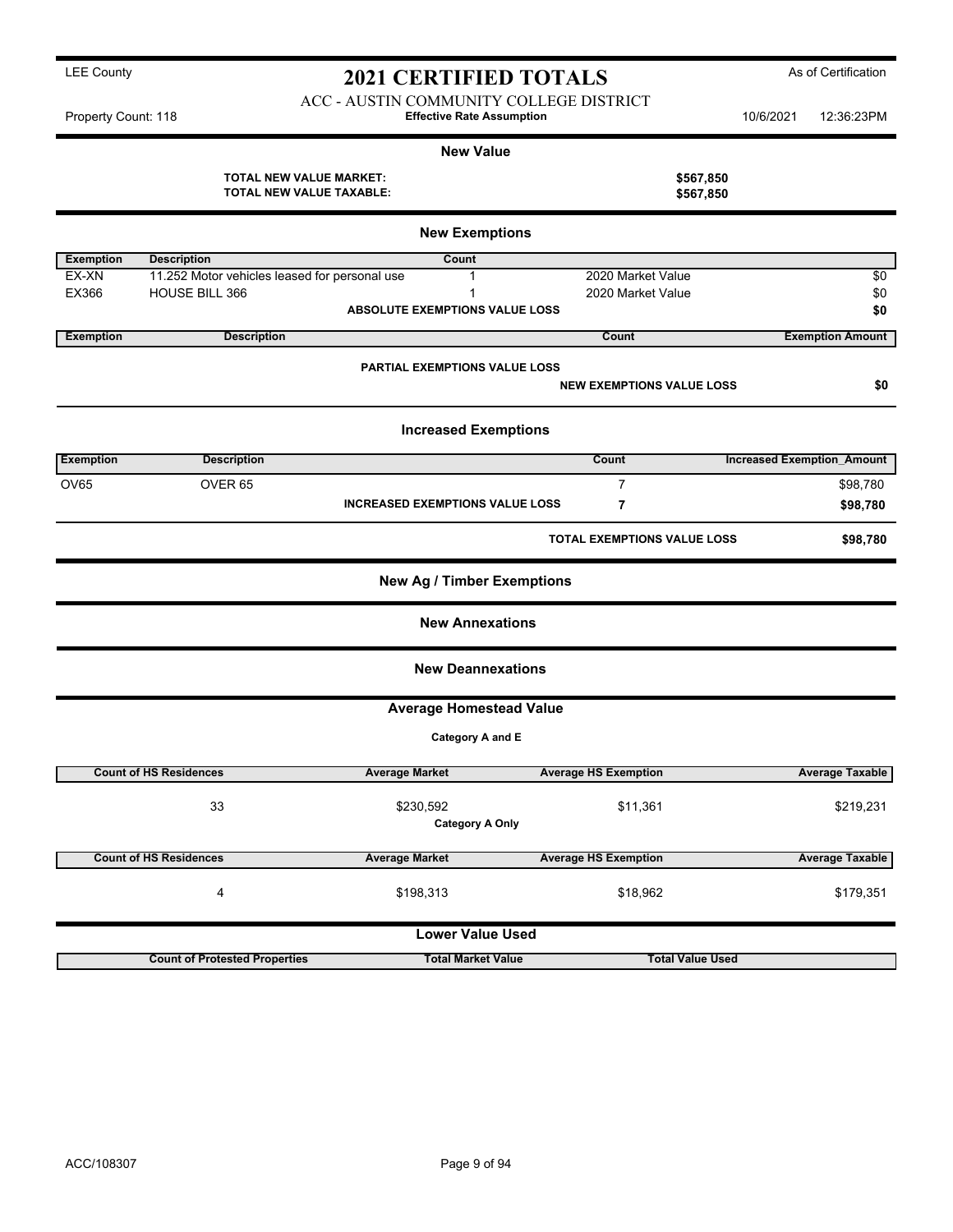LEE County

# 2021 CERTIFIED TOTALS

As of Certification

ACC - AUSTIN COMMUNITY COLLEGE DISTRICT

Property Count: 118 — **Effective Rate Assumption** — 10/6/2021 12:36:23PM

## New Value

**TOTAL NEW VALUE MARKET:** **$567,850**

**TOTAL NEW VALUE TAXABLE:** **$567,850**

## New Exemptions

| Exemption | Description | Count | | |
|---|---|---|---|---|
| EX-XN | 11.252 Motor vehicles leased for personal use | 1 | 2020 Market Value | $0 |
| EX366 | HOUSE BILL 366 | 1 | 2020 Market Value | $0 |
| | | **ABSOLUTE EXEMPTIONS VALUE LOSS** | | **$0** |

| Exemption | Description | Count | Exemption Amount |
|---|---|---|---|
| | **PARTIAL EXEMPTIONS VALUE LOSS** | | |
| | | **NEW EXEMPTIONS VALUE LOSS** | **$0** |

## Increased Exemptions

| Exemption | Description | Count | Increased Exemption_Amount |
|---|---|---|---|
| OV65 | OVER 65 | 7 | $98,780 |
| | **INCREASED EXEMPTIONS VALUE LOSS** | **7** | **$98,780** |

**TOTAL EXEMPTIONS VALUE LOSS** **$98,780**

## New Ag / Timber Exemptions

## New Annexations

## New Deannexations

## Average Homestead Value

**Category A and E**

| Count of HS Residences | Average Market | Average HS Exemption | Average Taxable |
|---|---|---|---|
| 33 | $230,592 | $11,361 | $219,231 |

**Category A Only**

| Count of HS Residences | Average Market | Average HS Exemption | Average Taxable |
|---|---|---|---|
| 4 | $198,313 | $18,962 | $179,351 |

## Lower Value Used

| Count of Protested Properties | Total Market Value | Total Value Used |
|---|---|---|

ACC/108307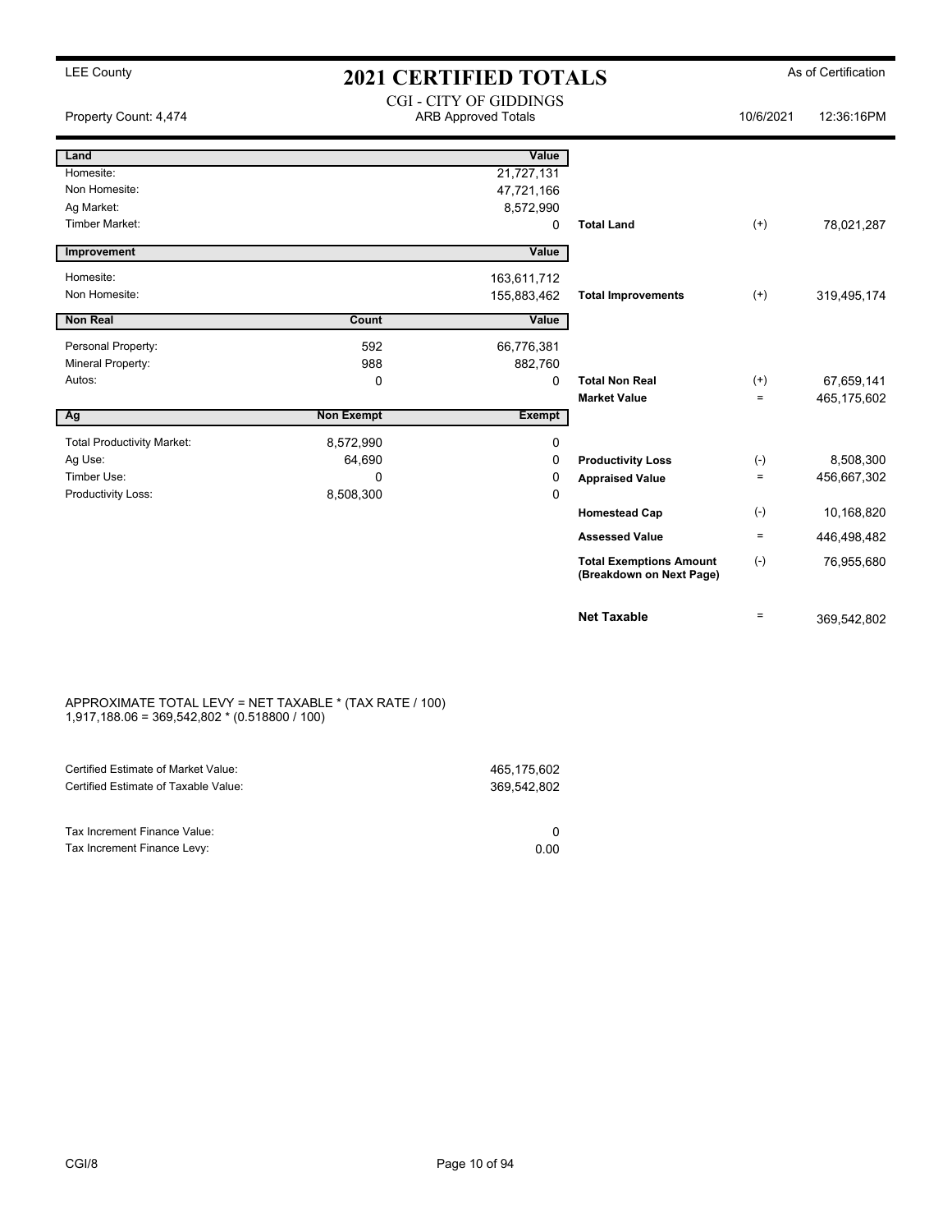LEE County

# 2021 CERTIFIED TOTALS

As of Certification

Property Count: 4,474

CGI - CITY OF GIDDINGS
ARB Approved Totals

10/6/2021 12:36:16PM

| Land | | Value | | | |
|---|---|---|---|---|---|
| Homesite: | | 21,727,131 | | | |
| Non Homesite: | | 47,721,166 | | | |
| Ag Market: | | 8,572,990 | | | |
| Timber Market: | | 0 | **Total Land** | (+) | 78,021,287 |
| **Improvement** | | **Value** | | | |
| Homesite: | | 163,611,712 | | | |
| Non Homesite: | | 155,883,462 | **Total Improvements** | (+) | 319,495,174 |
| **Non Real** | **Count** | **Value** | | | |
| Personal Property: | 592 | 66,776,381 | | | |
| Mineral Property: | 988 | 882,760 | | | |
| Autos: | 0 | 0 | **Total Non Real** | (+) | 67,659,141 |
| | | | **Market Value** | = | 465,175,602 |
| **Ag** | **Non Exempt** | **Exempt** | | | |
| Total Productivity Market: | 8,572,990 | 0 | | | |
| Ag Use: | 64,690 | 0 | **Productivity Loss** | (-) | 8,508,300 |
| Timber Use: | 0 | 0 | **Appraised Value** | = | 456,667,302 |
| Productivity Loss: | 8,508,300 | 0 | | | |
| | | | **Homestead Cap** | (-) | 10,168,820 |
| | | | **Assessed Value** | = | 446,498,482 |
| | | | **Total Exemptions Amount (Breakdown on Next Page)** | (-) | 76,955,680 |
| | | | **Net Taxable** | = | 369,542,802 |

APPROXIMATE TOTAL LEVY = NET TAXABLE * (TAX RATE / 100)
1,917,188.06 = 369,542,802 * (0.518800 / 100)

| | |
|---|---|
| Certified Estimate of Market Value: | 465,175,602 |
| Certified Estimate of Taxable Value: | 369,542,802 |
| Tax Increment Finance Value: | 0 |
| Tax Increment Finance Levy: | 0.00 |

CGI/8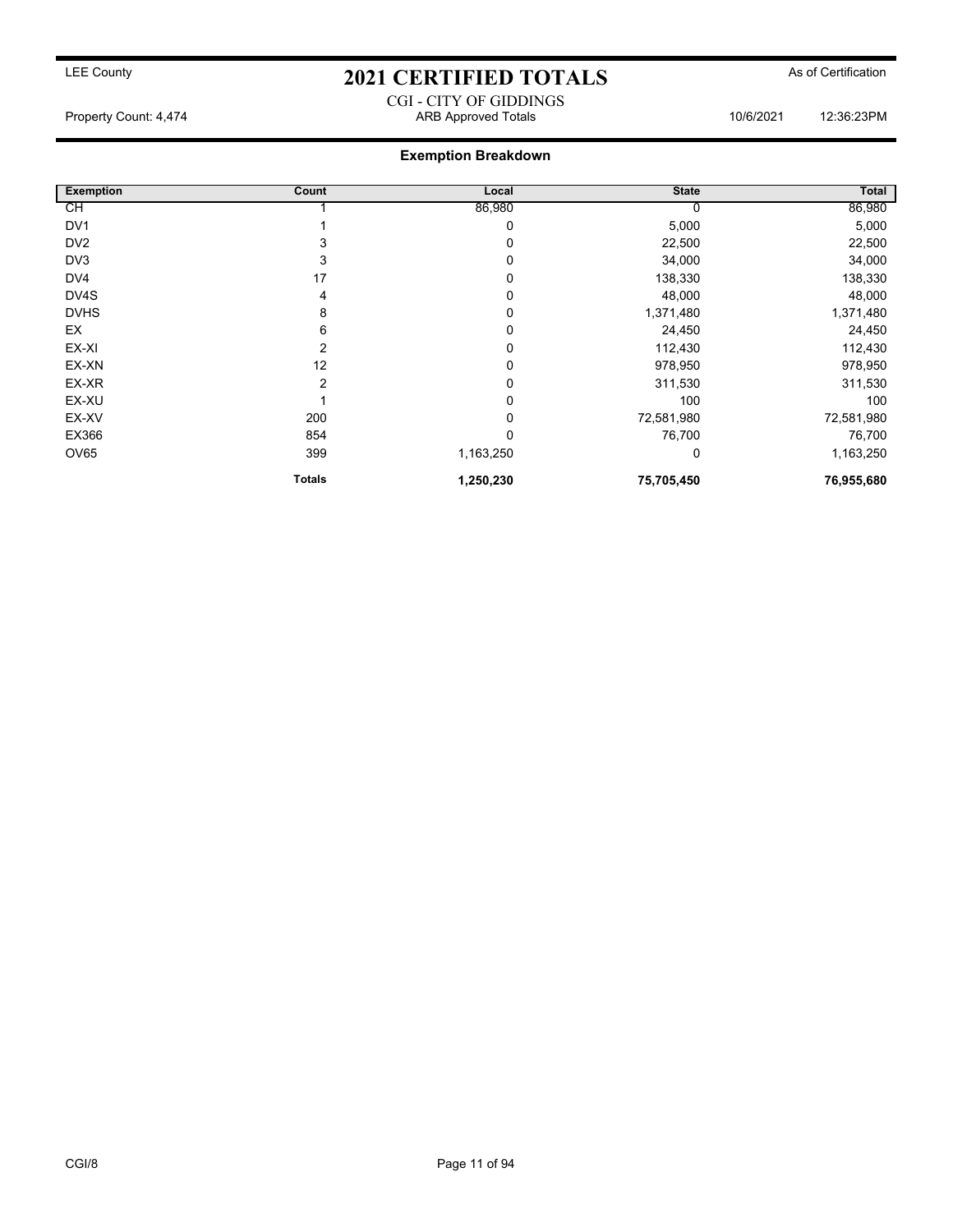# 2021 CERTIFIED TOTALS

LEE County — As of Certification

CGI - CITY OF GIDDINGS

Property Count: 4,474 — ARB Approved Totals — 10/6/2021 12:36:23PM

## Exemption Breakdown

| Exemption | Count | Local | State | Total |
|---|---|---|---|---|
| CH | 1 | 86,980 | 0 | 86,980 |
| DV1 | 1 | 0 | 5,000 | 5,000 |
| DV2 | 3 | 0 | 22,500 | 22,500 |
| DV3 | 3 | 0 | 34,000 | 34,000 |
| DV4 | 17 | 0 | 138,330 | 138,330 |
| DV4S | 4 | 0 | 48,000 | 48,000 |
| DVHS | 8 | 0 | 1,371,480 | 1,371,480 |
| EX | 6 | 0 | 24,450 | 24,450 |
| EX-XI | 2 | 0 | 112,430 | 112,430 |
| EX-XN | 12 | 0 | 978,950 | 978,950 |
| EX-XR | 2 | 0 | 311,530 | 311,530 |
| EX-XU | 1 | 0 | 100 | 100 |
| EX-XV | 200 | 0 | 72,581,980 | 72,581,980 |
| EX366 | 854 | 0 | 76,700 | 76,700 |
| OV65 | 399 | 1,163,250 | 0 | 1,163,250 |
| | **Totals** | **1,250,230** | **75,705,450** | **76,955,680** |

CGI/8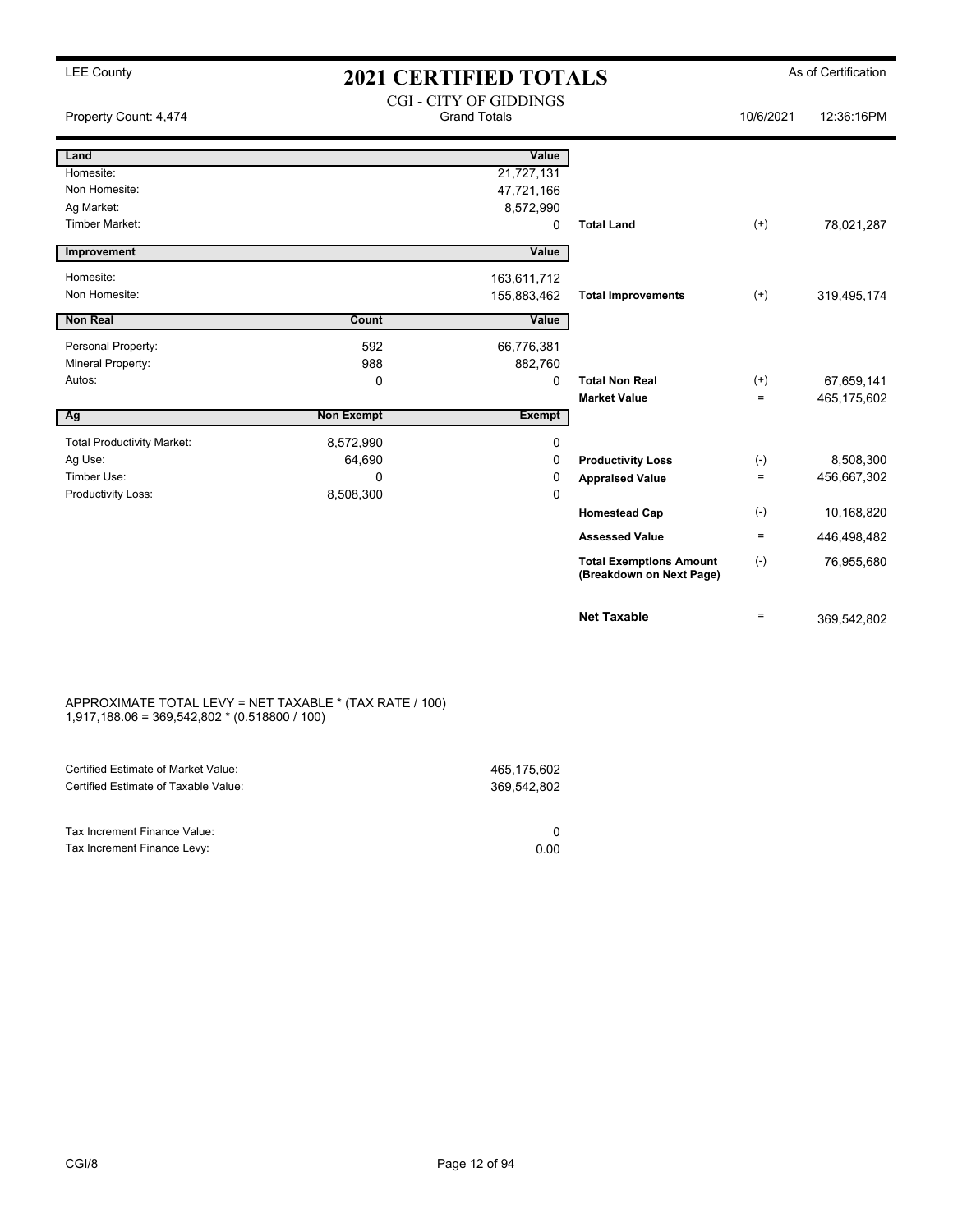LEE County

# 2021 CERTIFIED TOTALS

As of Certification

## CGI - CITY OF GIDDINGS

Grand Totals

Property Count: 4,474 | 10/6/2021 | 12:36:16PM

| Land | | Value | | | |
|---|---|---|---|---|---|
| Homesite: | | 21,727,131 | | | |
| Non Homesite: | | 47,721,166 | | | |
| Ag Market: | | 8,572,990 | | | |
| Timber Market: | | 0 | **Total Land** | (+) | 78,021,287 |

| Improvement | | Value | | | |
|---|---|---|---|---|---|
| Homesite: | | 163,611,712 | | | |
| Non Homesite: | | 155,883,462 | **Total Improvements** | (+) | 319,495,174 |

| Non Real | Count | Value | | | |
|---|---|---|---|---|---|
| Personal Property: | 592 | 66,776,381 | | | |
| Mineral Property: | 988 | 882,760 | | | |
| Autos: | 0 | 0 | **Total Non Real** | (+) | 67,659,141 |
| | | | **Market Value** | = | 465,175,602 |

| Ag | Non Exempt | Exempt | | | |
|---|---|---|---|---|---|
| Total Productivity Market: | 8,572,990 | 0 | | | |
| Ag Use: | 64,690 | 0 | **Productivity Loss** | (-) | 8,508,300 |
| Timber Use: | 0 | 0 | **Appraised Value** | = | 456,667,302 |
| Productivity Loss: | 8,508,300 | 0 | | | |
| | | | **Homestead Cap** | (-) | 10,168,820 |
| | | | **Assessed Value** | = | 446,498,482 |
| | | | **Total Exemptions Amount (Breakdown on Next Page)** | (-) | 76,955,680 |
| | | | **Net Taxable** | = | 369,542,802 |

APPROXIMATE TOTAL LEVY = NET TAXABLE * (TAX RATE / 100)
1,917,188.06 = 369,542,802 * (0.518800 / 100)

| | |
|---|---|
| Certified Estimate of Market Value: | 465,175,602 |
| Certified Estimate of Taxable Value: | 369,542,802 |
| Tax Increment Finance Value: | 0 |
| Tax Increment Finance Levy: | 0.00 |

CGI/8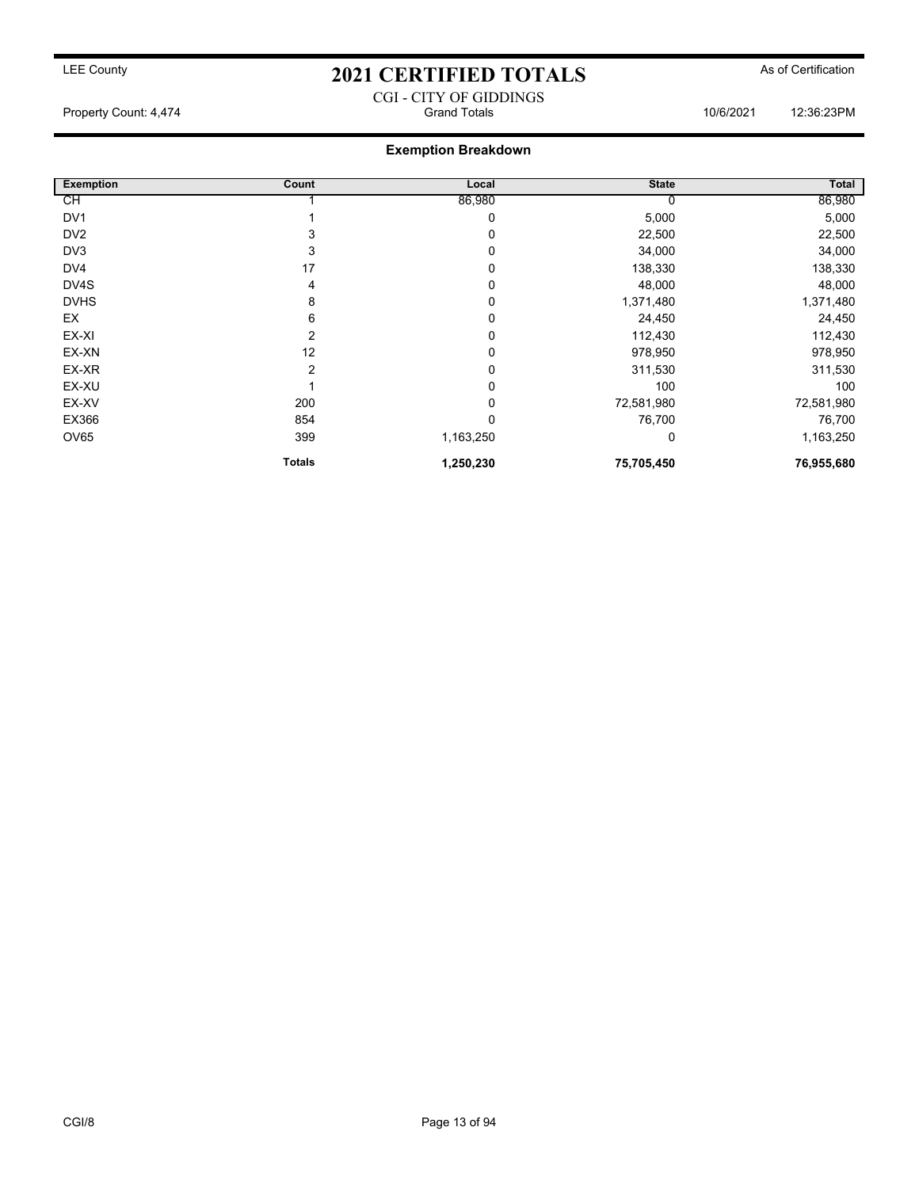LEE County

# 2021 CERTIFIED TOTALS

As of Certification

CGI - CITY OF GIDDINGS

Property Count: 4,474 | Grand Totals | 10/6/2021 12:36:23PM

## Exemption Breakdown

| Exemption | Count | Local | State | Total |
|---|---|---|---|---|
| CH | 1 | 86,980 | 0 | 86,980 |
| DV1 | 1 | 0 | 5,000 | 5,000 |
| DV2 | 3 | 0 | 22,500 | 22,500 |
| DV3 | 3 | 0 | 34,000 | 34,000 |
| DV4 | 17 | 0 | 138,330 | 138,330 |
| DV4S | 4 | 0 | 48,000 | 48,000 |
| DVHS | 8 | 0 | 1,371,480 | 1,371,480 |
| EX | 6 | 0 | 24,450 | 24,450 |
| EX-XI | 2 | 0 | 112,430 | 112,430 |
| EX-XN | 12 | 0 | 978,950 | 978,950 |
| EX-XR | 2 | 0 | 311,530 | 311,530 |
| EX-XU | 1 | 0 | 100 | 100 |
| EX-XV | 200 | 0 | 72,581,980 | 72,581,980 |
| EX366 | 854 | 0 | 76,700 | 76,700 |
| OV65 | 399 | 1,163,250 | 0 | 1,163,250 |
| | **Totals** | **1,250,230** | **75,705,450** | **76,955,680** |

CGI/8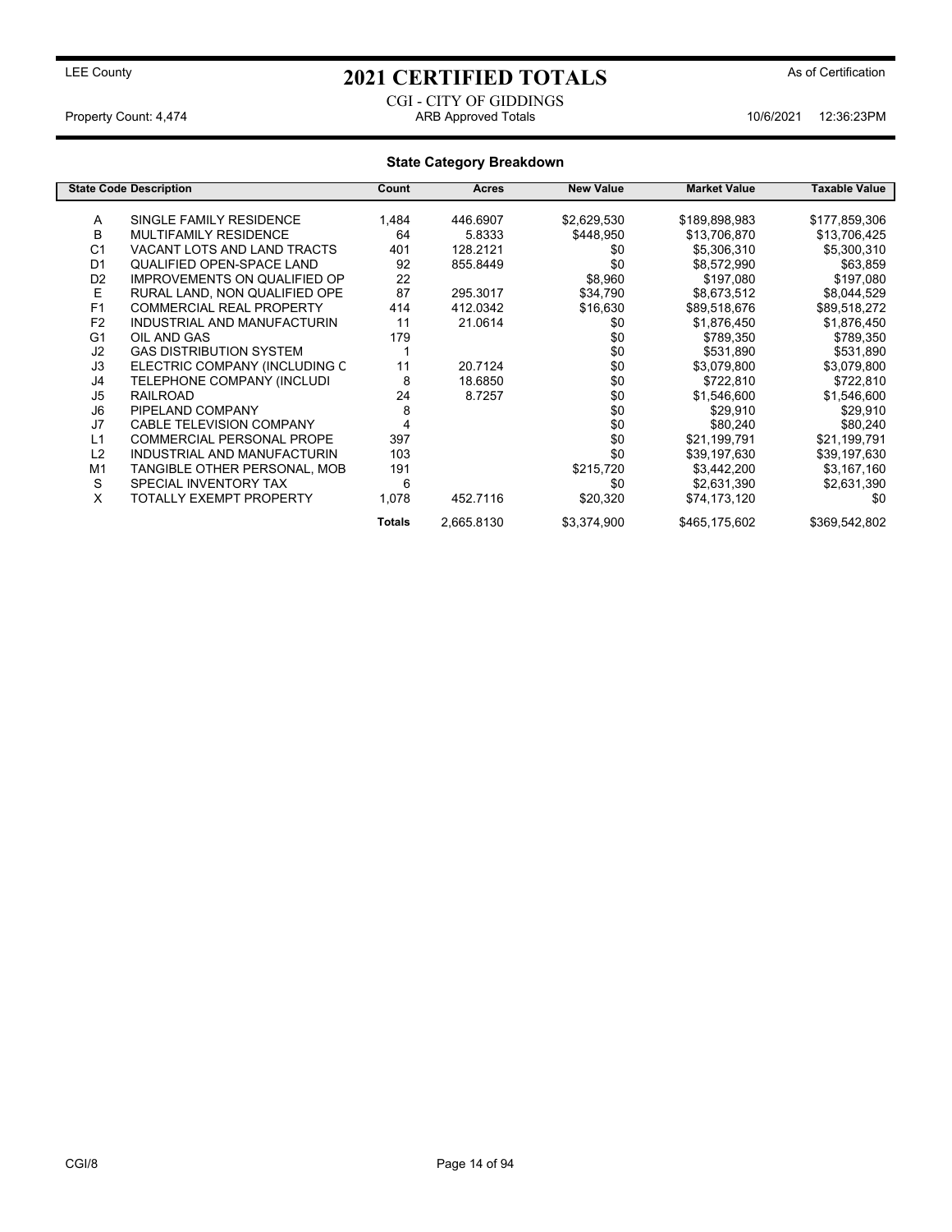LEE County

# 2021 CERTIFIED TOTALS

As of Certification

CGI - CITY OF GIDDINGS

Property Count: 4,474 ARB Approved Totals 10/6/2021 12:36:23PM

## State Category Breakdown

| State Code | Description | Count | Acres | New Value | Market Value | Taxable Value |
|---|---|---|---|---|---|---|
| A | SINGLE FAMILY RESIDENCE | 1,484 | 446.6907 | $2,629,530 | $189,898,983 | $177,859,306 |
| B | MULTIFAMILY RESIDENCE | 64 | 5.8333 | $448,950 | $13,706,870 | $13,706,425 |
| C1 | VACANT LOTS AND LAND TRACTS | 401 | 128.2121 | $0 | $5,306,310 | $5,300,310 |
| D1 | QUALIFIED OPEN-SPACE LAND | 92 | 855.8449 | $0 | $8,572,990 | $63,859 |
| D2 | IMPROVEMENTS ON QUALIFIED OP | 22 | | $8,960 | $197,080 | $197,080 |
| E | RURAL LAND, NON QUALIFIED OPE | 87 | 295.3017 | $34,790 | $8,673,512 | $8,044,529 |
| F1 | COMMERCIAL REAL PROPERTY | 414 | 412.0342 | $16,630 | $89,518,676 | $89,518,272 |
| F2 | INDUSTRIAL AND MANUFACTURIN | 11 | 21.0614 | $0 | $1,876,450 | $1,876,450 |
| G1 | OIL AND GAS | 179 | | $0 | $789,350 | $789,350 |
| J2 | GAS DISTRIBUTION SYSTEM | 1 | | $0 | $531,890 | $531,890 |
| J3 | ELECTRIC COMPANY (INCLUDING C | 11 | 20.7124 | $0 | $3,079,800 | $3,079,800 |
| J4 | TELEPHONE COMPANY (INCLUDI | 8 | 18.6850 | $0 | $722,810 | $722,810 |
| J5 | RAILROAD | 24 | 8.7257 | $0 | $1,546,600 | $1,546,600 |
| J6 | PIPELAND COMPANY | 8 | | $0 | $29,910 | $29,910 |
| J7 | CABLE TELEVISION COMPANY | 4 | | $0 | $80,240 | $80,240 |
| L1 | COMMERCIAL PERSONAL PROPE | 397 | | $0 | $21,199,791 | $21,199,791 |
| L2 | INDUSTRIAL AND MANUFACTURIN | 103 | | $0 | $39,197,630 | $39,197,630 |
| M1 | TANGIBLE OTHER PERSONAL, MOB | 191 | | $215,720 | $3,442,200 | $3,167,160 |
| S | SPECIAL INVENTORY TAX | 6 | | $0 | $2,631,390 | $2,631,390 |
| X | TOTALLY EXEMPT PROPERTY | 1,078 | 452.7116 | $20,320 | $74,173,120 | $0 |
| | | **Totals** | 2,665.8130 | $3,374,900 | $465,175,602 | $369,542,802 |

CGI/8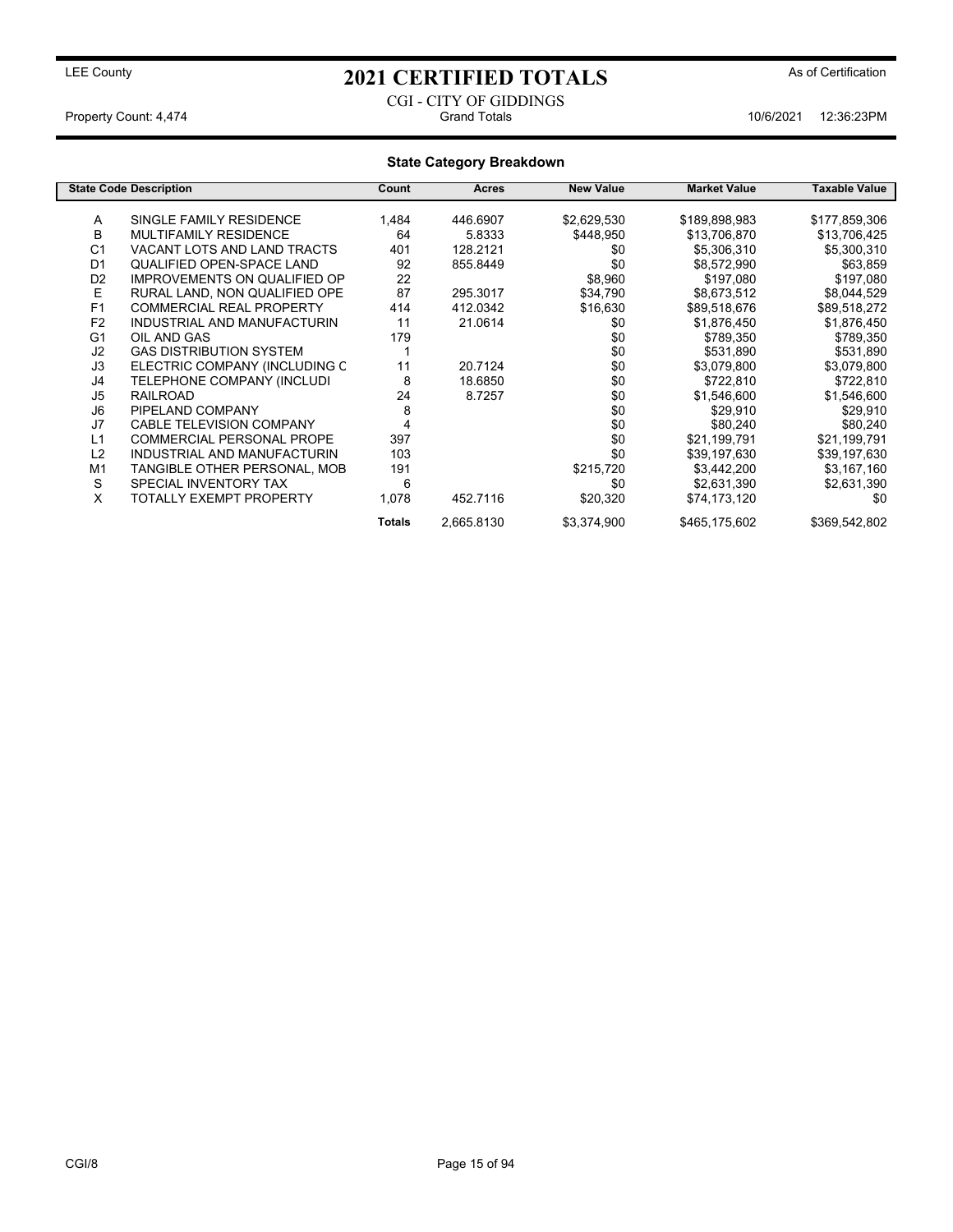LEE County

# 2021 CERTIFIED TOTALS

As of Certification

CGI - CITY OF GIDDINGS

Property Count: 4,474 — Grand Totals — 10/6/2021 12:36:23PM

## State Category Breakdown

| State Code | Description | Count | Acres | New Value | Market Value | Taxable Value |
|---|---|---|---|---|---|---|
| A | SINGLE FAMILY RESIDENCE | 1,484 | 446.6907 | $2,629,530 | $189,898,983 | $177,859,306 |
| B | MULTIFAMILY RESIDENCE | 64 | 5.8333 | $448,950 | $13,706,870 | $13,706,425 |
| C1 | VACANT LOTS AND LAND TRACTS | 401 | 128.2121 | $0 | $5,306,310 | $5,300,310 |
| D1 | QUALIFIED OPEN-SPACE LAND | 92 | 855.8449 | $0 | $8,572,990 | $63,859 |
| D2 | IMPROVEMENTS ON QUALIFIED OP | 22 | | $8,960 | $197,080 | $197,080 |
| E | RURAL LAND, NON QUALIFIED OPE | 87 | 295.3017 | $34,790 | $8,673,512 | $8,044,529 |
| F1 | COMMERCIAL REAL PROPERTY | 414 | 412.0342 | $16,630 | $89,518,676 | $89,518,272 |
| F2 | INDUSTRIAL AND MANUFACTURIN | 11 | 21.0614 | $0 | $1,876,450 | $1,876,450 |
| G1 | OIL AND GAS | 179 | | $0 | $789,350 | $789,350 |
| J2 | GAS DISTRIBUTION SYSTEM | 1 | | $0 | $531,890 | $531,890 |
| J3 | ELECTRIC COMPANY (INCLUDING C | 11 | 20.7124 | $0 | $3,079,800 | $3,079,800 |
| J4 | TELEPHONE COMPANY (INCLUDI | 8 | 18.6850 | $0 | $722,810 | $722,810 |
| J5 | RAILROAD | 24 | 8.7257 | $0 | $1,546,600 | $1,546,600 |
| J6 | PIPELAND COMPANY | 8 | | $0 | $29,910 | $29,910 |
| J7 | CABLE TELEVISION COMPANY | 4 | | $0 | $80,240 | $80,240 |
| L1 | COMMERCIAL PERSONAL PROPE | 397 | | $0 | $21,199,791 | $21,199,791 |
| L2 | INDUSTRIAL AND MANUFACTURIN | 103 | | $0 | $39,197,630 | $39,197,630 |
| M1 | TANGIBLE OTHER PERSONAL, MOB | 191 | | $215,720 | $3,442,200 | $3,167,160 |
| S | SPECIAL INVENTORY TAX | 6 | | $0 | $2,631,390 | $2,631,390 |
| X | TOTALLY EXEMPT PROPERTY | 1,078 | 452.7116 | $20,320 | $74,173,120 | $0 |
| | | **Totals** | 2,665.8130 | $3,374,900 | $465,175,602 | $369,542,802 |

CGI/8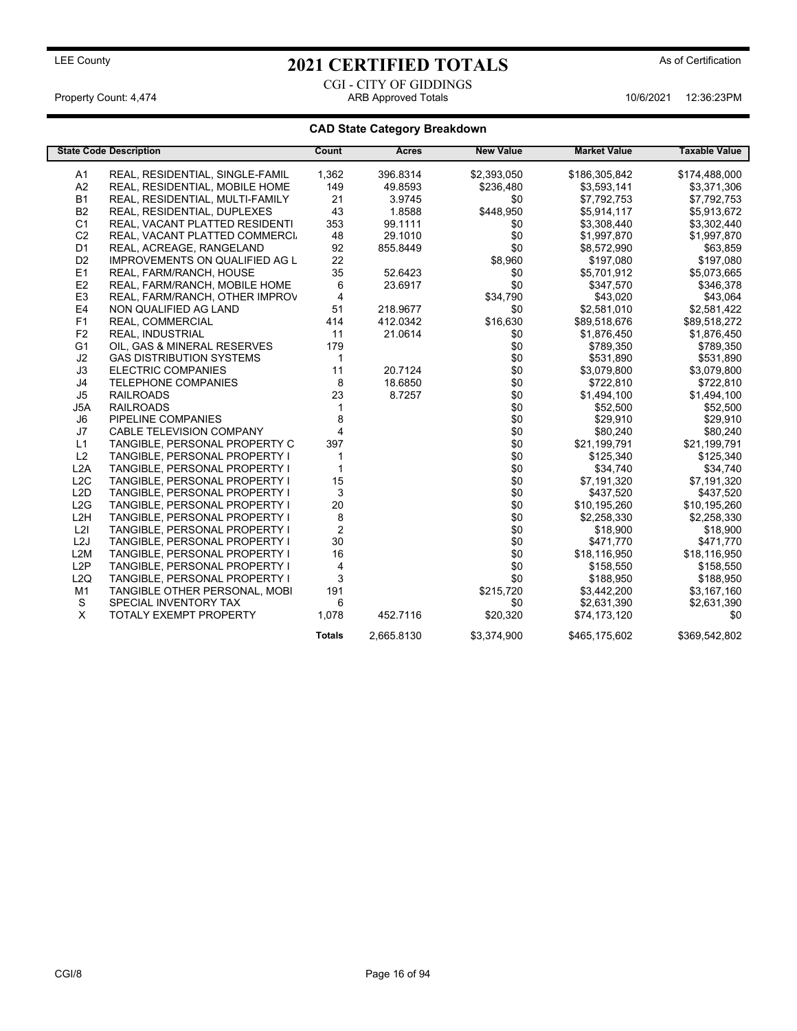LEE County

# 2021 CERTIFIED TOTALS

As of Certification

CGI - CITY OF GIDDINGS

Property Count: 4,474 | ARB Approved Totals | 10/6/2021 12:36:23PM

## CAD State Category Breakdown

| State Code | Description | Count | Acres | New Value | Market Value | Taxable Value |
|---|---|---|---|---|---|---|
| A1 | REAL, RESIDENTIAL, SINGLE-FAMIL | 1,362 | 396.8314 | $2,393,050 | $186,305,842 | $174,488,000 |
| A2 | REAL, RESIDENTIAL, MOBILE HOME | 149 | 49.8593 | $236,480 | $3,593,141 | $3,371,306 |
| B1 | REAL, RESIDENTIAL, MULTI-FAMILY | 21 | 3.9745 | $0 | $7,792,753 | $7,792,753 |
| B2 | REAL, RESIDENTIAL, DUPLEXES | 43 | 1.8588 | $448,950 | $5,914,117 | $5,913,672 |
| C1 | REAL, VACANT PLATTED RESIDENTI | 353 | 99.1111 | $0 | $3,308,440 | $3,302,440 |
| C2 | REAL, VACANT PLATTED COMMERCI | 48 | 29.1010 | $0 | $1,997,870 | $1,997,870 |
| D1 | REAL, ACREAGE, RANGELAND | 92 | 855.8449 | $0 | $8,572,990 | $63,859 |
| D2 | IMPROVEMENTS ON QUALIFIED AG L | 22 | | $8,960 | $197,080 | $197,080 |
| E1 | REAL, FARM/RANCH, HOUSE | 35 | 52.6423 | $0 | $5,701,912 | $5,073,665 |
| E2 | REAL, FARM/RANCH, MOBILE HOME | 6 | 23.6917 | $0 | $347,570 | $346,378 |
| E3 | REAL, FARM/RANCH, OTHER IMPROV | 4 | | $34,790 | $43,020 | $43,064 |
| E4 | NON QUALIFIED AG LAND | 51 | 218.9677 | $0 | $2,581,010 | $2,581,422 |
| F1 | REAL, COMMERCIAL | 414 | 412.0342 | $16,630 | $89,518,676 | $89,518,272 |
| F2 | REAL, INDUSTRIAL | 11 | 21.0614 | $0 | $1,876,450 | $1,876,450 |
| G1 | OIL, GAS & MINERAL RESERVES | 179 | | $0 | $789,350 | $789,350 |
| J2 | GAS DISTRIBUTION SYSTEMS | 1 | | $0 | $531,890 | $531,890 |
| J3 | ELECTRIC COMPANIES | 11 | 20.7124 | $0 | $3,079,800 | $3,079,800 |
| J4 | TELEPHONE COMPANIES | 8 | 18.6850 | $0 | $722,810 | $722,810 |
| J5 | RAILROADS | 23 | 8.7257 | $0 | $1,494,100 | $1,494,100 |
| J5A | RAILROADS | 1 | | $0 | $52,500 | $52,500 |
| J6 | PIPELINE COMPANIES | 8 | | $0 | $29,910 | $29,910 |
| J7 | CABLE TELEVISION COMPANY | 4 | | $0 | $80,240 | $80,240 |
| L1 | TANGIBLE, PERSONAL PROPERTY C | 397 | | $0 | $21,199,791 | $21,199,791 |
| L2 | TANGIBLE, PERSONAL PROPERTY I | 1 | | $0 | $125,340 | $125,340 |
| L2A | TANGIBLE, PERSONAL PROPERTY I | 1 | | $0 | $34,740 | $34,740 |
| L2C | TANGIBLE, PERSONAL PROPERTY I | 15 | | $0 | $7,191,320 | $7,191,320 |
| L2D | TANGIBLE, PERSONAL PROPERTY I | 3 | | $0 | $437,520 | $437,520 |
| L2G | TANGIBLE, PERSONAL PROPERTY I | 20 | | $0 | $10,195,260 | $10,195,260 |
| L2H | TANGIBLE, PERSONAL PROPERTY I | 8 | | $0 | $2,258,330 | $2,258,330 |
| L2I | TANGIBLE, PERSONAL PROPERTY I | 2 | | $0 | $18,900 | $18,900 |
| L2J | TANGIBLE, PERSONAL PROPERTY I | 30 | | $0 | $471,770 | $471,770 |
| L2M | TANGIBLE, PERSONAL PROPERTY I | 16 | | $0 | $18,116,950 | $18,116,950 |
| L2P | TANGIBLE, PERSONAL PROPERTY I | 4 | | $0 | $158,550 | $158,550 |
| L2Q | TANGIBLE, PERSONAL PROPERTY I | 3 | | $0 | $188,950 | $188,950 |
| M1 | TANGIBLE OTHER PERSONAL, MOBI | 191 | | $215,720 | $3,442,200 | $3,167,160 |
| S | SPECIAL INVENTORY TAX | 6 | | $0 | $2,631,390 | $2,631,390 |
| X | TOTALY EXEMPT PROPERTY | 1,078 | 452.7116 | $20,320 | $74,173,120 | $0 |
| | | **Totals** | 2,665.8130 | $3,374,900 | $465,175,602 | $369,542,802 |

CGI/8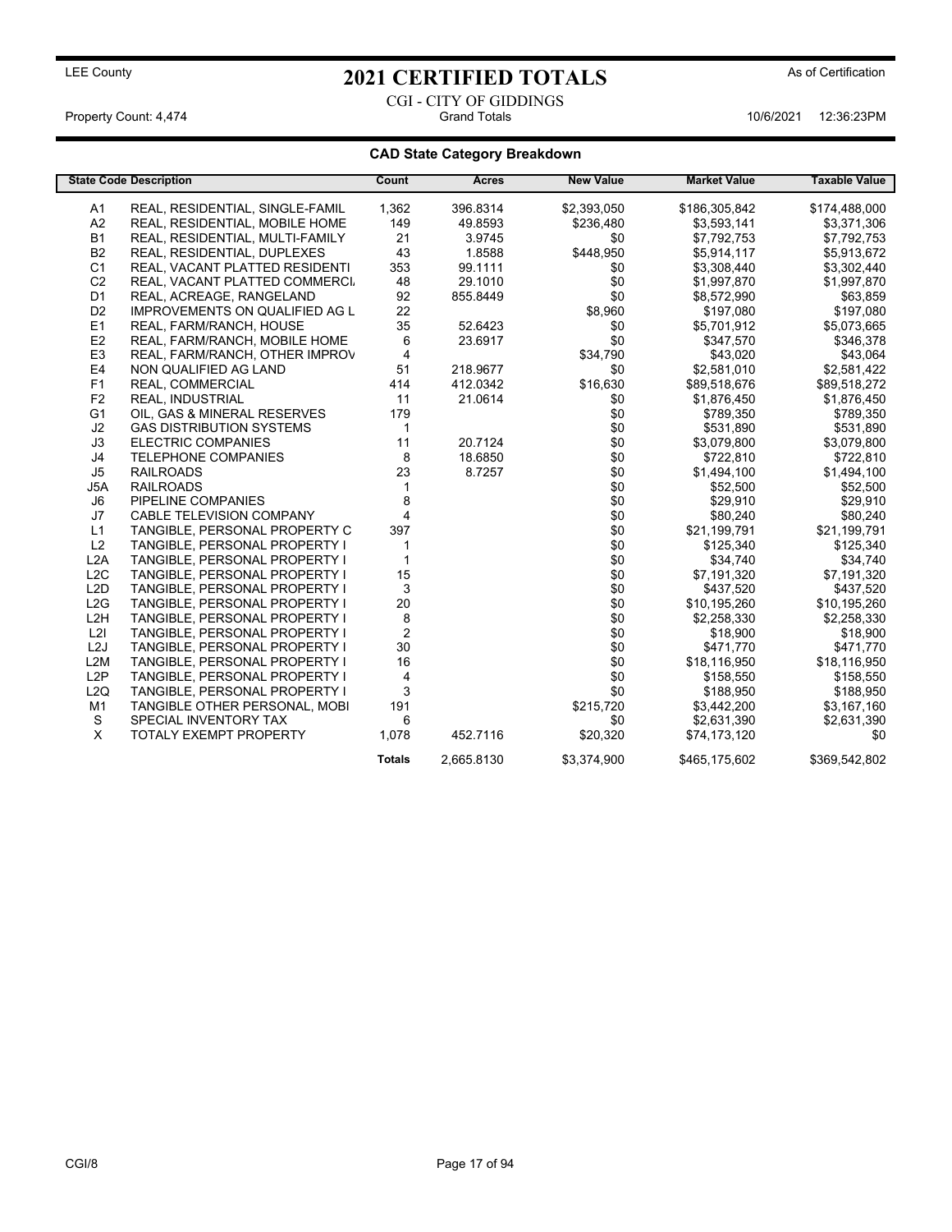LEE County

# 2021 CERTIFIED TOTALS

As of Certification

CGI - CITY OF GIDDINGS

Property Count: 4,474 | Grand Totals | 10/6/2021 12:36:23PM

## CAD State Category Breakdown

| State Code | Description | Count | Acres | New Value | Market Value | Taxable Value |
|---|---|---|---|---|---|---|
| A1 | REAL, RESIDENTIAL, SINGLE-FAMIL | 1,362 | 396.8314 | $2,393,050 | $186,305,842 | $174,488,000 |
| A2 | REAL, RESIDENTIAL, MOBILE HOME | 149 | 49.8593 | $236,480 | $3,593,141 | $3,371,306 |
| B1 | REAL, RESIDENTIAL, MULTI-FAMILY | 21 | 3.9745 | $0 | $7,792,753 | $7,792,753 |
| B2 | REAL, RESIDENTIAL, DUPLEXES | 43 | 1.8588 | $448,950 | $5,914,117 | $5,913,672 |
| C1 | REAL, VACANT PLATTED RESIDENTI | 353 | 99.1111 | $0 | $3,308,440 | $3,302,440 |
| C2 | REAL, VACANT PLATTED COMMERCI. | 48 | 29.1010 | $0 | $1,997,870 | $1,997,870 |
| D1 | REAL, ACREAGE, RANGELAND | 92 | 855.8449 | $0 | $8,572,990 | $63,859 |
| D2 | IMPROVEMENTS ON QUALIFIED AG L | 22 | | $8,960 | $197,080 | $197,080 |
| E1 | REAL, FARM/RANCH, HOUSE | 35 | 52.6423 | $0 | $5,701,912 | $5,073,665 |
| E2 | REAL, FARM/RANCH, MOBILE HOME | 6 | 23.6917 | $0 | $347,570 | $346,378 |
| E3 | REAL, FARM/RANCH, OTHER IMPROV | 4 | | $34,790 | $43,020 | $43,064 |
| E4 | NON QUALIFIED AG LAND | 51 | 218.9677 | $0 | $2,581,010 | $2,581,422 |
| F1 | REAL, COMMERCIAL | 414 | 412.0342 | $16,630 | $89,518,676 | $89,518,272 |
| F2 | REAL, INDUSTRIAL | 11 | 21.0614 | $0 | $1,876,450 | $1,876,450 |
| G1 | OIL, GAS & MINERAL RESERVES | 179 | | $0 | $789,350 | $789,350 |
| J2 | GAS DISTRIBUTION SYSTEMS | 1 | | $0 | $531,890 | $531,890 |
| J3 | ELECTRIC COMPANIES | 11 | 20.7124 | $0 | $3,079,800 | $3,079,800 |
| J4 | TELEPHONE COMPANIES | 8 | 18.6850 | $0 | $722,810 | $722,810 |
| J5 | RAILROADS | 23 | 8.7257 | $0 | $1,494,100 | $1,494,100 |
| J5A | RAILROADS | 1 | | $0 | $52,500 | $52,500 |
| J6 | PIPELINE COMPANIES | 8 | | $0 | $29,910 | $29,910 |
| J7 | CABLE TELEVISION COMPANY | 4 | | $0 | $80,240 | $80,240 |
| L1 | TANGIBLE, PERSONAL PROPERTY C | 397 | | $0 | $21,199,791 | $21,199,791 |
| L2 | TANGIBLE, PERSONAL PROPERTY I | 1 | | $0 | $125,340 | $125,340 |
| L2A | TANGIBLE, PERSONAL PROPERTY I | 1 | | $0 | $34,740 | $34,740 |
| L2C | TANGIBLE, PERSONAL PROPERTY I | 15 | | $0 | $7,191,320 | $7,191,320 |
| L2D | TANGIBLE, PERSONAL PROPERTY I | 3 | | $0 | $437,520 | $437,520 |
| L2G | TANGIBLE, PERSONAL PROPERTY I | 20 | | $0 | $10,195,260 | $10,195,260 |
| L2H | TANGIBLE, PERSONAL PROPERTY I | 8 | | $0 | $2,258,330 | $2,258,330 |
| L2I | TANGIBLE, PERSONAL PROPERTY I | 2 | | $0 | $18,900 | $18,900 |
| L2J | TANGIBLE, PERSONAL PROPERTY I | 30 | | $0 | $471,770 | $471,770 |
| L2M | TANGIBLE, PERSONAL PROPERTY I | 16 | | $0 | $18,116,950 | $18,116,950 |
| L2P | TANGIBLE, PERSONAL PROPERTY I | 4 | | $0 | $158,550 | $158,550 |
| L2Q | TANGIBLE, PERSONAL PROPERTY I | 3 | | $0 | $188,950 | $188,950 |
| M1 | TANGIBLE OTHER PERSONAL, MOBI | 191 | | $215,720 | $3,442,200 | $3,167,160 |
| S | SPECIAL INVENTORY TAX | 6 | | $0 | $2,631,390 | $2,631,390 |
| X | TOTALY EXEMPT PROPERTY | 1,078 | 452.7116 | $20,320 | $74,173,120 | $0 |
| | | **Totals** | 2,665.8130 | $3,374,900 | $465,175,602 | $369,542,802 |

CGI/8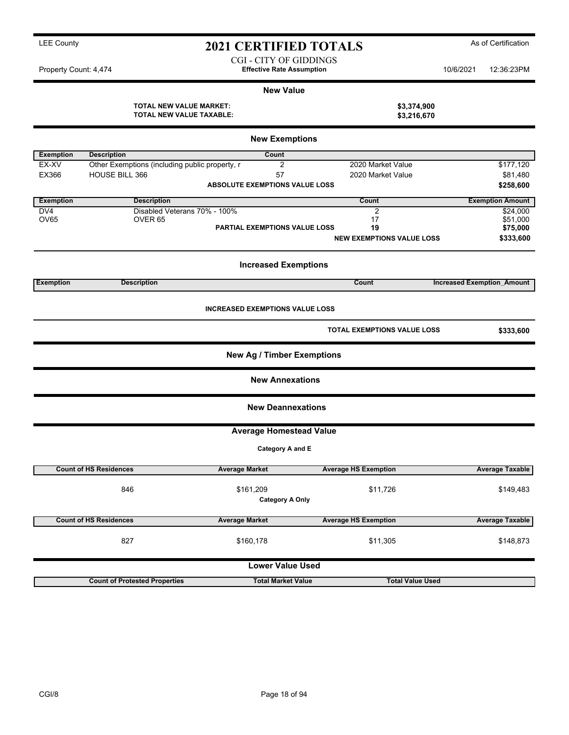LEE County

# 2021 CERTIFIED TOTALS

As of Certification

CGI - CITY OF GIDDINGS
**Effective Rate Assumption**

Property Count: 4,474 — 10/6/2021 12:36:23PM

## New Value

**TOTAL NEW VALUE MARKET:** **$3,374,900**
**TOTAL NEW VALUE TAXABLE:** **$3,216,670**

## New Exemptions

| Exemption | Description | Count | | |
|---|---|---|---|---|
| EX-XV | Other Exemptions (including public property, r | 2 | 2020 Market Value | $177,120 |
| EX366 | HOUSE BILL 366 | 57 | 2020 Market Value | $81,480 |
| | | **ABSOLUTE EXEMPTIONS VALUE LOSS** | | **$258,600** |

| Exemption | Description | | Count | Exemption Amount |
|---|---|---|---|---|
| DV4 | Disabled Veterans 70% - 100% | | 2 | $24,000 |
| OV65 | OVER 65 | | 17 | $51,000 |
| | | **PARTIAL EXEMPTIONS VALUE LOSS** | **19** | **$75,000** |
| | | | **NEW EXEMPTIONS VALUE LOSS** | **$333,600** |

## Increased Exemptions

| Exemption | Description | Count | Increased Exemption_Amount |
|---|---|---|---|

**INCREASED EXEMPTIONS VALUE LOSS**

**TOTAL EXEMPTIONS VALUE LOSS** **$333,600**

## New Ag / Timber Exemptions

## New Annexations

## New Deannexations

## Average Homestead Value

**Category A and E**

| Count of HS Residences | Average Market | Average HS Exemption | Average Taxable |
|---|---|---|---|
| 846 | $161,209 | $11,726 | $149,483 |

**Category A Only**

| Count of HS Residences | Average Market | Average HS Exemption | Average Taxable |
|---|---|---|---|
| 827 | $160,178 | $11,305 | $148,873 |

## Lower Value Used

| Count of Protested Properties | Total Market Value | Total Value Used |
|---|---|---|

CGI/8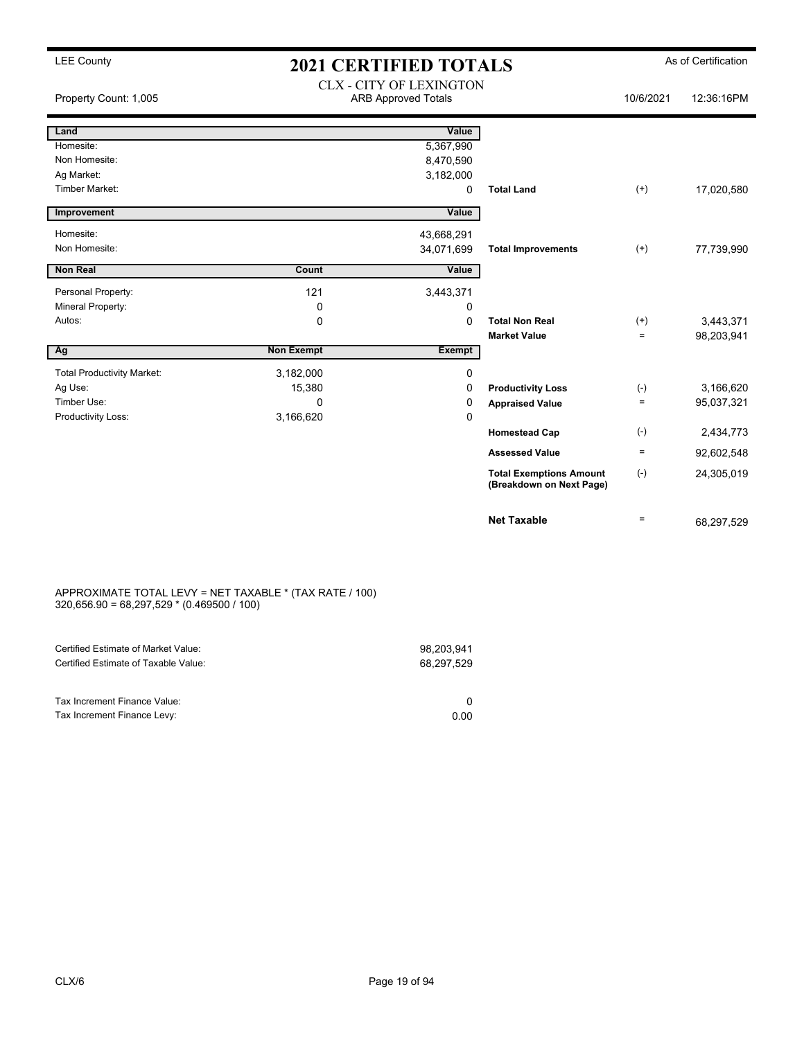LEE County

# 2021 CERTIFIED TOTALS

As of Certification

CLX - CITY OF LEXINGTON
ARB Approved Totals

Property Count: 1,005 | 10/6/2021 | 12:36:16PM

| Land | | Value | | | |
|---|---|---|---|---|---|
| Homesite: | | 5,367,990 | | | |
| Non Homesite: | | 8,470,590 | | | |
| Ag Market: | | 3,182,000 | | | |
| Timber Market: | | 0 | **Total Land** | (+) | 17,020,580 |
| **Improvement** | | **Value** | | | |
| Homesite: | | 43,668,291 | | | |
| Non Homesite: | | 34,071,699 | **Total Improvements** | (+) | 77,739,990 |
| **Non Real** | **Count** | **Value** | | | |
| Personal Property: | 121 | 3,443,371 | | | |
| Mineral Property: | 0 | 0 | | | |
| Autos: | 0 | 0 | **Total Non Real** | (+) | 3,443,371 |
| | | | **Market Value** | = | 98,203,941 |
| **Ag** | **Non Exempt** | **Exempt** | | | |
| Total Productivity Market: | 3,182,000 | 0 | | | |
| Ag Use: | 15,380 | 0 | **Productivity Loss** | (-) | 3,166,620 |
| Timber Use: | 0 | 0 | **Appraised Value** | = | 95,037,321 |
| Productivity Loss: | 3,166,620 | 0 | | | |
| | | | **Homestead Cap** | (-) | 2,434,773 |
| | | | **Assessed Value** | = | 92,602,548 |
| | | | **Total Exemptions Amount (Breakdown on Next Page)** | (-) | 24,305,019 |
| | | | **Net Taxable** | = | 68,297,529 |

APPROXIMATE TOTAL LEVY = NET TAXABLE * (TAX RATE / 100)
320,656.90 = 68,297,529 * (0.469500 / 100)

| | |
|---|---|
| Certified Estimate of Market Value: | 98,203,941 |
| Certified Estimate of Taxable Value: | 68,297,529 |
| Tax Increment Finance Value: | 0 |
| Tax Increment Finance Levy: | 0.00 |

CLX/6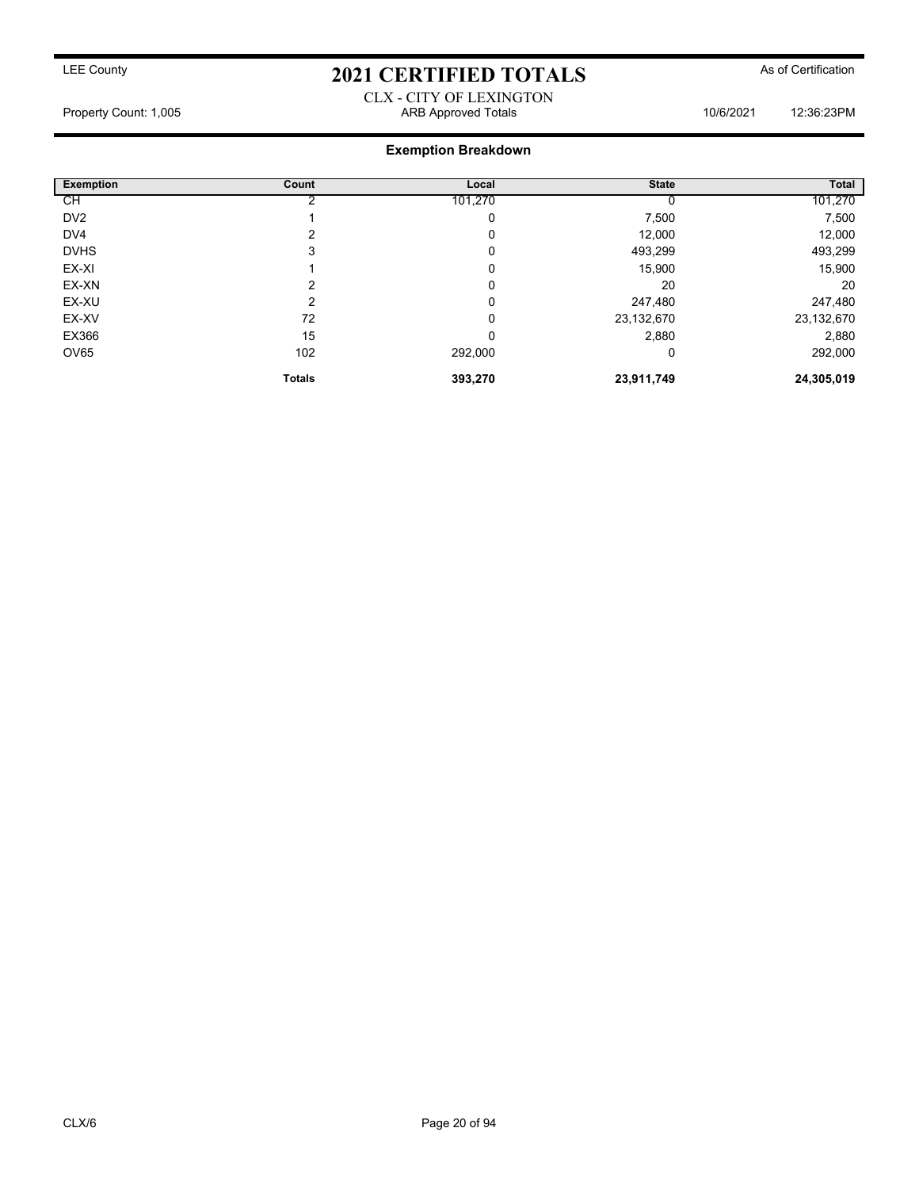LEE County

# 2021 CERTIFIED TOTALS

As of Certification

CLX - CITY OF LEXINGTON

Property Count: 1,005 | ARB Approved Totals | 10/6/2021 | 12:36:23PM

## Exemption Breakdown

| Exemption | Count | Local | State | Total |
|---|---|---|---|---|
| CH | 2 | 101,270 | 0 | 101,270 |
| DV2 | 1 | 0 | 7,500 | 7,500 |
| DV4 | 2 | 0 | 12,000 | 12,000 |
| DVHS | 3 | 0 | 493,299 | 493,299 |
| EX-XI | 1 | 0 | 15,900 | 15,900 |
| EX-XN | 2 | 0 | 20 | 20 |
| EX-XU | 2 | 0 | 247,480 | 247,480 |
| EX-XV | 72 | 0 | 23,132,670 | 23,132,670 |
| EX366 | 15 | 0 | 2,880 | 2,880 |
| OV65 | 102 | 292,000 | 0 | 292,000 |
| | **Totals** | **393,270** | **23,911,749** | **24,305,019** |

CLX/6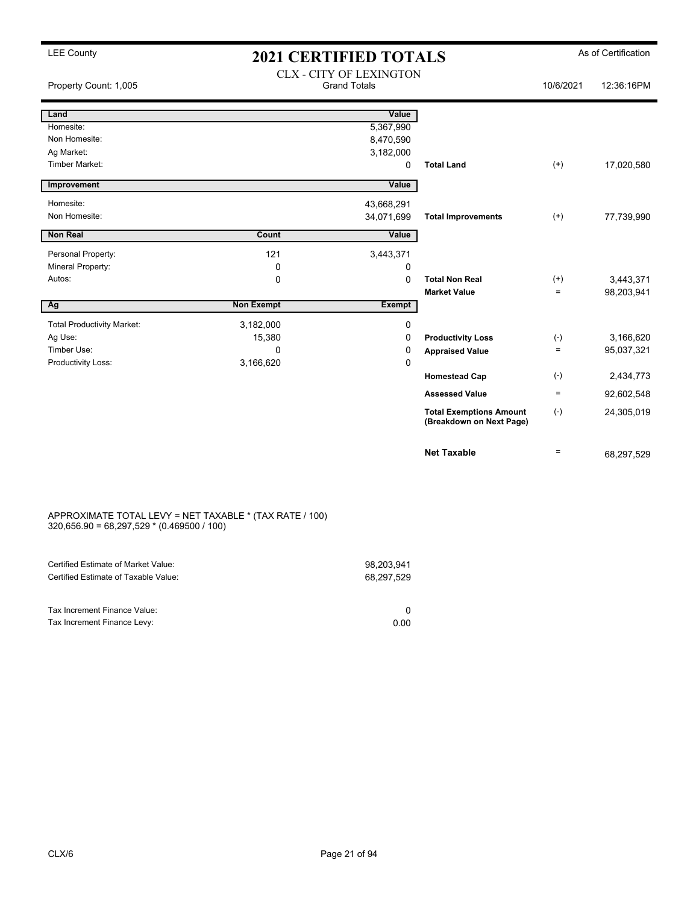LEE County

# 2021 CERTIFIED TOTALS

As of Certification

CLX - CITY OF LEXINGTON
Grand Totals

Property Count: 1,005 — 10/6/2021 12:36:16PM

| Land | | Value | | | |
|---|---|---|---|---|---|
| Homesite: | | 5,367,990 | | | |
| Non Homesite: | | 8,470,590 | | | |
| Ag Market: | | 3,182,000 | | | |
| Timber Market: | | 0 | **Total Land** | (+) | 17,020,580 |
| **Improvement** | | **Value** | | | |
| Homesite: | | 43,668,291 | | | |
| Non Homesite: | | 34,071,699 | **Total Improvements** | (+) | 77,739,990 |
| **Non Real** | **Count** | **Value** | | | |
| Personal Property: | 121 | 3,443,371 | | | |
| Mineral Property: | 0 | 0 | | | |
| Autos: | 0 | 0 | **Total Non Real** | (+) | 3,443,371 |
| | | | **Market Value** | = | 98,203,941 |
| **Ag** | **Non Exempt** | **Exempt** | | | |
| Total Productivity Market: | 3,182,000 | 0 | | | |
| Ag Use: | 15,380 | 0 | **Productivity Loss** | (-) | 3,166,620 |
| Timber Use: | 0 | 0 | **Appraised Value** | = | 95,037,321 |
| Productivity Loss: | 3,166,620 | 0 | | | |
| | | | **Homestead Cap** | (-) | 2,434,773 |
| | | | **Assessed Value** | = | 92,602,548 |
| | | | **Total Exemptions Amount (Breakdown on Next Page)** | (-) | 24,305,019 |
| | | | **Net Taxable** | = | 68,297,529 |

APPROXIMATE TOTAL LEVY = NET TAXABLE * (TAX RATE / 100)
320,656.90 = 68,297,529 * (0.469500 / 100)

| | |
|---|---|
| Certified Estimate of Market Value: | 98,203,941 |
| Certified Estimate of Taxable Value: | 68,297,529 |
| Tax Increment Finance Value: | 0 |
| Tax Increment Finance Levy: | 0.00 |

CLX/6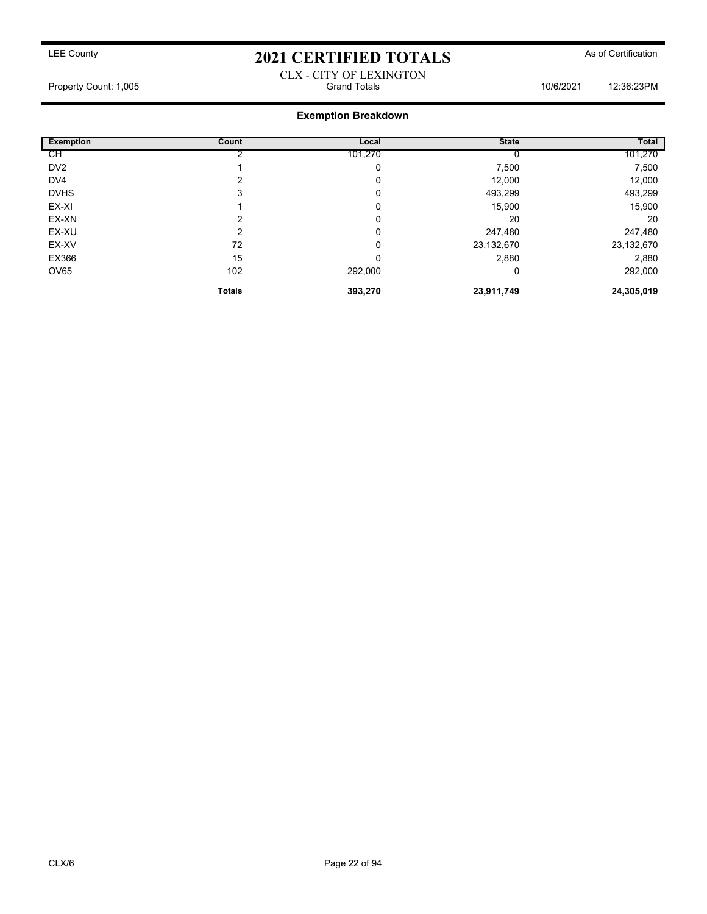# 2021 CERTIFIED TOTALS

LEE County | As of Certification

CLX - CITY OF LEXINGTON

Property Count: 1,005 | Grand Totals | 10/6/2021 12:36:23PM

## Exemption Breakdown

| Exemption | Count | Local | State | Total |
|---|---|---|---|---|
| CH | 2 | 101,270 | 0 | 101,270 |
| DV2 | 1 | 0 | 7,500 | 7,500 |
| DV4 | 2 | 0 | 12,000 | 12,000 |
| DVHS | 3 | 0 | 493,299 | 493,299 |
| EX-XI | 1 | 0 | 15,900 | 15,900 |
| EX-XN | 2 | 0 | 20 | 20 |
| EX-XU | 2 | 0 | 247,480 | 247,480 |
| EX-XV | 72 | 0 | 23,132,670 | 23,132,670 |
| EX366 | 15 | 0 | 2,880 | 2,880 |
| OV65 | 102 | 292,000 | 0 | 292,000 |
| | **Totals** | **393,270** | **23,911,749** | **24,305,019** |

CLX/6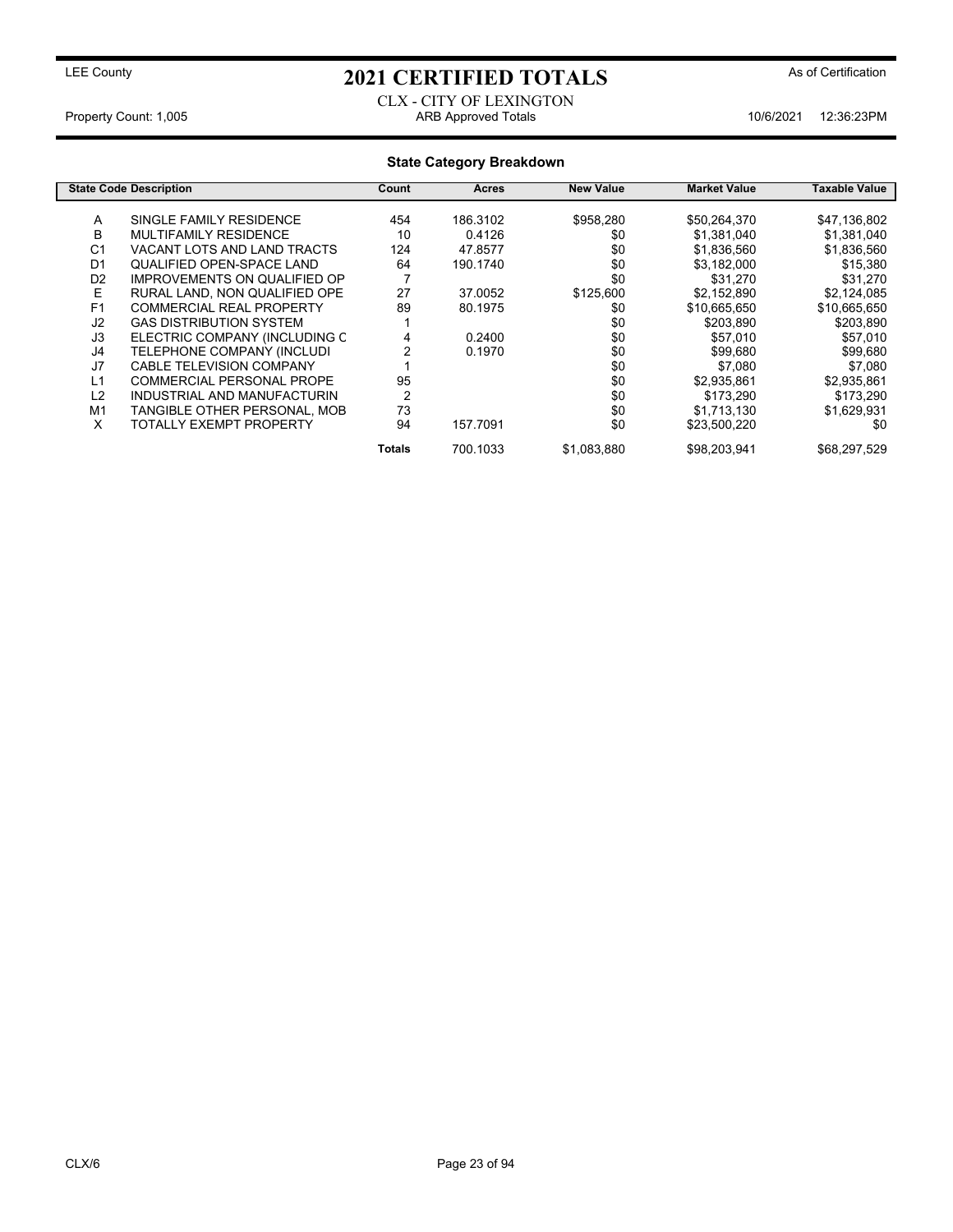LEE County

# 2021 CERTIFIED TOTALS

As of Certification

CLX - CITY OF LEXINGTON

Property Count: 1,005 | ARB Approved Totals | 10/6/2021 12:36:23PM

## State Category Breakdown

| State Code | Description | Count | Acres | New Value | Market Value | Taxable Value |
|---|---|---|---|---|---|---|
| A | SINGLE FAMILY RESIDENCE | 454 | 186.3102 | $958,280 | $50,264,370 | $47,136,802 |
| B | MULTIFAMILY RESIDENCE | 10 | 0.4126 | $0 | $1,381,040 | $1,381,040 |
| C1 | VACANT LOTS AND LAND TRACTS | 124 | 47.8577 | $0 | $1,836,560 | $1,836,560 |
| D1 | QUALIFIED OPEN-SPACE LAND | 64 | 190.1740 | $0 | $3,182,000 | $15,380 |
| D2 | IMPROVEMENTS ON QUALIFIED OP | 7 | | $0 | $31,270 | $31,270 |
| E | RURAL LAND, NON QUALIFIED OPE | 27 | 37.0052 | $125,600 | $2,152,890 | $2,124,085 |
| F1 | COMMERCIAL REAL PROPERTY | 89 | 80.1975 | $0 | $10,665,650 | $10,665,650 |
| J2 | GAS DISTRIBUTION SYSTEM | 1 | | $0 | $203,890 | $203,890 |
| J3 | ELECTRIC COMPANY (INCLUDING C | 4 | 0.2400 | $0 | $57,010 | $57,010 |
| J4 | TELEPHONE COMPANY (INCLUDI | 2 | 0.1970 | $0 | $99,680 | $99,680 |
| J7 | CABLE TELEVISION COMPANY | 1 | | $0 | $7,080 | $7,080 |
| L1 | COMMERCIAL PERSONAL PROPE | 95 | | $0 | $2,935,861 | $2,935,861 |
| L2 | INDUSTRIAL AND MANUFACTURIN | 2 | | $0 | $173,290 | $173,290 |
| M1 | TANGIBLE OTHER PERSONAL, MOB | 73 | | $0 | $1,713,130 | $1,629,931 |
| X | TOTALLY EXEMPT PROPERTY | 94 | 157.7091 | $0 | $23,500,220 | $0 |
| | | **Totals** | 700.1033 | $1,083,880 | $98,203,941 | $68,297,529 |

CLX/6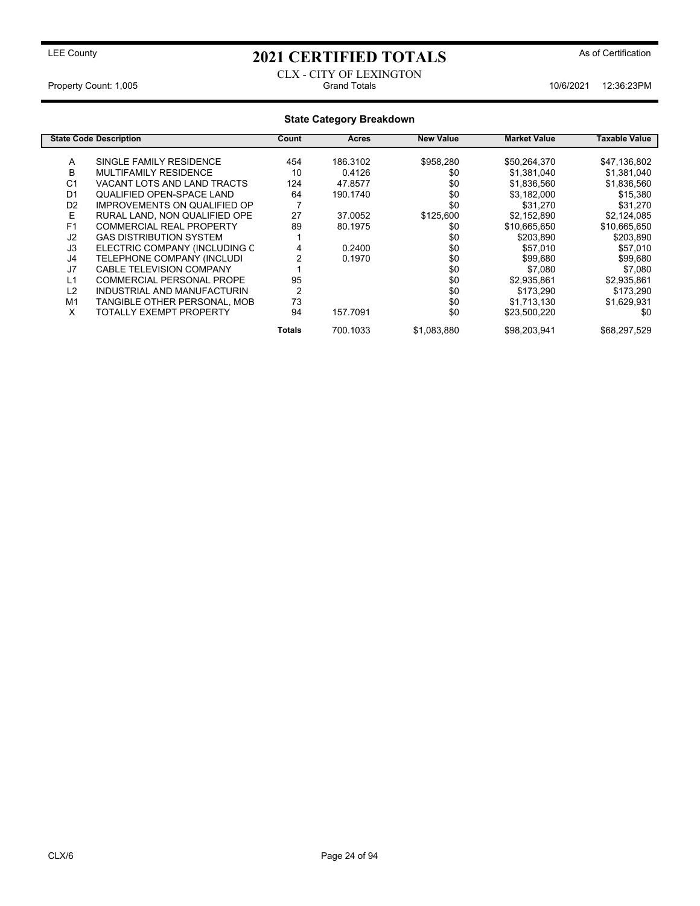# 2021 CERTIFIED TOTALS

LEE County — As of Certification

CLX - CITY OF LEXINGTON

Property Count: 1,005 — Grand Totals — 10/6/2021 12:36:23PM

## State Category Breakdown

| State Code | Description | Count | Acres | New Value | Market Value | Taxable Value |
|---|---|---|---|---|---|---|
| A | SINGLE FAMILY RESIDENCE | 454 | 186.3102 | $958,280 | $50,264,370 | $47,136,802 |
| B | MULTIFAMILY RESIDENCE | 10 | 0.4126 | $0 | $1,381,040 | $1,381,040 |
| C1 | VACANT LOTS AND LAND TRACTS | 124 | 47.8577 | $0 | $1,836,560 | $1,836,560 |
| D1 | QUALIFIED OPEN-SPACE LAND | 64 | 190.1740 | $0 | $3,182,000 | $15,380 |
| D2 | IMPROVEMENTS ON QUALIFIED OP | 7 | | $0 | $31,270 | $31,270 |
| E | RURAL LAND, NON QUALIFIED OPE | 27 | 37.0052 | $125,600 | $2,152,890 | $2,124,085 |
| F1 | COMMERCIAL REAL PROPERTY | 89 | 80.1975 | $0 | $10,665,650 | $10,665,650 |
| J2 | GAS DISTRIBUTION SYSTEM | 1 | | $0 | $203,890 | $203,890 |
| J3 | ELECTRIC COMPANY (INCLUDING C | 4 | 0.2400 | $0 | $57,010 | $57,010 |
| J4 | TELEPHONE COMPANY (INCLUDI | 2 | 0.1970 | $0 | $99,680 | $99,680 |
| J7 | CABLE TELEVISION COMPANY | 1 | | $0 | $7,080 | $7,080 |
| L1 | COMMERCIAL PERSONAL PROPE | 95 | | $0 | $2,935,861 | $2,935,861 |
| L2 | INDUSTRIAL AND MANUFACTURIN | 2 | | $0 | $173,290 | $173,290 |
| M1 | TANGIBLE OTHER PERSONAL, MOB | 73 | | $0 | $1,713,130 | $1,629,931 |
| X | TOTALLY EXEMPT PROPERTY | 94 | 157.7091 | $0 | $23,500,220 | $0 |
| | | **Totals** | 700.1033 | $1,083,880 | $98,203,941 | $68,297,529 |

CLX/6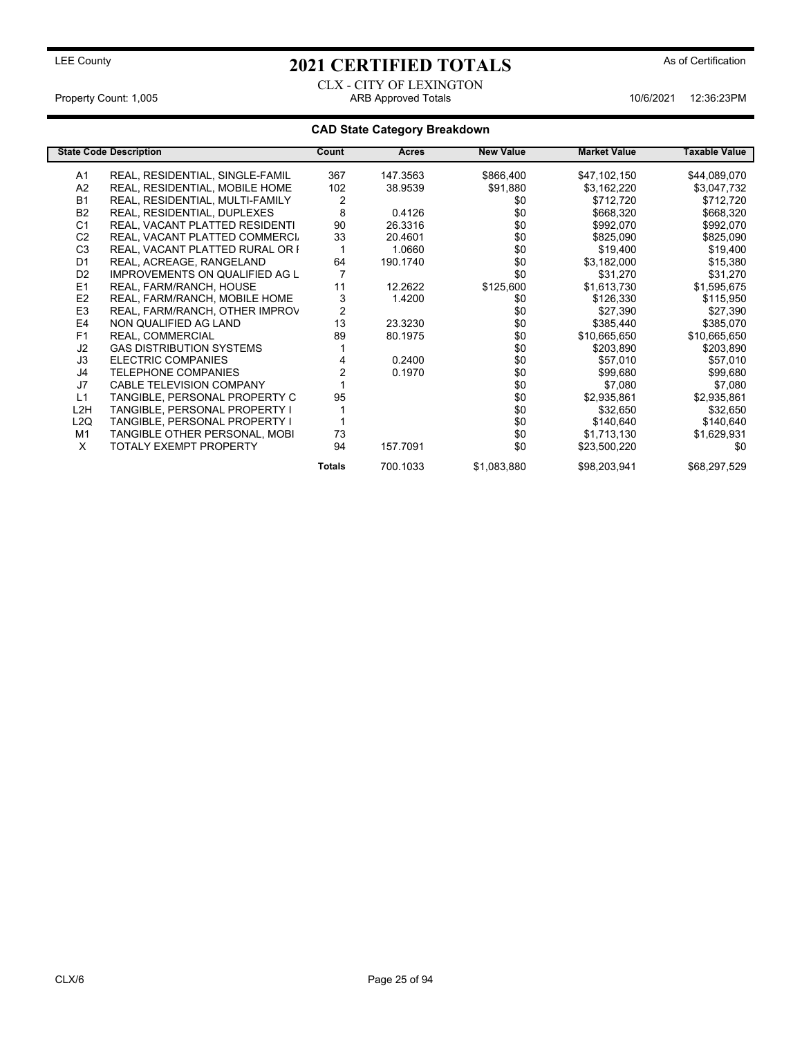LEE County

# 2021 CERTIFIED TOTALS

As of Certification

CLX - CITY OF LEXINGTON

Property Count: 1,005 | ARB Approved Totals | 10/6/2021 12:36:23PM

## CAD State Category Breakdown

| State Code | Description | Count | Acres | New Value | Market Value | Taxable Value |
|---|---|---|---|---|---|---|
| A1 | REAL, RESIDENTIAL, SINGLE-FAMIL | 367 | 147.3563 | $866,400 | $47,102,150 | $44,089,070 |
| A2 | REAL, RESIDENTIAL, MOBILE HOME | 102 | 38.9539 | $91,880 | $3,162,220 | $3,047,732 |
| B1 | REAL, RESIDENTIAL, MULTI-FAMILY | 2 | | $0 | $712,720 | $712,720 |
| B2 | REAL, RESIDENTIAL, DUPLEXES | 8 | 0.4126 | $0 | $668,320 | $668,320 |
| C1 | REAL, VACANT PLATTED RESIDENTI | 90 | 26.3316 | $0 | $992,070 | $992,070 |
| C2 | REAL, VACANT PLATTED COMMERCI | 33 | 20.4601 | $0 | $825,090 | $825,090 |
| C3 | REAL, VACANT PLATTED RURAL OR I | 1 | 1.0660 | $0 | $19,400 | $19,400 |
| D1 | REAL, ACREAGE, RANGELAND | 64 | 190.1740 | $0 | $3,182,000 | $15,380 |
| D2 | IMPROVEMENTS ON QUALIFIED AG L | 7 | | $0 | $31,270 | $31,270 |
| E1 | REAL, FARM/RANCH, HOUSE | 11 | 12.2622 | $125,600 | $1,613,730 | $1,595,675 |
| E2 | REAL, FARM/RANCH, MOBILE HOME | 3 | 1.4200 | $0 | $126,330 | $115,950 |
| E3 | REAL, FARM/RANCH, OTHER IMPROV | 2 | | $0 | $27,390 | $27,390 |
| E4 | NON QUALIFIED AG LAND | 13 | 23.3230 | $0 | $385,440 | $385,070 |
| F1 | REAL, COMMERCIAL | 89 | 80.1975 | $0 | $10,665,650 | $10,665,650 |
| J2 | GAS DISTRIBUTION SYSTEMS | 1 | | $0 | $203,890 | $203,890 |
| J3 | ELECTRIC COMPANIES | 4 | 0.2400 | $0 | $57,010 | $57,010 |
| J4 | TELEPHONE COMPANIES | 2 | 0.1970 | $0 | $99,680 | $99,680 |
| J7 | CABLE TELEVISION COMPANY | 1 | | $0 | $7,080 | $7,080 |
| L1 | TANGIBLE, PERSONAL PROPERTY C | 95 | | $0 | $2,935,861 | $2,935,861 |
| L2H | TANGIBLE, PERSONAL PROPERTY I | 1 | | $0 | $32,650 | $32,650 |
| L2Q | TANGIBLE, PERSONAL PROPERTY I | 1 | | $0 | $140,640 | $140,640 |
| M1 | TANGIBLE OTHER PERSONAL, MOBI | 73 | | $0 | $1,713,130 | $1,629,931 |
| X | TOTALY EXEMPT PROPERTY | 94 | 157.7091 | $0 | $23,500,220 | $0 |
| | | **Totals** | 700.1033 | $1,083,880 | $98,203,941 | $68,297,529 |

CLX/6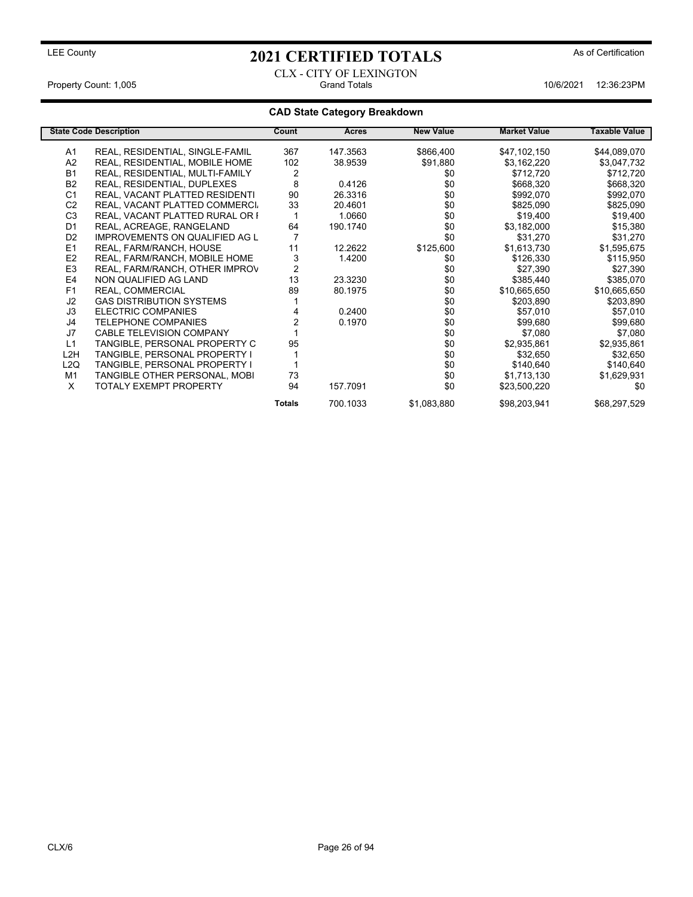LEE County

# 2021 CERTIFIED TOTALS

As of Certification

CLX - CITY OF LEXINGTON

Property Count: 1,005 Grand Totals 10/6/2021 12:36:23PM

## CAD State Category Breakdown

| State Code | Description | Count | Acres | New Value | Market Value | Taxable Value |
|---|---|---|---|---|---|---|
| A1 | REAL, RESIDENTIAL, SINGLE-FAMIL | 367 | 147.3563 | $866,400 | $47,102,150 | $44,089,070 |
| A2 | REAL, RESIDENTIAL, MOBILE HOME | 102 | 38.9539 | $91,880 | $3,162,220 | $3,047,732 |
| B1 | REAL, RESIDENTIAL, MULTI-FAMILY | 2 | | $0 | $712,720 | $712,720 |
| B2 | REAL, RESIDENTIAL, DUPLEXES | 8 | 0.4126 | $0 | $668,320 | $668,320 |
| C1 | REAL, VACANT PLATTED RESIDENTI | 90 | 26.3316 | $0 | $992,070 | $992,070 |
| C2 | REAL, VACANT PLATTED COMMERCI, | 33 | 20.4601 | $0 | $825,090 | $825,090 |
| C3 | REAL, VACANT PLATTED RURAL OR I | 1 | 1.0660 | $0 | $19,400 | $19,400 |
| D1 | REAL, ACREAGE, RANGELAND | 64 | 190.1740 | $0 | $3,182,000 | $15,380 |
| D2 | IMPROVEMENTS ON QUALIFIED AG L | 7 | | $0 | $31,270 | $31,270 |
| E1 | REAL, FARM/RANCH, HOUSE | 11 | 12.2622 | $125,600 | $1,613,730 | $1,595,675 |
| E2 | REAL, FARM/RANCH, MOBILE HOME | 3 | 1.4200 | $0 | $126,330 | $115,950 |
| E3 | REAL, FARM/RANCH, OTHER IMPROV | 2 | | $0 | $27,390 | $27,390 |
| E4 | NON QUALIFIED AG LAND | 13 | 23.3230 | $0 | $385,440 | $385,070 |
| F1 | REAL, COMMERCIAL | 89 | 80.1975 | $0 | $10,665,650 | $10,665,650 |
| J2 | GAS DISTRIBUTION SYSTEMS | 1 | | $0 | $203,890 | $203,890 |
| J3 | ELECTRIC COMPANIES | 4 | 0.2400 | $0 | $57,010 | $57,010 |
| J4 | TELEPHONE COMPANIES | 2 | 0.1970 | $0 | $99,680 | $99,680 |
| J7 | CABLE TELEVISION COMPANY | 1 | | $0 | $7,080 | $7,080 |
| L1 | TANGIBLE, PERSONAL PROPERTY C | 95 | | $0 | $2,935,861 | $2,935,861 |
| L2H | TANGIBLE, PERSONAL PROPERTY I | 1 | | $0 | $32,650 | $32,650 |
| L2Q | TANGIBLE, PERSONAL PROPERTY I | 1 | | $0 | $140,640 | $140,640 |
| M1 | TANGIBLE OTHER PERSONAL, MOBI | 73 | | $0 | $1,713,130 | $1,629,931 |
| X | TOTALY EXEMPT PROPERTY | 94 | 157.7091 | $0 | $23,500,220 | $0 |
| | | **Totals** | 700.1033 | $1,083,880 | $98,203,941 | $68,297,529 |

CLX/6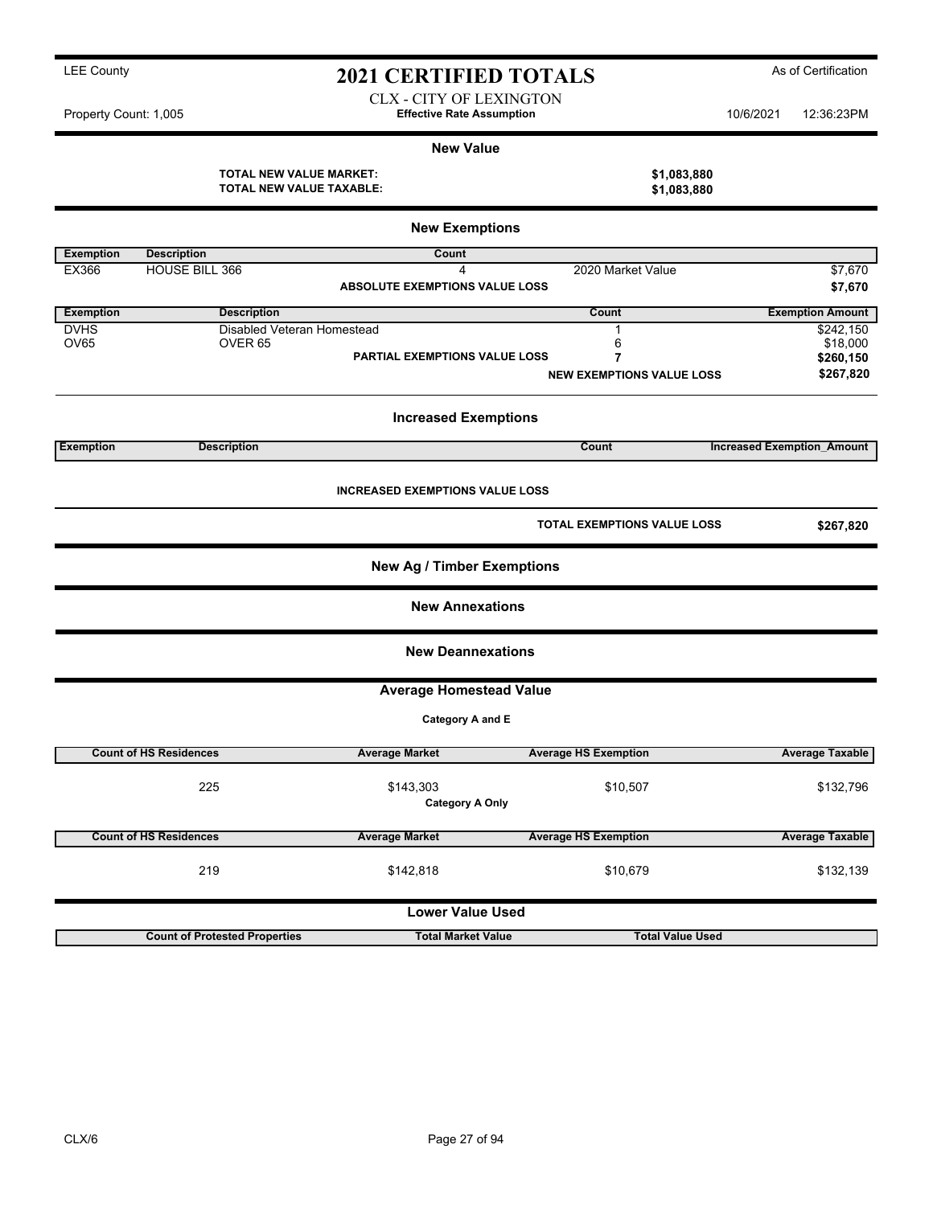LEE County

# 2021 CERTIFIED TOTALS

As of Certification

CLX - CITY OF LEXINGTON
**Effective Rate Assumption**

Property Count: 1,005 — 10/6/2021 12:36:23PM

## New Value

**TOTAL NEW VALUE MARKET:** **$1,083,880**
**TOTAL NEW VALUE TAXABLE:** **$1,083,880**

## New Exemptions

| Exemption | Description | Count | | |
|---|---|---|---|---|
| EX366 | HOUSE BILL 366 | 4 | 2020 Market Value | $7,670 |
| | | **ABSOLUTE EXEMPTIONS VALUE LOSS** | | **$7,670** |

| Exemption | Description | | Count | Exemption Amount |
|---|---|---|---|---|
| DVHS | Disabled Veteran Homestead | | 1 | $242,150 |
| OV65 | OVER 65 | | 6 | $18,000 |
| | | **PARTIAL EXEMPTIONS VALUE LOSS** | **7** | **$260,150** |
| | | | **NEW EXEMPTIONS VALUE LOSS** | **$267,820** |

## Increased Exemptions

| Exemption | Description | Count | Increased Exemption_Amount |
|---|---|---|---|

**INCREASED EXEMPTIONS VALUE LOSS**

**TOTAL EXEMPTIONS VALUE LOSS** **$267,820**

## New Ag / Timber Exemptions

## New Annexations

## New Deannexations

## Average Homestead Value

**Category A and E**

| Count of HS Residences | Average Market | Average HS Exemption | Average Taxable |
|---|---|---|---|
| 225 | $143,303 | $10,507 | $132,796 |

**Category A Only**

| Count of HS Residences | Average Market | Average HS Exemption | Average Taxable |
|---|---|---|---|
| 219 | $142,818 | $10,679 | $132,139 |

## Lower Value Used

| Count of Protested Properties | Total Market Value | Total Value Used |
|---|---|---|

CLX/6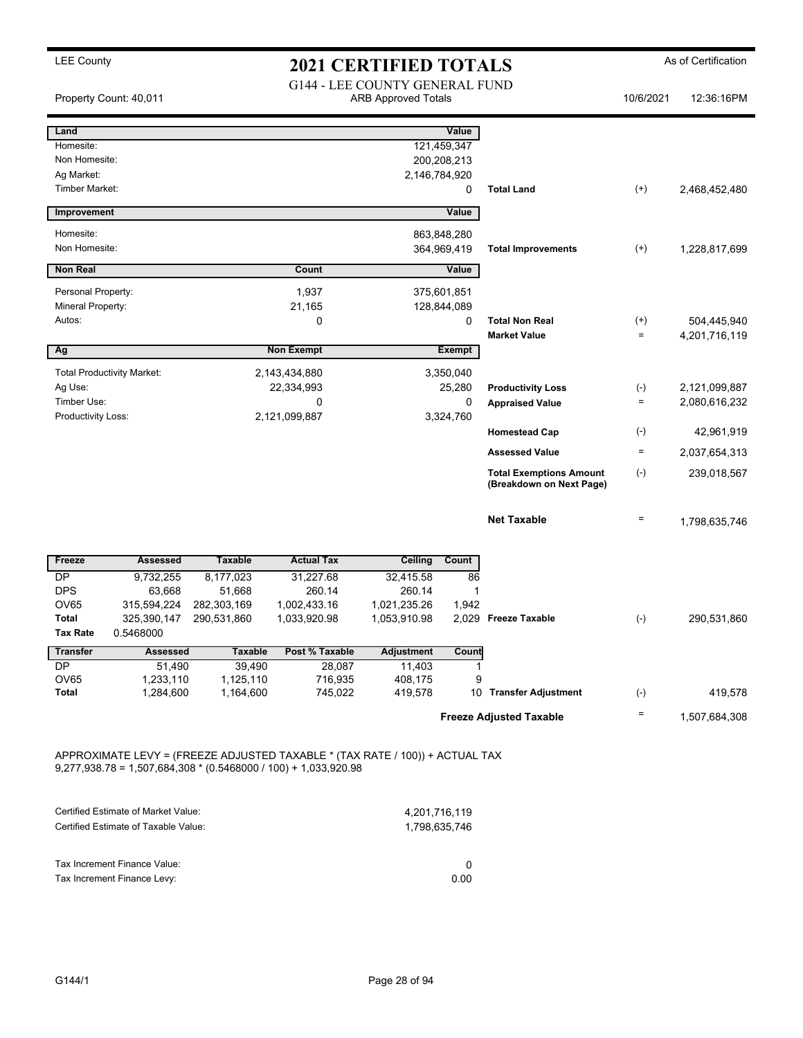LEE County

# 2021 CERTIFIED TOTALS

As of Certification

Property Count: 40,011

G144 - LEE COUNTY GENERAL FUND
ARB Approved Totals

10/6/2021 12:36:16PM

| Land | | Value | | | |
|---|---|---|---|---|---|
| Homesite: | | 121,459,347 | | | |
| Non Homesite: | | 200,208,213 | | | |
| Ag Market: | | 2,146,784,920 | | | |
| Timber Market: | | 0 | **Total Land** | (+) | 2,468,452,480 |
| **Improvement** | | **Value** | | | |
| Homesite: | | 863,848,280 | | | |
| Non Homesite: | | 364,969,419 | **Total Improvements** | (+) | 1,228,817,699 |
| **Non Real** | **Count** | **Value** | | | |
| Personal Property: | 1,937 | 375,601,851 | | | |
| Mineral Property: | 21,165 | 128,844,089 | | | |
| Autos: | 0 | 0 | **Total Non Real** | (+) | 504,445,940 |
| | | | **Market Value** | = | 4,201,716,119 |
| **Ag** | **Non Exempt** | **Exempt** | | | |
| Total Productivity Market: | 2,143,434,880 | 3,350,040 | | | |
| Ag Use: | 22,334,993 | 25,280 | **Productivity Loss** | (-) | 2,121,099,887 |
| Timber Use: | 0 | 0 | **Appraised Value** | = | 2,080,616,232 |
| Productivity Loss: | 2,121,099,887 | 3,324,760 | | | |
| | | | **Homestead Cap** | (-) | 42,961,919 |
| | | | **Assessed Value** | = | 2,037,654,313 |
| | | | **Total Exemptions Amount (Breakdown on Next Page)** | (-) | 239,018,567 |
| | | | **Net Taxable** | = | 1,798,635,746 |

| Freeze | Assessed | Taxable | Actual Tax | Ceiling | Count | | | |
|---|---|---|---|---|---|---|---|---|
| DP | 9,732,255 | 8,177,023 | 31,227.68 | 32,415.58 | 86 | | | |
| DPS | 63,668 | 51,668 | 260.14 | 260.14 | 1 | | | |
| OV65 | 315,594,224 | 282,303,169 | 1,002,433.16 | 1,021,235.26 | 1,942 | | | |
| **Total** | 325,390,147 | 290,531,860 | 1,033,920.98 | 1,053,910.98 | 2,029 | **Freeze Taxable** | (-) | 290,531,860 |
| **Tax Rate** | 0.5468000 | | | | | | | |

| Transfer | Assessed | Taxable | Post % Taxable | Adjustment | Count | | | |
|---|---|---|---|---|---|---|---|---|
| DP | 51,490 | 39,490 | 28,087 | 11,403 | 1 | | | |
| OV65 | 1,233,110 | 1,125,110 | 716,935 | 408,175 | 9 | | | |
| **Total** | 1,284,600 | 1,164,600 | 745,022 | 419,578 | 10 | **Transfer Adjustment** | (-) | 419,578 |
| | | | | | | **Freeze Adjusted Taxable** | = | 1,507,684,308 |

APPROXIMATE LEVY = (FREEZE ADJUSTED TAXABLE * (TAX RATE / 100)) + ACTUAL TAX
9,277,938.78 = 1,507,684,308 * (0.5468000 / 100) + 1,033,920.98

| | |
|---|---|
| Certified Estimate of Market Value: | 4,201,716,119 |
| Certified Estimate of Taxable Value: | 1,798,635,746 |

| | |
|---|---|
| Tax Increment Finance Value: | 0 |
| Tax Increment Finance Levy: | 0.00 |

G144/1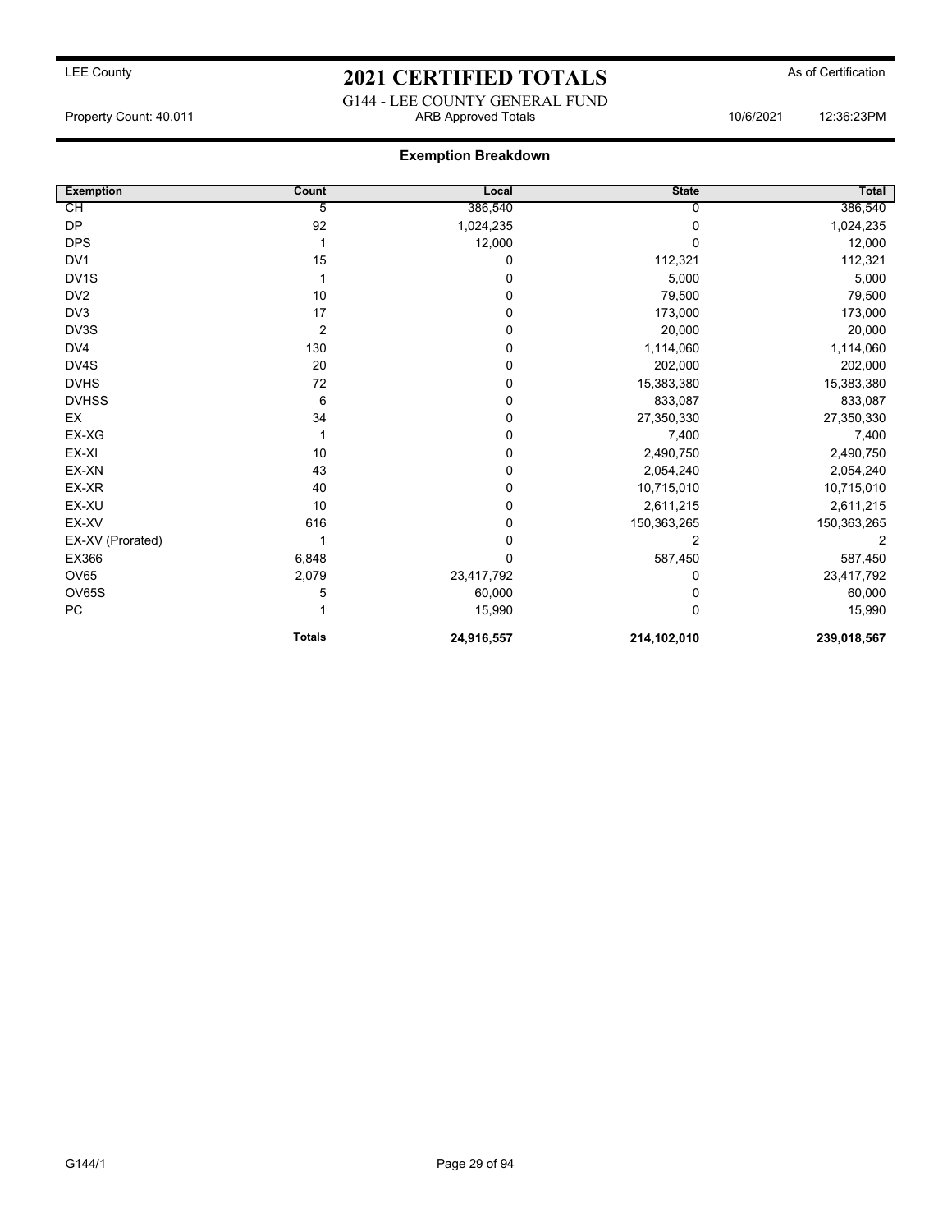# 2021 CERTIFIED TOTALS

LEE County — As of Certification

G144 - LEE COUNTY GENERAL FUND
ARB Approved Totals

Property Count: 40,011 — 10/6/2021 12:36:23PM

## Exemption Breakdown

| Exemption | Count | Local | State | Total |
|---|---|---|---|---|
| CH | 5 | 386,540 | 0 | 386,540 |
| DP | 92 | 1,024,235 | 0 | 1,024,235 |
| DPS | 1 | 12,000 | 0 | 12,000 |
| DV1 | 15 | 0 | 112,321 | 112,321 |
| DV1S | 1 | 0 | 5,000 | 5,000 |
| DV2 | 10 | 0 | 79,500 | 79,500 |
| DV3 | 17 | 0 | 173,000 | 173,000 |
| DV3S | 2 | 0 | 20,000 | 20,000 |
| DV4 | 130 | 0 | 1,114,060 | 1,114,060 |
| DV4S | 20 | 0 | 202,000 | 202,000 |
| DVHS | 72 | 0 | 15,383,380 | 15,383,380 |
| DVHSS | 6 | 0 | 833,087 | 833,087 |
| EX | 34 | 0 | 27,350,330 | 27,350,330 |
| EX-XG | 1 | 0 | 7,400 | 7,400 |
| EX-XI | 10 | 0 | 2,490,750 | 2,490,750 |
| EX-XN | 43 | 0 | 2,054,240 | 2,054,240 |
| EX-XR | 40 | 0 | 10,715,010 | 10,715,010 |
| EX-XU | 10 | 0 | 2,611,215 | 2,611,215 |
| EX-XV | 616 | 0 | 150,363,265 | 150,363,265 |
| EX-XV (Prorated) | 1 | 0 | 2 | 2 |
| EX366 | 6,848 | 0 | 587,450 | 587,450 |
| OV65 | 2,079 | 23,417,792 | 0 | 23,417,792 |
| OV65S | 5 | 60,000 | 0 | 60,000 |
| PC | 1 | 15,990 | 0 | 15,990 |
| | **Totals** | **24,916,557** | **214,102,010** | **239,018,567** |

G144/1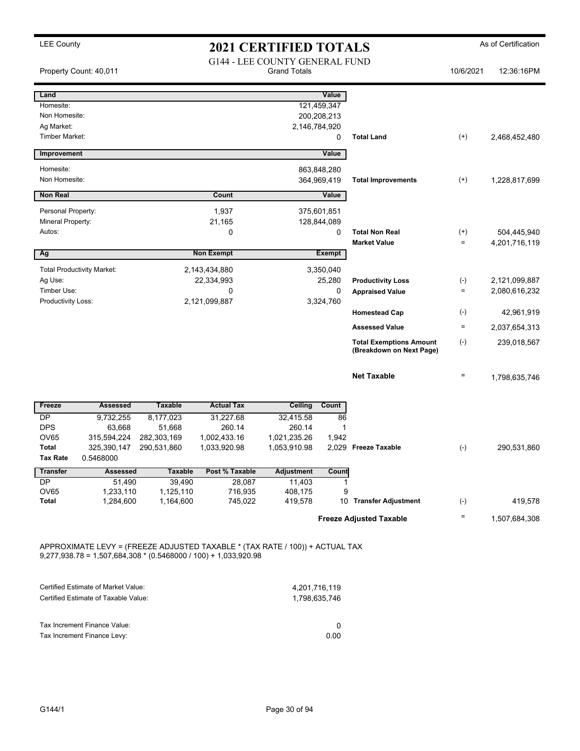LEE County

# 2021 CERTIFIED TOTALS

As of Certification

Property Count: 40,011

## G144 - LEE COUNTY GENERAL FUND

Grand Totals

10/6/2021 12:36:16PM

| Land | | Value | | | |
|---|---|---|---|---|---|
| Homesite: | | 121,459,347 | | | |
| Non Homesite: | | 200,208,213 | | | |
| Ag Market: | | 2,146,784,920 | | | |
| Timber Market: | | 0 | **Total Land** | (+) | 2,468,452,480 |

| Improvement | | Value | | | |
|---|---|---|---|---|---|
| Homesite: | | 863,848,280 | | | |
| Non Homesite: | | 364,969,419 | **Total Improvements** | (+) | 1,228,817,699 |

| Non Real | Count | Value | | | |
|---|---|---|---|---|---|
| Personal Property: | 1,937 | 375,601,851 | | | |
| Mineral Property: | 21,165 | 128,844,089 | | | |
| Autos: | 0 | 0 | **Total Non Real** | (+) | 504,445,940 |
| | | | **Market Value** | = | 4,201,716,119 |

| Ag | Non Exempt | Exempt | | | |
|---|---|---|---|---|---|
| Total Productivity Market: | 2,143,434,880 | 3,350,040 | | | |
| Ag Use: | 22,334,993 | 25,280 | **Productivity Loss** | (-) | 2,121,099,887 |
| Timber Use: | 0 | 0 | **Appraised Value** | = | 2,080,616,232 |
| Productivity Loss: | 2,121,099,887 | 3,324,760 | | | |
| | | | **Homestead Cap** | (-) | 42,961,919 |
| | | | **Assessed Value** | = | 2,037,654,313 |
| | | | **Total Exemptions Amount (Breakdown on Next Page)** | (-) | 239,018,567 |
| | | | **Net Taxable** | = | 1,798,635,746 |

| Freeze | Assessed | Taxable | Actual Tax | Ceiling | Count | | | |
|---|---|---|---|---|---|---|---|---|
| DP | 9,732,255 | 8,177,023 | 31,227.68 | 32,415.58 | 86 | | | |
| DPS | 63,668 | 51,668 | 260.14 | 260.14 | 1 | | | |
| OV65 | 315,594,224 | 282,303,169 | 1,002,433.16 | 1,021,235.26 | 1,942 | | | |
| **Total** | 325,390,147 | 290,531,860 | 1,033,920.98 | 1,053,910.98 | 2,029 | **Freeze Taxable** | (-) | 290,531,860 |
| **Tax Rate** | 0.5468000 | | | | | | | |

| Transfer | Assessed | Taxable | Post % Taxable | Adjustment | Count | | | |
|---|---|---|---|---|---|---|---|---|
| DP | 51,490 | 39,490 | 28,087 | 11,403 | 1 | | | |
| OV65 | 1,233,110 | 1,125,110 | 716,935 | 408,175 | 9 | | | |
| **Total** | 1,284,600 | 1,164,600 | 745,022 | 419,578 | 10 | **Transfer Adjustment** | (-) | 419,578 |
| | | | | | | **Freeze Adjusted Taxable** | = | 1,507,684,308 |

APPROXIMATE LEVY = (FREEZE ADJUSTED TAXABLE * (TAX RATE / 100)) + ACTUAL TAX
9,277,938.78 = 1,507,684,308 * (0.5468000 / 100) + 1,033,920.98

| | |
|---|---|
| Certified Estimate of Market Value: | 4,201,716,119 |
| Certified Estimate of Taxable Value: | 1,798,635,746 |

| | |
|---|---|
| Tax Increment Finance Value: | 0 |
| Tax Increment Finance Levy: | 0.00 |

G144/1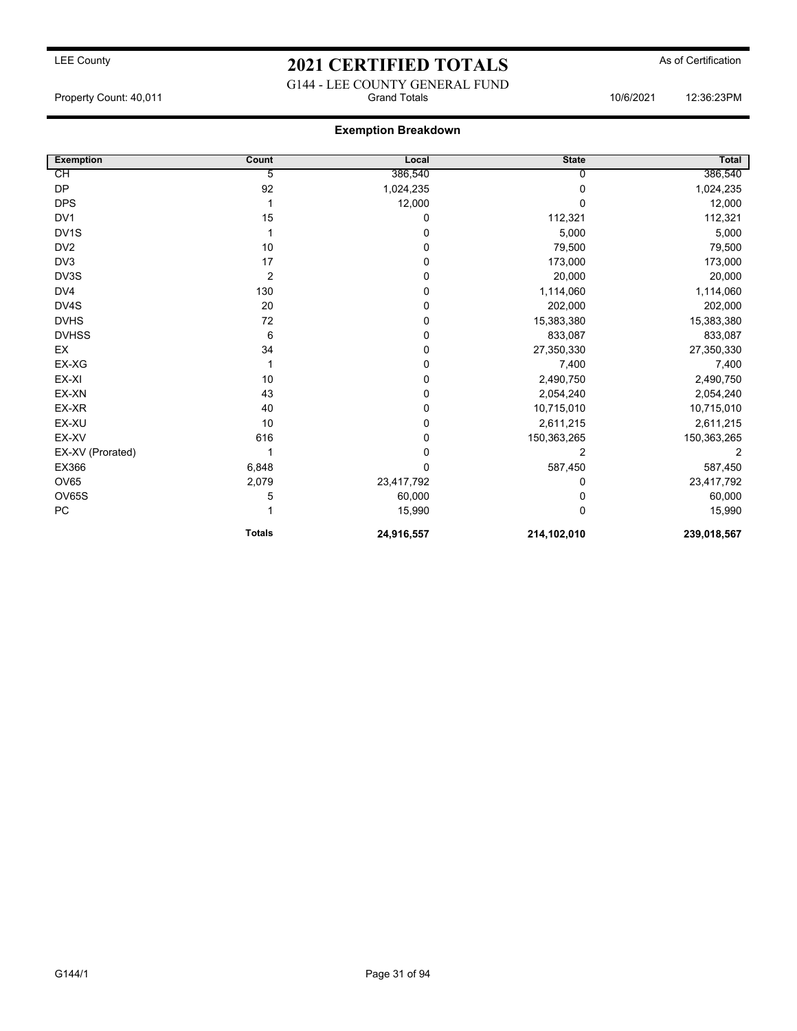LEE County

# 2021 CERTIFIED TOTALS

As of Certification

G144 - LEE COUNTY GENERAL FUND

Property Count: 40,011 | Grand Totals | 10/6/2021 | 12:36:23PM

## Exemption Breakdown

| Exemption | Count | Local | State | Total |
|---|---|---|---|---|
| CH | 5 | 386,540 | 0 | 386,540 |
| DP | 92 | 1,024,235 | 0 | 1,024,235 |
| DPS | 1 | 12,000 | 0 | 12,000 |
| DV1 | 15 | 0 | 112,321 | 112,321 |
| DV1S | 1 | 0 | 5,000 | 5,000 |
| DV2 | 10 | 0 | 79,500 | 79,500 |
| DV3 | 17 | 0 | 173,000 | 173,000 |
| DV3S | 2 | 0 | 20,000 | 20,000 |
| DV4 | 130 | 0 | 1,114,060 | 1,114,060 |
| DV4S | 20 | 0 | 202,000 | 202,000 |
| DVHS | 72 | 0 | 15,383,380 | 15,383,380 |
| DVHSS | 6 | 0 | 833,087 | 833,087 |
| EX | 34 | 0 | 27,350,330 | 27,350,330 |
| EX-XG | 1 | 0 | 7,400 | 7,400 |
| EX-XI | 10 | 0 | 2,490,750 | 2,490,750 |
| EX-XN | 43 | 0 | 2,054,240 | 2,054,240 |
| EX-XR | 40 | 0 | 10,715,010 | 10,715,010 |
| EX-XU | 10 | 0 | 2,611,215 | 2,611,215 |
| EX-XV | 616 | 0 | 150,363,265 | 150,363,265 |
| EX-XV (Prorated) | 1 | 0 | 2 | 2 |
| EX366 | 6,848 | 0 | 587,450 | 587,450 |
| OV65 | 2,079 | 23,417,792 | 0 | 23,417,792 |
| OV65S | 5 | 60,000 | 0 | 60,000 |
| PC | 1 | 15,990 | 0 | 15,990 |
| | **Totals** | **24,916,557** | **214,102,010** | **239,018,567** |

G144/1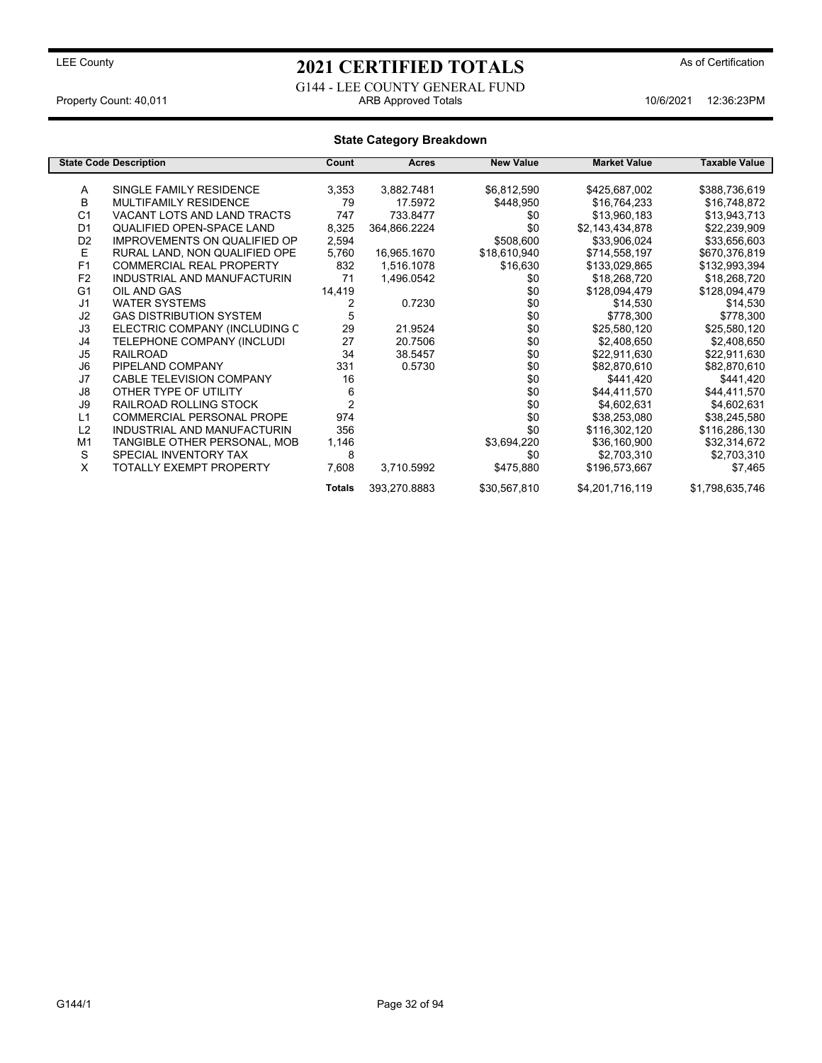LEE County

# 2021 CERTIFIED TOTALS

As of Certification

G144 - LEE COUNTY GENERAL FUND

Property Count: 40,011 | ARB Approved Totals | 10/6/2021 12:36:23PM

## State Category Breakdown

| State Code | Description | Count | Acres | New Value | Market Value | Taxable Value |
|---|---|---|---|---|---|---|
| A | SINGLE FAMILY RESIDENCE | 3,353 | 3,882.7481 | $6,812,590 | $425,687,002 | $388,736,619 |
| B | MULTIFAMILY RESIDENCE | 79 | 17.5972 | $448,950 | $16,764,233 | $16,748,872 |
| C1 | VACANT LOTS AND LAND TRACTS | 747 | 733.8477 | $0 | $13,960,183 | $13,943,713 |
| D1 | QUALIFIED OPEN-SPACE LAND | 8,325 | 364,866.2224 | $0 | $2,143,434,878 | $22,239,909 |
| D2 | IMPROVEMENTS ON QUALIFIED OP | 2,594 | | $508,600 | $33,906,024 | $33,656,603 |
| E | RURAL LAND, NON QUALIFIED OPE | 5,760 | 16,965.1670 | $18,610,940 | $714,558,197 | $670,376,819 |
| F1 | COMMERCIAL REAL PROPERTY | 832 | 1,516.1078 | $16,630 | $133,029,865 | $132,993,394 |
| F2 | INDUSTRIAL AND MANUFACTURIN | 71 | 1,496.0542 | $0 | $18,268,720 | $18,268,720 |
| G1 | OIL AND GAS | 14,419 | | $0 | $128,094,479 | $128,094,479 |
| J1 | WATER SYSTEMS | 2 | 0.7230 | $0 | $14,530 | $14,530 |
| J2 | GAS DISTRIBUTION SYSTEM | 5 | | $0 | $778,300 | $778,300 |
| J3 | ELECTRIC COMPANY (INCLUDING C | 29 | 21.9524 | $0 | $25,580,120 | $25,580,120 |
| J4 | TELEPHONE COMPANY (INCLUDI | 27 | 20.7506 | $0 | $2,408,650 | $2,408,650 |
| J5 | RAILROAD | 34 | 38.5457 | $0 | $22,911,630 | $22,911,630 |
| J6 | PIPELAND COMPANY | 331 | 0.5730 | $0 | $82,870,610 | $82,870,610 |
| J7 | CABLE TELEVISION COMPANY | 16 | | $0 | $441,420 | $441,420 |
| J8 | OTHER TYPE OF UTILITY | 6 | | $0 | $44,411,570 | $44,411,570 |
| J9 | RAILROAD ROLLING STOCK | 2 | | $0 | $4,602,631 | $4,602,631 |
| L1 | COMMERCIAL PERSONAL PROPE | 974 | | $0 | $38,253,080 | $38,245,580 |
| L2 | INDUSTRIAL AND MANUFACTURIN | 356 | | $0 | $116,302,120 | $116,286,130 |
| M1 | TANGIBLE OTHER PERSONAL, MOB | 1,146 | | $3,694,220 | $36,160,900 | $32,314,672 |
| S | SPECIAL INVENTORY TAX | 8 | | $0 | $2,703,310 | $2,703,310 |
| X | TOTALLY EXEMPT PROPERTY | 7,608 | 3,710.5992 | $475,880 | $196,573,667 | $7,465 |
| | | **Totals** | 393,270.8883 | $30,567,810 | $4,201,716,119 | $1,798,635,746 |

G144/1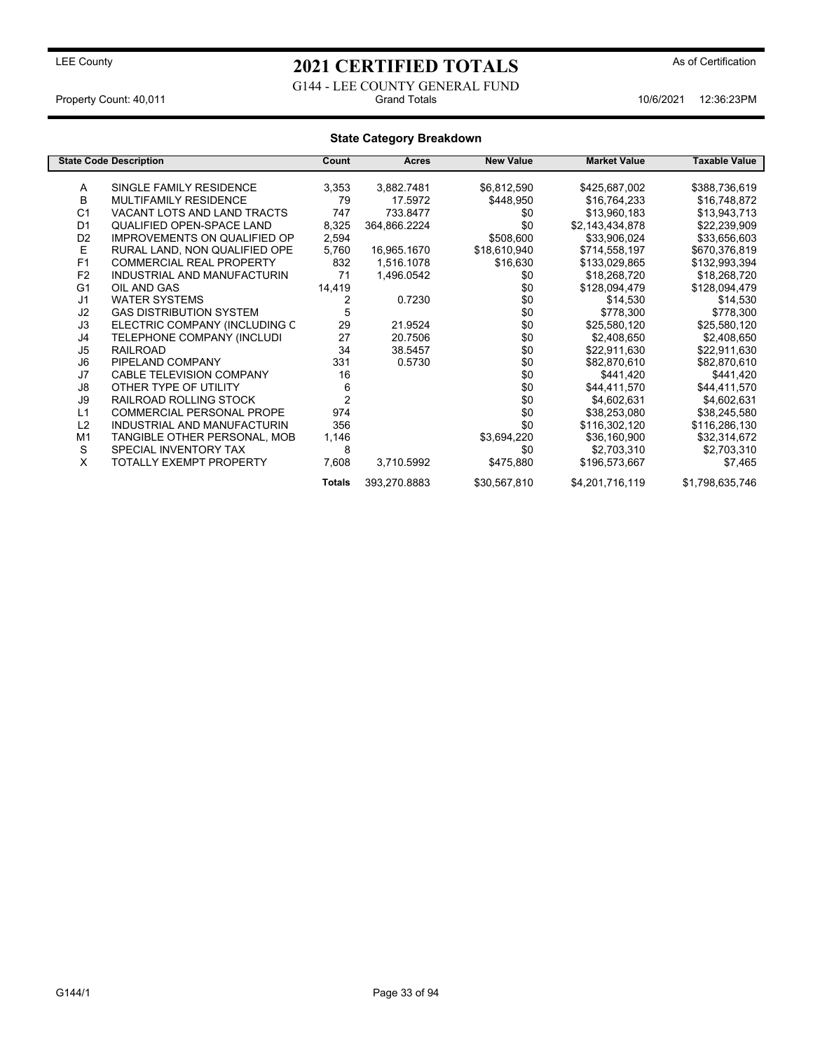LEE County

# 2021 CERTIFIED TOTALS

As of Certification

G144 - LEE COUNTY GENERAL FUND

Property Count: 40,011 Grand Totals 10/6/2021 12:36:23PM

## State Category Breakdown

| State Code | Description | Count | Acres | New Value | Market Value | Taxable Value |
|---|---|---|---|---|---|---|
| A | SINGLE FAMILY RESIDENCE | 3,353 | 3,882.7481 | $6,812,590 | $425,687,002 | $388,736,619 |
| B | MULTIFAMILY RESIDENCE | 79 | 17.5972 | $448,950 | $16,764,233 | $16,748,872 |
| C1 | VACANT LOTS AND LAND TRACTS | 747 | 733.8477 | $0 | $13,960,183 | $13,943,713 |
| D1 | QUALIFIED OPEN-SPACE LAND | 8,325 | 364,866.2224 | $0 | $2,143,434,878 | $22,239,909 |
| D2 | IMPROVEMENTS ON QUALIFIED OP | 2,594 | | $508,600 | $33,906,024 | $33,656,603 |
| E | RURAL LAND, NON QUALIFIED OPE | 5,760 | 16,965.1670 | $18,610,940 | $714,558,197 | $670,376,819 |
| F1 | COMMERCIAL REAL PROPERTY | 832 | 1,516.1078 | $16,630 | $133,029,865 | $132,993,394 |
| F2 | INDUSTRIAL AND MANUFACTURIN | 71 | 1,496.0542 | $0 | $18,268,720 | $18,268,720 |
| G1 | OIL AND GAS | 14,419 | | $0 | $128,094,479 | $128,094,479 |
| J1 | WATER SYSTEMS | 2 | 0.7230 | $0 | $14,530 | $14,530 |
| J2 | GAS DISTRIBUTION SYSTEM | 5 | | $0 | $778,300 | $778,300 |
| J3 | ELECTRIC COMPANY (INCLUDING C | 29 | 21.9524 | $0 | $25,580,120 | $25,580,120 |
| J4 | TELEPHONE COMPANY (INCLUDI | 27 | 20.7506 | $0 | $2,408,650 | $2,408,650 |
| J5 | RAILROAD | 34 | 38.5457 | $0 | $22,911,630 | $22,911,630 |
| J6 | PIPELAND COMPANY | 331 | 0.5730 | $0 | $82,870,610 | $82,870,610 |
| J7 | CABLE TELEVISION COMPANY | 16 | | $0 | $441,420 | $441,420 |
| J8 | OTHER TYPE OF UTILITY | 6 | | $0 | $44,411,570 | $44,411,570 |
| J9 | RAILROAD ROLLING STOCK | 2 | | $0 | $4,602,631 | $4,602,631 |
| L1 | COMMERCIAL PERSONAL PROPE | 974 | | $0 | $38,253,080 | $38,245,580 |
| L2 | INDUSTRIAL AND MANUFACTURIN | 356 | | $0 | $116,302,120 | $116,286,130 |
| M1 | TANGIBLE OTHER PERSONAL, MOB | 1,146 | | $3,694,220 | $36,160,900 | $32,314,672 |
| S | SPECIAL INVENTORY TAX | 8 | | $0 | $2,703,310 | $2,703,310 |
| X | TOTALLY EXEMPT PROPERTY | 7,608 | 3,710.5992 | $475,880 | $196,573,667 | $7,465 |
| | | **Totals** | 393,270.8883 | $30,567,810 | $4,201,716,119 | $1,798,635,746 |

G144/1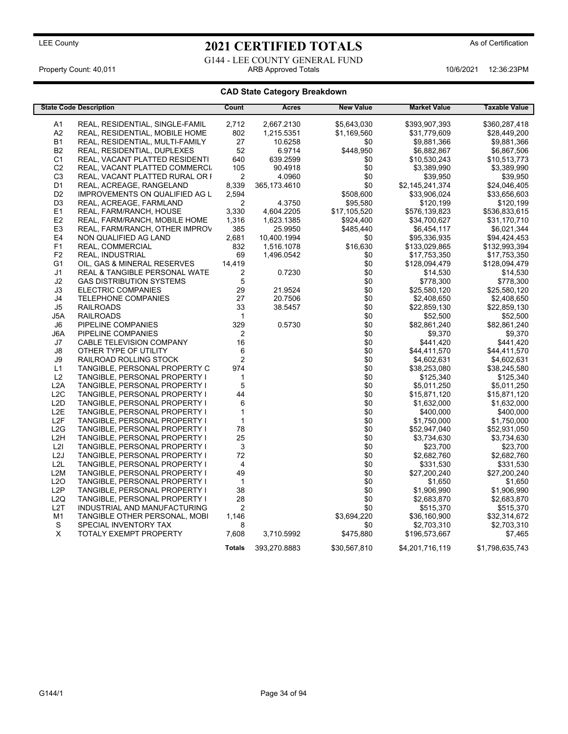LEE County

# 2021 CERTIFIED TOTALS

As of Certification

G144 - LEE COUNTY GENERAL FUND

Property Count: 40,011 — ARB Approved Totals — 10/6/2021 12:36:23PM

## CAD State Category Breakdown

| State Code | Description | Count | Acres | New Value | Market Value | Taxable Value |
|---|---|---|---|---|---|---|
| A1 | REAL, RESIDENTIAL, SINGLE-FAMIL | 2,712 | 2,667.2130 | $5,643,030 | $393,907,393 | $360,287,418 |
| A2 | REAL, RESIDENTIAL, MOBILE HOME | 802 | 1,215.5351 | $1,169,560 | $31,779,609 | $28,449,200 |
| B1 | REAL, RESIDENTIAL, MULTI-FAMILY | 27 | 10.6258 | $0 | $9,881,366 | $9,881,366 |
| B2 | REAL, RESIDENTIAL, DUPLEXES | 52 | 6.9714 | $448,950 | $6,882,867 | $6,867,506 |
| C1 | REAL, VACANT PLATTED RESIDENTI | 640 | 639.2599 | $0 | $10,530,243 | $10,513,773 |
| C2 | REAL, VACANT PLATTED COMMERCI | 105 | 90.4918 | $0 | $3,389,990 | $3,389,990 |
| C3 | REAL, VACANT PLATTED RURAL OR I | 2 | 4.0960 | $0 | $39,950 | $39,950 |
| D1 | REAL, ACREAGE, RANGELAND | 8,339 | 365,173.4610 | $0 | $2,145,241,374 | $24,046,405 |
| D2 | IMPROVEMENTS ON QUALIFIED AG L | 2,594 | | $508,600 | $33,906,024 | $33,656,603 |
| D3 | REAL, ACREAGE, FARMLAND | 2 | 4.3750 | $95,580 | $120,199 | $120,199 |
| E1 | REAL, FARM/RANCH, HOUSE | 3,330 | 4,604.2205 | $17,105,520 | $576,139,823 | $536,833,615 |
| E2 | REAL, FARM/RANCH, MOBILE HOME | 1,316 | 1,623.1385 | $924,400 | $34,700,627 | $31,170,710 |
| E3 | REAL, FARM/RANCH, OTHER IMPROV | 385 | 25.9950 | $485,440 | $6,454,117 | $6,021,344 |
| E4 | NON QUALIFIED AG LAND | 2,681 | 10,400.1994 | $0 | $95,336,935 | $94,424,453 |
| F1 | REAL, COMMERCIAL | 832 | 1,516.1078 | $16,630 | $133,029,865 | $132,993,394 |
| F2 | REAL, INDUSTRIAL | 69 | 1,496.0542 | $0 | $17,753,350 | $17,753,350 |
| G1 | OIL, GAS & MINERAL RESERVES | 14,419 | | $0 | $128,094,479 | $128,094,479 |
| J1 | REAL & TANGIBLE PERSONAL WATE | 2 | 0.7230 | $0 | $14,530 | $14,530 |
| J2 | GAS DISTRIBUTION SYSTEMS | 5 | | $0 | $778,300 | $778,300 |
| J3 | ELECTRIC COMPANIES | 29 | 21.9524 | $0 | $25,580,120 | $25,580,120 |
| J4 | TELEPHONE COMPANIES | 27 | 20.7506 | $0 | $2,408,650 | $2,408,650 |
| J5 | RAILROADS | 33 | 38.5457 | $0 | $22,859,130 | $22,859,130 |
| J5A | RAILROADS | 1 | | $0 | $52,500 | $52,500 |
| J6 | PIPELINE COMPANIES | 329 | 0.5730 | $0 | $82,861,240 | $82,861,240 |
| J6A | PIPELINE COMPANIES | 2 | | $0 | $9,370 | $9,370 |
| J7 | CABLE TELEVISION COMPANY | 16 | | $0 | $441,420 | $441,420 |
| J8 | OTHER TYPE OF UTILITY | 6 | | $0 | $44,411,570 | $44,411,570 |
| J9 | RAILROAD ROLLING STOCK | 2 | | $0 | $4,602,631 | $4,602,631 |
| L1 | TANGIBLE, PERSONAL PROPERTY C | 974 | | $0 | $38,253,080 | $38,245,580 |
| L2 | TANGIBLE, PERSONAL PROPERTY I | 1 | | $0 | $125,340 | $125,340 |
| L2A | TANGIBLE, PERSONAL PROPERTY I | 5 | | $0 | $5,011,250 | $5,011,250 |
| L2C | TANGIBLE, PERSONAL PROPERTY I | 44 | | $0 | $15,871,120 | $15,871,120 |
| L2D | TANGIBLE, PERSONAL PROPERTY I | 6 | | $0 | $1,632,000 | $1,632,000 |
| L2E | TANGIBLE, PERSONAL PROPERTY I | 1 | | $0 | $400,000 | $400,000 |
| L2F | TANGIBLE, PERSONAL PROPERTY I | 1 | | $0 | $1,750,000 | $1,750,000 |
| L2G | TANGIBLE, PERSONAL PROPERTY I | 78 | | $0 | $52,947,040 | $52,931,050 |
| L2H | TANGIBLE, PERSONAL PROPERTY I | 25 | | $0 | $3,734,630 | $3,734,630 |
| L2I | TANGIBLE, PERSONAL PROPERTY I | 3 | | $0 | $23,700 | $23,700 |
| L2J | TANGIBLE, PERSONAL PROPERTY I | 72 | | $0 | $2,682,760 | $2,682,760 |
| L2L | TANGIBLE, PERSONAL PROPERTY I | 4 | | $0 | $331,530 | $331,530 |
| L2M | TANGIBLE, PERSONAL PROPERTY I | 49 | | $0 | $27,200,240 | $27,200,240 |
| L2O | TANGIBLE, PERSONAL PROPERTY I | 1 | | $0 | $1,650 | $1,650 |
| L2P | TANGIBLE, PERSONAL PROPERTY I | 38 | | $0 | $1,906,990 | $1,906,990 |
| L2Q | TANGIBLE, PERSONAL PROPERTY I | 28 | | $0 | $2,683,870 | $2,683,870 |
| L2T | INDUSTRIAL AND MANUFACTURING | 2 | | $0 | $515,370 | $515,370 |
| M1 | TANGIBLE OTHER PERSONAL, MOBI | 1,146 | | $3,694,220 | $36,160,900 | $32,314,672 |
| S | SPECIAL INVENTORY TAX | 8 | | $0 | $2,703,310 | $2,703,310 |
| X | TOTALY EXEMPT PROPERTY | 7,608 | 3,710.5992 | $475,880 | $196,573,667 | $7,465 |
| | | **Totals** | 393,270.8883 | $30,567,810 | $4,201,716,119 | $1,798,635,743 |

G144/1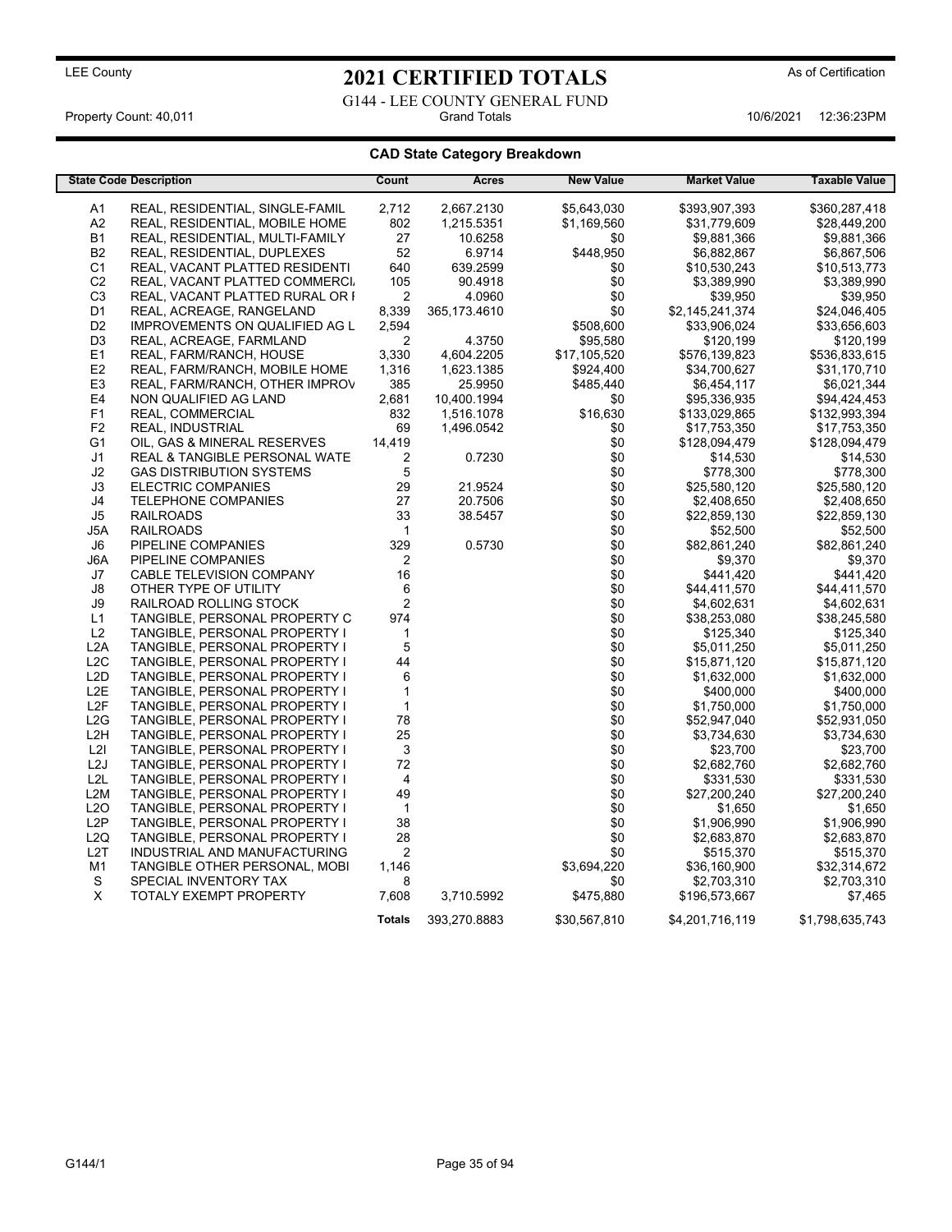LEE County

# 2021 CERTIFIED TOTALS

As of Certification

G144 - LEE COUNTY GENERAL FUND

Property Count: 40,011 | Grand Totals | 10/6/2021 12:36:23PM

## CAD State Category Breakdown

| State Code | Description | Count | Acres | New Value | Market Value | Taxable Value |
|---|---|---|---|---|---|---|
| A1 | REAL, RESIDENTIAL, SINGLE-FAMIL | 2,712 | 2,667.2130 | $5,643,030 | $393,907,393 | $360,287,418 |
| A2 | REAL, RESIDENTIAL, MOBILE HOME | 802 | 1,215.5351 | $1,169,560 | $31,779,609 | $28,449,200 |
| B1 | REAL, RESIDENTIAL, MULTI-FAMILY | 27 | 10.6258 | $0 | $9,881,366 | $9,881,366 |
| B2 | REAL, RESIDENTIAL, DUPLEXES | 52 | 6.9714 | $448,950 | $6,882,867 | $6,867,506 |
| C1 | REAL, VACANT PLATTED RESIDENTI | 640 | 639.2599 | $0 | $10,530,243 | $10,513,773 |
| C2 | REAL, VACANT PLATTED COMMERCI | 105 | 90.4918 | $0 | $3,389,990 | $3,389,990 |
| C3 | REAL, VACANT PLATTED RURAL OR I | 2 | 4.0960 | $0 | $39,950 | $39,950 |
| D1 | REAL, ACREAGE, RANGELAND | 8,339 | 365,173.4610 | $0 | $2,145,241,374 | $24,046,405 |
| D2 | IMPROVEMENTS ON QUALIFIED AG L | 2,594 | | $508,600 | $33,906,024 | $33,656,603 |
| D3 | REAL, ACREAGE, FARMLAND | 2 | 4.3750 | $95,580 | $120,199 | $120,199 |
| E1 | REAL, FARM/RANCH, HOUSE | 3,330 | 4,604.2205 | $17,105,520 | $576,139,823 | $536,833,615 |
| E2 | REAL, FARM/RANCH, MOBILE HOME | 1,316 | 1,623.1385 | $924,400 | $34,700,627 | $31,170,710 |
| E3 | REAL, FARM/RANCH, OTHER IMPROV | 385 | 25.9950 | $485,440 | $6,454,117 | $6,021,344 |
| E4 | NON QUALIFIED AG LAND | 2,681 | 10,400.1994 | $0 | $95,336,935 | $94,424,453 |
| F1 | REAL, COMMERCIAL | 832 | 1,516.1078 | $16,630 | $133,029,865 | $132,993,394 |
| F2 | REAL, INDUSTRIAL | 69 | 1,496.0542 | $0 | $17,753,350 | $17,753,350 |
| G1 | OIL, GAS & MINERAL RESERVES | 14,419 | | $0 | $128,094,479 | $128,094,479 |
| J1 | REAL & TANGIBLE PERSONAL WATE | 2 | 0.7230 | $0 | $14,530 | $14,530 |
| J2 | GAS DISTRIBUTION SYSTEMS | 5 | | $0 | $778,300 | $778,300 |
| J3 | ELECTRIC COMPANIES | 29 | 21.9524 | $0 | $25,580,120 | $25,580,120 |
| J4 | TELEPHONE COMPANIES | 27 | 20.7506 | $0 | $2,408,650 | $2,408,650 |
| J5 | RAILROADS | 33 | 38.5457 | $0 | $22,859,130 | $22,859,130 |
| J5A | RAILROADS | 1 | | $0 | $52,500 | $52,500 |
| J6 | PIPELINE COMPANIES | 329 | 0.5730 | $0 | $82,861,240 | $82,861,240 |
| J6A | PIPELINE COMPANIES | 2 | | $0 | $9,370 | $9,370 |
| J7 | CABLE TELEVISION COMPANY | 16 | | $0 | $441,420 | $441,420 |
| J8 | OTHER TYPE OF UTILITY | 6 | | $0 | $44,411,570 | $44,411,570 |
| J9 | RAILROAD ROLLING STOCK | 2 | | $0 | $4,602,631 | $4,602,631 |
| L1 | TANGIBLE, PERSONAL PROPERTY C | 974 | | $0 | $38,253,080 | $38,245,580 |
| L2 | TANGIBLE, PERSONAL PROPERTY I | 1 | | $0 | $125,340 | $125,340 |
| L2A | TANGIBLE, PERSONAL PROPERTY I | 5 | | $0 | $5,011,250 | $5,011,250 |
| L2C | TANGIBLE, PERSONAL PROPERTY I | 44 | | $0 | $15,871,120 | $15,871,120 |
| L2D | TANGIBLE, PERSONAL PROPERTY I | 6 | | $0 | $1,632,000 | $1,632,000 |
| L2E | TANGIBLE, PERSONAL PROPERTY I | 1 | | $0 | $400,000 | $400,000 |
| L2F | TANGIBLE, PERSONAL PROPERTY I | 1 | | $0 | $1,750,000 | $1,750,000 |
| L2G | TANGIBLE, PERSONAL PROPERTY I | 78 | | $0 | $52,947,040 | $52,931,050 |
| L2H | TANGIBLE, PERSONAL PROPERTY I | 25 | | $0 | $3,734,630 | $3,734,630 |
| L2I | TANGIBLE, PERSONAL PROPERTY I | 3 | | $0 | $23,700 | $23,700 |
| L2J | TANGIBLE, PERSONAL PROPERTY I | 72 | | $0 | $2,682,760 | $2,682,760 |
| L2L | TANGIBLE, PERSONAL PROPERTY I | 4 | | $0 | $331,530 | $331,530 |
| L2M | TANGIBLE, PERSONAL PROPERTY I | 49 | | $0 | $27,200,240 | $27,200,240 |
| L2O | TANGIBLE, PERSONAL PROPERTY I | 1 | | $0 | $1,650 | $1,650 |
| L2P | TANGIBLE, PERSONAL PROPERTY I | 38 | | $0 | $1,906,990 | $1,906,990 |
| L2Q | TANGIBLE, PERSONAL PROPERTY I | 28 | | $0 | $2,683,870 | $2,683,870 |
| L2T | INDUSTRIAL AND MANUFACTURING | 2 | | $0 | $515,370 | $515,370 |
| M1 | TANGIBLE OTHER PERSONAL, MOBI | 1,146 | | $3,694,220 | $36,160,900 | $32,314,672 |
| S | SPECIAL INVENTORY TAX | 8 | | $0 | $2,703,310 | $2,703,310 |
| X | TOTALY EXEMPT PROPERTY | 7,608 | 3,710.5992 | $475,880 | $196,573,667 | $7,465 |
| | | **Totals** | 393,270.8883 | $30,567,810 | $4,201,716,119 | $1,798,635,743 |

G144/1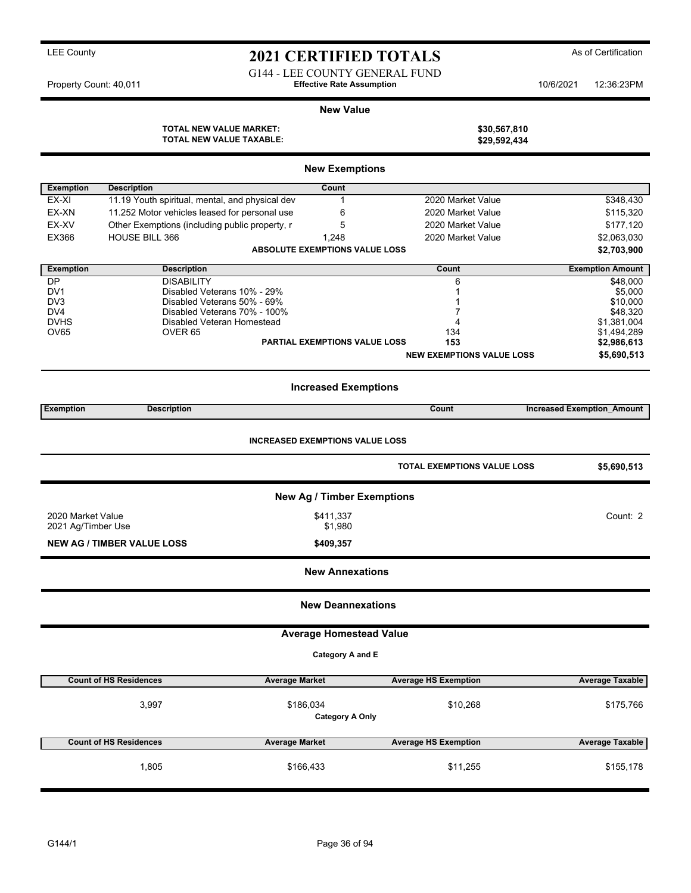LEE County

# 2021 CERTIFIED TOTALS

As of Certification

G144 - LEE COUNTY GENERAL FUND

Property Count: 40,011 **Effective Rate Assumption** 10/6/2021 12:36:23PM

## New Value

| | |
|---|---|
| **TOTAL NEW VALUE MARKET:** | **$30,567,810** |
| **TOTAL NEW VALUE TAXABLE:** | **$29,592,434** |

## New Exemptions

| Exemption | Description | Count | | |
|---|---|---|---|---|
| EX-XI | 11.19 Youth spiritual, mental, and physical dev | 1 | 2020 Market Value | $348,430 |
| EX-XN | 11.252 Motor vehicles leased for personal use | 6 | 2020 Market Value | $115,320 |
| EX-XV | Other Exemptions (including public property, r | 5 | 2020 Market Value | $177,120 |
| EX366 | HOUSE BILL 366 | 1,248 | 2020 Market Value | $2,063,030 |
| | | **ABSOLUTE EXEMPTIONS VALUE LOSS** | | **$2,703,900** |

| Exemption | Description | | Count | Exemption Amount |
|---|---|---|---|---|
| DP | DISABILITY | | 6 | $48,000 |
| DV1 | Disabled Veterans 10% - 29% | | 1 | $5,000 |
| DV3 | Disabled Veterans 50% - 69% | | 1 | $10,000 |
| DV4 | Disabled Veterans 70% - 100% | | 7 | $48,320 |
| DVHS | Disabled Veteran Homestead | | 4 | $1,381,004 |
| OV65 | OVER 65 | | 134 | $1,494,289 |
| | | **PARTIAL EXEMPTIONS VALUE LOSS** | **153** | **$2,986,613** |
| | | | **NEW EXEMPTIONS VALUE LOSS** | **$5,690,513** |

## Increased Exemptions

| Exemption | Description | Count | Increased Exemption_Amount |
|---|---|---|---|

**INCREASED EXEMPTIONS VALUE LOSS**

| | |
|---|---|
| **TOTAL EXEMPTIONS VALUE LOSS** | **$5,690,513** |

## New Ag / Timber Exemptions

| | | |
|---|---|---|
| 2020 Market Value | $411,337 | Count: 2 |
| 2021 Ag/Timber Use | $1,980 | |
| **NEW AG / TIMBER VALUE LOSS** | **$409,357** | |

## New Annexations

## New Deannexations

## Average Homestead Value

**Category A and E**

| Count of HS Residences | Average Market | Average HS Exemption | Average Taxable |
|---|---|---|---|
| 3,997 | $186,034 | $10,268 | $175,766 |

**Category A Only**

| Count of HS Residences | Average Market | Average HS Exemption | Average Taxable |
|---|---|---|---|
| 1,805 | $166,433 | $11,255 | $155,178 |

G144/1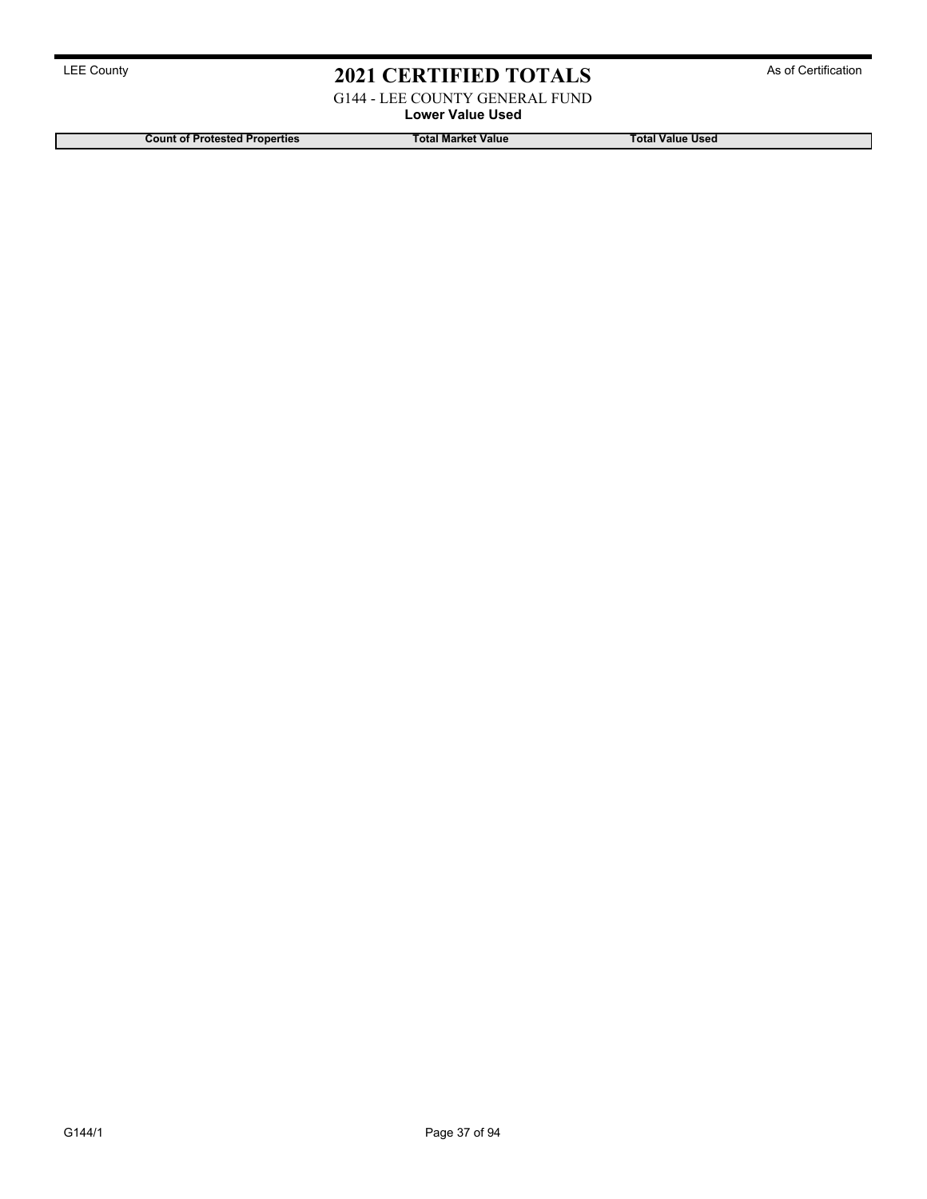LEE County

# 2021 CERTIFIED TOTALS

As of Certification

G144 - LEE COUNTY GENERAL FUND

**Lower Value Used**

| Count of Protested Properties | Total Market Value | Total Value Used |
| --- | --- | --- |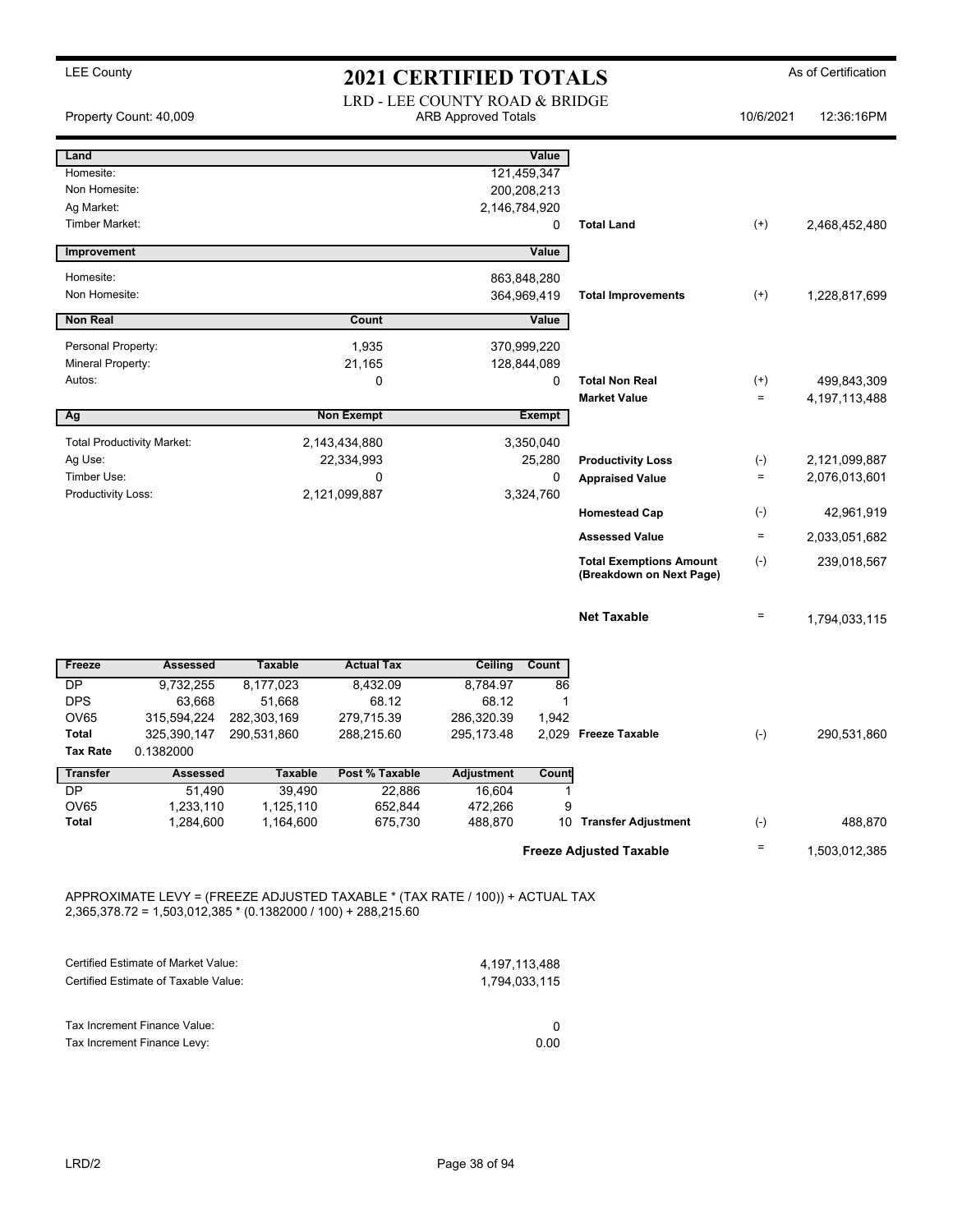LEE County

# 2021 CERTIFIED TOTALS

As of Certification

LRD - LEE COUNTY ROAD & BRIDGE

Property Count: 40,009 | ARB Approved Totals | 10/6/2021 12:36:16PM

| Land | | Value | | | |
|---|---|---|---|---|---|
| Homesite: | | 121,459,347 | | | |
| Non Homesite: | | 200,208,213 | | | |
| Ag Market: | | 2,146,784,920 | | | |
| Timber Market: | | 0 | Total Land | (+) | 2,468,452,480 |

| Improvement | | Value | | | |
|---|---|---|---|---|---|
| Homesite: | | 863,848,280 | | | |
| Non Homesite: | | 364,969,419 | Total Improvements | (+) | 1,228,817,699 |

| Non Real | Count | Value | | | |
|---|---|---|---|---|---|
| Personal Property: | 1,935 | 370,999,220 | | | |
| Mineral Property: | 21,165 | 128,844,089 | | | |
| Autos: | 0 | 0 | Total Non Real | (+) | 499,843,309 |
| | | | Market Value | = | 4,197,113,488 |

| Ag | Non Exempt | Exempt | | | |
|---|---|---|---|---|---|
| Total Productivity Market: | 2,143,434,880 | 3,350,040 | | | |
| Ag Use: | 22,334,993 | 25,280 | Productivity Loss | (-) | 2,121,099,887 |
| Timber Use: | 0 | 0 | Appraised Value | = | 2,076,013,601 |
| Productivity Loss: | 2,121,099,887 | 3,324,760 | | | |
| | | | Homestead Cap | (-) | 42,961,919 |
| | | | Assessed Value | = | 2,033,051,682 |
| | | | Total Exemptions Amount (Breakdown on Next Page) | (-) | 239,018,567 |
| | | | Net Taxable | = | 1,794,033,115 |

| Freeze | Assessed | Taxable | Actual Tax | Ceiling | Count | | | |
|---|---|---|---|---|---|---|---|---|
| DP | 9,732,255 | 8,177,023 | 8,432.09 | 8,784.97 | 86 | | | |
| DPS | 63,668 | 51,668 | 68.12 | 68.12 | 1 | | | |
| OV65 | 315,594,224 | 282,303,169 | 279,715.39 | 286,320.39 | 1,942 | | | |
| Total | 325,390,147 | 290,531,860 | 288,215.60 | 295,173.48 | 2,029 | Freeze Taxable | (-) | 290,531,860 |
| Tax Rate | 0.1382000 | | | | | | | |

| Transfer | Assessed | Taxable | Post % Taxable | Adjustment | Count | | | |
|---|---|---|---|---|---|---|---|---|
| DP | 51,490 | 39,490 | 22,886 | 16,604 | 1 | | | |
| OV65 | 1,233,110 | 1,125,110 | 652,844 | 472,266 | 9 | | | |
| Total | 1,284,600 | 1,164,600 | 675,730 | 488,870 | 10 | Transfer Adjustment | (-) | 488,870 |
| | | | | | | Freeze Adjusted Taxable | = | 1,503,012,385 |

APPROXIMATE LEVY = (FREEZE ADJUSTED TAXABLE * (TAX RATE / 100)) + ACTUAL TAX
2,365,378.72 = 1,503,012,385 * (0.1382000 / 100) + 288,215.60

| | |
|---|---|
| Certified Estimate of Market Value: | 4,197,113,488 |
| Certified Estimate of Taxable Value: | 1,794,033,115 |

| | |
|---|---|
| Tax Increment Finance Value: | 0 |
| Tax Increment Finance Levy: | 0.00 |

LRD/2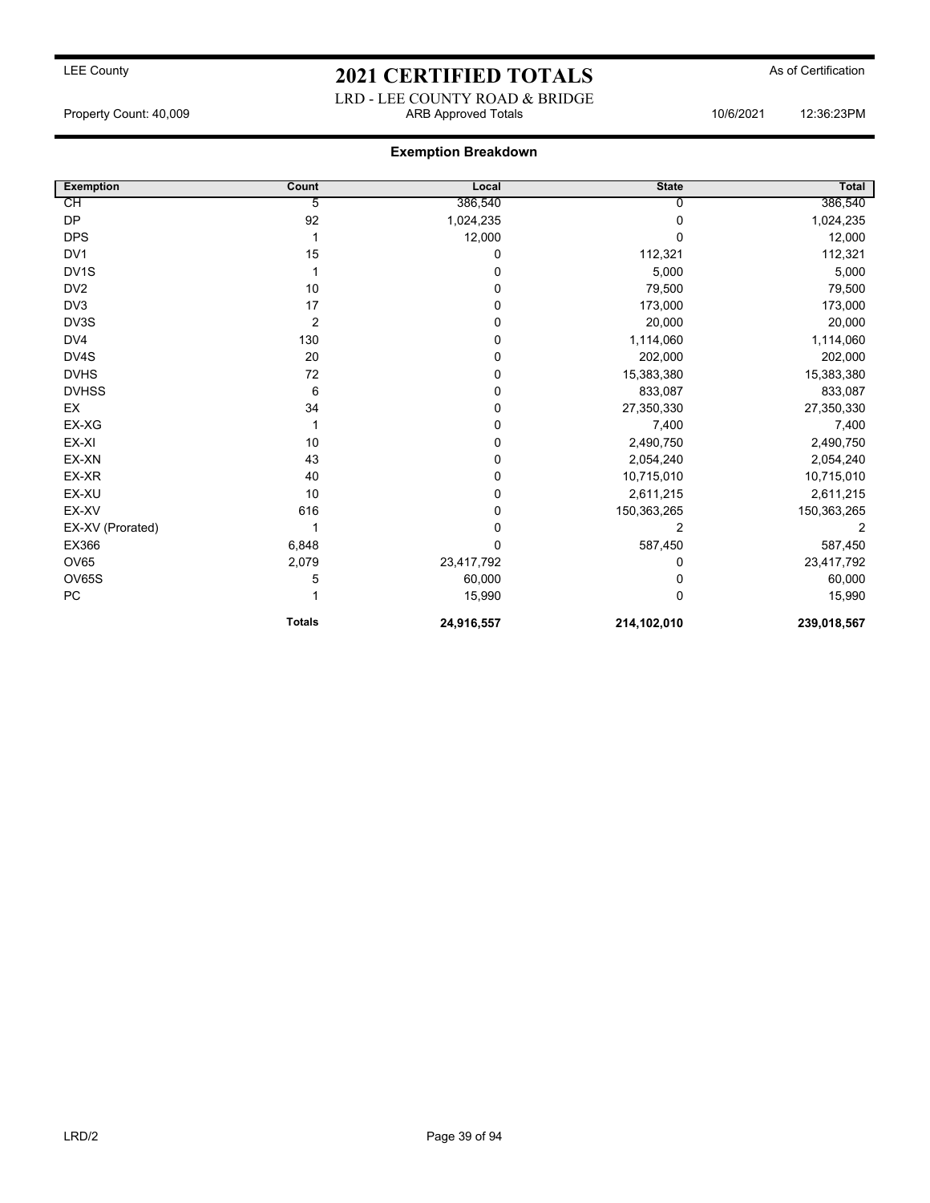LEE County

# 2021 CERTIFIED TOTALS

As of Certification

LRD - LEE COUNTY ROAD & BRIDGE

Property Count: 40,009 ARB Approved Totals 10/6/2021 12:36:23PM

## Exemption Breakdown

| Exemption | Count | Local | State | Total |
|---|---|---|---|---|
| CH | 5 | 386,540 | 0 | 386,540 |
| DP | 92 | 1,024,235 | 0 | 1,024,235 |
| DPS | 1 | 12,000 | 0 | 12,000 |
| DV1 | 15 | 0 | 112,321 | 112,321 |
| DV1S | 1 | 0 | 5,000 | 5,000 |
| DV2 | 10 | 0 | 79,500 | 79,500 |
| DV3 | 17 | 0 | 173,000 | 173,000 |
| DV3S | 2 | 0 | 20,000 | 20,000 |
| DV4 | 130 | 0 | 1,114,060 | 1,114,060 |
| DV4S | 20 | 0 | 202,000 | 202,000 |
| DVHS | 72 | 0 | 15,383,380 | 15,383,380 |
| DVHSS | 6 | 0 | 833,087 | 833,087 |
| EX | 34 | 0 | 27,350,330 | 27,350,330 |
| EX-XG | 1 | 0 | 7,400 | 7,400 |
| EX-XI | 10 | 0 | 2,490,750 | 2,490,750 |
| EX-XN | 43 | 0 | 2,054,240 | 2,054,240 |
| EX-XR | 40 | 0 | 10,715,010 | 10,715,010 |
| EX-XU | 10 | 0 | 2,611,215 | 2,611,215 |
| EX-XV | 616 | 0 | 150,363,265 | 150,363,265 |
| EX-XV (Prorated) | 1 | 0 | 2 | 2 |
| EX366 | 6,848 | 0 | 587,450 | 587,450 |
| OV65 | 2,079 | 23,417,792 | 0 | 23,417,792 |
| OV65S | 5 | 60,000 | 0 | 60,000 |
| PC | 1 | 15,990 | 0 | 15,990 |
| | **Totals** | **24,916,557** | **214,102,010** | **239,018,567** |

LRD/2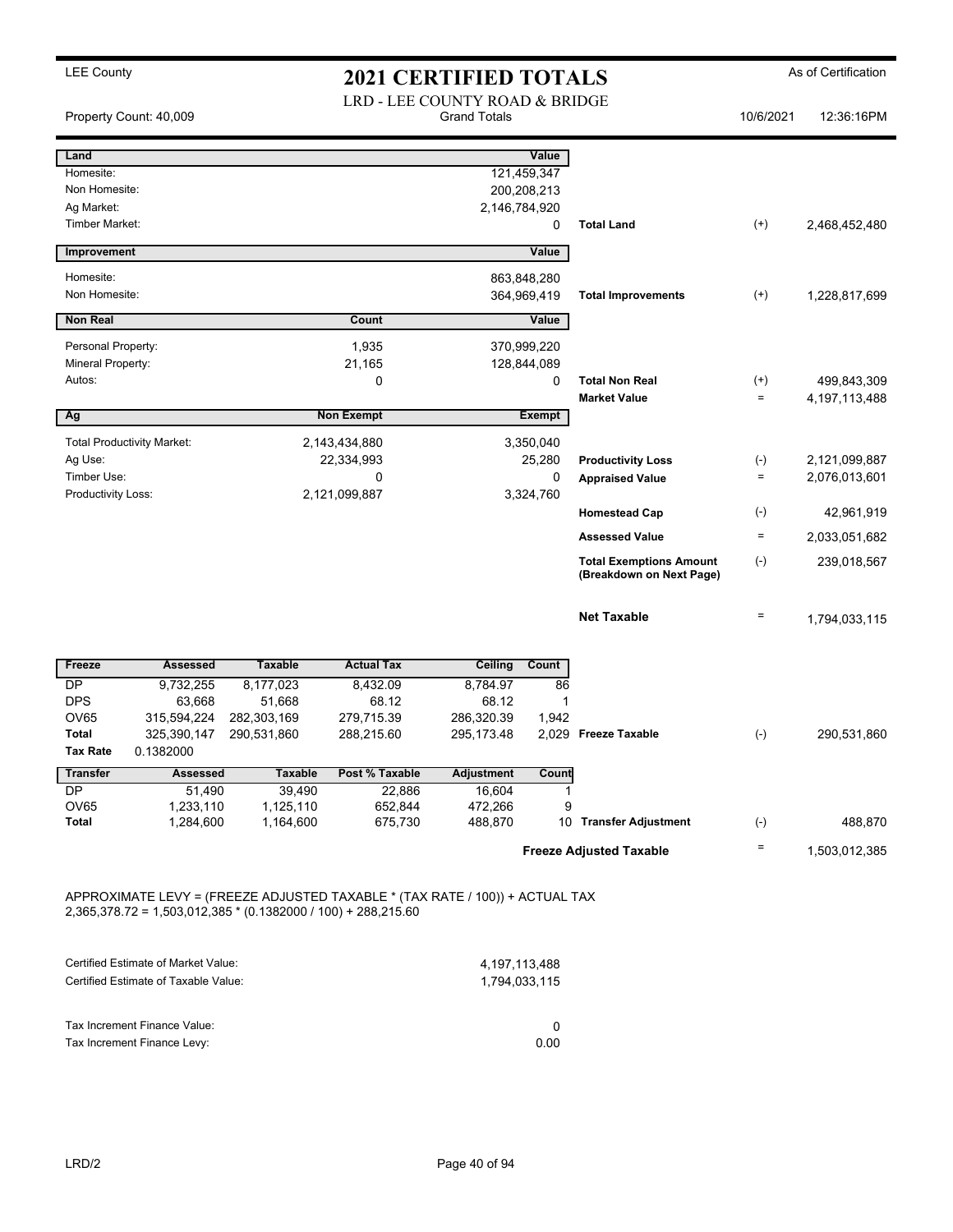LEE County

# 2021 CERTIFIED TOTALS

As of Certification

LRD - LEE COUNTY ROAD & BRIDGE

Property Count: 40,009 — Grand Totals — 10/6/2021 12:36:16PM

| Land | | Value | | | |
|---|---|---|---|---|---|
| Homesite: | | 121,459,347 | | | |
| Non Homesite: | | 200,208,213 | | | |
| Ag Market: | | 2,146,784,920 | | | |
| Timber Market: | | 0 | Total Land | (+) | 2,468,452,480 |

| Improvement | | Value | | | |
|---|---|---|---|---|---|
| Homesite: | | 863,848,280 | | | |
| Non Homesite: | | 364,969,419 | Total Improvements | (+) | 1,228,817,699 |

| Non Real | Count | Value | | | |
|---|---|---|---|---|---|
| Personal Property: | 1,935 | 370,999,220 | | | |
| Mineral Property: | 21,165 | 128,844,089 | | | |
| Autos: | 0 | 0 | Total Non Real | (+) | 499,843,309 |
| | | | Market Value | = | 4,197,113,488 |

| Ag | Non Exempt | Exempt | | | |
|---|---|---|---|---|---|
| Total Productivity Market: | 2,143,434,880 | 3,350,040 | | | |
| Ag Use: | 22,334,993 | 25,280 | Productivity Loss | (-) | 2,121,099,887 |
| Timber Use: | 0 | 0 | Appraised Value | = | 2,076,013,601 |
| Productivity Loss: | 2,121,099,887 | 3,324,760 | | | |
| | | | Homestead Cap | (-) | 42,961,919 |
| | | | Assessed Value | = | 2,033,051,682 |
| | | | Total Exemptions Amount (Breakdown on Next Page) | (-) | 239,018,567 |
| | | | Net Taxable | = | 1,794,033,115 |

| Freeze | Assessed | Taxable | Actual Tax | Ceiling | Count | | | |
|---|---|---|---|---|---|---|---|---|
| DP | 9,732,255 | 8,177,023 | 8,432.09 | 8,784.97 | 86 | | | |
| DPS | 63,668 | 51,668 | 68.12 | 68.12 | 1 | | | |
| OV65 | 315,594,224 | 282,303,169 | 279,715.39 | 286,320.39 | 1,942 | | | |
| Total | 325,390,147 | 290,531,860 | 288,215.60 | 295,173.48 | 2,029 | Freeze Taxable | (-) | 290,531,860 |
| Tax Rate | 0.1382000 | | | | | | | |

| Transfer | Assessed | Taxable | Post % Taxable | Adjustment | Count | | | |
|---|---|---|---|---|---|---|---|---|
| DP | 51,490 | 39,490 | 22,886 | 16,604 | 1 | | | |
| OV65 | 1,233,110 | 1,125,110 | 652,844 | 472,266 | 9 | | | |
| Total | 1,284,600 | 1,164,600 | 675,730 | 488,870 | 10 | Transfer Adjustment | (-) | 488,870 |
| | | | | | | Freeze Adjusted Taxable | = | 1,503,012,385 |

APPROXIMATE LEVY = (FREEZE ADJUSTED TAXABLE * (TAX RATE / 100)) + ACTUAL TAX
2,365,378.72 = 1,503,012,385 * (0.1382000 / 100) + 288,215.60

| | |
|---|---|
| Certified Estimate of Market Value: | 4,197,113,488 |
| Certified Estimate of Taxable Value: | 1,794,033,115 |
| Tax Increment Finance Value: | 0 |
| Tax Increment Finance Levy: | 0.00 |

LRD/2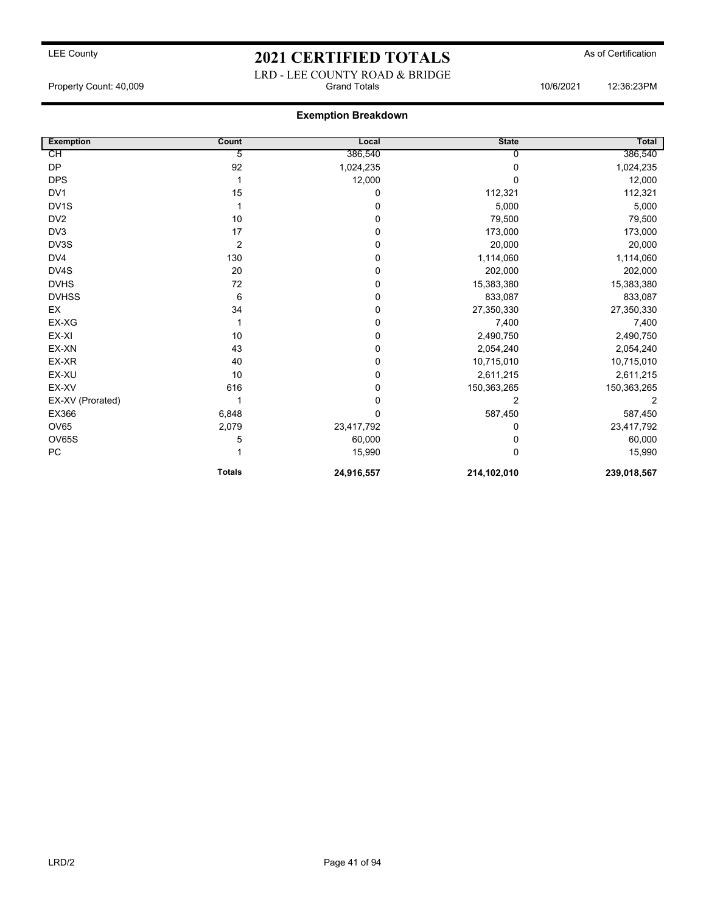LEE County

# 2021 CERTIFIED TOTALS

As of Certification

LRD - LEE COUNTY ROAD & BRIDGE

Property Count: 40,009 | Grand Totals | 10/6/2021 12:36:23PM

## Exemption Breakdown

| Exemption | Count | Local | State | Total |
|---|---|---|---|---|
| CH | 5 | 386,540 | 0 | 386,540 |
| DP | 92 | 1,024,235 | 0 | 1,024,235 |
| DPS | 1 | 12,000 | 0 | 12,000 |
| DV1 | 15 | 0 | 112,321 | 112,321 |
| DV1S | 1 | 0 | 5,000 | 5,000 |
| DV2 | 10 | 0 | 79,500 | 79,500 |
| DV3 | 17 | 0 | 173,000 | 173,000 |
| DV3S | 2 | 0 | 20,000 | 20,000 |
| DV4 | 130 | 0 | 1,114,060 | 1,114,060 |
| DV4S | 20 | 0 | 202,000 | 202,000 |
| DVHS | 72 | 0 | 15,383,380 | 15,383,380 |
| DVHSS | 6 | 0 | 833,087 | 833,087 |
| EX | 34 | 0 | 27,350,330 | 27,350,330 |
| EX-XG | 1 | 0 | 7,400 | 7,400 |
| EX-XI | 10 | 0 | 2,490,750 | 2,490,750 |
| EX-XN | 43 | 0 | 2,054,240 | 2,054,240 |
| EX-XR | 40 | 0 | 10,715,010 | 10,715,010 |
| EX-XU | 10 | 0 | 2,611,215 | 2,611,215 |
| EX-XV | 616 | 0 | 150,363,265 | 150,363,265 |
| EX-XV (Prorated) | 1 | 0 | 2 | 2 |
| EX366 | 6,848 | 0 | 587,450 | 587,450 |
| OV65 | 2,079 | 23,417,792 | 0 | 23,417,792 |
| OV65S | 5 | 60,000 | 0 | 60,000 |
| PC | 1 | 15,990 | 0 | 15,990 |
| | **Totals** | **24,916,557** | **214,102,010** | **239,018,567** |

LRD/2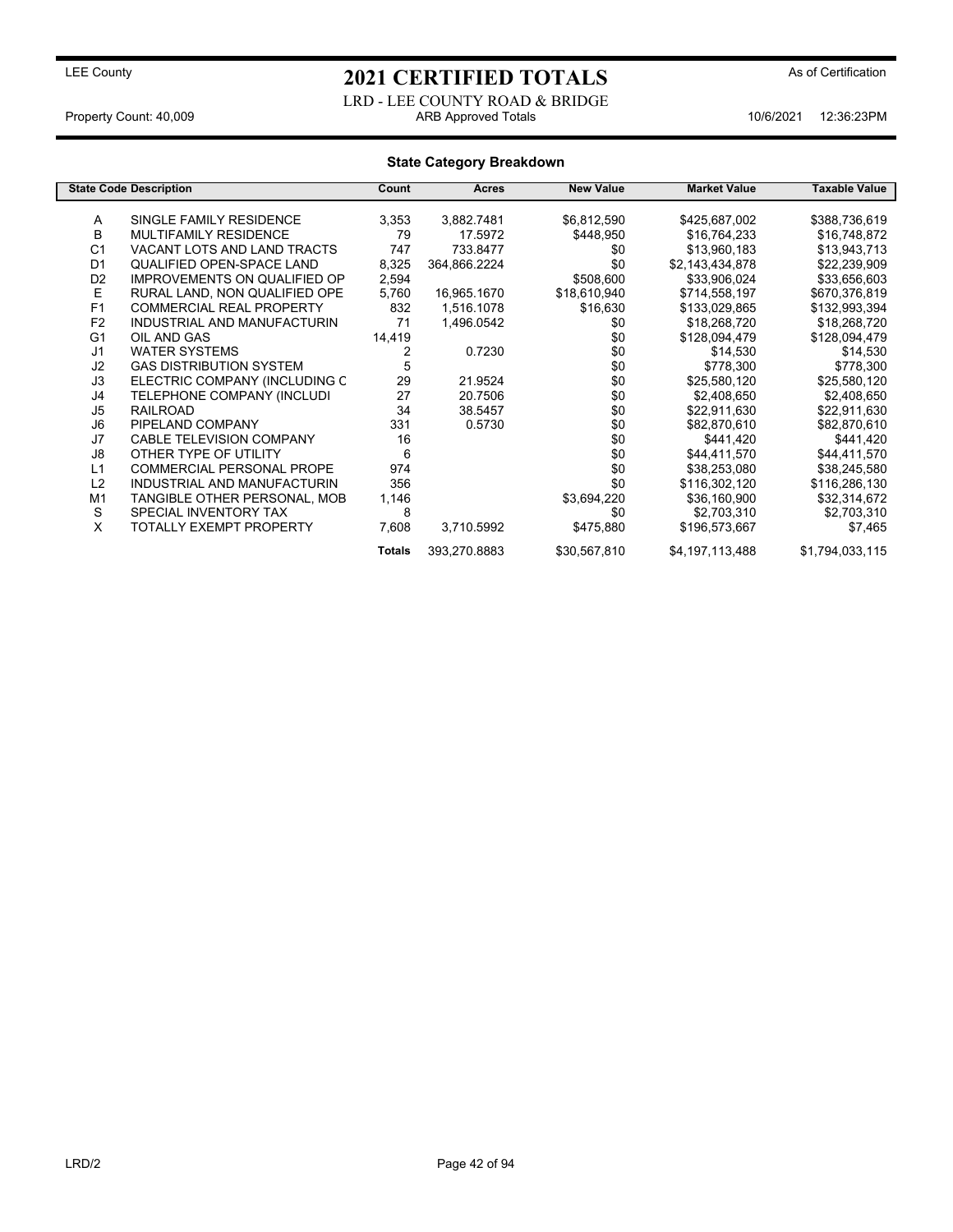LEE County

# 2021 CERTIFIED TOTALS

As of Certification

LRD - LEE COUNTY ROAD & BRIDGE

Property Count: 40,009 | ARB Approved Totals | 10/6/2021 12:36:23PM

## State Category Breakdown

| State Code | Description | Count | Acres | New Value | Market Value | Taxable Value |
|---|---|---|---|---|---|---|
| A | SINGLE FAMILY RESIDENCE | 3,353 | 3,882.7481 | $6,812,590 | $425,687,002 | $388,736,619 |
| B | MULTIFAMILY RESIDENCE | 79 | 17.5972 | $448,950 | $16,764,233 | $16,748,872 |
| C1 | VACANT LOTS AND LAND TRACTS | 747 | 733.8477 | $0 | $13,960,183 | $13,943,713 |
| D1 | QUALIFIED OPEN-SPACE LAND | 8,325 | 364,866.2224 | $0 | $2,143,434,878 | $22,239,909 |
| D2 | IMPROVEMENTS ON QUALIFIED OP | 2,594 | | $508,600 | $33,906,024 | $33,656,603 |
| E | RURAL LAND, NON QUALIFIED OPE | 5,760 | 16,965.1670 | $18,610,940 | $714,558,197 | $670,376,819 |
| F1 | COMMERCIAL REAL PROPERTY | 832 | 1,516.1078 | $16,630 | $133,029,865 | $132,993,394 |
| F2 | INDUSTRIAL AND MANUFACTURIN | 71 | 1,496.0542 | $0 | $18,268,720 | $18,268,720 |
| G1 | OIL AND GAS | 14,419 | | $0 | $128,094,479 | $128,094,479 |
| J1 | WATER SYSTEMS | 2 | 0.7230 | $0 | $14,530 | $14,530 |
| J2 | GAS DISTRIBUTION SYSTEM | 5 | | $0 | $778,300 | $778,300 |
| J3 | ELECTRIC COMPANY (INCLUDING C | 29 | 21.9524 | $0 | $25,580,120 | $25,580,120 |
| J4 | TELEPHONE COMPANY (INCLUDI | 27 | 20.7506 | $0 | $2,408,650 | $2,408,650 |
| J5 | RAILROAD | 34 | 38.5457 | $0 | $22,911,630 | $22,911,630 |
| J6 | PIPELAND COMPANY | 331 | 0.5730 | $0 | $82,870,610 | $82,870,610 |
| J7 | CABLE TELEVISION COMPANY | 16 | | $0 | $441,420 | $441,420 |
| J8 | OTHER TYPE OF UTILITY | 6 | | $0 | $44,411,570 | $44,411,570 |
| L1 | COMMERCIAL PERSONAL PROPE | 974 | | $0 | $38,253,080 | $38,245,580 |
| L2 | INDUSTRIAL AND MANUFACTURIN | 356 | | $0 | $116,302,120 | $116,286,130 |
| M1 | TANGIBLE OTHER PERSONAL, MOB | 1,146 | | $3,694,220 | $36,160,900 | $32,314,672 |
| S | SPECIAL INVENTORY TAX | 8 | | $0 | $2,703,310 | $2,703,310 |
| X | TOTALLY EXEMPT PROPERTY | 7,608 | 3,710.5992 | $475,880 | $196,573,667 | $7,465 |
| | | **Totals** | 393,270.8883 | $30,567,810 | $4,197,113,488 | $1,794,033,115 |

LRD/2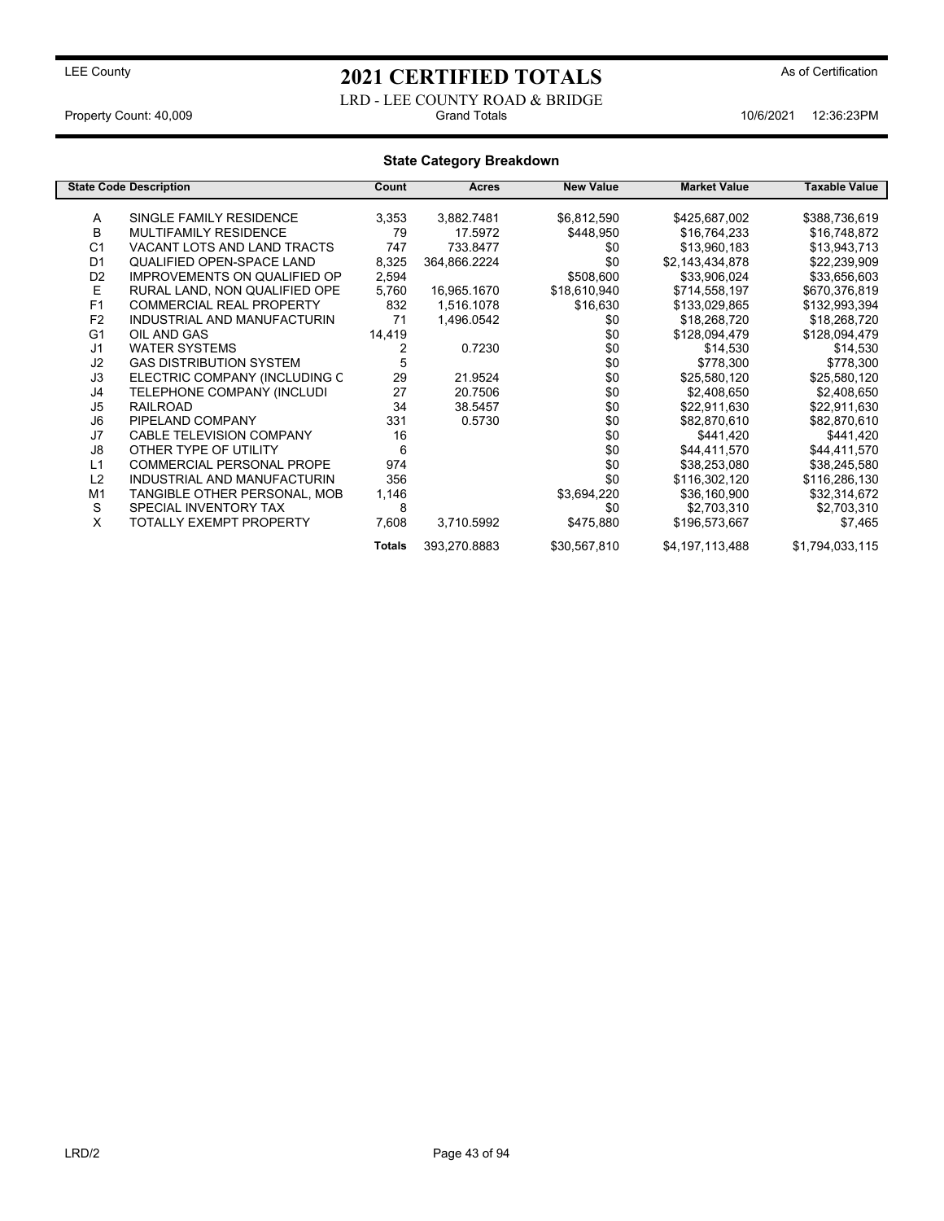LEE County

# 2021 CERTIFIED TOTALS

As of Certification

LRD - LEE COUNTY ROAD & BRIDGE

Property Count: 40,009 | Grand Totals | 10/6/2021 12:36:23PM

## State Category Breakdown

| State Code | Description | Count | Acres | New Value | Market Value | Taxable Value |
|---|---|---|---|---|---|---|
| A | SINGLE FAMILY RESIDENCE | 3,353 | 3,882.7481 | $6,812,590 | $425,687,002 | $388,736,619 |
| B | MULTIFAMILY RESIDENCE | 79 | 17.5972 | $448,950 | $16,764,233 | $16,748,872 |
| C1 | VACANT LOTS AND LAND TRACTS | 747 | 733.8477 | $0 | $13,960,183 | $13,943,713 |
| D1 | QUALIFIED OPEN-SPACE LAND | 8,325 | 364,866.2224 | $0 | $2,143,434,878 | $22,239,909 |
| D2 | IMPROVEMENTS ON QUALIFIED OP | 2,594 | | $508,600 | $33,906,024 | $33,656,603 |
| E | RURAL LAND, NON QUALIFIED OPE | 5,760 | 16,965.1670 | $18,610,940 | $714,558,197 | $670,376,819 |
| F1 | COMMERCIAL REAL PROPERTY | 832 | 1,516.1078 | $16,630 | $133,029,865 | $132,993,394 |
| F2 | INDUSTRIAL AND MANUFACTURIN | 71 | 1,496.0542 | $0 | $18,268,720 | $18,268,720 |
| G1 | OIL AND GAS | 14,419 | | $0 | $128,094,479 | $128,094,479 |
| J1 | WATER SYSTEMS | 2 | 0.7230 | $0 | $14,530 | $14,530 |
| J2 | GAS DISTRIBUTION SYSTEM | 5 | | $0 | $778,300 | $778,300 |
| J3 | ELECTRIC COMPANY (INCLUDING C | 29 | 21.9524 | $0 | $25,580,120 | $25,580,120 |
| J4 | TELEPHONE COMPANY (INCLUDI | 27 | 20.7506 | $0 | $2,408,650 | $2,408,650 |
| J5 | RAILROAD | 34 | 38.5457 | $0 | $22,911,630 | $22,911,630 |
| J6 | PIPELAND COMPANY | 331 | 0.5730 | $0 | $82,870,610 | $82,870,610 |
| J7 | CABLE TELEVISION COMPANY | 16 | | $0 | $441,420 | $441,420 |
| J8 | OTHER TYPE OF UTILITY | 6 | | $0 | $44,411,570 | $44,411,570 |
| L1 | COMMERCIAL PERSONAL PROPE | 974 | | $0 | $38,253,080 | $38,245,580 |
| L2 | INDUSTRIAL AND MANUFACTURIN | 356 | | $0 | $116,302,120 | $116,286,130 |
| M1 | TANGIBLE OTHER PERSONAL, MOB | 1,146 | | $3,694,220 | $36,160,900 | $32,314,672 |
| S | SPECIAL INVENTORY TAX | 8 | | $0 | $2,703,310 | $2,703,310 |
| X | TOTALLY EXEMPT PROPERTY | 7,608 | 3,710.5992 | $475,880 | $196,573,667 | $7,465 |
| | | **Totals** | 393,270.8883 | $30,567,810 | $4,197,113,488 | $1,794,033,115 |

LRD/2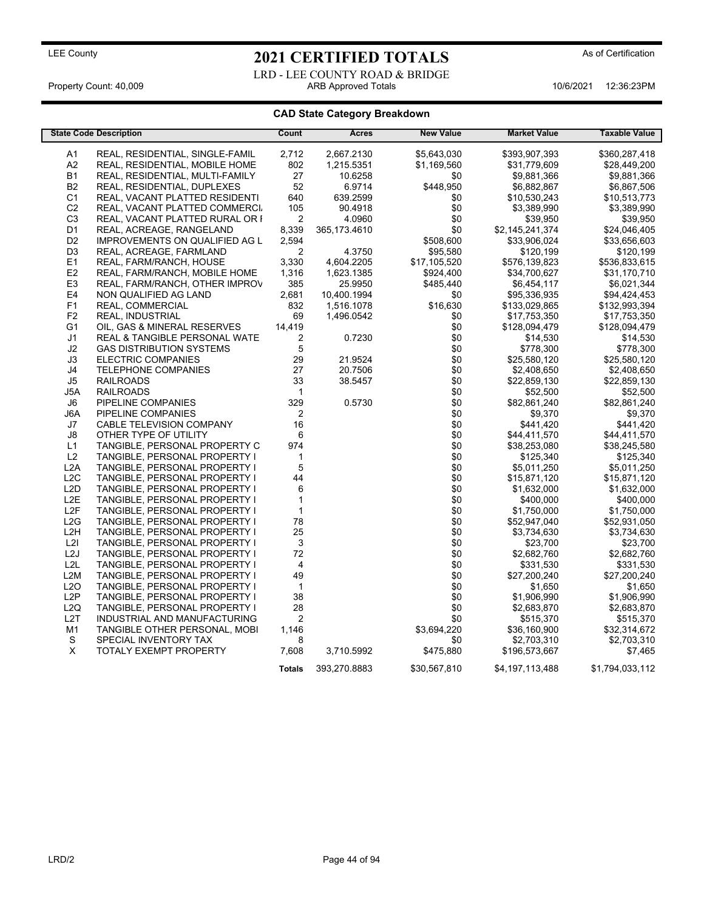LEE County

# 2021 CERTIFIED TOTALS

As of Certification

LRD - LEE COUNTY ROAD & BRIDGE

Property Count: 40,009 | ARB Approved Totals | 10/6/2021 12:36:23PM

## CAD State Category Breakdown

| State Code | Description | Count | Acres | New Value | Market Value | Taxable Value |
|---|---|---|---|---|---|---|
| A1 | REAL, RESIDENTIAL, SINGLE-FAMIL | 2,712 | 2,667.2130 | $5,643,030 | $393,907,393 | $360,287,418 |
| A2 | REAL, RESIDENTIAL, MOBILE HOME | 802 | 1,215.5351 | $1,169,560 | $31,779,609 | $28,449,200 |
| B1 | REAL, RESIDENTIAL, MULTI-FAMILY | 27 | 10.6258 | $0 | $9,881,366 | $9,881,366 |
| B2 | REAL, RESIDENTIAL, DUPLEXES | 52 | 6.9714 | $448,950 | $6,882,867 | $6,867,506 |
| C1 | REAL, VACANT PLATTED RESIDENTI | 640 | 639.2599 | $0 | $10,530,243 | $10,513,773 |
| C2 | REAL, VACANT PLATTED COMMERCI | 105 | 90.4918 | $0 | $3,389,990 | $3,389,990 |
| C3 | REAL, VACANT PLATTED RURAL OR I | 2 | 4.0960 | $0 | $39,950 | $39,950 |
| D1 | REAL, ACREAGE, RANGELAND | 8,339 | 365,173.4610 | $0 | $2,145,241,374 | $24,046,405 |
| D2 | IMPROVEMENTS ON QUALIFIED AG L | 2,594 | | $508,600 | $33,906,024 | $33,656,603 |
| D3 | REAL, ACREAGE, FARMLAND | 2 | 4.3750 | $95,580 | $120,199 | $120,199 |
| E1 | REAL, FARM/RANCH, HOUSE | 3,330 | 4,604.2205 | $17,105,520 | $576,139,823 | $536,833,615 |
| E2 | REAL, FARM/RANCH, MOBILE HOME | 1,316 | 1,623.1385 | $924,400 | $34,700,627 | $31,170,710 |
| E3 | REAL, FARM/RANCH, OTHER IMPROV | 385 | 25.9950 | $485,440 | $6,454,117 | $6,021,344 |
| E4 | NON QUALIFIED AG LAND | 2,681 | 10,400.1994 | $0 | $95,336,935 | $94,424,453 |
| F1 | REAL, COMMERCIAL | 832 | 1,516.1078 | $16,630 | $133,029,865 | $132,993,394 |
| F2 | REAL, INDUSTRIAL | 69 | 1,496.0542 | $0 | $17,753,350 | $17,753,350 |
| G1 | OIL, GAS & MINERAL RESERVES | 14,419 | | $0 | $128,094,479 | $128,094,479 |
| J1 | REAL & TANGIBLE PERSONAL WATE | 2 | 0.7230 | $0 | $14,530 | $14,530 |
| J2 | GAS DISTRIBUTION SYSTEMS | 5 | | $0 | $778,300 | $778,300 |
| J3 | ELECTRIC COMPANIES | 29 | 21.9524 | $0 | $25,580,120 | $25,580,120 |
| J4 | TELEPHONE COMPANIES | 27 | 20.7506 | $0 | $2,408,650 | $2,408,650 |
| J5 | RAILROADS | 33 | 38.5457 | $0 | $22,859,130 | $22,859,130 |
| J5A | RAILROADS | 1 | | $0 | $52,500 | $52,500 |
| J6 | PIPELINE COMPANIES | 329 | 0.5730 | $0 | $82,861,240 | $82,861,240 |
| J6A | PIPELINE COMPANIES | 2 | | $0 | $9,370 | $9,370 |
| J7 | CABLE TELEVISION COMPANY | 16 | | $0 | $441,420 | $441,420 |
| J8 | OTHER TYPE OF UTILITY | 6 | | $0 | $44,411,570 | $44,411,570 |
| L1 | TANGIBLE, PERSONAL PROPERTY C | 974 | | $0 | $38,253,080 | $38,245,580 |
| L2 | TANGIBLE, PERSONAL PROPERTY I | 1 | | $0 | $125,340 | $125,340 |
| L2A | TANGIBLE, PERSONAL PROPERTY I | 5 | | $0 | $5,011,250 | $5,011,250 |
| L2C | TANGIBLE, PERSONAL PROPERTY I | 44 | | $0 | $15,871,120 | $15,871,120 |
| L2D | TANGIBLE, PERSONAL PROPERTY I | 6 | | $0 | $1,632,000 | $1,632,000 |
| L2E | TANGIBLE, PERSONAL PROPERTY I | 1 | | $0 | $400,000 | $400,000 |
| L2F | TANGIBLE, PERSONAL PROPERTY I | 1 | | $0 | $1,750,000 | $1,750,000 |
| L2G | TANGIBLE, PERSONAL PROPERTY I | 78 | | $0 | $52,947,040 | $52,931,050 |
| L2H | TANGIBLE, PERSONAL PROPERTY I | 25 | | $0 | $3,734,630 | $3,734,630 |
| L2I | TANGIBLE, PERSONAL PROPERTY I | 3 | | $0 | $23,700 | $23,700 |
| L2J | TANGIBLE, PERSONAL PROPERTY I | 72 | | $0 | $2,682,760 | $2,682,760 |
| L2L | TANGIBLE, PERSONAL PROPERTY I | 4 | | $0 | $331,530 | $331,530 |
| L2M | TANGIBLE, PERSONAL PROPERTY I | 49 | | $0 | $27,200,240 | $27,200,240 |
| L2O | TANGIBLE, PERSONAL PROPERTY I | 1 | | $0 | $1,650 | $1,650 |
| L2P | TANGIBLE, PERSONAL PROPERTY I | 38 | | $0 | $1,906,990 | $1,906,990 |
| L2Q | TANGIBLE, PERSONAL PROPERTY I | 28 | | $0 | $2,683,870 | $2,683,870 |
| L2T | INDUSTRIAL AND MANUFACTURING | 2 | | $0 | $515,370 | $515,370 |
| M1 | TANGIBLE OTHER PERSONAL, MOBI | 1,146 | | $3,694,220 | $36,160,900 | $32,314,672 |
| S | SPECIAL INVENTORY TAX | 8 | | $0 | $2,703,310 | $2,703,310 |
| X | TOTALY EXEMPT PROPERTY | 7,608 | 3,710.5992 | $475,880 | $196,573,667 | $7,465 |
| | | **Totals** | 393,270.8883 | $30,567,810 | $4,197,113,488 | $1,794,033,112 |

LRD/2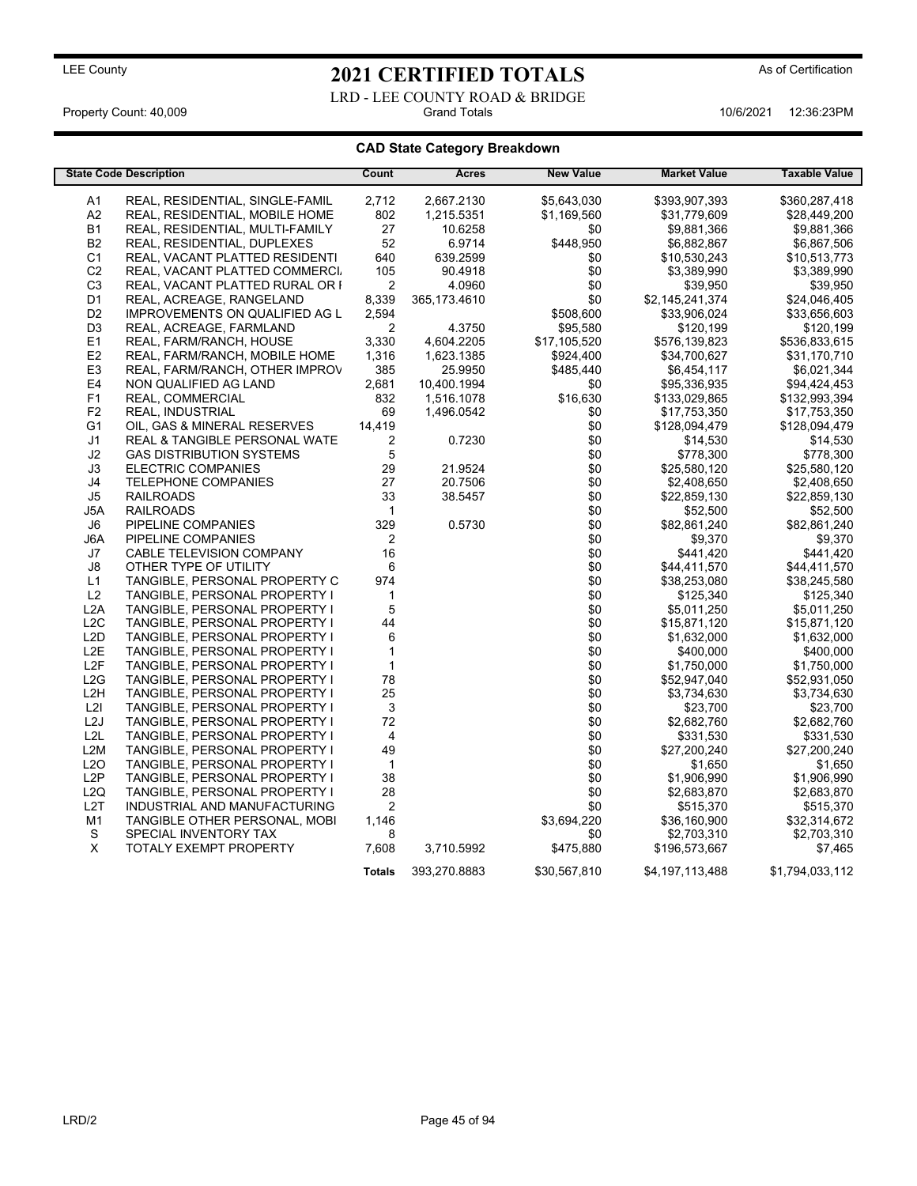LEE County

# 2021 CERTIFIED TOTALS

As of Certification

LRD - LEE COUNTY ROAD & BRIDGE

Property Count: 40,009 | Grand Totals | 10/6/2021 12:36:23PM

## CAD State Category Breakdown

| State Code | Description | Count | Acres | New Value | Market Value | Taxable Value |
|---|---|---|---|---|---|---|
| A1 | REAL, RESIDENTIAL, SINGLE-FAMIL | 2,712 | 2,667.2130 | $5,643,030 | $393,907,393 | $360,287,418 |
| A2 | REAL, RESIDENTIAL, MOBILE HOME | 802 | 1,215.5351 | $1,169,560 | $31,779,609 | $28,449,200 |
| B1 | REAL, RESIDENTIAL, MULTI-FAMILY | 27 | 10.6258 | $0 | $9,881,366 | $9,881,366 |
| B2 | REAL, RESIDENTIAL, DUPLEXES | 52 | 6.9714 | $448,950 | $6,882,867 | $6,867,506 |
| C1 | REAL, VACANT PLATTED RESIDENTI | 640 | 639.2599 | $0 | $10,530,243 | $10,513,773 |
| C2 | REAL, VACANT PLATTED COMMERCI. | 105 | 90.4918 | $0 | $3,389,990 | $3,389,990 |
| C3 | REAL, VACANT PLATTED RURAL OR I | 2 | 4.0960 | $0 | $39,950 | $39,950 |
| D1 | REAL, ACREAGE, RANGELAND | 8,339 | 365,173.4610 | $0 | $2,145,241,374 | $24,046,405 |
| D2 | IMPROVEMENTS ON QUALIFIED AG L | 2,594 | | $508,600 | $33,906,024 | $33,656,603 |
| D3 | REAL, ACREAGE, FARMLAND | 2 | 4.3750 | $95,580 | $120,199 | $120,199 |
| E1 | REAL, FARM/RANCH, HOUSE | 3,330 | 4,604.2205 | $17,105,520 | $576,139,823 | $536,833,615 |
| E2 | REAL, FARM/RANCH, MOBILE HOME | 1,316 | 1,623.1385 | $924,400 | $34,700,627 | $31,170,710 |
| E3 | REAL, FARM/RANCH, OTHER IMPROV | 385 | 25.9950 | $485,440 | $6,454,117 | $6,021,344 |
| E4 | NON QUALIFIED AG LAND | 2,681 | 10,400.1994 | $0 | $95,336,935 | $94,424,453 |
| F1 | REAL, COMMERCIAL | 832 | 1,516.1078 | $16,630 | $133,029,865 | $132,993,394 |
| F2 | REAL, INDUSTRIAL | 69 | 1,496.0542 | $0 | $17,753,350 | $17,753,350 |
| G1 | OIL, GAS & MINERAL RESERVES | 14,419 | | $0 | $128,094,479 | $128,094,479 |
| J1 | REAL & TANGIBLE PERSONAL WATE | 2 | 0.7230 | $0 | $14,530 | $14,530 |
| J2 | GAS DISTRIBUTION SYSTEMS | 5 | | $0 | $778,300 | $778,300 |
| J3 | ELECTRIC COMPANIES | 29 | 21.9524 | $0 | $25,580,120 | $25,580,120 |
| J4 | TELEPHONE COMPANIES | 27 | 20.7506 | $0 | $2,408,650 | $2,408,650 |
| J5 | RAILROADS | 33 | 38.5457 | $0 | $22,859,130 | $22,859,130 |
| J5A | RAILROADS | 1 | | $0 | $52,500 | $52,500 |
| J6 | PIPELINE COMPANIES | 329 | 0.5730 | $0 | $82,861,240 | $82,861,240 |
| J6A | PIPELINE COMPANIES | 2 | | $0 | $9,370 | $9,370 |
| J7 | CABLE TELEVISION COMPANY | 16 | | $0 | $441,420 | $441,420 |
| J8 | OTHER TYPE OF UTILITY | 6 | | $0 | $44,411,570 | $44,411,570 |
| L1 | TANGIBLE, PERSONAL PROPERTY C | 974 | | $0 | $38,253,080 | $38,245,580 |
| L2 | TANGIBLE, PERSONAL PROPERTY I | 1 | | $0 | $125,340 | $125,340 |
| L2A | TANGIBLE, PERSONAL PROPERTY I | 5 | | $0 | $5,011,250 | $5,011,250 |
| L2C | TANGIBLE, PERSONAL PROPERTY I | 44 | | $0 | $15,871,120 | $15,871,120 |
| L2D | TANGIBLE, PERSONAL PROPERTY I | 6 | | $0 | $1,632,000 | $1,632,000 |
| L2E | TANGIBLE, PERSONAL PROPERTY I | 1 | | $0 | $400,000 | $400,000 |
| L2F | TANGIBLE, PERSONAL PROPERTY I | 1 | | $0 | $1,750,000 | $1,750,000 |
| L2G | TANGIBLE, PERSONAL PROPERTY I | 78 | | $0 | $52,947,040 | $52,931,050 |
| L2H | TANGIBLE, PERSONAL PROPERTY I | 25 | | $0 | $3,734,630 | $3,734,630 |
| L2I | TANGIBLE, PERSONAL PROPERTY I | 3 | | $0 | $23,700 | $23,700 |
| L2J | TANGIBLE, PERSONAL PROPERTY I | 72 | | $0 | $2,682,760 | $2,682,760 |
| L2L | TANGIBLE, PERSONAL PROPERTY I | 4 | | $0 | $331,530 | $331,530 |
| L2M | TANGIBLE, PERSONAL PROPERTY I | 49 | | $0 | $27,200,240 | $27,200,240 |
| L2O | TANGIBLE, PERSONAL PROPERTY I | 1 | | $0 | $1,650 | $1,650 |
| L2P | TANGIBLE, PERSONAL PROPERTY I | 38 | | $0 | $1,906,990 | $1,906,990 |
| L2Q | TANGIBLE, PERSONAL PROPERTY I | 28 | | $0 | $2,683,870 | $2,683,870 |
| L2T | INDUSTRIAL AND MANUFACTURING | 2 | | $0 | $515,370 | $515,370 |
| M1 | TANGIBLE OTHER PERSONAL, MOBI | 1,146 | | $3,694,220 | $36,160,900 | $32,314,672 |
| S | SPECIAL INVENTORY TAX | 8 | | $0 | $2,703,310 | $2,703,310 |
| X | TOTALY EXEMPT PROPERTY | 7,608 | 3,710.5992 | $475,880 | $196,573,667 | $7,465 |
| | | **Totals** | 393,270.8883 | $30,567,810 | $4,197,113,488 | $1,794,033,112 |

LRD/2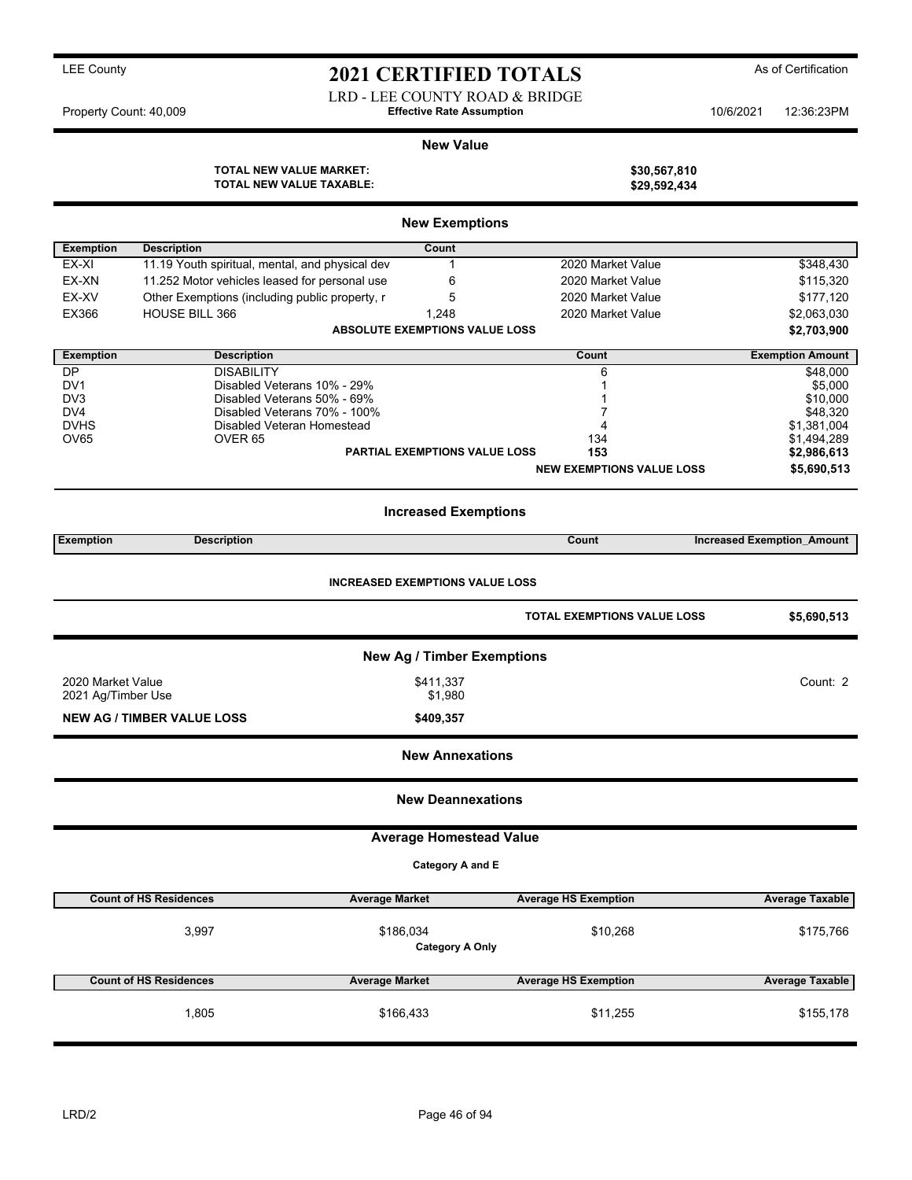LEE County

# 2021 CERTIFIED TOTALS

As of Certification

LRD - LEE COUNTY ROAD & BRIDGE

Property Count: 40,009

**Effective Rate Assumption**

10/6/2021 12:36:23PM

## New Value

**TOTAL NEW VALUE MARKET:** **$30,567,810**

**TOTAL NEW VALUE TAXABLE:** **$29,592,434**

## New Exemptions

| Exemption | Description | Count | | |
|---|---|---|---|---|
| EX-XI | 11.19 Youth spiritual, mental, and physical dev | 1 | 2020 Market Value | $348,430 |
| EX-XN | 11.252 Motor vehicles leased for personal use | 6 | 2020 Market Value | $115,320 |
| EX-XV | Other Exemptions (including public property, r | 5 | 2020 Market Value | $177,120 |
| EX366 | HOUSE BILL 366 | 1,248 | 2020 Market Value | $2,063,030 |
| | **ABSOLUTE EXEMPTIONS VALUE LOSS** | | | **$2,703,900** |

| Exemption | Description | Count | Exemption Amount |
|---|---|---|---|
| DP | DISABILITY | 6 | $48,000 |
| DV1 | Disabled Veterans 10% - 29% | 1 | $5,000 |
| DV3 | Disabled Veterans 50% - 69% | 1 | $10,000 |
| DV4 | Disabled Veterans 70% - 100% | 7 | $48,320 |
| DVHS | Disabled Veteran Homestead | 4 | $1,381,004 |
| OV65 | OVER 65 | 134 | $1,494,289 |
| | **PARTIAL EXEMPTIONS VALUE LOSS** | **153** | **$2,986,613** |
| | | **NEW EXEMPTIONS VALUE LOSS** | **$5,690,513** |

## Increased Exemptions

| Exemption | Description | Count | Increased Exemption_Amount |
|---|---|---|---|

**INCREASED EXEMPTIONS VALUE LOSS**

**TOTAL EXEMPTIONS VALUE LOSS** **$5,690,513**

## New Ag / Timber Exemptions

| | | |
|---|---|---|
| 2020 Market Value | $411,337 | Count: 2 |
| 2021 Ag/Timber Use | $1,980 | |
| **NEW AG / TIMBER VALUE LOSS** | **$409,357** | |

## New Annexations

## New Deannexations

## Average Homestead Value

**Category A and E**

| Count of HS Residences | Average Market | Average HS Exemption | Average Taxable |
|---|---|---|---|
| 3,997 | $186,034 | $10,268 | $175,766 |

**Category A Only**

| Count of HS Residences | Average Market | Average HS Exemption | Average Taxable |
|---|---|---|---|
| 1,805 | $166,433 | $11,255 | $155,178 |

LRD/2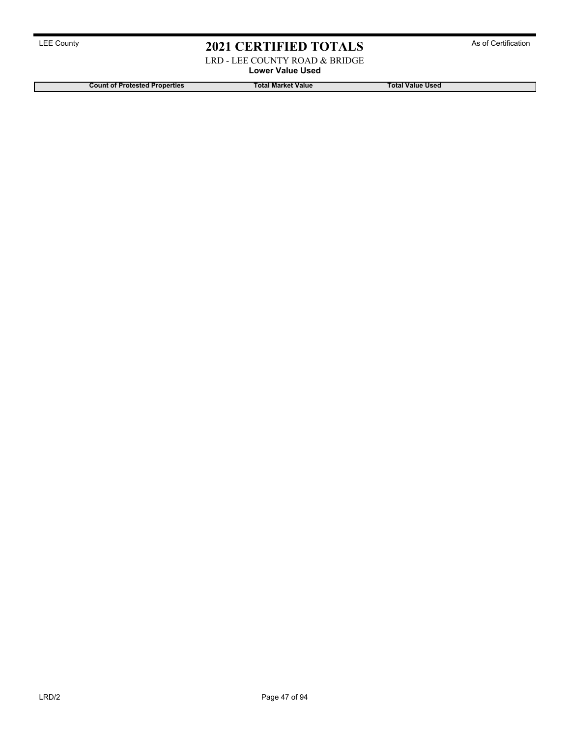LEE County

# 2021 CERTIFIED TOTALS

As of Certification

LRD - LEE COUNTY ROAD & BRIDGE

**Lower Value Used**

| Count of Protested Properties | Total Market Value | Total Value Used |
|---|---|---|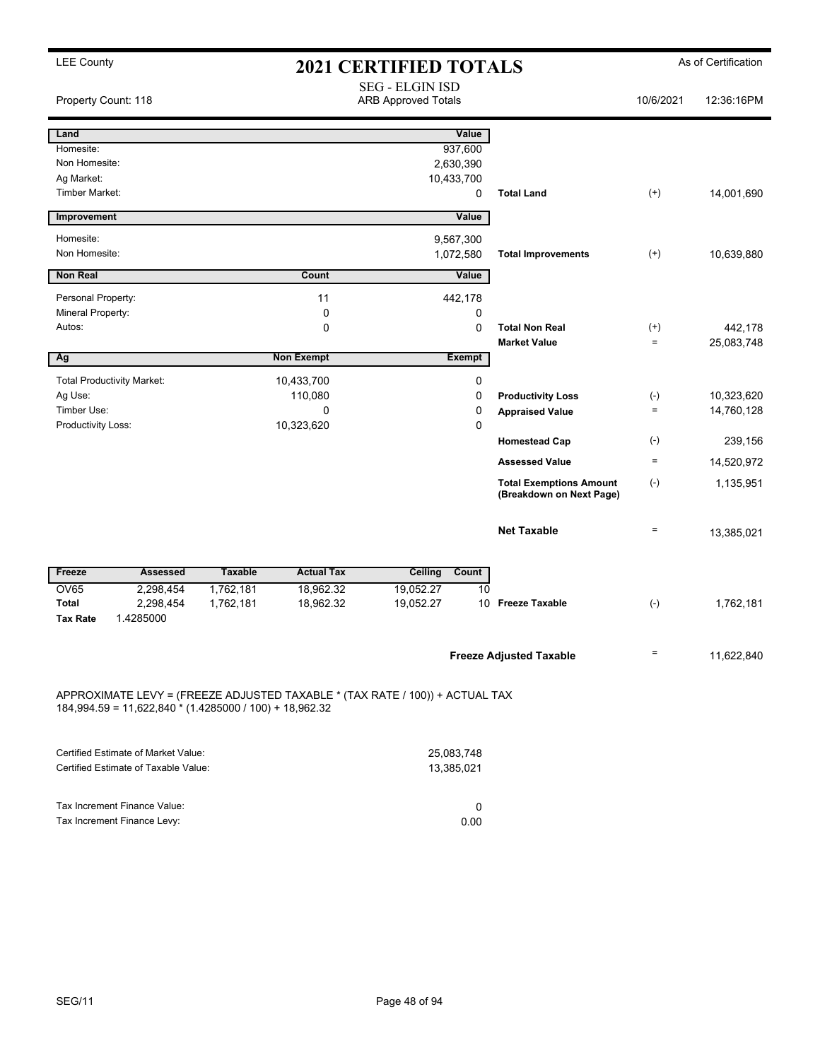LEE County

# 2021 CERTIFIED TOTALS

As of Certification

Property Count: 118

SEG - ELGIN ISD
ARB Approved Totals

10/6/2021 12:36:16PM

| Land | | Value | | | |
|---|---|---|---|---|---|
| Homesite: | | 937,600 | | | |
| Non Homesite: | | 2,630,390 | | | |
| Ag Market: | | 10,433,700 | | | |
| Timber Market: | | 0 | **Total Land** | (+) | 14,001,690 |

| Improvement | | Value | | | |
|---|---|---|---|---|---|
| Homesite: | | 9,567,300 | | | |
| Non Homesite: | | 1,072,580 | **Total Improvements** | (+) | 10,639,880 |

| Non Real | Count | Value | | | |
|---|---|---|---|---|---|
| Personal Property: | 11 | 442,178 | | | |
| Mineral Property: | 0 | 0 | | | |
| Autos: | 0 | 0 | **Total Non Real** | (+) | 442,178 |
| | | | **Market Value** | = | 25,083,748 |

| Ag | Non Exempt | Exempt | | | |
|---|---|---|---|---|---|
| Total Productivity Market: | 10,433,700 | 0 | | | |
| Ag Use: | 110,080 | 0 | **Productivity Loss** | (-) | 10,323,620 |
| Timber Use: | 0 | 0 | **Appraised Value** | = | 14,760,128 |
| Productivity Loss: | 10,323,620 | 0 | | | |
| | | | **Homestead Cap** | (-) | 239,156 |
| | | | **Assessed Value** | = | 14,520,972 |
| | | | **Total Exemptions Amount (Breakdown on Next Page)** | (-) | 1,135,951 |
| | | | **Net Taxable** | = | 13,385,021 |

| Freeze | Assessed | Taxable | Actual Tax | Ceiling | Count | | | |
|---|---|---|---|---|---|---|---|---|
| OV65 | 2,298,454 | 1,762,181 | 18,962.32 | 19,052.27 | 10 | | | |
| **Total** | 2,298,454 | 1,762,181 | 18,962.32 | 19,052.27 | 10 | **Freeze Taxable** | (-) | 1,762,181 |
| **Tax Rate** | 1.4285000 | | | | | | | |

| | | |
|---|---|---|
| **Freeze Adjusted Taxable** | = | 11,622,840 |

APPROXIMATE LEVY = (FREEZE ADJUSTED TAXABLE * (TAX RATE / 100)) + ACTUAL TAX
184,994.59 = 11,622,840 * (1.4285000 / 100) + 18,962.32

| | |
|---|---|
| Certified Estimate of Market Value: | 25,083,748 |
| Certified Estimate of Taxable Value: | 13,385,021 |

| | |
|---|---|
| Tax Increment Finance Value: | 0 |
| Tax Increment Finance Levy: | 0.00 |

SEG/11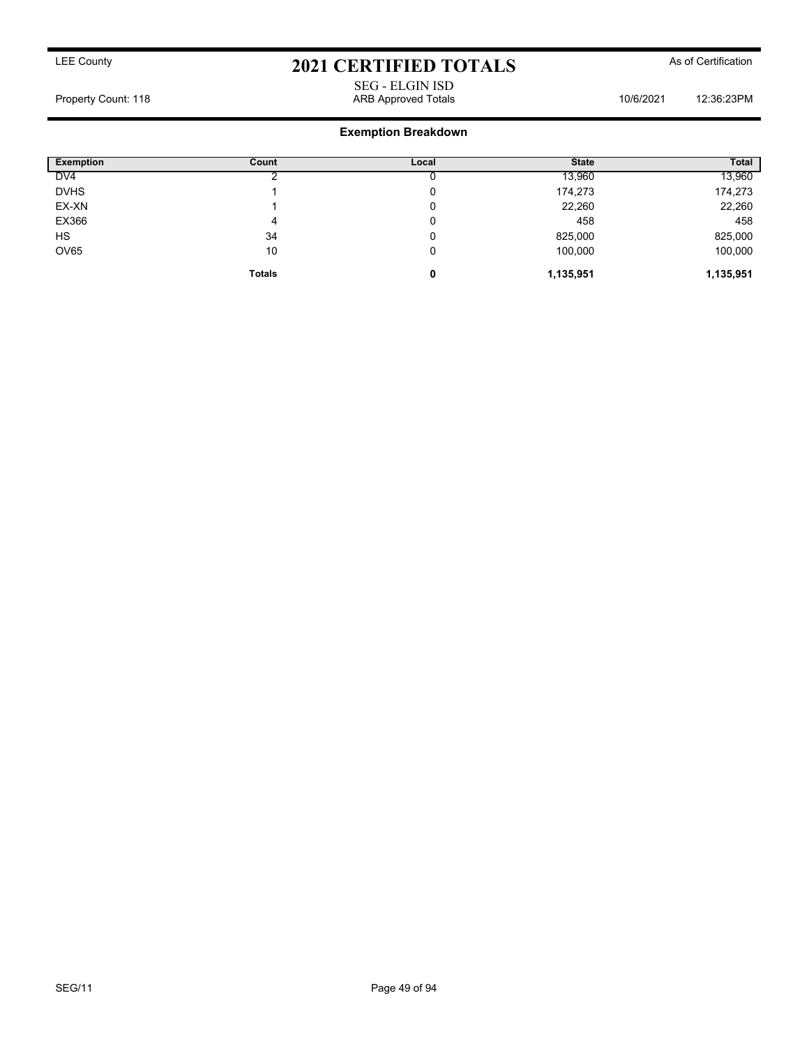LEE County

# 2021 CERTIFIED TOTALS

As of Certification

SEG - ELGIN ISD

Property Count: 118 ARB Approved Totals 10/6/2021 12:36:23PM

## Exemption Breakdown

| Exemption | Count | Local | State | Total |
|---|---|---|---|---|
| DV4 | 2 | 0 | 13,960 | 13,960 |
| DVHS | 1 | 0 | 174,273 | 174,273 |
| EX-XN | 1 | 0 | 22,260 | 22,260 |
| EX366 | 4 | 0 | 458 | 458 |
| HS | 34 | 0 | 825,000 | 825,000 |
| OV65 | 10 | 0 | 100,000 | 100,000 |
| | **Totals** | **0** | **1,135,951** | **1,135,951** |

SEG/11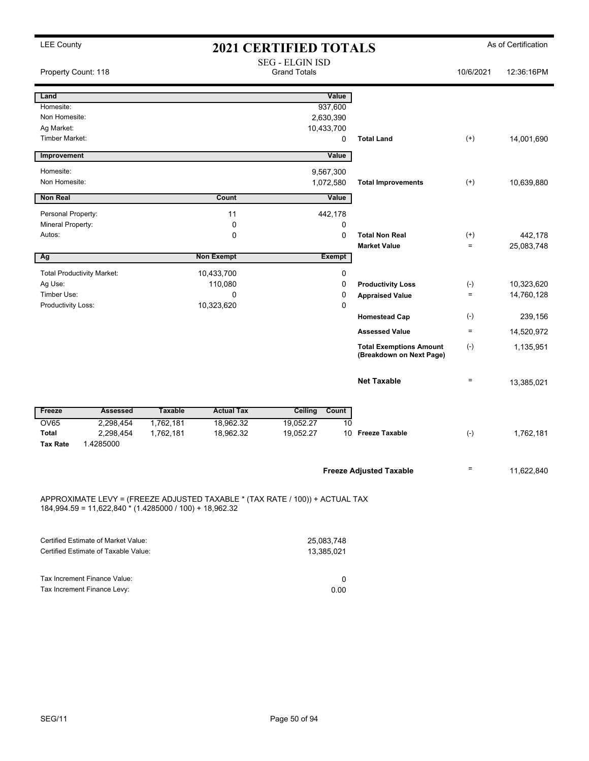LEE County

# 2021 CERTIFIED TOTALS

As of Certification

SEG - ELGIN ISD

Property Count: 118 — Grand Totals — 10/6/2021 12:36:16PM

| Land | Value | | | |
|---|---|---|---|---|
| Homesite: | 937,600 | | | |
| Non Homesite: | 2,630,390 | | | |
| Ag Market: | 10,433,700 | | | |
| Timber Market: | 0 | **Total Land** | (+) | 14,001,690 |

| Improvement | Value | | | |
|---|---|---|---|---|
| Homesite: | 9,567,300 | | | |
| Non Homesite: | 1,072,580 | **Total Improvements** | (+) | 10,639,880 |

| Non Real | Count | Value | | | |
|---|---|---|---|---|---|
| Personal Property: | 11 | 442,178 | | | |
| Mineral Property: | 0 | 0 | | | |
| Autos: | 0 | 0 | **Total Non Real** | (+) | 442,178 |
| | | | **Market Value** | = | 25,083,748 |

| Ag | Non Exempt | Exempt | | | |
|---|---|---|---|---|---|
| Total Productivity Market: | 10,433,700 | 0 | | | |
| Ag Use: | 110,080 | 0 | **Productivity Loss** | (-) | 10,323,620 |
| Timber Use: | 0 | 0 | **Appraised Value** | = | 14,760,128 |
| Productivity Loss: | 10,323,620 | 0 | | | |
| | | | **Homestead Cap** | (-) | 239,156 |
| | | | **Assessed Value** | = | 14,520,972 |
| | | | **Total Exemptions Amount (Breakdown on Next Page)** | (-) | 1,135,951 |
| | | | **Net Taxable** | = | 13,385,021 |

| Freeze | Assessed | Taxable | Actual Tax | Ceiling | Count | | | |
|---|---|---|---|---|---|---|---|---|
| OV65 | 2,298,454 | 1,762,181 | 18,962.32 | 19,052.27 | 10 | | | |
| **Total** | 2,298,454 | 1,762,181 | 18,962.32 | 19,052.27 | 10 | **Freeze Taxable** | (-) | 1,762,181 |
| **Tax Rate** | 1.4285000 | | | | | | | |

**Freeze Adjusted Taxable** = 11,622,840

APPROXIMATE LEVY = (FREEZE ADJUSTED TAXABLE * (TAX RATE / 100)) + ACTUAL TAX
184,994.59 = 11,622,840 * (1.4285000 / 100) + 18,962.32

| | |
|---|---|
| Certified Estimate of Market Value: | 25,083,748 |
| Certified Estimate of Taxable Value: | 13,385,021 |

| | |
|---|---|
| Tax Increment Finance Value: | 0 |
| Tax Increment Finance Levy: | 0.00 |

SEG/11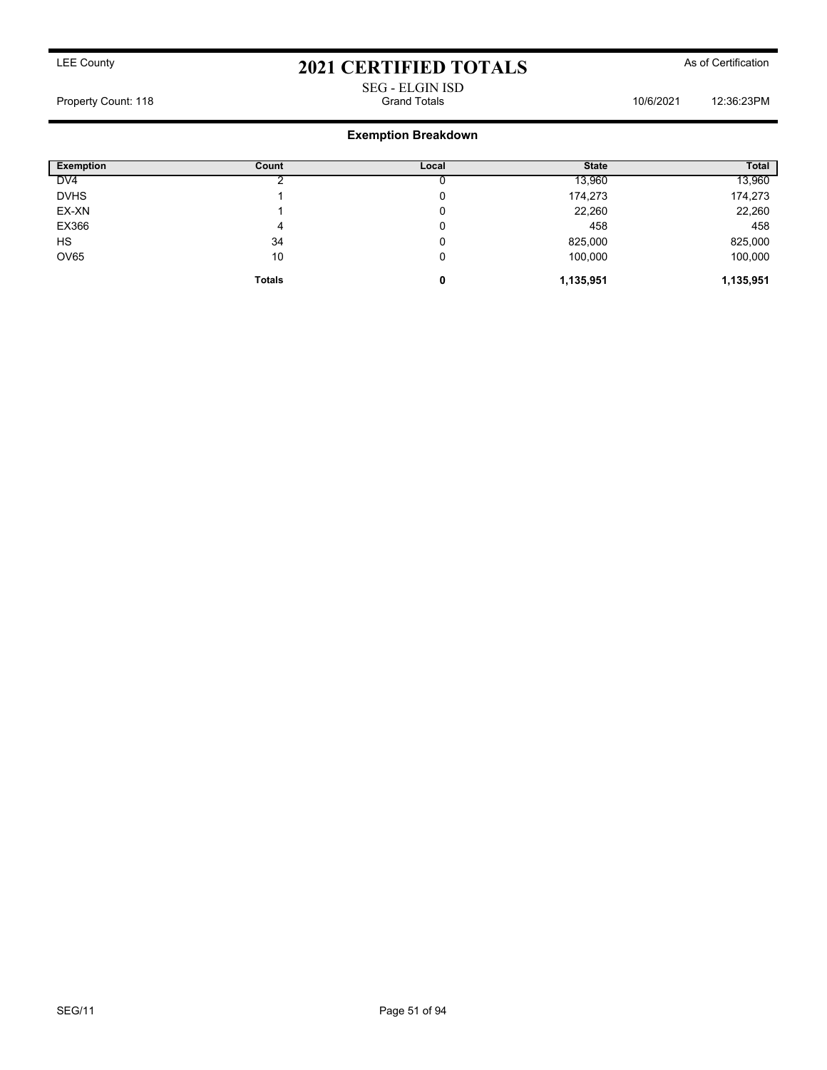LEE County

# 2021 CERTIFIED TOTALS

As of Certification

SEG - ELGIN ISD

Property Count: 118 | Grand Totals | 10/6/2021 | 12:36:23PM

## Exemption Breakdown

| Exemption | Count | Local | State | Total |
|---|---|---|---|---|
| DV4 | 2 | 0 | 13,960 | 13,960 |
| DVHS | 1 | 0 | 174,273 | 174,273 |
| EX-XN | 1 | 0 | 22,260 | 22,260 |
| EX366 | 4 | 0 | 458 | 458 |
| HS | 34 | 0 | 825,000 | 825,000 |
| OV65 | 10 | 0 | 100,000 | 100,000 |
| | **Totals** | **0** | **1,135,951** | **1,135,951** |

SEG/11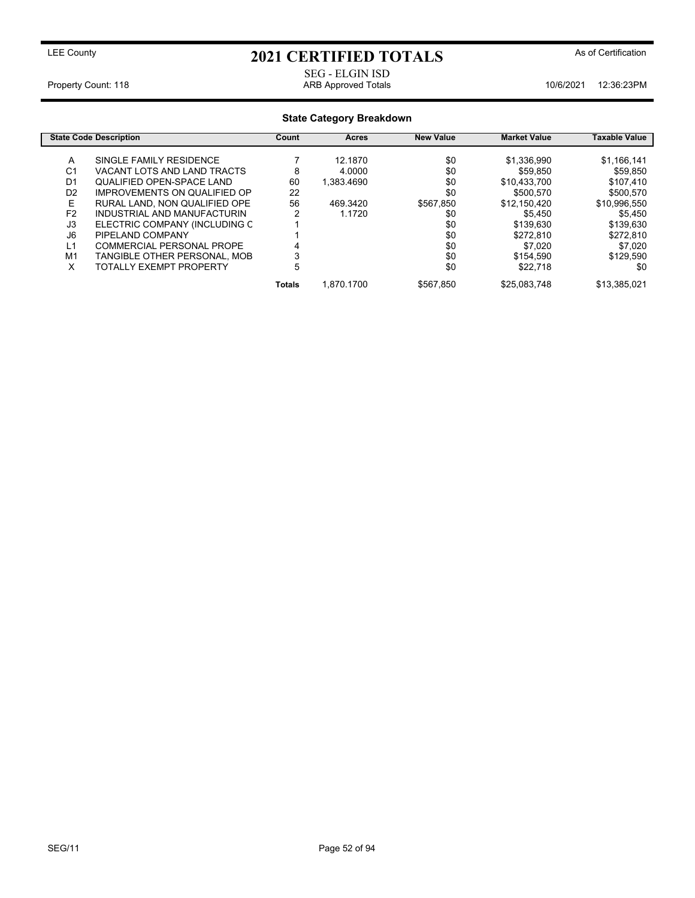LEE County

# 2021 CERTIFIED TOTALS

As of Certification

SEG - ELGIN ISD

Property Count: 118 | ARB Approved Totals | 10/6/2021 12:36:23PM

## State Category Breakdown

| State Code | Description | Count | Acres | New Value | Market Value | Taxable Value |
|---|---|---|---|---|---|---|
| A | SINGLE FAMILY RESIDENCE | 7 | 12.1870 | $0 | $1,336,990 | $1,166,141 |
| C1 | VACANT LOTS AND LAND TRACTS | 8 | 4.0000 | $0 | $59,850 | $59,850 |
| D1 | QUALIFIED OPEN-SPACE LAND | 60 | 1,383.4690 | $0 | $10,433,700 | $107,410 |
| D2 | IMPROVEMENTS ON QUALIFIED OP | 22 | | $0 | $500,570 | $500,570 |
| E | RURAL LAND, NON QUALIFIED OPE | 56 | 469.3420 | $567,850 | $12,150,420 | $10,996,550 |
| F2 | INDUSTRIAL AND MANUFACTURIN | 2 | 1.1720 | $0 | $5,450 | $5,450 |
| J3 | ELECTRIC COMPANY (INCLUDING C | 1 | | $0 | $139,630 | $139,630 |
| J6 | PIPELAND COMPANY | 1 | | $0 | $272,810 | $272,810 |
| L1 | COMMERCIAL PERSONAL PROPE | 4 | | $0 | $7,020 | $7,020 |
| M1 | TANGIBLE OTHER PERSONAL, MOB | 3 | | $0 | $154,590 | $129,590 |
| X | TOTALLY EXEMPT PROPERTY | 5 | | $0 | $22,718 | $0 |
| | | **Totals** | 1,870.1700 | $567,850 | $25,083,748 | $13,385,021 |

SEG/11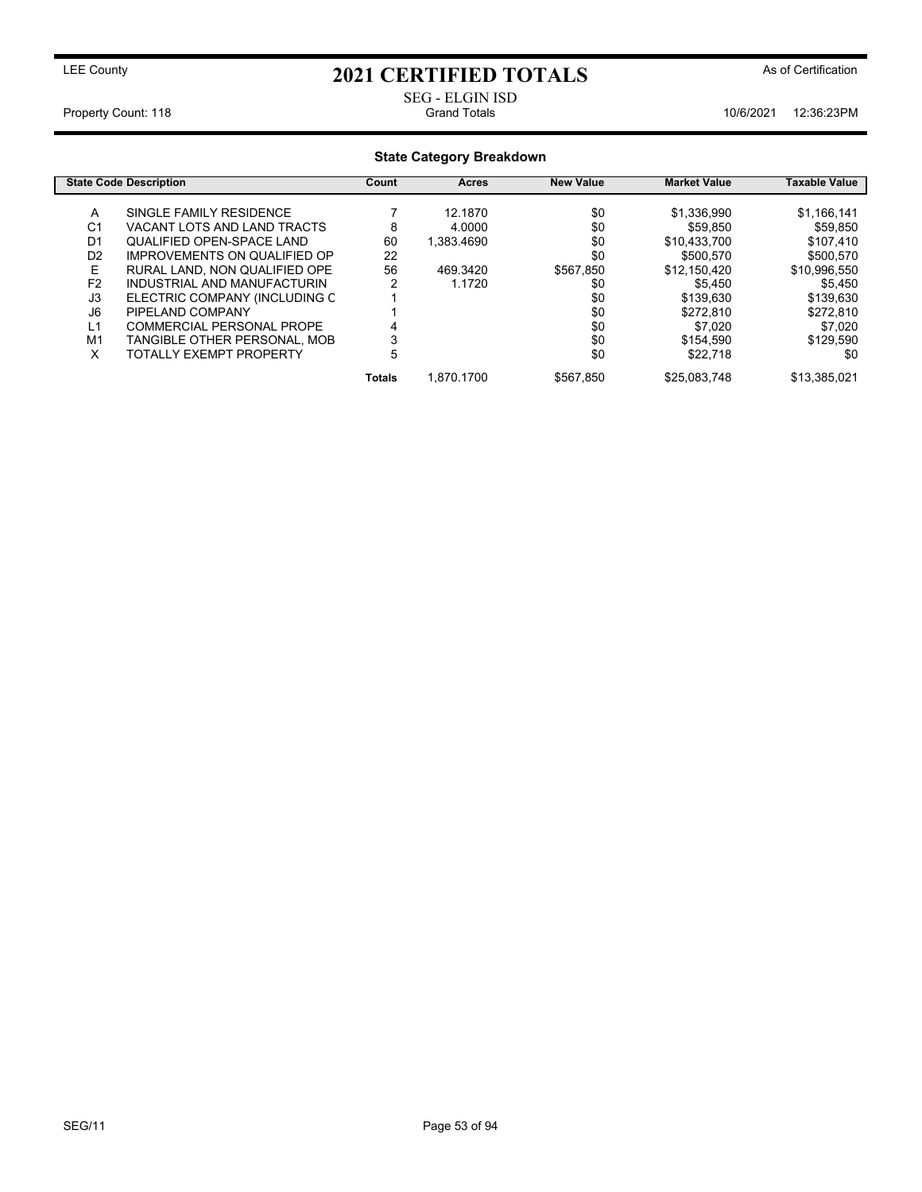LEE County

# 2021 CERTIFIED TOTALS

As of Certification

SEG - ELGIN ISD

Property Count: 118 — Grand Totals — 10/6/2021 12:36:23PM

## State Category Breakdown

| State Code | Description | Count | Acres | New Value | Market Value | Taxable Value |
|---|---|---|---|---|---|---|
| A | SINGLE FAMILY RESIDENCE | 7 | 12.1870 | $0 | $1,336,990 | $1,166,141 |
| C1 | VACANT LOTS AND LAND TRACTS | 8 | 4.0000 | $0 | $59,850 | $59,850 |
| D1 | QUALIFIED OPEN-SPACE LAND | 60 | 1,383.4690 | $0 | $10,433,700 | $107,410 |
| D2 | IMPROVEMENTS ON QUALIFIED OP | 22 | | $0 | $500,570 | $500,570 |
| E | RURAL LAND, NON QUALIFIED OPE | 56 | 469.3420 | $567,850 | $12,150,420 | $10,996,550 |
| F2 | INDUSTRIAL AND MANUFACTURIN | 2 | 1.1720 | $0 | $5,450 | $5,450 |
| J3 | ELECTRIC COMPANY (INCLUDING C | 1 | | $0 | $139,630 | $139,630 |
| J6 | PIPELAND COMPANY | 1 | | $0 | $272,810 | $272,810 |
| L1 | COMMERCIAL PERSONAL PROPE | 4 | | $0 | $7,020 | $7,020 |
| M1 | TANGIBLE OTHER PERSONAL, MOB | 3 | | $0 | $154,590 | $129,590 |
| X | TOTALLY EXEMPT PROPERTY | 5 | | $0 | $22,718 | $0 |
| | | **Totals** | 1,870.1700 | $567,850 | $25,083,748 | $13,385,021 |

SEG/11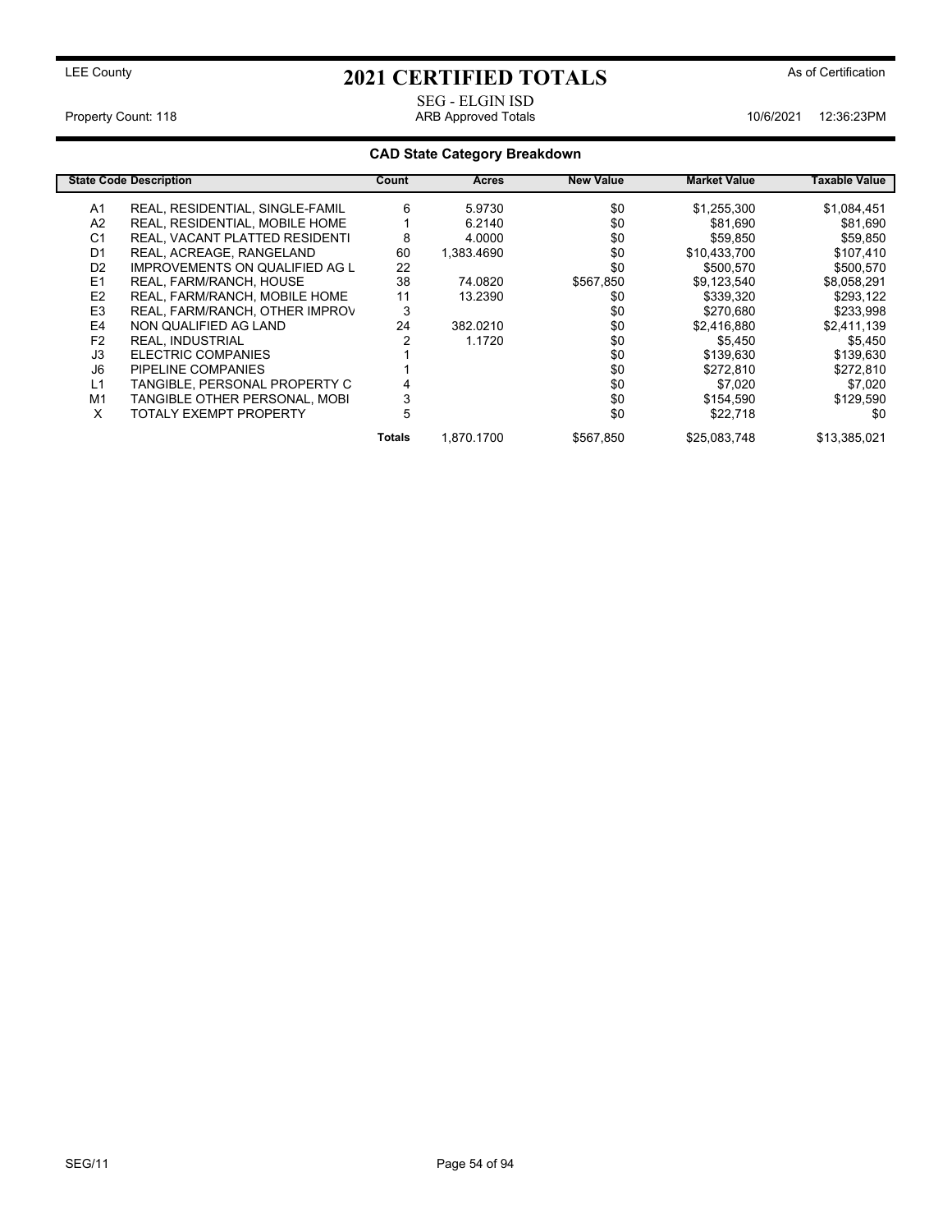LEE County

# 2021 CERTIFIED TOTALS

As of Certification

SEG - ELGIN ISD

Property Count: 118 | ARB Approved Totals | 10/6/2021 12:36:23PM

## CAD State Category Breakdown

| State Code | Description | Count | Acres | New Value | Market Value | Taxable Value |
|---|---|---|---|---|---|---|
| A1 | REAL, RESIDENTIAL, SINGLE-FAMIL | 6 | 5.9730 | $0 | $1,255,300 | $1,084,451 |
| A2 | REAL, RESIDENTIAL, MOBILE HOME | 1 | 6.2140 | $0 | $81,690 | $81,690 |
| C1 | REAL, VACANT PLATTED RESIDENTI | 8 | 4.0000 | $0 | $59,850 | $59,850 |
| D1 | REAL, ACREAGE, RANGELAND | 60 | 1,383.4690 | $0 | $10,433,700 | $107,410 |
| D2 | IMPROVEMENTS ON QUALIFIED AG L | 22 | | $0 | $500,570 | $500,570 |
| E1 | REAL, FARM/RANCH, HOUSE | 38 | 74.0820 | $567,850 | $9,123,540 | $8,058,291 |
| E2 | REAL, FARM/RANCH, MOBILE HOME | 11 | 13.2390 | $0 | $339,320 | $293,122 |
| E3 | REAL, FARM/RANCH, OTHER IMPROV | 3 | | $0 | $270,680 | $233,998 |
| E4 | NON QUALIFIED AG LAND | 24 | 382.0210 | $0 | $2,416,880 | $2,411,139 |
| F2 | REAL, INDUSTRIAL | 2 | 1.1720 | $0 | $5,450 | $5,450 |
| J3 | ELECTRIC COMPANIES | 1 | | $0 | $139,630 | $139,630 |
| J6 | PIPELINE COMPANIES | 1 | | $0 | $272,810 | $272,810 |
| L1 | TANGIBLE, PERSONAL PROPERTY C | 4 | | $0 | $7,020 | $7,020 |
| M1 | TANGIBLE OTHER PERSONAL, MOBI | 3 | | $0 | $154,590 | $129,590 |
| X | TOTALY EXEMPT PROPERTY | 5 | | $0 | $22,718 | $0 |
| | | **Totals** | 1,870.1700 | $567,850 | $25,083,748 | $13,385,021 |

SEG/11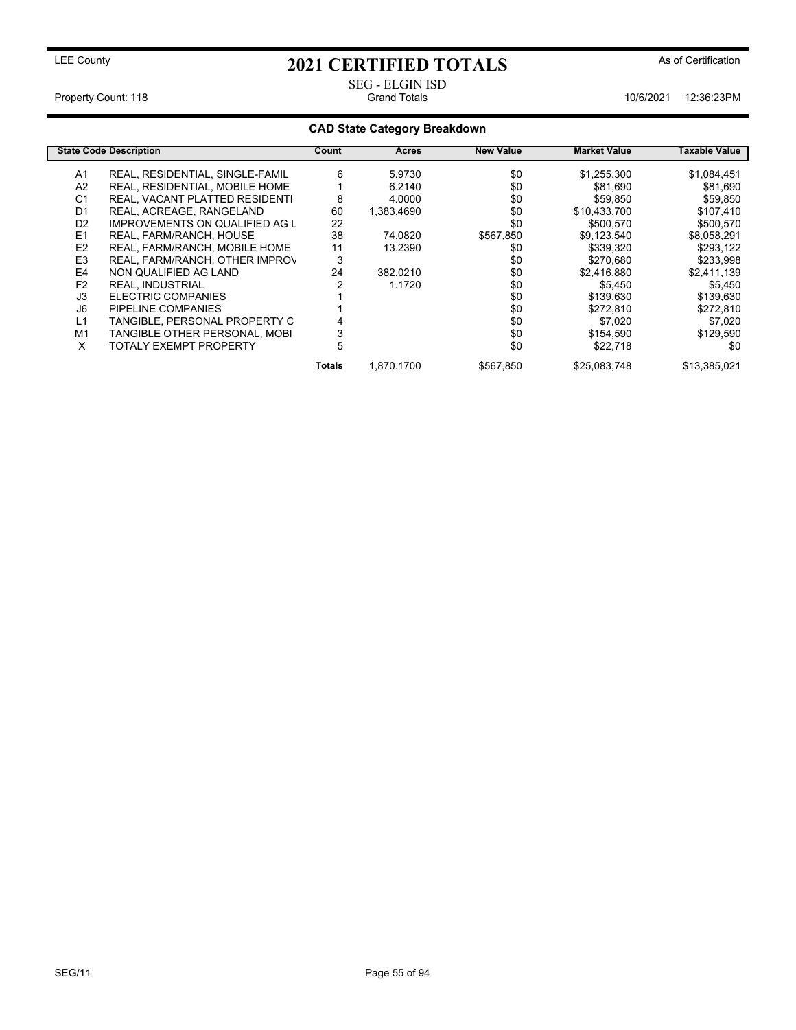LEE County

# 2021 CERTIFIED TOTALS

As of Certification

SEG - ELGIN ISD

Property Count: 118 | Grand Totals | 10/6/2021 12:36:23PM

## CAD State Category Breakdown

| State Code | Description | Count | Acres | New Value | Market Value | Taxable Value |
|---|---|---|---|---|---|---|
| A1 | REAL, RESIDENTIAL, SINGLE-FAMIL | 6 | 5.9730 | $0 | $1,255,300 | $1,084,451 |
| A2 | REAL, RESIDENTIAL, MOBILE HOME | 1 | 6.2140 | $0 | $81,690 | $81,690 |
| C1 | REAL, VACANT PLATTED RESIDENTI | 8 | 4.0000 | $0 | $59,850 | $59,850 |
| D1 | REAL, ACREAGE, RANGELAND | 60 | 1,383.4690 | $0 | $10,433,700 | $107,410 |
| D2 | IMPROVEMENTS ON QUALIFIED AG L | 22 | | $0 | $500,570 | $500,570 |
| E1 | REAL, FARM/RANCH, HOUSE | 38 | 74.0820 | $567,850 | $9,123,540 | $8,058,291 |
| E2 | REAL, FARM/RANCH, MOBILE HOME | 11 | 13.2390 | $0 | $339,320 | $293,122 |
| E3 | REAL, FARM/RANCH, OTHER IMPROV | 3 | | $0 | $270,680 | $233,998 |
| E4 | NON QUALIFIED AG LAND | 24 | 382.0210 | $0 | $2,416,880 | $2,411,139 |
| F2 | REAL, INDUSTRIAL | 2 | 1.1720 | $0 | $5,450 | $5,450 |
| J3 | ELECTRIC COMPANIES | 1 | | $0 | $139,630 | $139,630 |
| J6 | PIPELINE COMPANIES | 1 | | $0 | $272,810 | $272,810 |
| L1 | TANGIBLE, PERSONAL PROPERTY C | 4 | | $0 | $7,020 | $7,020 |
| M1 | TANGIBLE OTHER PERSONAL, MOBI | 3 | | $0 | $154,590 | $129,590 |
| X | TOTALY EXEMPT PROPERTY | 5 | | $0 | $22,718 | $0 |
| | | **Totals** | 1,870.1700 | $567,850 | $25,083,748 | $13,385,021 |

SEG/11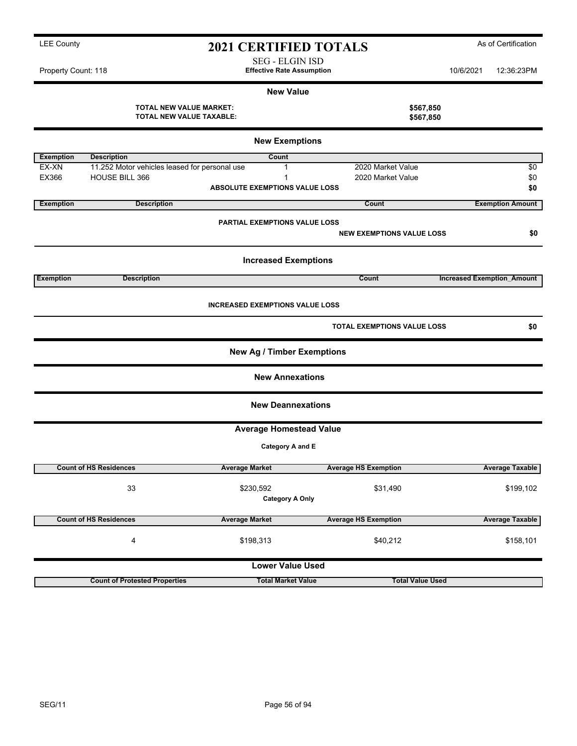LEE County

# 2021 CERTIFIED TOTALS

As of Certification

SEG - ELGIN ISD

Property Count: 118 **Effective Rate Assumption** 10/6/2021 12:36:23PM

## New Value

| | |
|---|---|
| **TOTAL NEW VALUE MARKET:** | **$567,850** |
| **TOTAL NEW VALUE TAXABLE:** | **$567,850** |

## New Exemptions

| Exemption | Description | Count | | |
|---|---|---|---|---|
| EX-XN | 11.252 Motor vehicles leased for personal use | 1 | 2020 Market Value | $0 |
| EX366 | HOUSE BILL 366 | 1 | 2020 Market Value | $0 |
| | | **ABSOLUTE EXEMPTIONS VALUE LOSS** | | **$0** |

| Exemption | Description | Count | Exemption Amount |
|---|---|---|---|

**PARTIAL EXEMPTIONS VALUE LOSS**

**NEW EXEMPTIONS VALUE LOSS** **$0**

## Increased Exemptions

| Exemption | Description | Count | Increased Exemption_Amount |
|---|---|---|---|

**INCREASED EXEMPTIONS VALUE LOSS**

**TOTAL EXEMPTIONS VALUE LOSS** **$0**

## New Ag / Timber Exemptions

## New Annexations

## New Deannexations

## Average Homestead Value

**Category A and E**

| Count of HS Residences | Average Market | Average HS Exemption | Average Taxable |
|---|---|---|---|
| 33 | $230,592 | $31,490 | $199,102 |

**Category A Only**

| Count of HS Residences | Average Market | Average HS Exemption | Average Taxable |
|---|---|---|---|
| 4 | $198,313 | $40,212 | $158,101 |

## Lower Value Used

| Count of Protested Properties | Total Market Value | Total Value Used |
|---|---|---|

SEG/11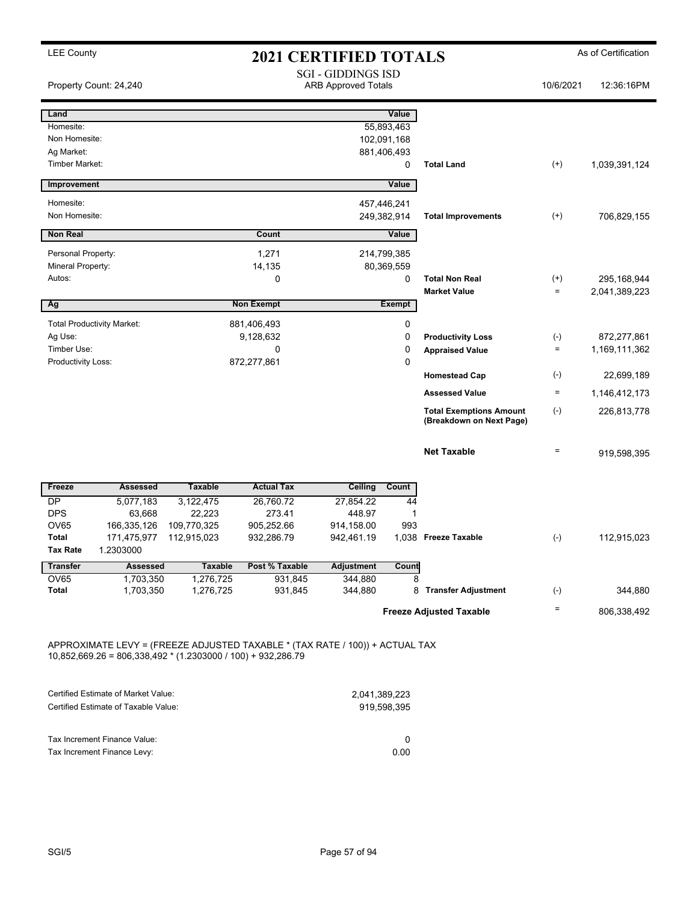LEE County

# 2021 CERTIFIED TOTALS

As of Certification

SGI - GIDDINGS ISD
ARB Approved Totals

Property Count: 24,240 | 10/6/2021 | 12:36:16PM

| Land | Value | | | |
|---|---|---|---|---|
| Homesite: | 55,893,463 | | | |
| Non Homesite: | 102,091,168 | | | |
| Ag Market: | 881,406,493 | | | |
| Timber Market: | 0 | Total Land | (+) | 1,039,391,124 |

| Improvement | Value | | | |
|---|---|---|---|---|
| Homesite: | 457,446,241 | | | |
| Non Homesite: | 249,382,914 | Total Improvements | (+) | 706,829,155 |

| Non Real | Count | Value | | | |
|---|---|---|---|---|---|
| Personal Property: | 1,271 | 214,799,385 | | | |
| Mineral Property: | 14,135 | 80,369,559 | | | |
| Autos: | 0 | 0 | Total Non Real | (+) | 295,168,944 |
| | | | Market Value | = | 2,041,389,223 |

| Ag | Non Exempt | Exempt | | | |
|---|---|---|---|---|---|
| Total Productivity Market: | 881,406,493 | 0 | | | |
| Ag Use: | 9,128,632 | 0 | Productivity Loss | (-) | 872,277,861 |
| Timber Use: | 0 | 0 | Appraised Value | = | 1,169,111,362 |
| Productivity Loss: | 872,277,861 | 0 | | | |
| | | | Homestead Cap | (-) | 22,699,189 |
| | | | Assessed Value | = | 1,146,412,173 |
| | | | Total Exemptions Amount (Breakdown on Next Page) | (-) | 226,813,778 |
| | | | Net Taxable | = | 919,598,395 |

| Freeze | Assessed | Taxable | Actual Tax | Ceiling | Count | | | |
|---|---|---|---|---|---|---|---|---|
| DP | 5,077,183 | 3,122,475 | 26,760.72 | 27,854.22 | 44 | | | |
| DPS | 63,668 | 22,223 | 273.41 | 448.97 | 1 | | | |
| OV65 | 166,335,126 | 109,770,325 | 905,252.66 | 914,158.00 | 993 | | | |
| Total | 171,475,977 | 112,915,023 | 932,286.79 | 942,461.19 | 1,038 | Freeze Taxable | (-) | 112,915,023 |
| Tax Rate | 1.2303000 | | | | | | | |

| Transfer | Assessed | Taxable | Post % Taxable | Adjustment | Count | | | |
|---|---|---|---|---|---|---|---|---|
| OV65 | 1,703,350 | 1,276,725 | 931,845 | 344,880 | 8 | | | |
| Total | 1,703,350 | 1,276,725 | 931,845 | 344,880 | 8 | Transfer Adjustment | (-) | 344,880 |
| | | | | | | Freeze Adjusted Taxable | = | 806,338,492 |

APPROXIMATE LEVY = (FREEZE ADJUSTED TAXABLE * (TAX RATE / 100)) + ACTUAL TAX
10,852,669.26 = 806,338,492 * (1.2303000 / 100) + 932,286.79

| | |
|---|---|
| Certified Estimate of Market Value: | 2,041,389,223 |
| Certified Estimate of Taxable Value: | 919,598,395 |
| Tax Increment Finance Value: | 0 |
| Tax Increment Finance Levy: | 0.00 |

SGI/5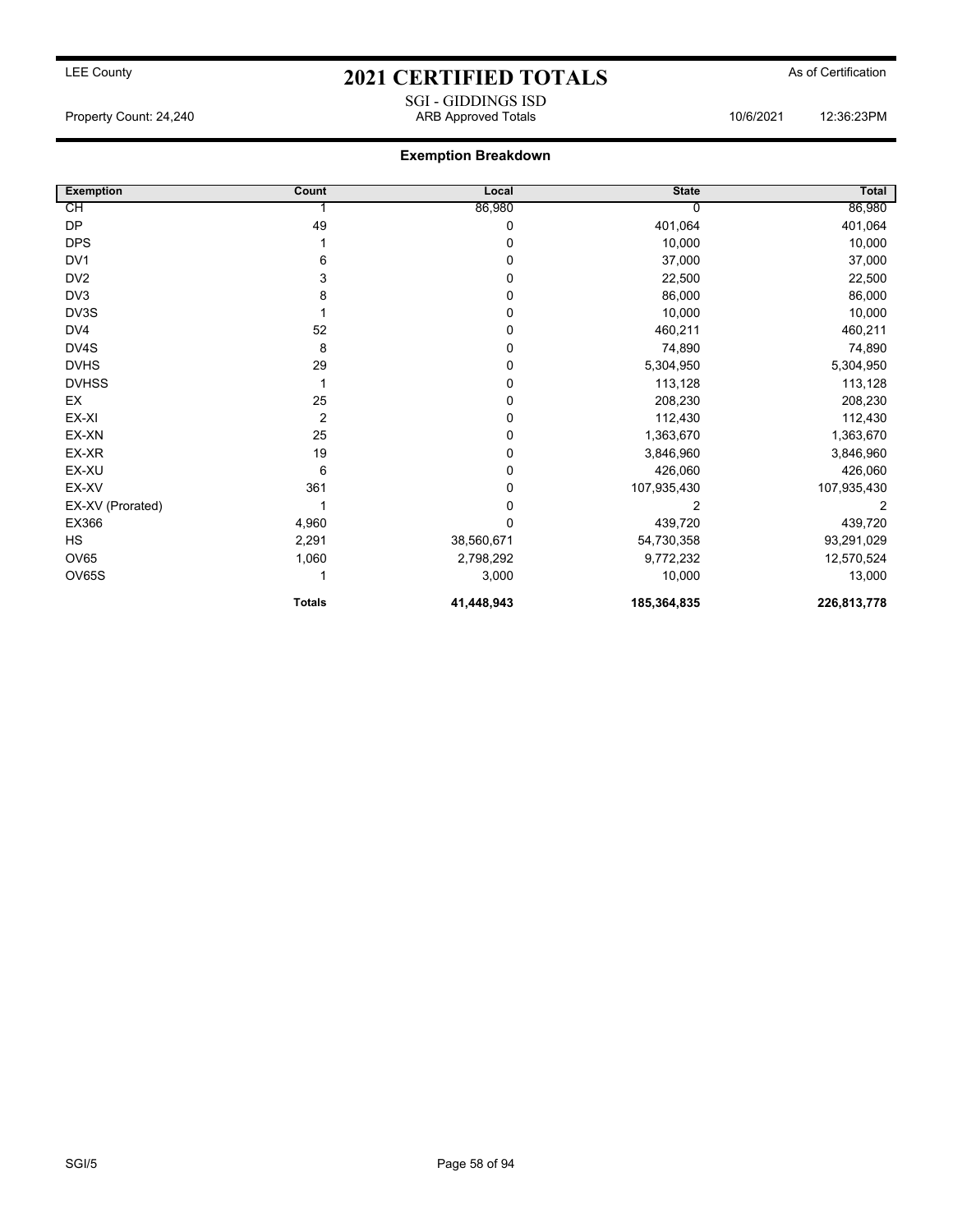# 2021 CERTIFIED TOTALS

LEE County — As of Certification

SGI - GIDDINGS ISD

Property Count: 24,240 — ARB Approved Totals — 10/6/2021 12:36:23PM

## Exemption Breakdown

| Exemption | Count | Local | State | Total |
|---|---|---|---|---|
| CH | 1 | 86,980 | 0 | 86,980 |
| DP | 49 | 0 | 401,064 | 401,064 |
| DPS | 1 | 0 | 10,000 | 10,000 |
| DV1 | 6 | 0 | 37,000 | 37,000 |
| DV2 | 3 | 0 | 22,500 | 22,500 |
| DV3 | 8 | 0 | 86,000 | 86,000 |
| DV3S | 1 | 0 | 10,000 | 10,000 |
| DV4 | 52 | 0 | 460,211 | 460,211 |
| DV4S | 8 | 0 | 74,890 | 74,890 |
| DVHS | 29 | 0 | 5,304,950 | 5,304,950 |
| DVHSS | 1 | 0 | 113,128 | 113,128 |
| EX | 25 | 0 | 208,230 | 208,230 |
| EX-XI | 2 | 0 | 112,430 | 112,430 |
| EX-XN | 25 | 0 | 1,363,670 | 1,363,670 |
| EX-XR | 19 | 0 | 3,846,960 | 3,846,960 |
| EX-XU | 6 | 0 | 426,060 | 426,060 |
| EX-XV | 361 | 0 | 107,935,430 | 107,935,430 |
| EX-XV (Prorated) | 1 | 0 | 2 | 2 |
| EX366 | 4,960 | 0 | 439,720 | 439,720 |
| HS | 2,291 | 38,560,671 | 54,730,358 | 93,291,029 |
| OV65 | 1,060 | 2,798,292 | 9,772,232 | 12,570,524 |
| OV65S | 1 | 3,000 | 10,000 | 13,000 |
| | **Totals** | **41,448,943** | **185,364,835** | **226,813,778** |

SGI/5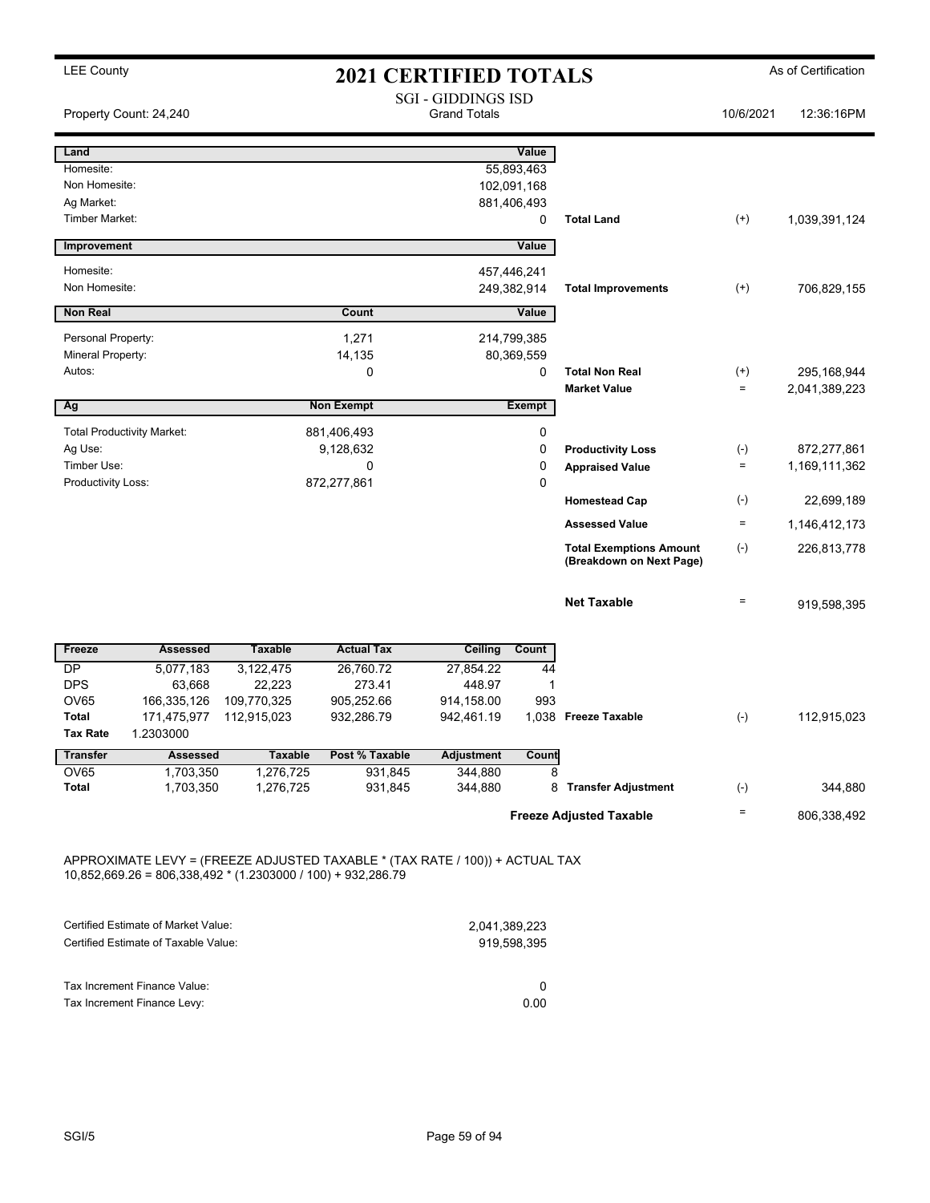LEE County

# 2021 CERTIFIED TOTALS

As of Certification

SGI - GIDDINGS ISD
Grand Totals

Property Count: 24,240 | 10/6/2021 | 12:36:16PM

| Land | | Value | | | |
|---|---|---|---|---|---|
| Homesite: | | 55,893,463 | | | |
| Non Homesite: | | 102,091,168 | | | |
| Ag Market: | | 881,406,493 | | | |
| Timber Market: | | 0 | Total Land | (+) | 1,039,391,124 |

| Improvement | | Value | | | |
|---|---|---|---|---|---|
| Homesite: | | 457,446,241 | | | |
| Non Homesite: | | 249,382,914 | Total Improvements | (+) | 706,829,155 |

| Non Real | Count | Value | | | |
|---|---|---|---|---|---|
| Personal Property: | 1,271 | 214,799,385 | | | |
| Mineral Property: | 14,135 | 80,369,559 | | | |
| Autos: | 0 | 0 | Total Non Real | (+) | 295,168,944 |
| | | | Market Value | = | 2,041,389,223 |

| Ag | Non Exempt | Exempt | | | |
|---|---|---|---|---|---|
| Total Productivity Market: | 881,406,493 | 0 | | | |
| Ag Use: | 9,128,632 | 0 | Productivity Loss | (-) | 872,277,861 |
| Timber Use: | 0 | 0 | Appraised Value | = | 1,169,111,362 |
| Productivity Loss: | 872,277,861 | 0 | | | |
| | | | Homestead Cap | (-) | 22,699,189 |
| | | | Assessed Value | = | 1,146,412,173 |
| | | | Total Exemptions Amount (Breakdown on Next Page) | (-) | 226,813,778 |
| | | | Net Taxable | = | 919,598,395 |

| Freeze | Assessed | Taxable | Actual Tax | Ceiling | Count | | | |
|---|---|---|---|---|---|---|---|---|
| DP | 5,077,183 | 3,122,475 | 26,760.72 | 27,854.22 | 44 | | | |
| DPS | 63,668 | 22,223 | 273.41 | 448.97 | 1 | | | |
| OV65 | 166,335,126 | 109,770,325 | 905,252.66 | 914,158.00 | 993 | | | |
| Total | 171,475,977 | 112,915,023 | 932,286.79 | 942,461.19 | 1,038 | Freeze Taxable | (-) | 112,915,023 |
| Tax Rate | 1.2303000 | | | | | | | |

| Transfer | Assessed | Taxable | Post % Taxable | Adjustment | Count | | | |
|---|---|---|---|---|---|---|---|---|
| OV65 | 1,703,350 | 1,276,725 | 931,845 | 344,880 | 8 | | | |
| Total | 1,703,350 | 1,276,725 | 931,845 | 344,880 | 8 | Transfer Adjustment | (-) | 344,880 |
| | | | | | | Freeze Adjusted Taxable | = | 806,338,492 |

APPROXIMATE LEVY = (FREEZE ADJUSTED TAXABLE * (TAX RATE / 100)) + ACTUAL TAX
10,852,669.26 = 806,338,492 * (1.2303000 / 100) + 932,286.79

| | |
|---|---|
| Certified Estimate of Market Value: | 2,041,389,223 |
| Certified Estimate of Taxable Value: | 919,598,395 |
| Tax Increment Finance Value: | 0 |
| Tax Increment Finance Levy: | 0.00 |

SGI/5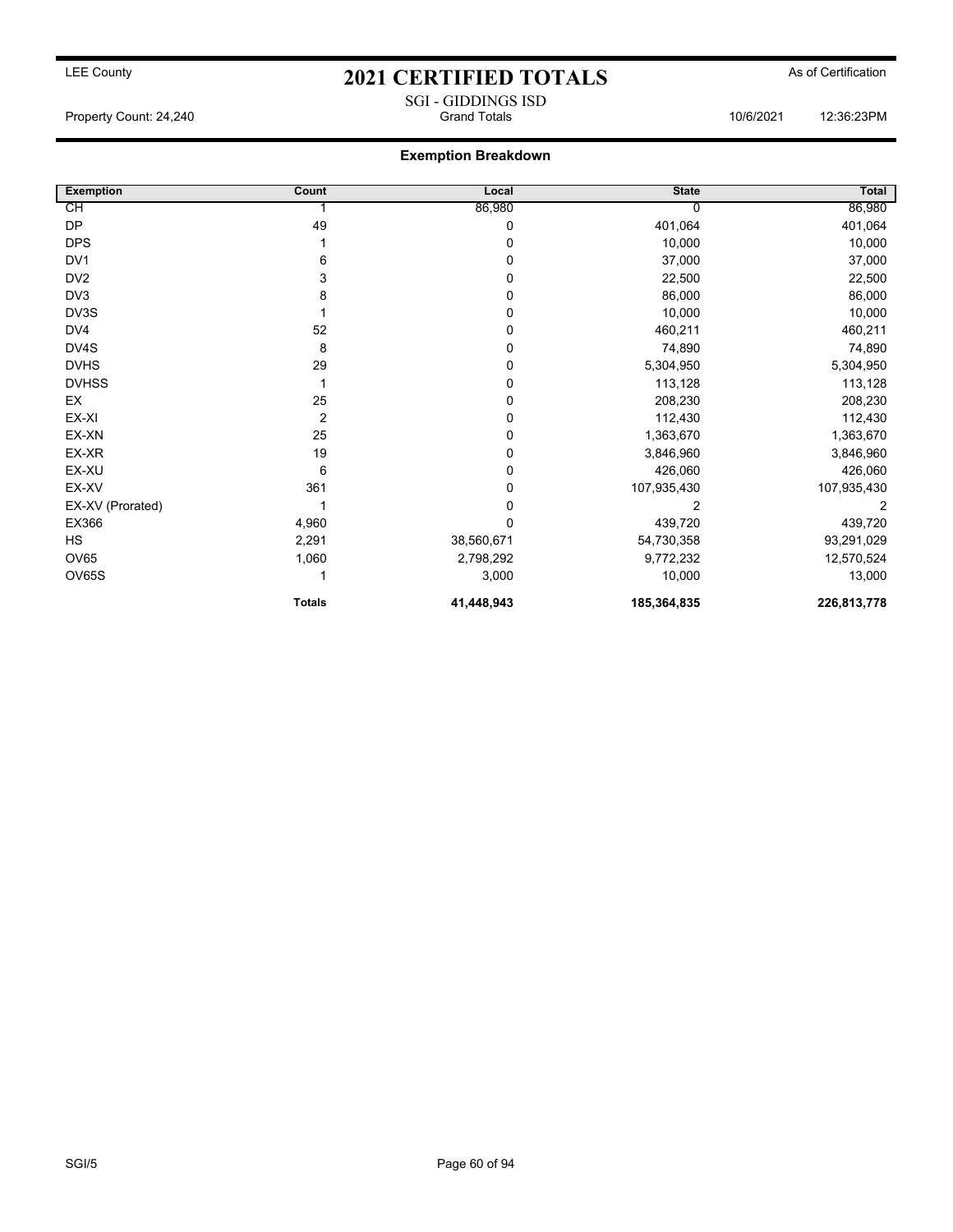LEE County

# 2021 CERTIFIED TOTALS

As of Certification

SGI - GIDDINGS ISD

Property Count: 24,240 | Grand Totals | 10/6/2021 | 12:36:23PM

## Exemption Breakdown

| Exemption | Count | Local | State | Total |
|---|---|---|---|---|
| CH | 1 | 86,980 | 0 | 86,980 |
| DP | 49 | 0 | 401,064 | 401,064 |
| DPS | 1 | 0 | 10,000 | 10,000 |
| DV1 | 6 | 0 | 37,000 | 37,000 |
| DV2 | 3 | 0 | 22,500 | 22,500 |
| DV3 | 8 | 0 | 86,000 | 86,000 |
| DV3S | 1 | 0 | 10,000 | 10,000 |
| DV4 | 52 | 0 | 460,211 | 460,211 |
| DV4S | 8 | 0 | 74,890 | 74,890 |
| DVHS | 29 | 0 | 5,304,950 | 5,304,950 |
| DVHSS | 1 | 0 | 113,128 | 113,128 |
| EX | 25 | 0 | 208,230 | 208,230 |
| EX-XI | 2 | 0 | 112,430 | 112,430 |
| EX-XN | 25 | 0 | 1,363,670 | 1,363,670 |
| EX-XR | 19 | 0 | 3,846,960 | 3,846,960 |
| EX-XU | 6 | 0 | 426,060 | 426,060 |
| EX-XV | 361 | 0 | 107,935,430 | 107,935,430 |
| EX-XV (Prorated) | 1 | 0 | 2 | 2 |
| EX366 | 4,960 | 0 | 439,720 | 439,720 |
| HS | 2,291 | 38,560,671 | 54,730,358 | 93,291,029 |
| OV65 | 1,060 | 2,798,292 | 9,772,232 | 12,570,524 |
| OV65S | 1 | 3,000 | 10,000 | 13,000 |
| | **Totals** | **41,448,943** | **185,364,835** | **226,813,778** |

SGI/5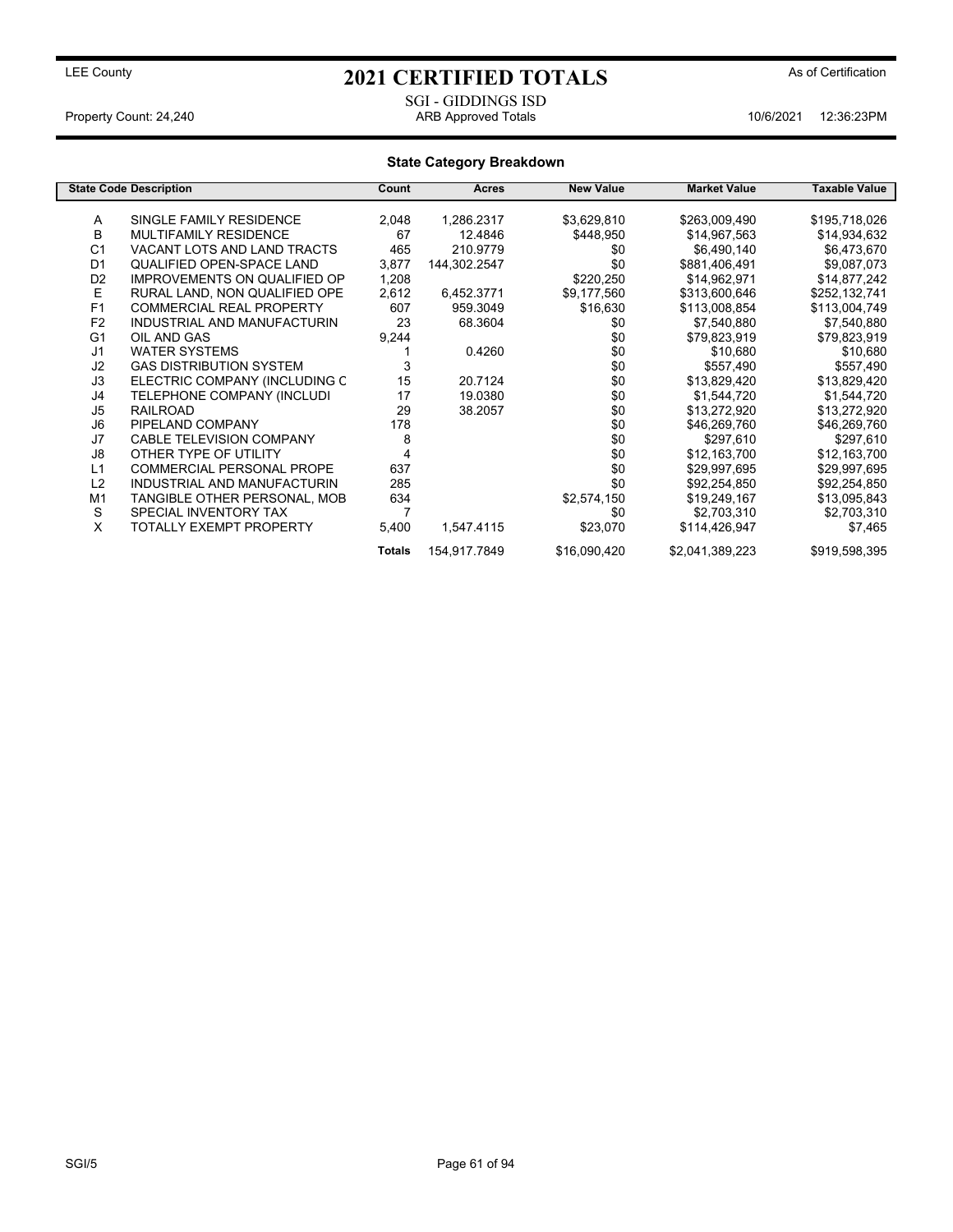LEE County

# 2021 CERTIFIED TOTALS

As of Certification

SGI - GIDDINGS ISD

Property Count: 24,240 — ARB Approved Totals — 10/6/2021 12:36:23PM

## State Category Breakdown

| State Code | Description | Count | Acres | New Value | Market Value | Taxable Value |
|---|---|---|---|---|---|---|
| A | SINGLE FAMILY RESIDENCE | 2,048 | 1,286.2317 | $3,629,810 | $263,009,490 | $195,718,026 |
| B | MULTIFAMILY RESIDENCE | 67 | 12.4846 | $448,950 | $14,967,563 | $14,934,632 |
| C1 | VACANT LOTS AND LAND TRACTS | 465 | 210.9779 | $0 | $6,490,140 | $6,473,670 |
| D1 | QUALIFIED OPEN-SPACE LAND | 3,877 | 144,302.2547 | $0 | $881,406,491 | $9,087,073 |
| D2 | IMPROVEMENTS ON QUALIFIED OP | 1,208 | | $220,250 | $14,962,971 | $14,877,242 |
| E | RURAL LAND, NON QUALIFIED OPE | 2,612 | 6,452.3771 | $9,177,560 | $313,600,646 | $252,132,741 |
| F1 | COMMERCIAL REAL PROPERTY | 607 | 959.3049 | $16,630 | $113,008,854 | $113,004,749 |
| F2 | INDUSTRIAL AND MANUFACTURIN | 23 | 68.3604 | $0 | $7,540,880 | $7,540,880 |
| G1 | OIL AND GAS | 9,244 | | $0 | $79,823,919 | $79,823,919 |
| J1 | WATER SYSTEMS | 1 | 0.4260 | $0 | $10,680 | $10,680 |
| J2 | GAS DISTRIBUTION SYSTEM | 3 | | $0 | $557,490 | $557,490 |
| J3 | ELECTRIC COMPANY (INCLUDING C | 15 | 20.7124 | $0 | $13,829,420 | $13,829,420 |
| J4 | TELEPHONE COMPANY (INCLUDI | 17 | 19.0380 | $0 | $1,544,720 | $1,544,720 |
| J5 | RAILROAD | 29 | 38.2057 | $0 | $13,272,920 | $13,272,920 |
| J6 | PIPELAND COMPANY | 178 | | $0 | $46,269,760 | $46,269,760 |
| J7 | CABLE TELEVISION COMPANY | 8 | | $0 | $297,610 | $297,610 |
| J8 | OTHER TYPE OF UTILITY | 4 | | $0 | $12,163,700 | $12,163,700 |
| L1 | COMMERCIAL PERSONAL PROPE | 637 | | $0 | $29,997,695 | $29,997,695 |
| L2 | INDUSTRIAL AND MANUFACTURIN | 285 | | $0 | $92,254,850 | $92,254,850 |
| M1 | TANGIBLE OTHER PERSONAL, MOB | 634 | | $2,574,150 | $19,249,167 | $13,095,843 |
| S | SPECIAL INVENTORY TAX | 7 | | $0 | $2,703,310 | $2,703,310 |
| X | TOTALLY EXEMPT PROPERTY | 5,400 | 1,547.4115 | $23,070 | $114,426,947 | $7,465 |
| | | **Totals** | 154,917.7849 | $16,090,420 | $2,041,389,223 | $919,598,395 |

SGI/5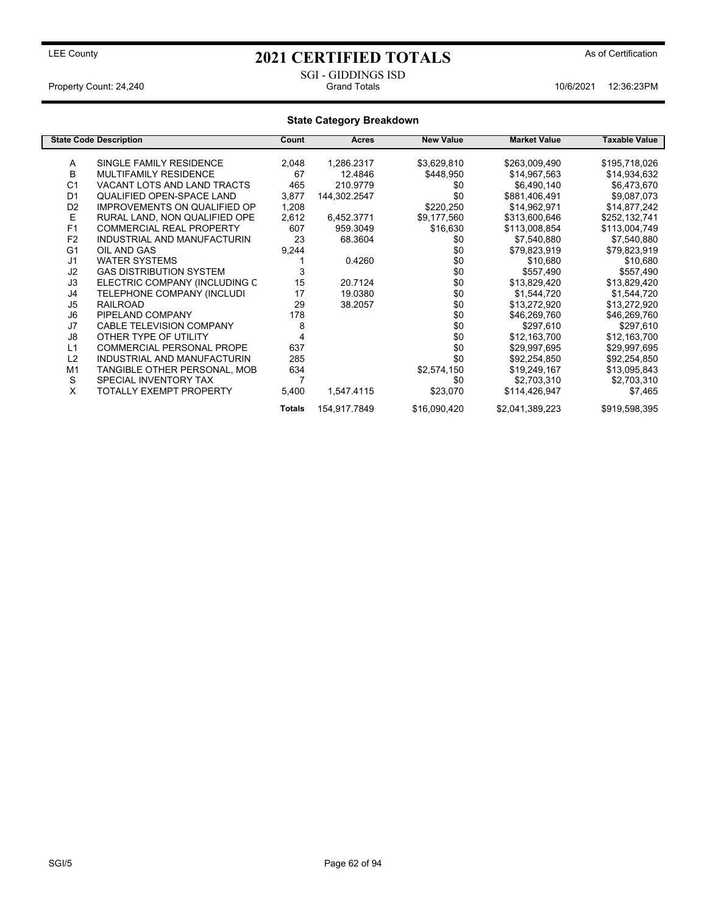LEE County

# 2021 CERTIFIED TOTALS

As of Certification

SGI - GIDDINGS ISD

Property Count: 24,240 Grand Totals 10/6/2021 12:36:23PM

## State Category Breakdown

| State Code | Description | Count | Acres | New Value | Market Value | Taxable Value |
|---|---|---|---|---|---|---|
| A | SINGLE FAMILY RESIDENCE | 2,048 | 1,286.2317 | $3,629,810 | $263,009,490 | $195,718,026 |
| B | MULTIFAMILY RESIDENCE | 67 | 12.4846 | $448,950 | $14,967,563 | $14,934,632 |
| C1 | VACANT LOTS AND LAND TRACTS | 465 | 210.9779 | $0 | $6,490,140 | $6,473,670 |
| D1 | QUALIFIED OPEN-SPACE LAND | 3,877 | 144,302.2547 | $0 | $881,406,491 | $9,087,073 |
| D2 | IMPROVEMENTS ON QUALIFIED OP | 1,208 | | $220,250 | $14,962,971 | $14,877,242 |
| E | RURAL LAND, NON QUALIFIED OPE | 2,612 | 6,452.3771 | $9,177,560 | $313,600,646 | $252,132,741 |
| F1 | COMMERCIAL REAL PROPERTY | 607 | 959.3049 | $16,630 | $113,008,854 | $113,004,749 |
| F2 | INDUSTRIAL AND MANUFACTURIN | 23 | 68.3604 | $0 | $7,540,880 | $7,540,880 |
| G1 | OIL AND GAS | 9,244 | | $0 | $79,823,919 | $79,823,919 |
| J1 | WATER SYSTEMS | 1 | 0.4260 | $0 | $10,680 | $10,680 |
| J2 | GAS DISTRIBUTION SYSTEM | 3 | | $0 | $557,490 | $557,490 |
| J3 | ELECTRIC COMPANY (INCLUDING C | 15 | 20.7124 | $0 | $13,829,420 | $13,829,420 |
| J4 | TELEPHONE COMPANY (INCLUDI | 17 | 19.0380 | $0 | $1,544,720 | $1,544,720 |
| J5 | RAILROAD | 29 | 38.2057 | $0 | $13,272,920 | $13,272,920 |
| J6 | PIPELAND COMPANY | 178 | | $0 | $46,269,760 | $46,269,760 |
| J7 | CABLE TELEVISION COMPANY | 8 | | $0 | $297,610 | $297,610 |
| J8 | OTHER TYPE OF UTILITY | 4 | | $0 | $12,163,700 | $12,163,700 |
| L1 | COMMERCIAL PERSONAL PROPE | 637 | | $0 | $29,997,695 | $29,997,695 |
| L2 | INDUSTRIAL AND MANUFACTURIN | 285 | | $0 | $92,254,850 | $92,254,850 |
| M1 | TANGIBLE OTHER PERSONAL, MOB | 634 | | $2,574,150 | $19,249,167 | $13,095,843 |
| S | SPECIAL INVENTORY TAX | 7 | | $0 | $2,703,310 | $2,703,310 |
| X | TOTALLY EXEMPT PROPERTY | 5,400 | 1,547.4115 | $23,070 | $114,426,947 | $7,465 |
| | | **Totals** | 154,917.7849 | $16,090,420 | $2,041,389,223 | $919,598,395 |

SGI/5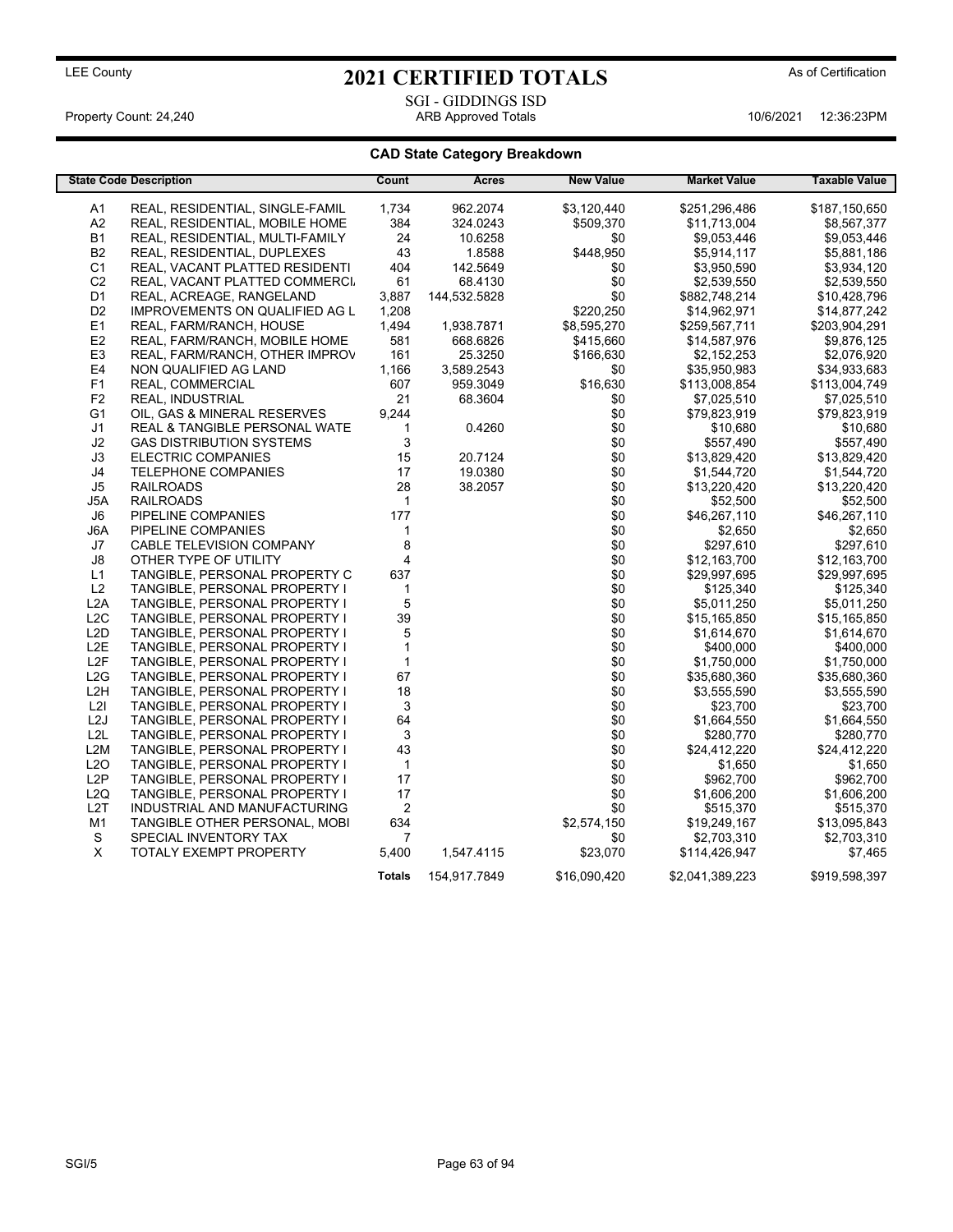LEE County

# 2021 CERTIFIED TOTALS

As of Certification

SGI - GIDDINGS ISD

Property Count: 24,240 | ARB Approved Totals | 10/6/2021 12:36:23PM

## CAD State Category Breakdown

| State Code | Description | Count | Acres | New Value | Market Value | Taxable Value |
|---|---|---|---|---|---|---|
| A1 | REAL, RESIDENTIAL, SINGLE-FAMIL | 1,734 | 962.2074 | $3,120,440 | $251,296,486 | $187,150,650 |
| A2 | REAL, RESIDENTIAL, MOBILE HOME | 384 | 324.0243 | $509,370 | $11,713,004 | $8,567,377 |
| B1 | REAL, RESIDENTIAL, MULTI-FAMILY | 24 | 10.6258 | $0 | $9,053,446 | $9,053,446 |
| B2 | REAL, RESIDENTIAL, DUPLEXES | 43 | 1.8588 | $448,950 | $5,914,117 | $5,881,186 |
| C1 | REAL, VACANT PLATTED RESIDENTI | 404 | 142.5649 | $0 | $3,950,590 | $3,934,120 |
| C2 | REAL, VACANT PLATTED COMMERCI | 61 | 68.4130 | $0 | $2,539,550 | $2,539,550 |
| D1 | REAL, ACREAGE, RANGELAND | 3,887 | 144,532.5828 | $0 | $882,748,214 | $10,428,796 |
| D2 | IMPROVEMENTS ON QUALIFIED AG L | 1,208 | | $220,250 | $14,962,971 | $14,877,242 |
| E1 | REAL, FARM/RANCH, HOUSE | 1,494 | 1,938.7871 | $8,595,270 | $259,567,711 | $203,904,291 |
| E2 | REAL, FARM/RANCH, MOBILE HOME | 581 | 668.6826 | $415,660 | $14,587,976 | $9,876,125 |
| E3 | REAL, FARM/RANCH, OTHER IMPROV | 161 | 25.3250 | $166,630 | $2,152,253 | $2,076,920 |
| E4 | NON QUALIFIED AG LAND | 1,166 | 3,589.2543 | $0 | $35,950,983 | $34,933,683 |
| F1 | REAL, COMMERCIAL | 607 | 959.3049 | $16,630 | $113,008,854 | $113,004,749 |
| F2 | REAL, INDUSTRIAL | 21 | 68.3604 | $0 | $7,025,510 | $7,025,510 |
| G1 | OIL, GAS & MINERAL RESERVES | 9,244 | | $0 | $79,823,919 | $79,823,919 |
| J1 | REAL & TANGIBLE PERSONAL WATE | 1 | 0.4260 | $0 | $10,680 | $10,680 |
| J2 | GAS DISTRIBUTION SYSTEMS | 3 | | $0 | $557,490 | $557,490 |
| J3 | ELECTRIC COMPANIES | 15 | 20.7124 | $0 | $13,829,420 | $13,829,420 |
| J4 | TELEPHONE COMPANIES | 17 | 19.0380 | $0 | $1,544,720 | $1,544,720 |
| J5 | RAILROADS | 28 | 38.2057 | $0 | $13,220,420 | $13,220,420 |
| J5A | RAILROADS | 1 | | $0 | $52,500 | $52,500 |
| J6 | PIPELINE COMPANIES | 177 | | $0 | $46,267,110 | $46,267,110 |
| J6A | PIPELINE COMPANIES | 1 | | $0 | $2,650 | $2,650 |
| J7 | CABLE TELEVISION COMPANY | 8 | | $0 | $297,610 | $297,610 |
| J8 | OTHER TYPE OF UTILITY | 4 | | $0 | $12,163,700 | $12,163,700 |
| L1 | TANGIBLE, PERSONAL PROPERTY C | 637 | | $0 | $29,997,695 | $29,997,695 |
| L2 | TANGIBLE, PERSONAL PROPERTY I | 1 | | $0 | $125,340 | $125,340 |
| L2A | TANGIBLE, PERSONAL PROPERTY I | 5 | | $0 | $5,011,250 | $5,011,250 |
| L2C | TANGIBLE, PERSONAL PROPERTY I | 39 | | $0 | $15,165,850 | $15,165,850 |
| L2D | TANGIBLE, PERSONAL PROPERTY I | 5 | | $0 | $1,614,670 | $1,614,670 |
| L2E | TANGIBLE, PERSONAL PROPERTY I | 1 | | $0 | $400,000 | $400,000 |
| L2F | TANGIBLE, PERSONAL PROPERTY I | 1 | | $0 | $1,750,000 | $1,750,000 |
| L2G | TANGIBLE, PERSONAL PROPERTY I | 67 | | $0 | $35,680,360 | $35,680,360 |
| L2H | TANGIBLE, PERSONAL PROPERTY I | 18 | | $0 | $3,555,590 | $3,555,590 |
| L2I | TANGIBLE, PERSONAL PROPERTY I | 3 | | $0 | $23,700 | $23,700 |
| L2J | TANGIBLE, PERSONAL PROPERTY I | 64 | | $0 | $1,664,550 | $1,664,550 |
| L2L | TANGIBLE, PERSONAL PROPERTY I | 3 | | $0 | $280,770 | $280,770 |
| L2M | TANGIBLE, PERSONAL PROPERTY I | 43 | | $0 | $24,412,220 | $24,412,220 |
| L2O | TANGIBLE, PERSONAL PROPERTY I | 1 | | $0 | $1,650 | $1,650 |
| L2P | TANGIBLE, PERSONAL PROPERTY I | 17 | | $0 | $962,700 | $962,700 |
| L2Q | TANGIBLE, PERSONAL PROPERTY I | 17 | | $0 | $1,606,200 | $1,606,200 |
| L2T | INDUSTRIAL AND MANUFACTURING | 2 | | $0 | $515,370 | $515,370 |
| M1 | TANGIBLE OTHER PERSONAL, MOBI | 634 | | $2,574,150 | $19,249,167 | $13,095,843 |
| S | SPECIAL INVENTORY TAX | 7 | | $0 | $2,703,310 | $2,703,310 |
| X | TOTALY EXEMPT PROPERTY | 5,400 | 1,547.4115 | $23,070 | $114,426,947 | $7,465 |
| | | **Totals** | 154,917.7849 | $16,090,420 | $2,041,389,223 | $919,598,397 |

SGI/5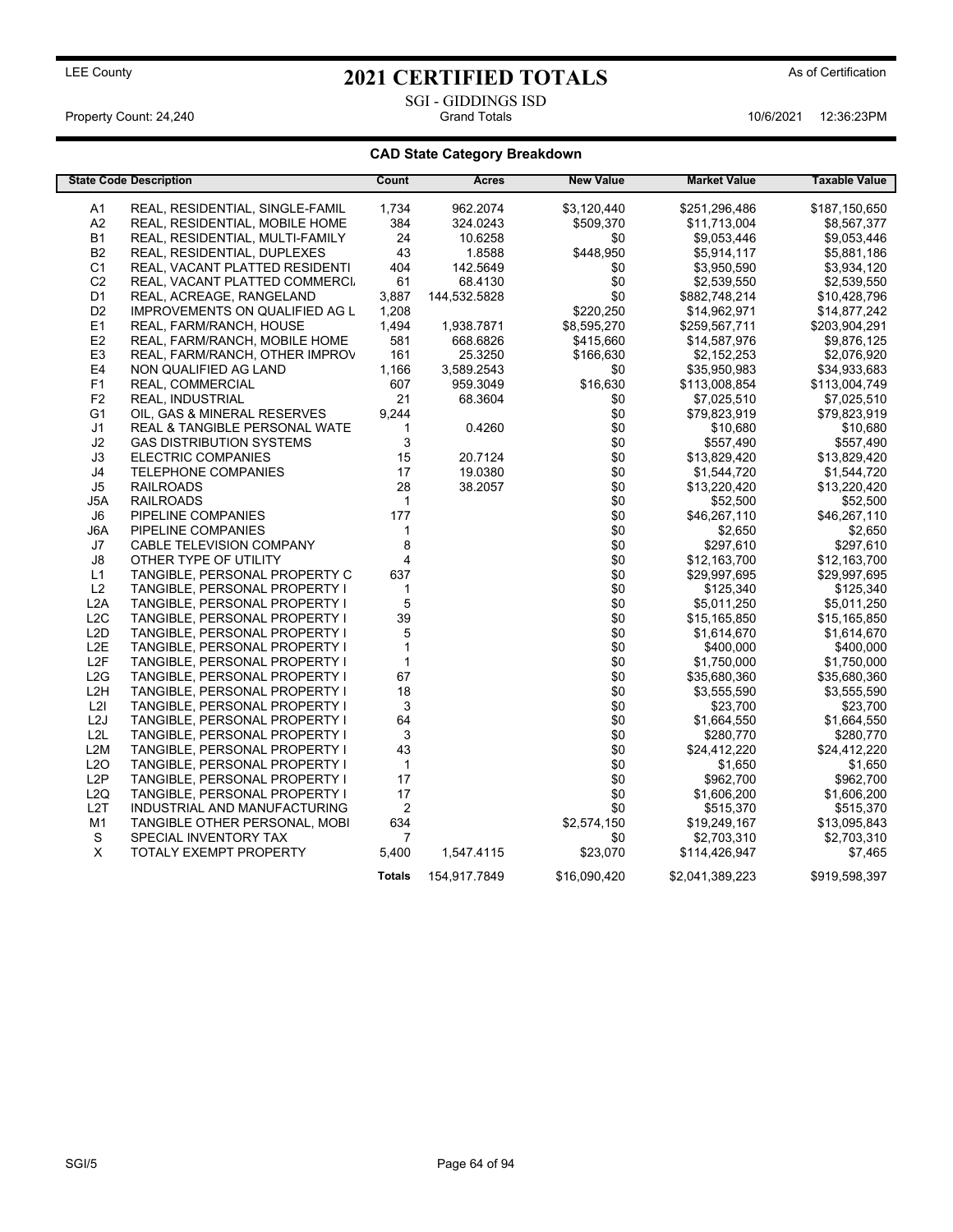LEE County

# 2021 CERTIFIED TOTALS

As of Certification

SGI - GIDDINGS ISD

Property Count: 24,240 | Grand Totals | 10/6/2021 12:36:23PM

## CAD State Category Breakdown

| State Code | Description | Count | Acres | New Value | Market Value | Taxable Value |
|---|---|---|---|---|---|---|
| A1 | REAL, RESIDENTIAL, SINGLE-FAMIL | 1,734 | 962.2074 | $3,120,440 | $251,296,486 | $187,150,650 |
| A2 | REAL, RESIDENTIAL, MOBILE HOME | 384 | 324.0243 | $509,370 | $11,713,004 | $8,567,377 |
| B1 | REAL, RESIDENTIAL, MULTI-FAMILY | 24 | 10.6258 | $0 | $9,053,446 | $9,053,446 |
| B2 | REAL, RESIDENTIAL, DUPLEXES | 43 | 1.8588 | $448,950 | $5,914,117 | $5,881,186 |
| C1 | REAL, VACANT PLATTED RESIDENTI | 404 | 142.5649 | $0 | $3,950,590 | $3,934,120 |
| C2 | REAL, VACANT PLATTED COMMERCI. | 61 | 68.4130 | $0 | $2,539,550 | $2,539,550 |
| D1 | REAL, ACREAGE, RANGELAND | 3,887 | 144,532.5828 | $0 | $882,748,214 | $10,428,796 |
| D2 | IMPROVEMENTS ON QUALIFIED AG L | 1,208 | | $220,250 | $14,962,971 | $14,877,242 |
| E1 | REAL, FARM/RANCH, HOUSE | 1,494 | 1,938.7871 | $8,595,270 | $259,567,711 | $203,904,291 |
| E2 | REAL, FARM/RANCH, MOBILE HOME | 581 | 668.6826 | $415,660 | $14,587,976 | $9,876,125 |
| E3 | REAL, FARM/RANCH, OTHER IMPROV | 161 | 25.3250 | $166,630 | $2,152,253 | $2,076,920 |
| E4 | NON QUALIFIED AG LAND | 1,166 | 3,589.2543 | $0 | $35,950,983 | $34,933,683 |
| F1 | REAL, COMMERCIAL | 607 | 959.3049 | $16,630 | $113,008,854 | $113,004,749 |
| F2 | REAL, INDUSTRIAL | 21 | 68.3604 | $0 | $7,025,510 | $7,025,510 |
| G1 | OIL, GAS & MINERAL RESERVES | 9,244 | | $0 | $79,823,919 | $79,823,919 |
| J1 | REAL & TANGIBLE PERSONAL WATE | 1 | 0.4260 | $0 | $10,680 | $10,680 |
| J2 | GAS DISTRIBUTION SYSTEMS | 3 | | $0 | $557,490 | $557,490 |
| J3 | ELECTRIC COMPANIES | 15 | 20.7124 | $0 | $13,829,420 | $13,829,420 |
| J4 | TELEPHONE COMPANIES | 17 | 19.0380 | $0 | $1,544,720 | $1,544,720 |
| J5 | RAILROADS | 28 | 38.2057 | $0 | $13,220,420 | $13,220,420 |
| J5A | RAILROADS | 1 | | $0 | $52,500 | $52,500 |
| J6 | PIPELINE COMPANIES | 177 | | $0 | $46,267,110 | $46,267,110 |
| J6A | PIPELINE COMPANIES | 1 | | $0 | $2,650 | $2,650 |
| J7 | CABLE TELEVISION COMPANY | 8 | | $0 | $297,610 | $297,610 |
| J8 | OTHER TYPE OF UTILITY | 4 | | $0 | $12,163,700 | $12,163,700 |
| L1 | TANGIBLE, PERSONAL PROPERTY C | 637 | | $0 | $29,997,695 | $29,997,695 |
| L2 | TANGIBLE, PERSONAL PROPERTY I | 1 | | $0 | $125,340 | $125,340 |
| L2A | TANGIBLE, PERSONAL PROPERTY I | 5 | | $0 | $5,011,250 | $5,011,250 |
| L2C | TANGIBLE, PERSONAL PROPERTY I | 39 | | $0 | $15,165,850 | $15,165,850 |
| L2D | TANGIBLE, PERSONAL PROPERTY I | 5 | | $0 | $1,614,670 | $1,614,670 |
| L2E | TANGIBLE, PERSONAL PROPERTY I | 1 | | $0 | $400,000 | $400,000 |
| L2F | TANGIBLE, PERSONAL PROPERTY I | 1 | | $0 | $1,750,000 | $1,750,000 |
| L2G | TANGIBLE, PERSONAL PROPERTY I | 67 | | $0 | $35,680,360 | $35,680,360 |
| L2H | TANGIBLE, PERSONAL PROPERTY I | 18 | | $0 | $3,555,590 | $3,555,590 |
| L2I | TANGIBLE, PERSONAL PROPERTY I | 3 | | $0 | $23,700 | $23,700 |
| L2J | TANGIBLE, PERSONAL PROPERTY I | 64 | | $0 | $1,664,550 | $1,664,550 |
| L2L | TANGIBLE, PERSONAL PROPERTY I | 3 | | $0 | $280,770 | $280,770 |
| L2M | TANGIBLE, PERSONAL PROPERTY I | 43 | | $0 | $24,412,220 | $24,412,220 |
| L2O | TANGIBLE, PERSONAL PROPERTY I | 1 | | $0 | $1,650 | $1,650 |
| L2P | TANGIBLE, PERSONAL PROPERTY I | 17 | | $0 | $962,700 | $962,700 |
| L2Q | TANGIBLE, PERSONAL PROPERTY I | 17 | | $0 | $1,606,200 | $1,606,200 |
| L2T | INDUSTRIAL AND MANUFACTURING | 2 | | $0 | $515,370 | $515,370 |
| M1 | TANGIBLE OTHER PERSONAL, MOBI | 634 | | $2,574,150 | $19,249,167 | $13,095,843 |
| S | SPECIAL INVENTORY TAX | 7 | | $0 | $2,703,310 | $2,703,310 |
| X | TOTALY EXEMPT PROPERTY | 5,400 | 1,547.4115 | $23,070 | $114,426,947 | $7,465 |
| | | **Totals** | 154,917.7849 | $16,090,420 | $2,041,389,223 | $919,598,397 |

SGI/5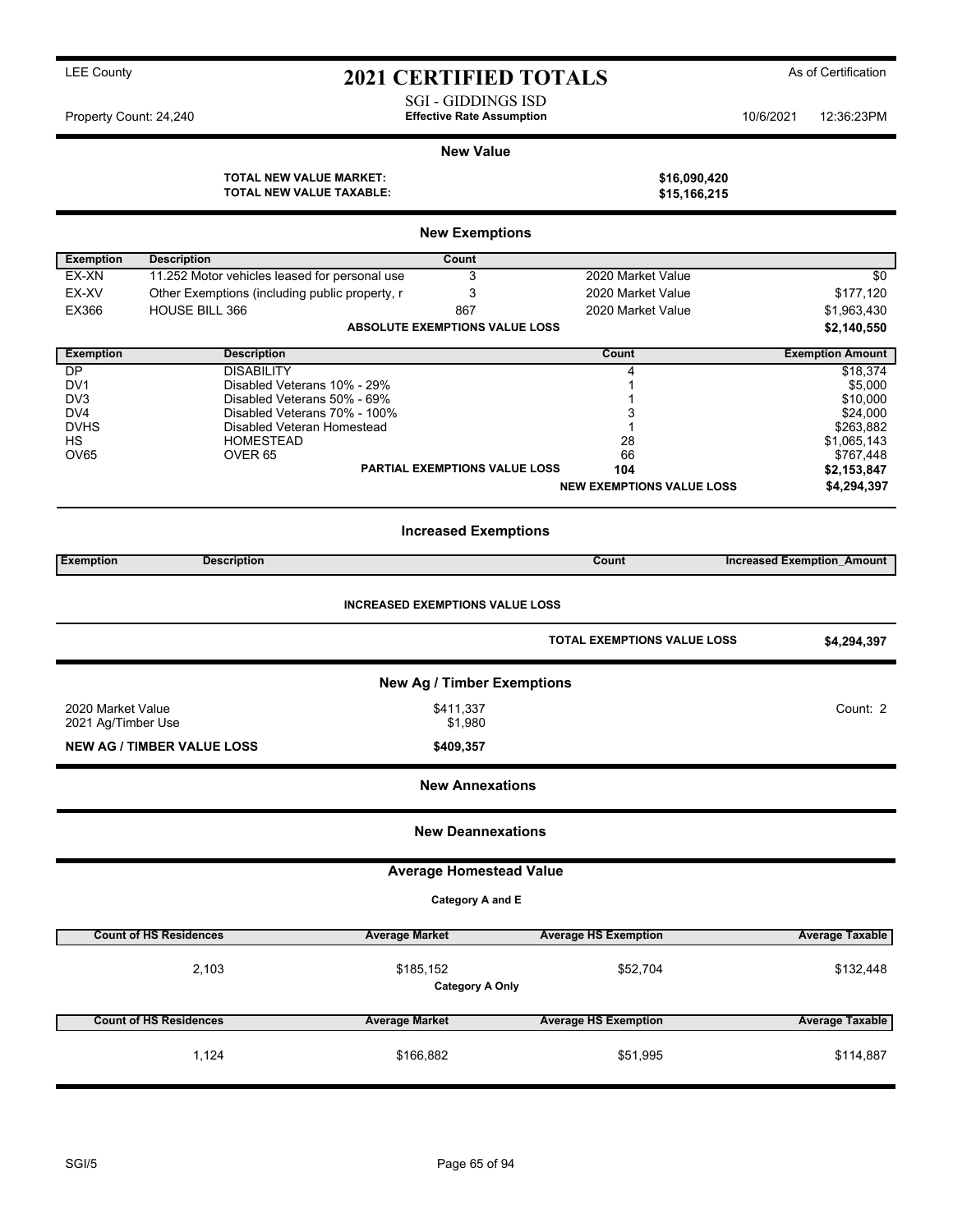LEE County

# 2021 CERTIFIED TOTALS

As of Certification

SGI - GIDDINGS ISD
**Effective Rate Assumption**

Property Count: 24,240

10/6/2021 12:36:23PM

## New Value

| | |
|---|---|
| **TOTAL NEW VALUE MARKET:** | **$16,090,420** |
| **TOTAL NEW VALUE TAXABLE:** | **$15,166,215** |

## New Exemptions

| Exemption | Description | Count | | |
|---|---|---|---|---|
| EX-XN | 11.252 Motor vehicles leased for personal use | 3 | 2020 Market Value | $0 |
| EX-XV | Other Exemptions (including public property, r | 3 | 2020 Market Value | $177,120 |
| EX366 | HOUSE BILL 366 | 867 | 2020 Market Value | $1,963,430 |
| | | **ABSOLUTE EXEMPTIONS VALUE LOSS** | | **$2,140,550** |

| Exemption | Description | Count | Exemption Amount |
|---|---|---|---|
| DP | DISABILITY | 4 | $18,374 |
| DV1 | Disabled Veterans 10% - 29% | 1 | $5,000 |
| DV3 | Disabled Veterans 50% - 69% | 1 | $10,000 |
| DV4 | Disabled Veterans 70% - 100% | 3 | $24,000 |
| DVHS | Disabled Veteran Homestead | 1 | $263,882 |
| HS | HOMESTEAD | 28 | $1,065,143 |
| OV65 | OVER 65 | 66 | $767,448 |
| | **PARTIAL EXEMPTIONS VALUE LOSS** | **104** | **$2,153,847** |
| | | **NEW EXEMPTIONS VALUE LOSS** | **$4,294,397** |

## Increased Exemptions

| Exemption | Description | Count | Increased Exemption_Amount |
|---|---|---|---|
| | **INCREASED EXEMPTIONS VALUE LOSS** | | |
| | | **TOTAL EXEMPTIONS VALUE LOSS** | **$4,294,397** |

## New Ag / Timber Exemptions

| | | |
|---|---|---|
| 2020 Market Value | $411,337 | Count: 2 |
| 2021 Ag/Timber Use | $1,980 | |
| **NEW AG / TIMBER VALUE LOSS** | **$409,357** | |

## New Annexations

## New Deannexations

## Average Homestead Value

**Category A and E**

| Count of HS Residences | Average Market | Average HS Exemption | Average Taxable |
|---|---|---|---|
| 2,103 | $185,152 | $52,704 | $132,448 |

**Category A Only**

| Count of HS Residences | Average Market | Average HS Exemption | Average Taxable |
|---|---|---|---|
| 1,124 | $166,882 | $51,995 | $114,887 |

SGI/5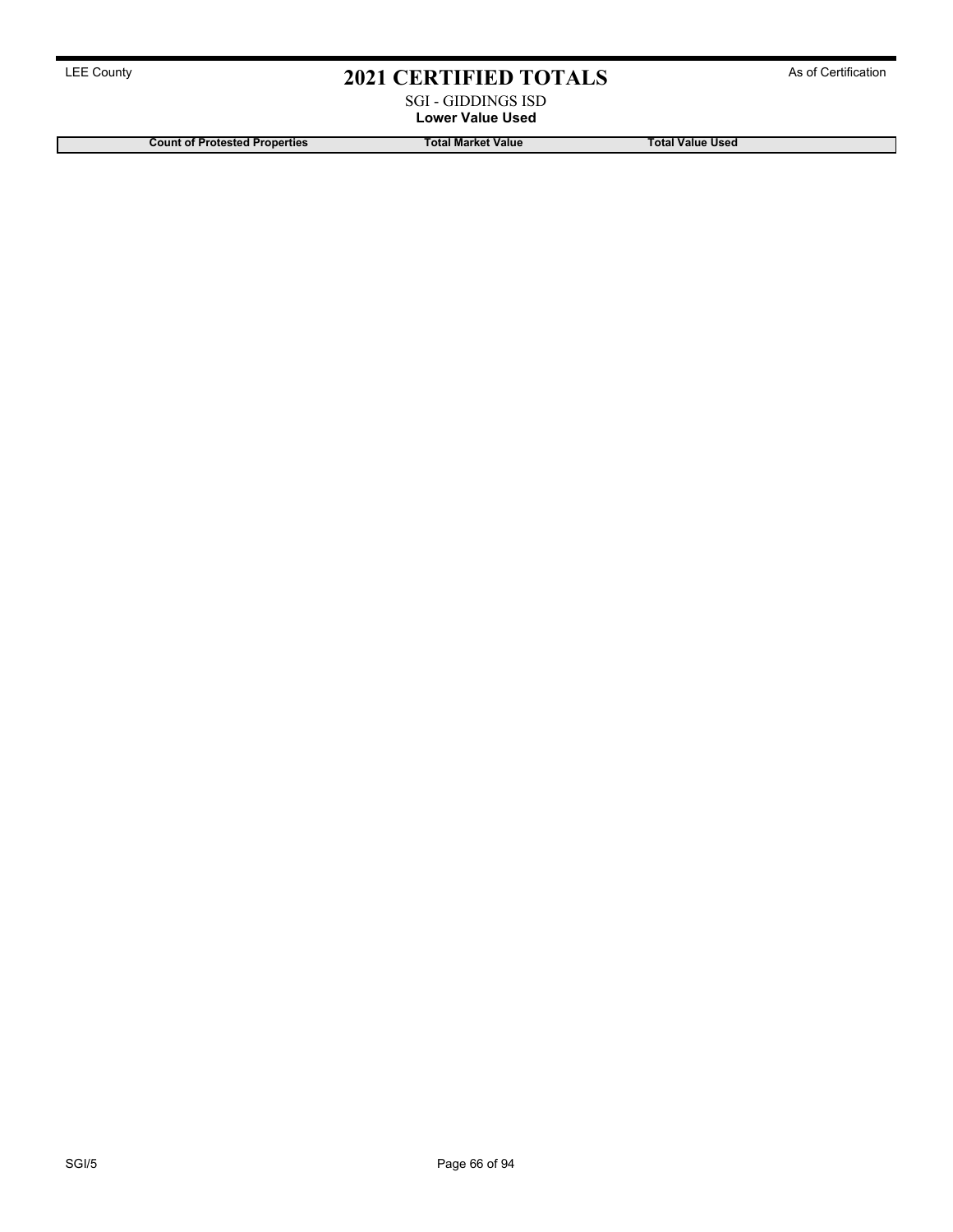# 2021 CERTIFIED TOTALS

LEE County

As of Certification

SGI - GIDDINGS ISD

**Lower Value Used**

| Count of Protested Properties | Total Market Value | Total Value Used |
|---|---|---|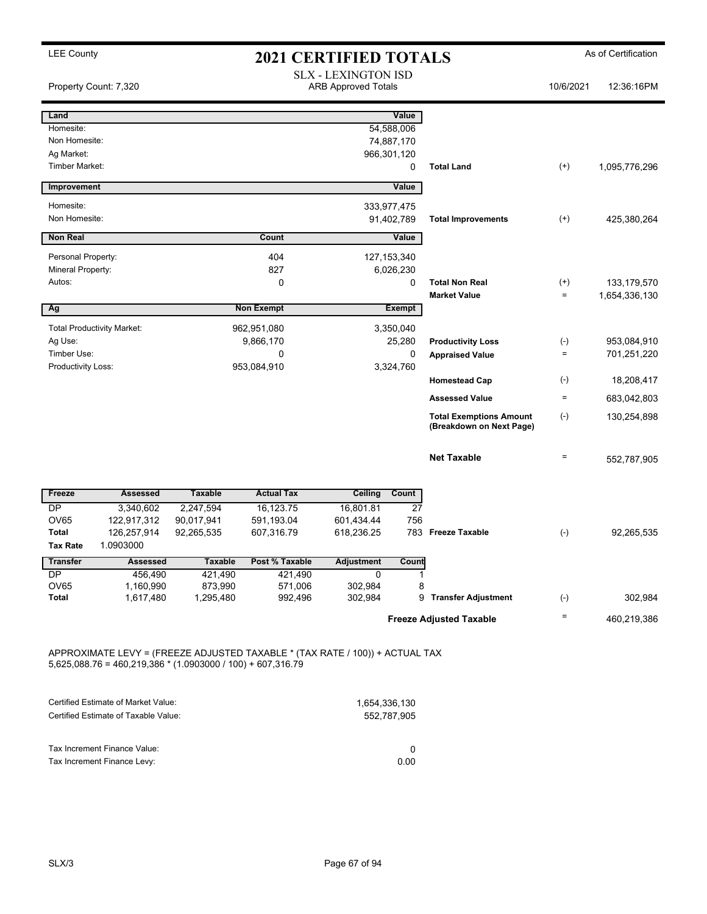LEE County

# 2021 CERTIFIED TOTALS

As of Certification

SLX - LEXINGTON ISD
ARB Approved Totals

Property Count: 7,320 | 10/6/2021 | 12:36:16PM

| Land | | Value | | | |
|---|---|---|---|---|---|
| Homesite: | | 54,588,006 | | | |
| Non Homesite: | | 74,887,170 | | | |
| Ag Market: | | 966,301,120 | | | |
| Timber Market: | | 0 | Total Land | (+) | 1,095,776,296 |

| Improvement | | Value | | | |
|---|---|---|---|---|---|
| Homesite: | | 333,977,475 | | | |
| Non Homesite: | | 91,402,789 | Total Improvements | (+) | 425,380,264 |

| Non Real | Count | Value | | | |
|---|---|---|---|---|---|
| Personal Property: | 404 | 127,153,340 | | | |
| Mineral Property: | 827 | 6,026,230 | | | |
| Autos: | 0 | 0 | Total Non Real | (+) | 133,179,570 |
| | | | Market Value | = | 1,654,336,130 |

| Ag | Non Exempt | Exempt | | | |
|---|---|---|---|---|---|
| Total Productivity Market: | 962,951,080 | 3,350,040 | | | |
| Ag Use: | 9,866,170 | 25,280 | Productivity Loss | (-) | 953,084,910 |
| Timber Use: | 0 | 0 | Appraised Value | = | 701,251,220 |
| Productivity Loss: | 953,084,910 | 3,324,760 | | | |
| | | | Homestead Cap | (-) | 18,208,417 |
| | | | Assessed Value | = | 683,042,803 |
| | | | Total Exemptions Amount (Breakdown on Next Page) | (-) | 130,254,898 |
| | | | Net Taxable | = | 552,787,905 |

| Freeze | Assessed | Taxable | Actual Tax | Ceiling | Count | | | |
|---|---|---|---|---|---|---|---|---|
| DP | 3,340,602 | 2,247,594 | 16,123.75 | 16,801.81 | 27 | | | |
| OV65 | 122,917,312 | 90,017,941 | 591,193.04 | 601,434.44 | 756 | | | |
| Total | 126,257,914 | 92,265,535 | 607,316.79 | 618,236.25 | 783 | Freeze Taxable | (-) | 92,265,535 |
| Tax Rate | 1.0903000 | | | | | | | |

| Transfer | Assessed | Taxable | Post % Taxable | Adjustment | Count | | | |
|---|---|---|---|---|---|---|---|---|
| DP | 456,490 | 421,490 | 421,490 | 0 | 1 | | | |
| OV65 | 1,160,990 | 873,990 | 571,006 | 302,984 | 8 | | | |
| Total | 1,617,480 | 1,295,480 | 992,496 | 302,984 | 9 | Transfer Adjustment | (-) | 302,984 |
| | | | | | | Freeze Adjusted Taxable | = | 460,219,386 |

APPROXIMATE LEVY = (FREEZE ADJUSTED TAXABLE * (TAX RATE / 100)) + ACTUAL TAX
5,625,088.76 = 460,219,386 * (1.0903000 / 100) + 607,316.79

| | |
|---|---|
| Certified Estimate of Market Value: | 1,654,336,130 |
| Certified Estimate of Taxable Value: | 552,787,905 |

| | |
|---|---|
| Tax Increment Finance Value: | 0 |
| Tax Increment Finance Levy: | 0.00 |

SLX/3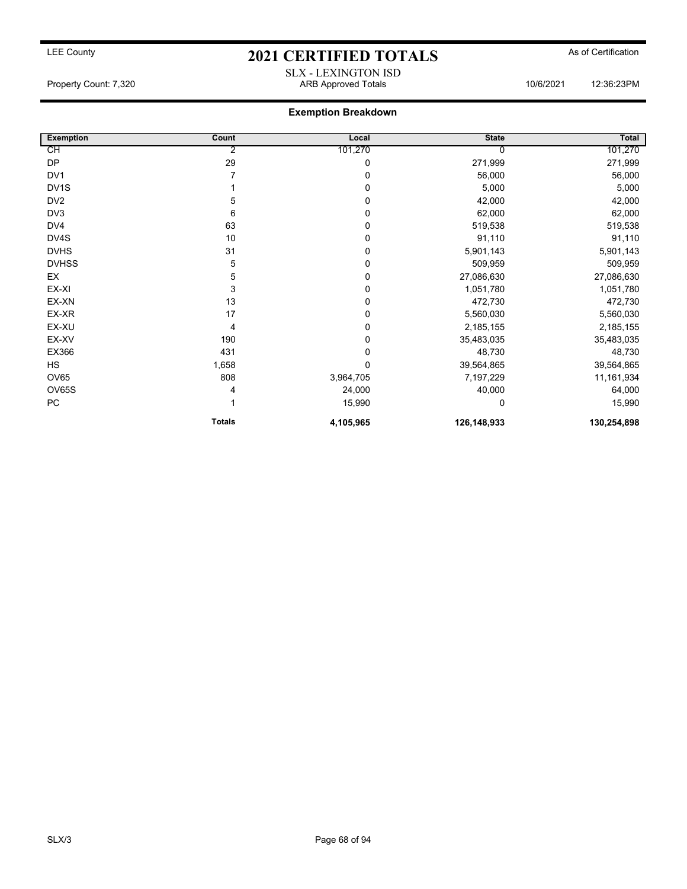# 2021 CERTIFIED TOTALS

LEE County | As of Certification

SLX - LEXINGTON ISD

Property Count: 7,320 | ARB Approved Totals | 10/6/2021 12:36:23PM

## Exemption Breakdown

| Exemption | Count | Local | State | Total |
|---|---|---|---|---|
| CH | 2 | 101,270 | 0 | 101,270 |
| DP | 29 | 0 | 271,999 | 271,999 |
| DV1 | 7 | 0 | 56,000 | 56,000 |
| DV1S | 1 | 0 | 5,000 | 5,000 |
| DV2 | 5 | 0 | 42,000 | 42,000 |
| DV3 | 6 | 0 | 62,000 | 62,000 |
| DV4 | 63 | 0 | 519,538 | 519,538 |
| DV4S | 10 | 0 | 91,110 | 91,110 |
| DVHS | 31 | 0 | 5,901,143 | 5,901,143 |
| DVHSS | 5 | 0 | 509,959 | 509,959 |
| EX | 5 | 0 | 27,086,630 | 27,086,630 |
| EX-XI | 3 | 0 | 1,051,780 | 1,051,780 |
| EX-XN | 13 | 0 | 472,730 | 472,730 |
| EX-XR | 17 | 0 | 5,560,030 | 5,560,030 |
| EX-XU | 4 | 0 | 2,185,155 | 2,185,155 |
| EX-XV | 190 | 0 | 35,483,035 | 35,483,035 |
| EX366 | 431 | 0 | 48,730 | 48,730 |
| HS | 1,658 | 0 | 39,564,865 | 39,564,865 |
| OV65 | 808 | 3,964,705 | 7,197,229 | 11,161,934 |
| OV65S | 4 | 24,000 | 40,000 | 64,000 |
| PC | 1 | 15,990 | 0 | 15,990 |
| | **Totals** | **4,105,965** | **126,148,933** | **130,254,898** |

SLX/3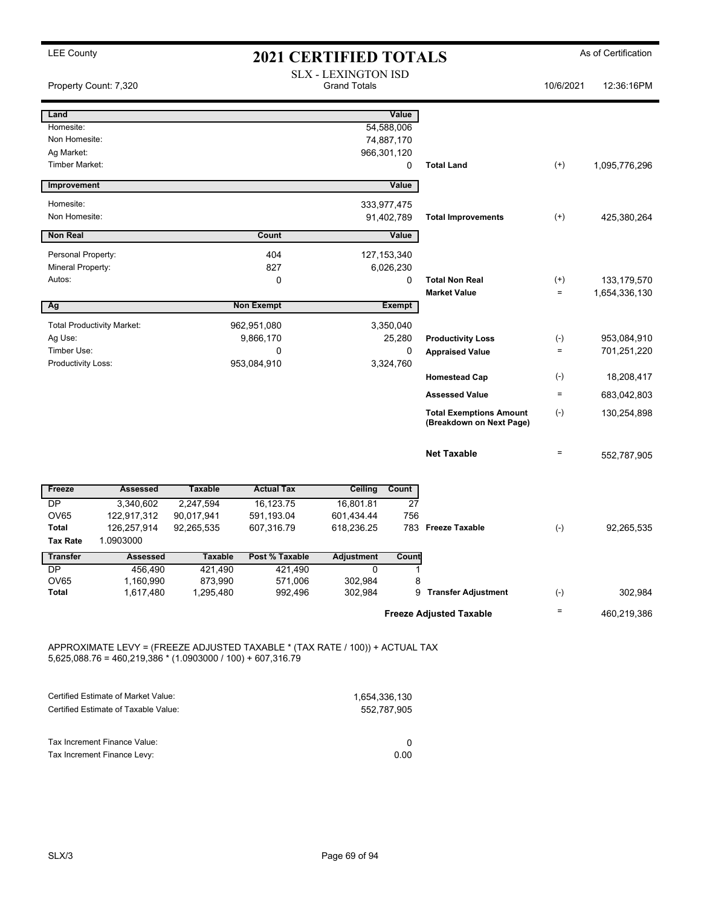LEE County

# 2021 CERTIFIED TOTALS

As of Certification

SLX - LEXINGTON ISD
Grand Totals

Property Count: 7,320 — 10/6/2021 12:36:16PM

| Land | Value | | | |
|---|---|---|---|---|
| Homesite: | 54,588,006 | | | |
| Non Homesite: | 74,887,170 | | | |
| Ag Market: | 966,301,120 | | | |
| Timber Market: | 0 | Total Land | (+) | 1,095,776,296 |

| Improvement | Value | | | |
|---|---|---|---|---|
| Homesite: | 333,977,475 | | | |
| Non Homesite: | 91,402,789 | Total Improvements | (+) | 425,380,264 |

| Non Real | Count | Value | | | |
|---|---|---|---|---|---|
| Personal Property: | 404 | 127,153,340 | | | |
| Mineral Property: | 827 | 6,026,230 | | | |
| Autos: | 0 | 0 | Total Non Real | (+) | 133,179,570 |
| | | | Market Value | = | 1,654,336,130 |

| Ag | Non Exempt | Exempt | | | |
|---|---|---|---|---|---|
| Total Productivity Market: | 962,951,080 | 3,350,040 | | | |
| Ag Use: | 9,866,170 | 25,280 | Productivity Loss | (-) | 953,084,910 |
| Timber Use: | 0 | 0 | Appraised Value | = | 701,251,220 |
| Productivity Loss: | 953,084,910 | 3,324,760 | | | |
| | | | Homestead Cap | (-) | 18,208,417 |
| | | | Assessed Value | = | 683,042,803 |
| | | | Total Exemptions Amount (Breakdown on Next Page) | (-) | 130,254,898 |
| | | | Net Taxable | = | 552,787,905 |

| Freeze | Assessed | Taxable | Actual Tax | Ceiling | Count | | | |
|---|---|---|---|---|---|---|---|---|
| DP | 3,340,602 | 2,247,594 | 16,123.75 | 16,801.81 | 27 | | | |
| OV65 | 122,917,312 | 90,017,941 | 591,193.04 | 601,434.44 | 756 | | | |
| Total | 126,257,914 | 92,265,535 | 607,316.79 | 618,236.25 | 783 | Freeze Taxable | (-) | 92,265,535 |
| Tax Rate | 1.0903000 | | | | | | | |

| Transfer | Assessed | Taxable | Post % Taxable | Adjustment | Count | | | |
|---|---|---|---|---|---|---|---|---|
| DP | 456,490 | 421,490 | 421,490 | 0 | 1 | | | |
| OV65 | 1,160,990 | 873,990 | 571,006 | 302,984 | 8 | | | |
| Total | 1,617,480 | 1,295,480 | 992,496 | 302,984 | 9 | Transfer Adjustment | (-) | 302,984 |
| | | | | | | Freeze Adjusted Taxable | = | 460,219,386 |

APPROXIMATE LEVY = (FREEZE ADJUSTED TAXABLE * (TAX RATE / 100)) + ACTUAL TAX
5,625,088.76 = 460,219,386 * (1.0903000 / 100) + 607,316.79

| | |
|---|---|
| Certified Estimate of Market Value: | 1,654,336,130 |
| Certified Estimate of Taxable Value: | 552,787,905 |
| Tax Increment Finance Value: | 0 |
| Tax Increment Finance Levy: | 0.00 |

SLX/3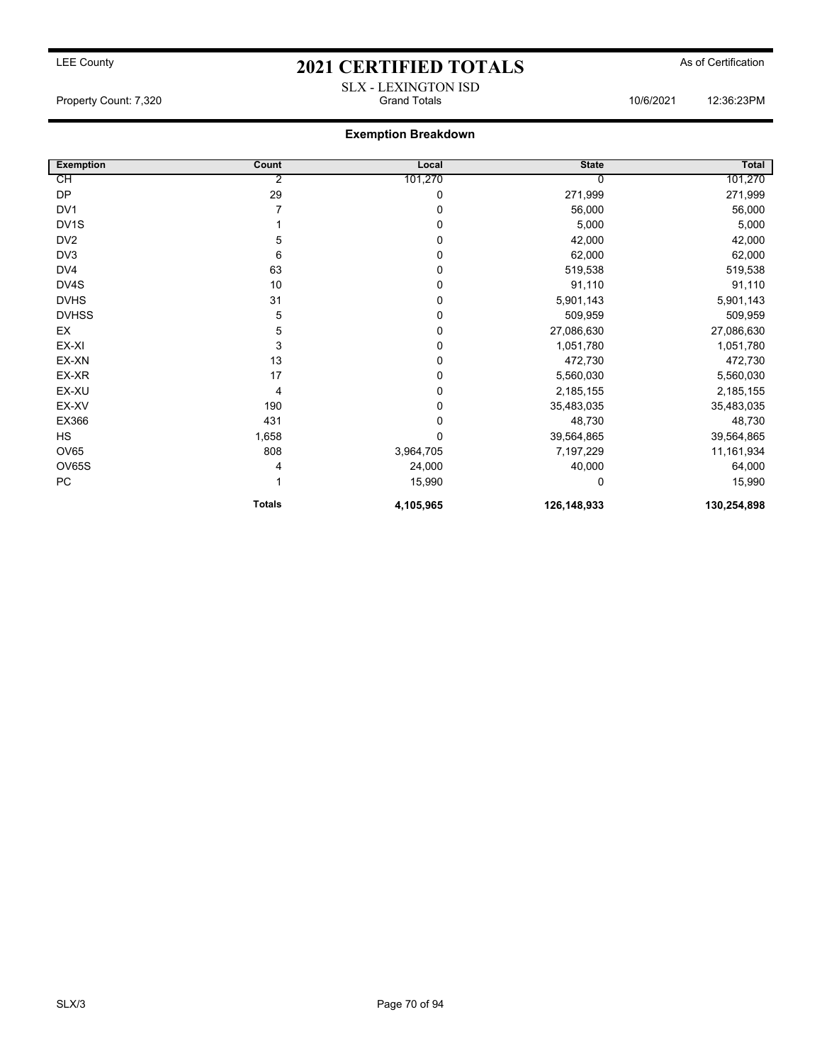LEE County

# 2021 CERTIFIED TOTALS

As of Certification

SLX - LEXINGTON ISD

Property Count: 7,320 — Grand Totals — 10/6/2021 12:36:23PM

## Exemption Breakdown

| Exemption | Count | Local | State | Total |
|---|---|---|---|---|
| CH | 2 | 101,270 | 0 | 101,270 |
| DP | 29 | 0 | 271,999 | 271,999 |
| DV1 | 7 | 0 | 56,000 | 56,000 |
| DV1S | 1 | 0 | 5,000 | 5,000 |
| DV2 | 5 | 0 | 42,000 | 42,000 |
| DV3 | 6 | 0 | 62,000 | 62,000 |
| DV4 | 63 | 0 | 519,538 | 519,538 |
| DV4S | 10 | 0 | 91,110 | 91,110 |
| DVHS | 31 | 0 | 5,901,143 | 5,901,143 |
| DVHSS | 5 | 0 | 509,959 | 509,959 |
| EX | 5 | 0 | 27,086,630 | 27,086,630 |
| EX-XI | 3 | 0 | 1,051,780 | 1,051,780 |
| EX-XN | 13 | 0 | 472,730 | 472,730 |
| EX-XR | 17 | 0 | 5,560,030 | 5,560,030 |
| EX-XU | 4 | 0 | 2,185,155 | 2,185,155 |
| EX-XV | 190 | 0 | 35,483,035 | 35,483,035 |
| EX366 | 431 | 0 | 48,730 | 48,730 |
| HS | 1,658 | 0 | 39,564,865 | 39,564,865 |
| OV65 | 808 | 3,964,705 | 7,197,229 | 11,161,934 |
| OV65S | 4 | 24,000 | 40,000 | 64,000 |
| PC | 1 | 15,990 | 0 | 15,990 |
| | **Totals** | **4,105,965** | **126,148,933** | **130,254,898** |

SLX/3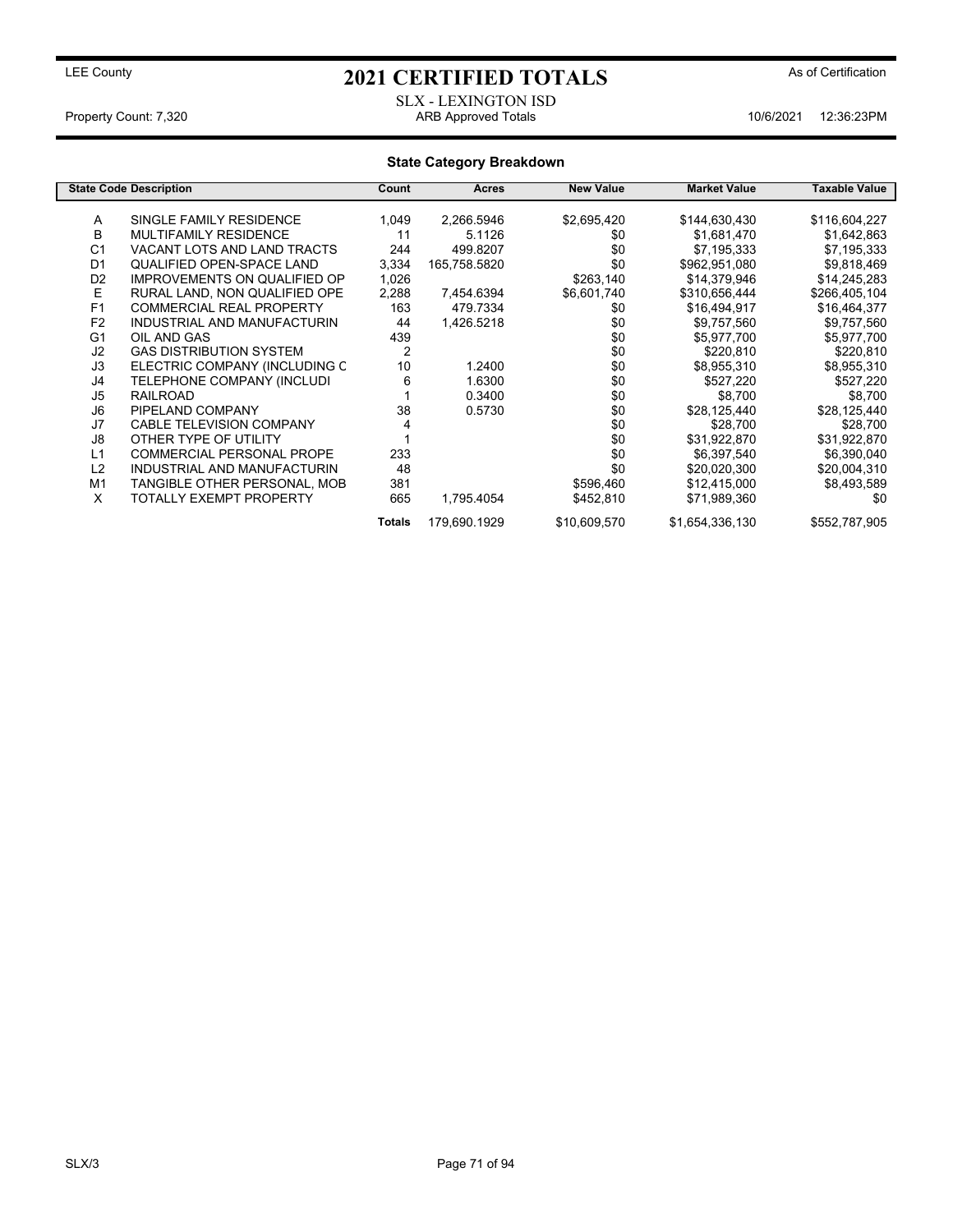LEE County

# 2021 CERTIFIED TOTALS

As of Certification

SLX - LEXINGTON ISD

Property Count: 7,320 ARB Approved Totals 10/6/2021 12:36:23PM

## State Category Breakdown

| State Code | Description | Count | Acres | New Value | Market Value | Taxable Value |
|---|---|---|---|---|---|---|
| A | SINGLE FAMILY RESIDENCE | 1,049 | 2,266.5946 | $2,695,420 | $144,630,430 | $116,604,227 |
| B | MULTIFAMILY RESIDENCE | 11 | 5.1126 | $0 | $1,681,470 | $1,642,863 |
| C1 | VACANT LOTS AND LAND TRACTS | 244 | 499.8207 | $0 | $7,195,333 | $7,195,333 |
| D1 | QUALIFIED OPEN-SPACE LAND | 3,334 | 165,758.5820 | $0 | $962,951,080 | $9,818,469 |
| D2 | IMPROVEMENTS ON QUALIFIED OP | 1,026 | | $263,140 | $14,379,946 | $14,245,283 |
| E | RURAL LAND, NON QUALIFIED OPE | 2,288 | 7,454.6394 | $6,601,740 | $310,656,444 | $266,405,104 |
| F1 | COMMERCIAL REAL PROPERTY | 163 | 479.7334 | $0 | $16,494,917 | $16,464,377 |
| F2 | INDUSTRIAL AND MANUFACTURIN | 44 | 1,426.5218 | $0 | $9,757,560 | $9,757,560 |
| G1 | OIL AND GAS | 439 | | $0 | $5,977,700 | $5,977,700 |
| J2 | GAS DISTRIBUTION SYSTEM | 2 | | $0 | $220,810 | $220,810 |
| J3 | ELECTRIC COMPANY (INCLUDING C | 10 | 1.2400 | $0 | $8,955,310 | $8,955,310 |
| J4 | TELEPHONE COMPANY (INCLUDI | 6 | 1.6300 | $0 | $527,220 | $527,220 |
| J5 | RAILROAD | 1 | 0.3400 | $0 | $8,700 | $8,700 |
| J6 | PIPELAND COMPANY | 38 | 0.5730 | $0 | $28,125,440 | $28,125,440 |
| J7 | CABLE TELEVISION COMPANY | 4 | | $0 | $28,700 | $28,700 |
| J8 | OTHER TYPE OF UTILITY | 1 | | $0 | $31,922,870 | $31,922,870 |
| L1 | COMMERCIAL PERSONAL PROPE | 233 | | $0 | $6,397,540 | $6,390,040 |
| L2 | INDUSTRIAL AND MANUFACTURIN | 48 | | $0 | $20,020,300 | $20,004,310 |
| M1 | TANGIBLE OTHER PERSONAL, MOB | 381 | | $596,460 | $12,415,000 | $8,493,589 |
| X | TOTALLY EXEMPT PROPERTY | 665 | 1,795.4054 | $452,810 | $71,989,360 | $0 |
| | | **Totals** | 179,690.1929 | $10,609,570 | $1,654,336,130 | $552,787,905 |

SLX/3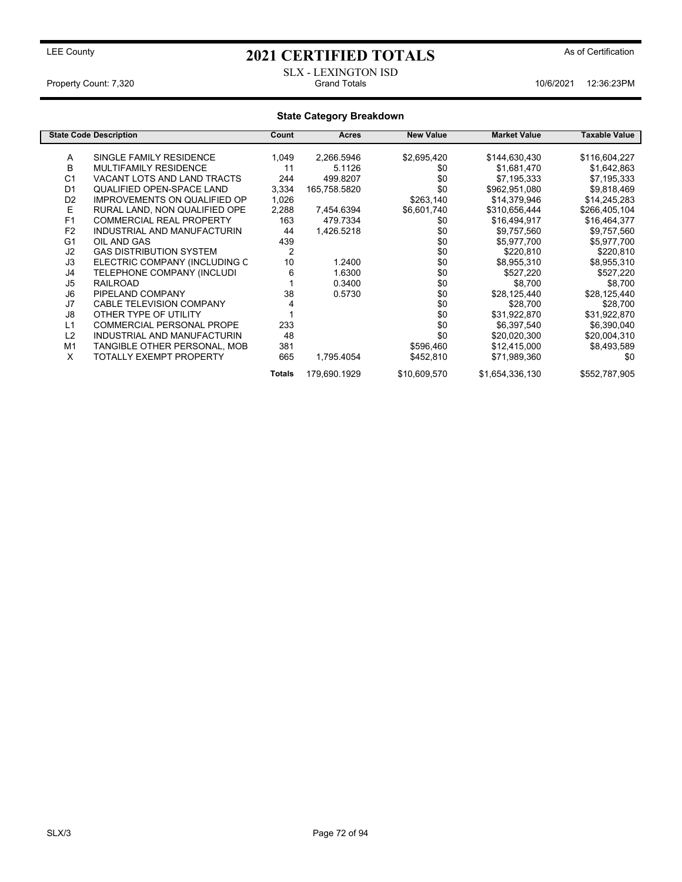LEE County

# 2021 CERTIFIED TOTALS

As of Certification

SLX - LEXINGTON ISD

Property Count: 7,320 | Grand Totals | 10/6/2021 12:36:23PM

## State Category Breakdown

| State Code | Description | Count | Acres | New Value | Market Value | Taxable Value |
|---|---|---|---|---|---|---|
| A | SINGLE FAMILY RESIDENCE | 1,049 | 2,266.5946 | $2,695,420 | $144,630,430 | $116,604,227 |
| B | MULTIFAMILY RESIDENCE | 11 | 5.1126 | $0 | $1,681,470 | $1,642,863 |
| C1 | VACANT LOTS AND LAND TRACTS | 244 | 499.8207 | $0 | $7,195,333 | $7,195,333 |
| D1 | QUALIFIED OPEN-SPACE LAND | 3,334 | 165,758.5820 | $0 | $962,951,080 | $9,818,469 |
| D2 | IMPROVEMENTS ON QUALIFIED OP | 1,026 | | $263,140 | $14,379,946 | $14,245,283 |
| E | RURAL LAND, NON QUALIFIED OPE | 2,288 | 7,454.6394 | $6,601,740 | $310,656,444 | $266,405,104 |
| F1 | COMMERCIAL REAL PROPERTY | 163 | 479.7334 | $0 | $16,494,917 | $16,464,377 |
| F2 | INDUSTRIAL AND MANUFACTURIN | 44 | 1,426.5218 | $0 | $9,757,560 | $9,757,560 |
| G1 | OIL AND GAS | 439 | | $0 | $5,977,700 | $5,977,700 |
| J2 | GAS DISTRIBUTION SYSTEM | 2 | | $0 | $220,810 | $220,810 |
| J3 | ELECTRIC COMPANY (INCLUDING C | 10 | 1.2400 | $0 | $8,955,310 | $8,955,310 |
| J4 | TELEPHONE COMPANY (INCLUDI | 6 | 1.6300 | $0 | $527,220 | $527,220 |
| J5 | RAILROAD | 1 | 0.3400 | $0 | $8,700 | $8,700 |
| J6 | PIPELAND COMPANY | 38 | 0.5730 | $0 | $28,125,440 | $28,125,440 |
| J7 | CABLE TELEVISION COMPANY | 4 | | $0 | $28,700 | $28,700 |
| J8 | OTHER TYPE OF UTILITY | 1 | | $0 | $31,922,870 | $31,922,870 |
| L1 | COMMERCIAL PERSONAL PROPE | 233 | | $0 | $6,397,540 | $6,390,040 |
| L2 | INDUSTRIAL AND MANUFACTURIN | 48 | | $0 | $20,020,300 | $20,004,310 |
| M1 | TANGIBLE OTHER PERSONAL, MOB | 381 | | $596,460 | $12,415,000 | $8,493,589 |
| X | TOTALLY EXEMPT PROPERTY | 665 | 1,795.4054 | $452,810 | $71,989,360 | $0 |
| | | **Totals** | 179,690.1929 | $10,609,570 | $1,654,336,130 | $552,787,905 |

SLX/3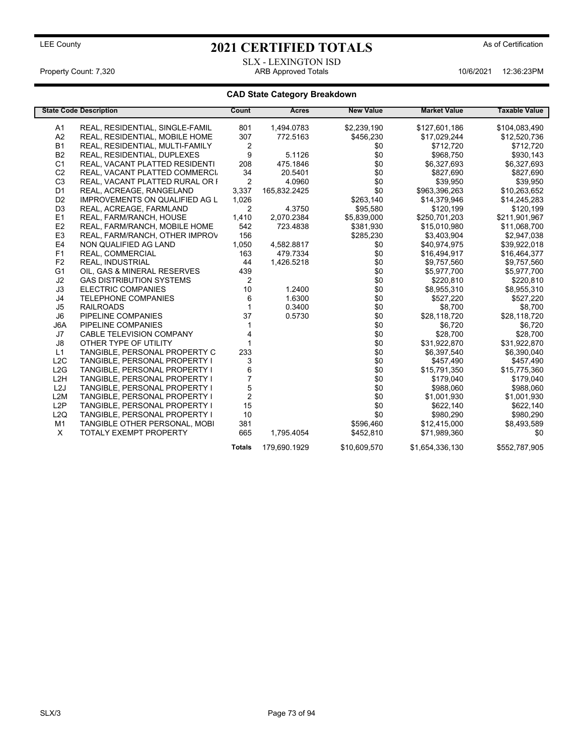LEE County

# 2021 CERTIFIED TOTALS

As of Certification

SLX - LEXINGTON ISD

Property Count: 7,320 ARB Approved Totals 10/6/2021 12:36:23PM

## CAD State Category Breakdown

| State Code | Description | Count | Acres | New Value | Market Value | Taxable Value |
|---|---|---|---|---|---|---|
| A1 | REAL, RESIDENTIAL, SINGLE-FAMIL | 801 | 1,494.0783 | $2,239,190 | $127,601,186 | $104,083,490 |
| A2 | REAL, RESIDENTIAL, MOBILE HOME | 307 | 772.5163 | $456,230 | $17,029,244 | $12,520,736 |
| B1 | REAL, RESIDENTIAL, MULTI-FAMILY | 2 | | $0 | $712,720 | $712,720 |
| B2 | REAL, RESIDENTIAL, DUPLEXES | 9 | 5.1126 | $0 | $968,750 | $930,143 |
| C1 | REAL, VACANT PLATTED RESIDENTI | 208 | 475.1846 | $0 | $6,327,693 | $6,327,693 |
| C2 | REAL, VACANT PLATTED COMMERCI | 34 | 20.5401 | $0 | $827,690 | $827,690 |
| C3 | REAL, VACANT PLATTED RURAL OR I | 2 | 4.0960 | $0 | $39,950 | $39,950 |
| D1 | REAL, ACREAGE, RANGELAND | 3,337 | 165,832.2425 | $0 | $963,396,263 | $10,263,652 |
| D2 | IMPROVEMENTS ON QUALIFIED AG L | 1,026 | | $263,140 | $14,379,946 | $14,245,283 |
| D3 | REAL, ACREAGE, FARMLAND | 2 | 4.3750 | $95,580 | $120,199 | $120,199 |
| E1 | REAL, FARM/RANCH, HOUSE | 1,410 | 2,070.2384 | $5,839,000 | $250,701,203 | $211,901,967 |
| E2 | REAL, FARM/RANCH, MOBILE HOME | 542 | 723.4838 | $381,930 | $15,010,980 | $11,068,700 |
| E3 | REAL, FARM/RANCH, OTHER IMPROV | 156 | | $285,230 | $3,403,904 | $2,947,038 |
| E4 | NON QUALIFIED AG LAND | 1,050 | 4,582.8817 | $0 | $40,974,975 | $39,922,018 |
| F1 | REAL, COMMERCIAL | 163 | 479.7334 | $0 | $16,494,917 | $16,464,377 |
| F2 | REAL, INDUSTRIAL | 44 | 1,426.5218 | $0 | $9,757,560 | $9,757,560 |
| G1 | OIL, GAS & MINERAL RESERVES | 439 | | $0 | $5,977,700 | $5,977,700 |
| J2 | GAS DISTRIBUTION SYSTEMS | 2 | | $0 | $220,810 | $220,810 |
| J3 | ELECTRIC COMPANIES | 10 | 1.2400 | $0 | $8,955,310 | $8,955,310 |
| J4 | TELEPHONE COMPANIES | 6 | 1.6300 | $0 | $527,220 | $527,220 |
| J5 | RAILROADS | 1 | 0.3400 | $0 | $8,700 | $8,700 |
| J6 | PIPELINE COMPANIES | 37 | 0.5730 | $0 | $28,118,720 | $28,118,720 |
| J6A | PIPELINE COMPANIES | 1 | | $0 | $6,720 | $6,720 |
| J7 | CABLE TELEVISION COMPANY | 4 | | $0 | $28,700 | $28,700 |
| J8 | OTHER TYPE OF UTILITY | 1 | | $0 | $31,922,870 | $31,922,870 |
| L1 | TANGIBLE, PERSONAL PROPERTY C | 233 | | $0 | $6,397,540 | $6,390,040 |
| L2C | TANGIBLE, PERSONAL PROPERTY I | 3 | | $0 | $457,490 | $457,490 |
| L2G | TANGIBLE, PERSONAL PROPERTY I | 6 | | $0 | $15,791,350 | $15,775,360 |
| L2H | TANGIBLE, PERSONAL PROPERTY I | 7 | | $0 | $179,040 | $179,040 |
| L2J | TANGIBLE, PERSONAL PROPERTY I | 5 | | $0 | $988,060 | $988,060 |
| L2M | TANGIBLE, PERSONAL PROPERTY I | 2 | | $0 | $1,001,930 | $1,001,930 |
| L2P | TANGIBLE, PERSONAL PROPERTY I | 15 | | $0 | $622,140 | $622,140 |
| L2Q | TANGIBLE, PERSONAL PROPERTY I | 10 | | $0 | $980,290 | $980,290 |
| M1 | TANGIBLE OTHER PERSONAL, MOBI | 381 | | $596,460 | $12,415,000 | $8,493,589 |
| X | TOTALY EXEMPT PROPERTY | 665 | 1,795.4054 | $452,810 | $71,989,360 | $0 |
| | | **Totals** | 179,690.1929 | $10,609,570 | $1,654,336,130 | $552,787,905 |

SLX/3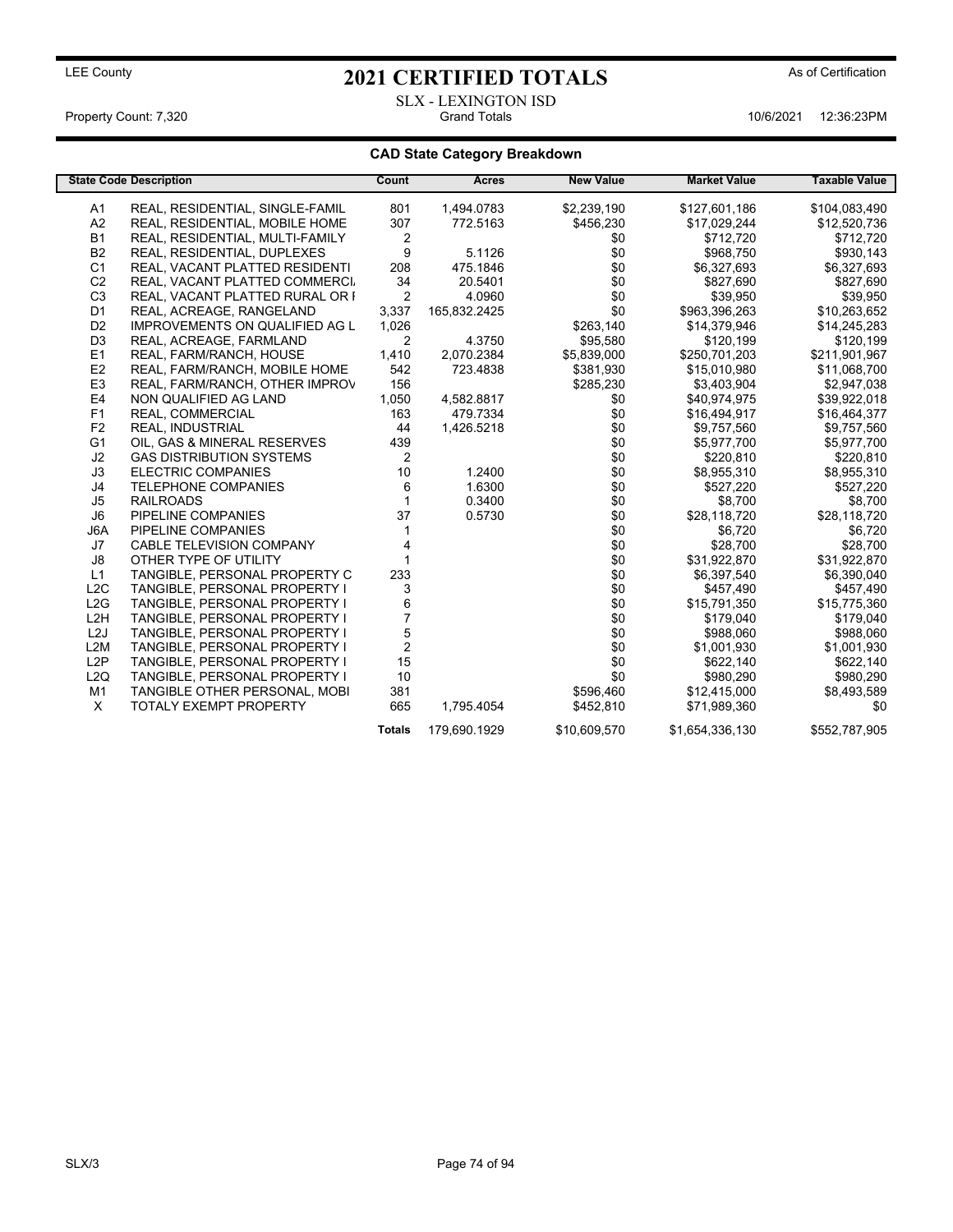LEE County

# 2021 CERTIFIED TOTALS

As of Certification

SLX - LEXINGTON ISD

Property Count: 7,320 | Grand Totals | 10/6/2021 12:36:23PM

## CAD State Category Breakdown

| State Code | Description | Count | Acres | New Value | Market Value | Taxable Value |
|---|---|---|---|---|---|---|
| A1 | REAL, RESIDENTIAL, SINGLE-FAMIL | 801 | 1,494.0783 | $2,239,190 | $127,601,186 | $104,083,490 |
| A2 | REAL, RESIDENTIAL, MOBILE HOME | 307 | 772.5163 | $456,230 | $17,029,244 | $12,520,736 |
| B1 | REAL, RESIDENTIAL, MULTI-FAMILY | 2 | | $0 | $712,720 | $712,720 |
| B2 | REAL, RESIDENTIAL, DUPLEXES | 9 | 5.1126 | $0 | $968,750 | $930,143 |
| C1 | REAL, VACANT PLATTED RESIDENTI | 208 | 475.1846 | $0 | $6,327,693 | $6,327,693 |
| C2 | REAL, VACANT PLATTED COMMERCI | 34 | 20.5401 | $0 | $827,690 | $827,690 |
| C3 | REAL, VACANT PLATTED RURAL OR I | 2 | 4.0960 | $0 | $39,950 | $39,950 |
| D1 | REAL, ACREAGE, RANGELAND | 3,337 | 165,832.2425 | $0 | $963,396,263 | $10,263,652 |
| D2 | IMPROVEMENTS ON QUALIFIED AG L | 1,026 | | $263,140 | $14,379,946 | $14,245,283 |
| D3 | REAL, ACREAGE, FARMLAND | 2 | 4.3750 | $95,580 | $120,199 | $120,199 |
| E1 | REAL, FARM/RANCH, HOUSE | 1,410 | 2,070.2384 | $5,839,000 | $250,701,203 | $211,901,967 |
| E2 | REAL, FARM/RANCH, MOBILE HOME | 542 | 723.4838 | $381,930 | $15,010,980 | $11,068,700 |
| E3 | REAL, FARM/RANCH, OTHER IMPROV | 156 | | $285,230 | $3,403,904 | $2,947,038 |
| E4 | NON QUALIFIED AG LAND | 1,050 | 4,582.8817 | $0 | $40,974,975 | $39,922,018 |
| F1 | REAL, COMMERCIAL | 163 | 479.7334 | $0 | $16,494,917 | $16,464,377 |
| F2 | REAL, INDUSTRIAL | 44 | 1,426.5218 | $0 | $9,757,560 | $9,757,560 |
| G1 | OIL, GAS & MINERAL RESERVES | 439 | | $0 | $5,977,700 | $5,977,700 |
| J2 | GAS DISTRIBUTION SYSTEMS | 2 | | $0 | $220,810 | $220,810 |
| J3 | ELECTRIC COMPANIES | 10 | 1.2400 | $0 | $8,955,310 | $8,955,310 |
| J4 | TELEPHONE COMPANIES | 6 | 1.6300 | $0 | $527,220 | $527,220 |
| J5 | RAILROADS | 1 | 0.3400 | $0 | $8,700 | $8,700 |
| J6 | PIPELINE COMPANIES | 37 | 0.5730 | $0 | $28,118,720 | $28,118,720 |
| J6A | PIPELINE COMPANIES | 1 | | $0 | $6,720 | $6,720 |
| J7 | CABLE TELEVISION COMPANY | 4 | | $0 | $28,700 | $28,700 |
| J8 | OTHER TYPE OF UTILITY | 1 | | $0 | $31,922,870 | $31,922,870 |
| L1 | TANGIBLE, PERSONAL PROPERTY C | 233 | | $0 | $6,397,540 | $6,390,040 |
| L2C | TANGIBLE, PERSONAL PROPERTY I | 3 | | $0 | $457,490 | $457,490 |
| L2G | TANGIBLE, PERSONAL PROPERTY I | 6 | | $0 | $15,791,350 | $15,775,360 |
| L2H | TANGIBLE, PERSONAL PROPERTY I | 7 | | $0 | $179,040 | $179,040 |
| L2J | TANGIBLE, PERSONAL PROPERTY I | 5 | | $0 | $988,060 | $988,060 |
| L2M | TANGIBLE, PERSONAL PROPERTY I | 2 | | $0 | $1,001,930 | $1,001,930 |
| L2P | TANGIBLE, PERSONAL PROPERTY I | 15 | | $0 | $622,140 | $622,140 |
| L2Q | TANGIBLE, PERSONAL PROPERTY I | 10 | | $0 | $980,290 | $980,290 |
| M1 | TANGIBLE OTHER PERSONAL, MOBI | 381 | | $596,460 | $12,415,000 | $8,493,589 |
| X | TOTALY EXEMPT PROPERTY | 665 | 1,795.4054 | $452,810 | $71,989,360 | $0 |
| | | **Totals** | 179,690.1929 | $10,609,570 | $1,654,336,130 | $552,787,905 |

SLX/3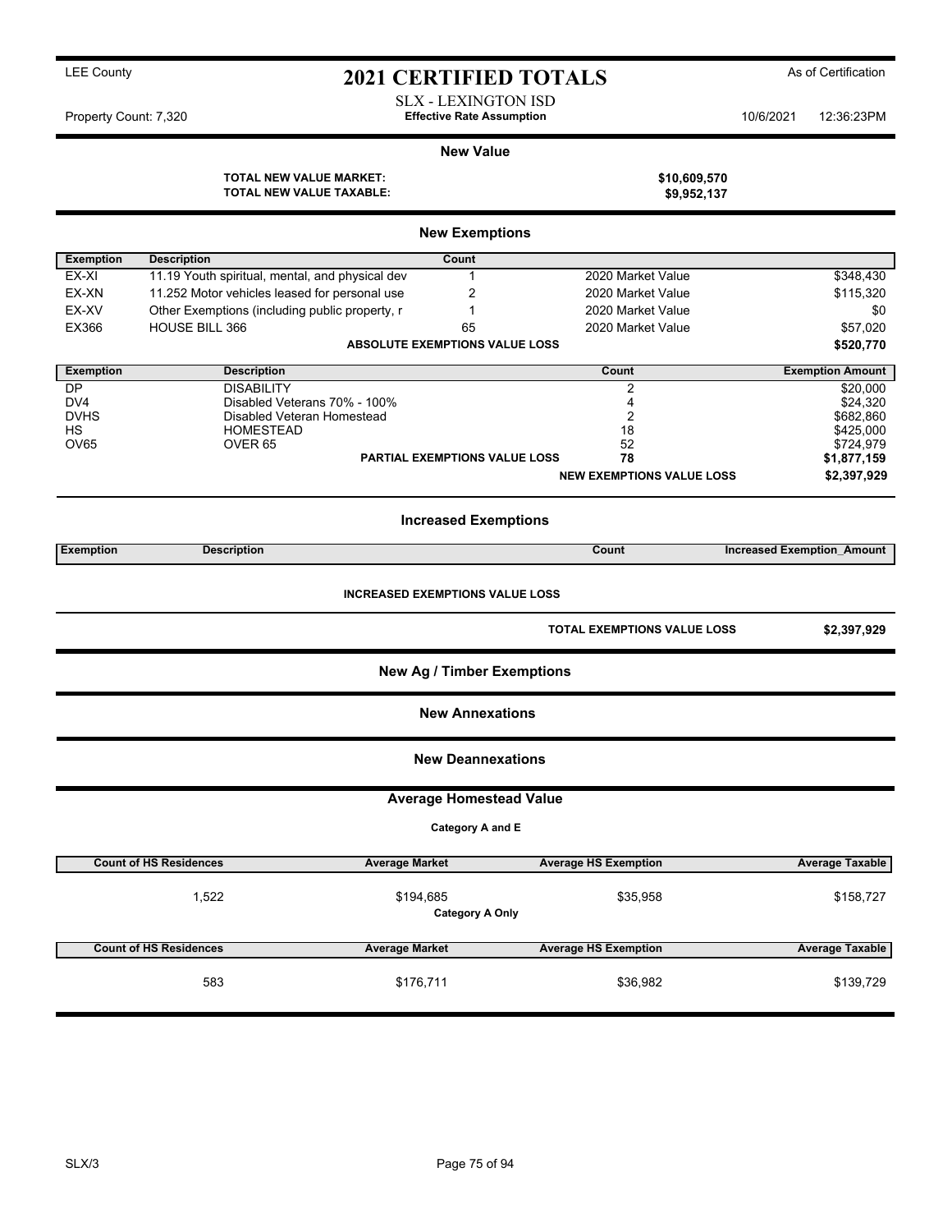LEE County

# 2021 CERTIFIED TOTALS

As of Certification

SLX - LEXINGTON ISD

Property Count: 7,320 **Effective Rate Assumption** 10/6/2021 12:36:23PM

## New Value

**TOTAL NEW VALUE MARKET:** **$10,609,570**

**TOTAL NEW VALUE TAXABLE:** **$9,952,137**

## New Exemptions

| Exemption | Description | Count | | |
|---|---|---|---|---|
| EX-XI | 11.19 Youth spiritual, mental, and physical dev | 1 | 2020 Market Value | $348,430 |
| EX-XN | 11.252 Motor vehicles leased for personal use | 2 | 2020 Market Value | $115,320 |
| EX-XV | Other Exemptions (including public property, r | 1 | 2020 Market Value | $0 |
| EX366 | HOUSE BILL 366 | 65 | 2020 Market Value | $57,020 |
| | | **ABSOLUTE EXEMPTIONS VALUE LOSS** | | **$520,770** |

| Exemption | Description | Count | Exemption Amount |
|---|---|---|---|
| DP | DISABILITY | 2 | $20,000 |
| DV4 | Disabled Veterans 70% - 100% | 4 | $24,320 |
| DVHS | Disabled Veteran Homestead | 2 | $682,860 |
| HS | HOMESTEAD | 18 | $425,000 |
| OV65 | OVER 65 | 52 | $724,979 |
| | **PARTIAL EXEMPTIONS VALUE LOSS** | **78** | **$1,877,159** |
| | | **NEW EXEMPTIONS VALUE LOSS** | **$2,397,929** |

## Increased Exemptions

| Exemption | Description | Count | Increased Exemption_Amount |
|---|---|---|---|

**INCREASED EXEMPTIONS VALUE LOSS**

**TOTAL EXEMPTIONS VALUE LOSS** **$2,397,929**

## New Ag / Timber Exemptions

## New Annexations

## New Deannexations

## Average Homestead Value

**Category A and E**

| Count of HS Residences | Average Market | Average HS Exemption | Average Taxable |
|---|---|---|---|
| 1,522 | $194,685 | $35,958 | $158,727 |

**Category A Only**

| Count of HS Residences | Average Market | Average HS Exemption | Average Taxable |
|---|---|---|---|
| 583 | $176,711 | $36,982 | $139,729 |

SLX/3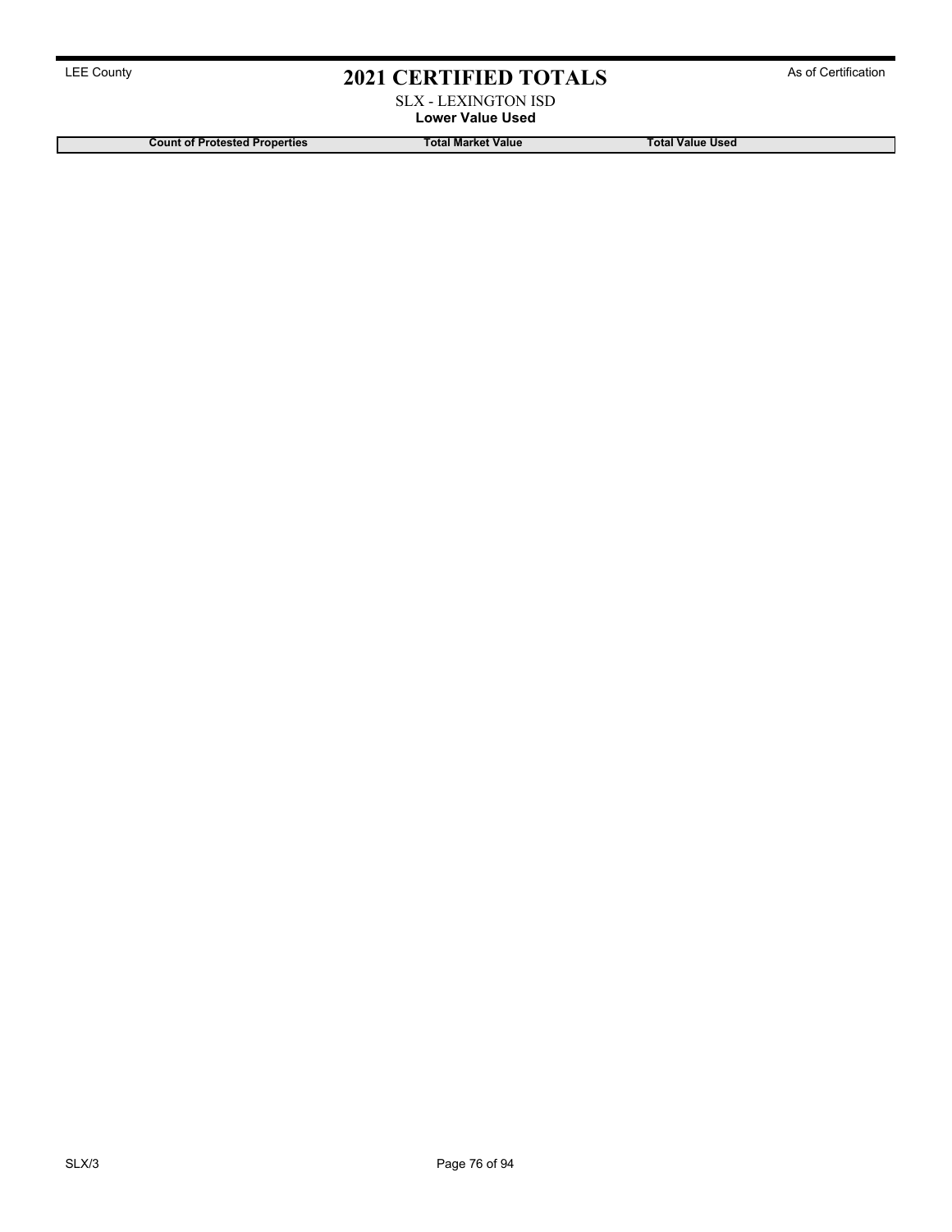# 2021 CERTIFIED TOTALS

LEE County — As of Certification

SLX - LEXINGTON ISD

**Lower Value Used**

| Count of Protested Properties | Total Market Value | Total Value Used |
| --- | --- | --- |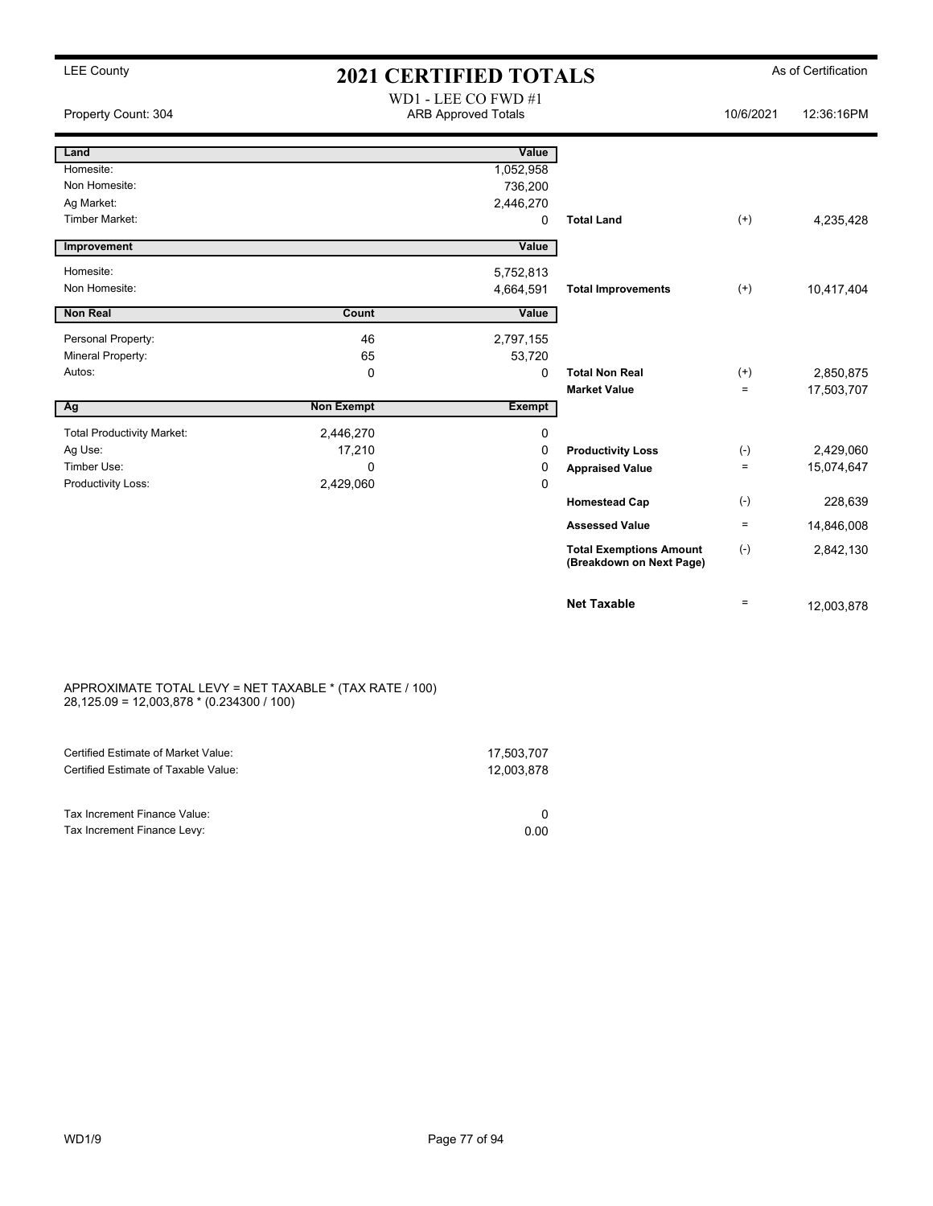LEE County

# 2021 CERTIFIED TOTALS

As of Certification

Property Count: 304

WD1 - LEE CO FWD #1
ARB Approved Totals

10/6/2021 12:36:16PM

| Land | | Value | | | |
|---|---|---|---|---|---|
| Homesite: | | 1,052,958 | | | |
| Non Homesite: | | 736,200 | | | |
| Ag Market: | | 2,446,270 | | | |
| Timber Market: | | 0 | **Total Land** | (+) | 4,235,428 |

| Improvement | | Value | | | |
|---|---|---|---|---|---|
| Homesite: | | 5,752,813 | | | |
| Non Homesite: | | 4,664,591 | **Total Improvements** | (+) | 10,417,404 |

| Non Real | Count | Value | | | |
|---|---|---|---|---|---|
| Personal Property: | 46 | 2,797,155 | | | |
| Mineral Property: | 65 | 53,720 | | | |
| Autos: | 0 | 0 | **Total Non Real** | (+) | 2,850,875 |
| | | | **Market Value** | = | 17,503,707 |

| Ag | Non Exempt | Exempt | | | |
|---|---|---|---|---|---|
| Total Productivity Market: | 2,446,270 | 0 | | | |
| Ag Use: | 17,210 | 0 | **Productivity Loss** | (-) | 2,429,060 |
| Timber Use: | 0 | 0 | **Appraised Value** | = | 15,074,647 |
| Productivity Loss: | 2,429,060 | 0 | | | |
| | | | **Homestead Cap** | (-) | 228,639 |
| | | | **Assessed Value** | = | 14,846,008 |
| | | | **Total Exemptions Amount (Breakdown on Next Page)** | (-) | 2,842,130 |
| | | | **Net Taxable** | = | 12,003,878 |

APPROXIMATE TOTAL LEVY = NET TAXABLE * (TAX RATE / 100)
28,125.09 = 12,003,878 * (0.234300 / 100)

| | |
|---|---|
| Certified Estimate of Market Value: | 17,503,707 |
| Certified Estimate of Taxable Value: | 12,003,878 |

| | |
|---|---|
| Tax Increment Finance Value: | 0 |
| Tax Increment Finance Levy: | 0.00 |

WD1/9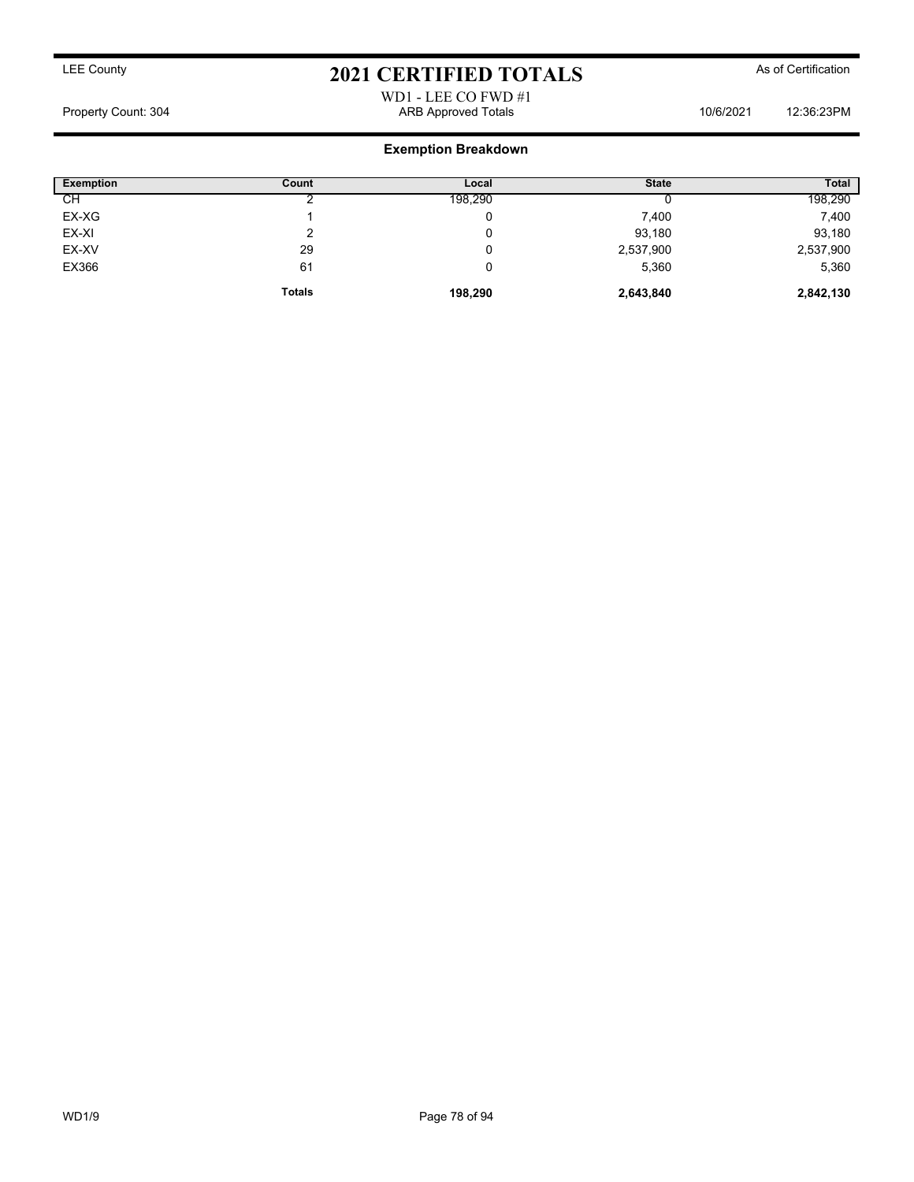LEE County

# 2021 CERTIFIED TOTALS

As of Certification

WD1 - LEE CO FWD #1

Property Count: 304 ARB Approved Totals 10/6/2021 12:36:23PM

## Exemption Breakdown

| Exemption | Count | Local | State | Total |
|---|---|---|---|---|
| CH | 2 | 198,290 | 0 | 198,290 |
| EX-XG | 1 | 0 | 7,400 | 7,400 |
| EX-XI | 2 | 0 | 93,180 | 93,180 |
| EX-XV | 29 | 0 | 2,537,900 | 2,537,900 |
| EX366 | 61 | 0 | 5,360 | 5,360 |
| | **Totals** | **198,290** | **2,643,840** | **2,842,130** |

WD1/9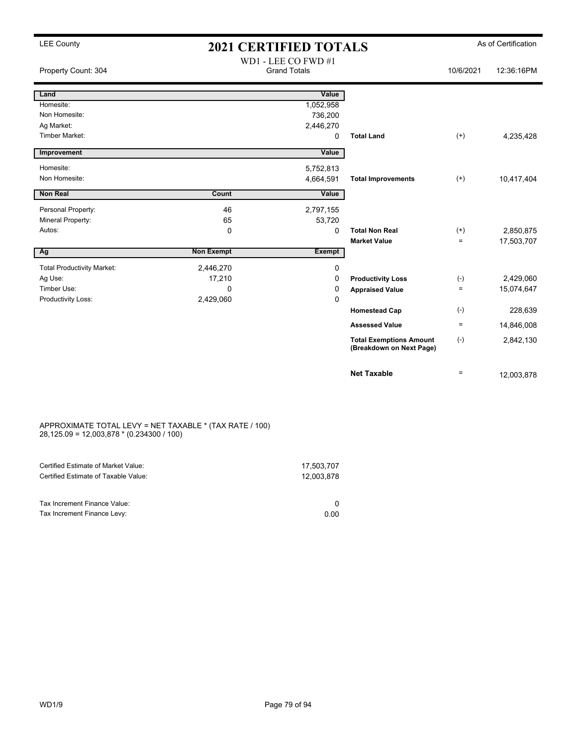LEE County

# 2021 CERTIFIED TOTALS

As of Certification

WD1 - LEE CO FWD #1
Grand Totals

Property Count: 304 | 10/6/2021 | 12:36:16PM

| Land | | Value | | | |
|---|---|---|---|---|---|
| Homesite: | | 1,052,958 | | | |
| Non Homesite: | | 736,200 | | | |
| Ag Market: | | 2,446,270 | | | |
| Timber Market: | | 0 | **Total Land** | (+) | 4,235,428 |
| **Improvement** | | **Value** | | | |
| Homesite: | | 5,752,813 | | | |
| Non Homesite: | | 4,664,591 | **Total Improvements** | (+) | 10,417,404 |
| **Non Real** | **Count** | **Value** | | | |
| Personal Property: | 46 | 2,797,155 | | | |
| Mineral Property: | 65 | 53,720 | | | |
| Autos: | 0 | 0 | **Total Non Real** | (+) | 2,850,875 |
| | | | **Market Value** | = | 17,503,707 |
| **Ag** | **Non Exempt** | **Exempt** | | | |
| Total Productivity Market: | 2,446,270 | 0 | | | |
| Ag Use: | 17,210 | 0 | **Productivity Loss** | (-) | 2,429,060 |
| Timber Use: | 0 | 0 | **Appraised Value** | = | 15,074,647 |
| Productivity Loss: | 2,429,060 | 0 | | | |
| | | | **Homestead Cap** | (-) | 228,639 |
| | | | **Assessed Value** | = | 14,846,008 |
| | | | **Total Exemptions Amount (Breakdown on Next Page)** | (-) | 2,842,130 |
| | | | **Net Taxable** | = | 12,003,878 |

APPROXIMATE TOTAL LEVY = NET TAXABLE * (TAX RATE / 100)
28,125.09 = 12,003,878 * (0.234300 / 100)

| | |
|---|---|
| Certified Estimate of Market Value: | 17,503,707 |
| Certified Estimate of Taxable Value: | 12,003,878 |
| Tax Increment Finance Value: | 0 |
| Tax Increment Finance Levy: | 0.00 |

WD1/9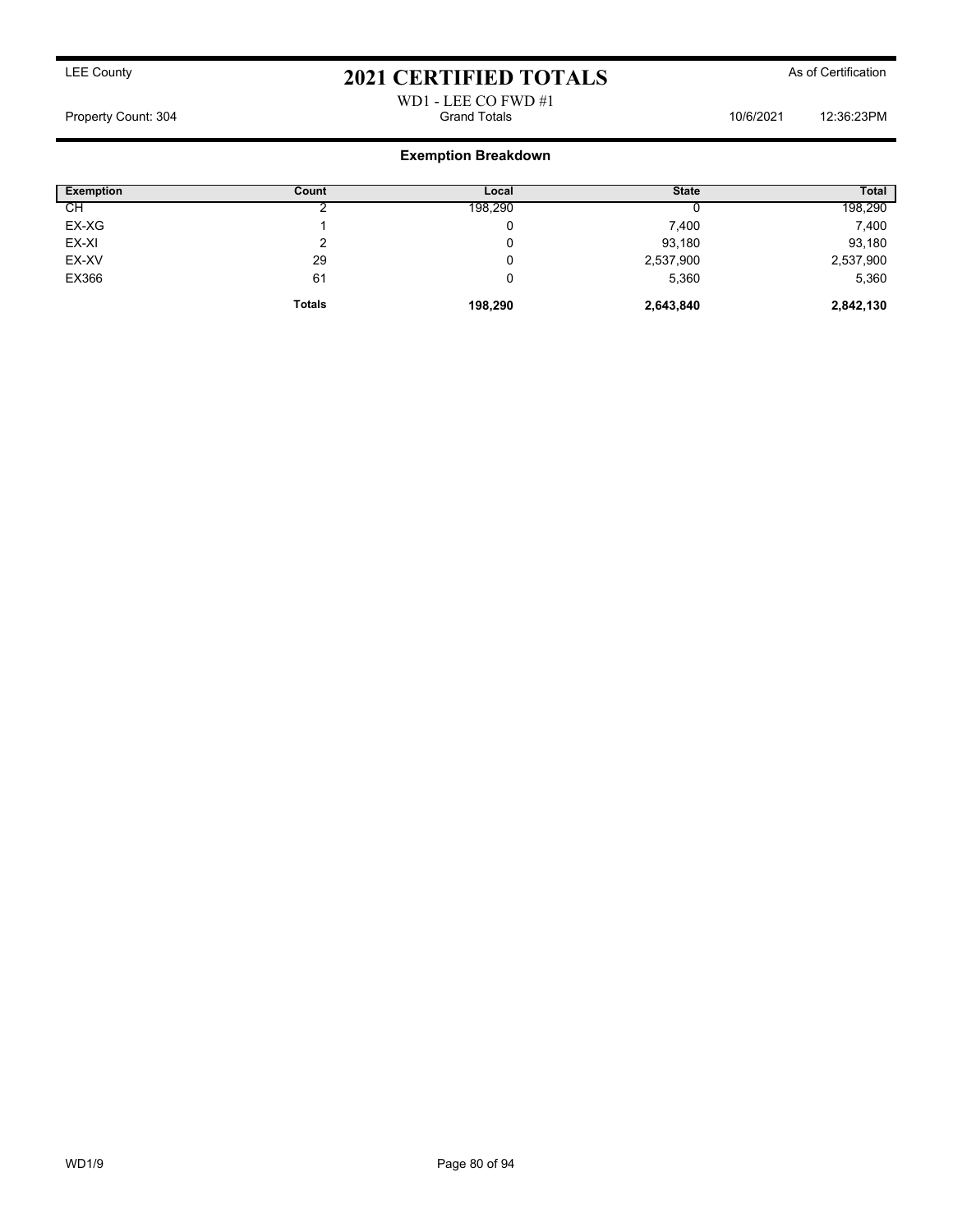LEE County

# 2021 CERTIFIED TOTALS

As of Certification

WD1 - LEE CO FWD #1

Property Count: 304 | Grand Totals | 10/6/2021 12:36:23PM

## Exemption Breakdown

| Exemption | Count | Local | State | Total |
|---|---|---|---|---|
| CH | 2 | 198,290 | 0 | 198,290 |
| EX-XG | 1 | 0 | 7,400 | 7,400 |
| EX-XI | 2 | 0 | 93,180 | 93,180 |
| EX-XV | 29 | 0 | 2,537,900 | 2,537,900 |
| EX366 | 61 | 0 | 5,360 | 5,360 |
| | **Totals** | **198,290** | **2,643,840** | **2,842,130** |

WD1/9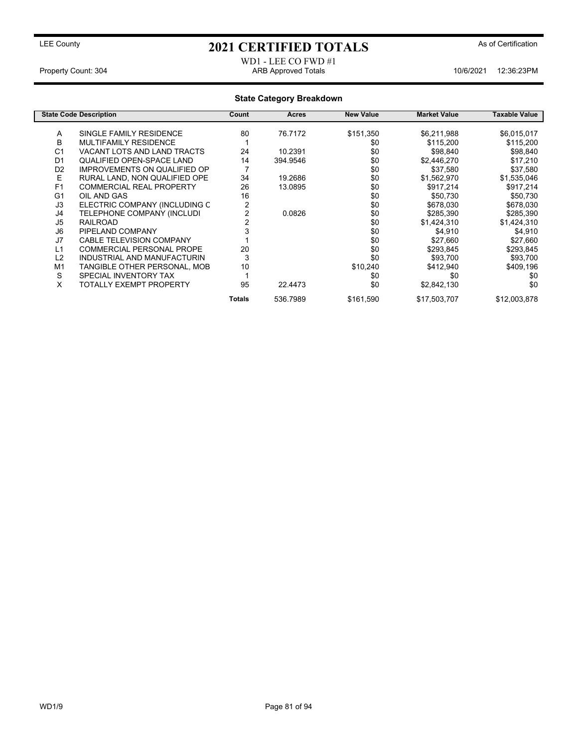LEE County

# 2021 CERTIFIED TOTALS

As of Certification

WD1 - LEE CO FWD #1

Property Count: 304 | ARB Approved Totals | 10/6/2021 12:36:23PM

## State Category Breakdown

| State Code | Description | Count | Acres | New Value | Market Value | Taxable Value |
|---|---|---|---|---|---|---|
| A | SINGLE FAMILY RESIDENCE | 80 | 76.7172 | $151,350 | $6,211,988 | $6,015,017 |
| B | MULTIFAMILY RESIDENCE | 1 | | $0 | $115,200 | $115,200 |
| C1 | VACANT LOTS AND LAND TRACTS | 24 | 10.2391 | $0 | $98,840 | $98,840 |
| D1 | QUALIFIED OPEN-SPACE LAND | 14 | 394.9546 | $0 | $2,446,270 | $17,210 |
| D2 | IMPROVEMENTS ON QUALIFIED OP | 7 | | $0 | $37,580 | $37,580 |
| E | RURAL LAND, NON QUALIFIED OPE | 34 | 19.2686 | $0 | $1,562,970 | $1,535,046 |
| F1 | COMMERCIAL REAL PROPERTY | 26 | 13.0895 | $0 | $917,214 | $917,214 |
| G1 | OIL AND GAS | 16 | | $0 | $50,730 | $50,730 |
| J3 | ELECTRIC COMPANY (INCLUDING C | 2 | | $0 | $678,030 | $678,030 |
| J4 | TELEPHONE COMPANY (INCLUDI | 2 | 0.0826 | $0 | $285,390 | $285,390 |
| J5 | RAILROAD | 2 | | $0 | $1,424,310 | $1,424,310 |
| J6 | PIPELAND COMPANY | 3 | | $0 | $4,910 | $4,910 |
| J7 | CABLE TELEVISION COMPANY | 1 | | $0 | $27,660 | $27,660 |
| L1 | COMMERCIAL PERSONAL PROPE | 20 | | $0 | $293,845 | $293,845 |
| L2 | INDUSTRIAL AND MANUFACTURIN | 3 | | $0 | $93,700 | $93,700 |
| M1 | TANGIBLE OTHER PERSONAL, MOB | 10 | | $10,240 | $412,940 | $409,196 |
| S | SPECIAL INVENTORY TAX | 1 | | $0 | $0 | $0 |
| X | TOTALLY EXEMPT PROPERTY | 95 | 22.4473 | $0 | $2,842,130 | $0 |
| | | **Totals** | 536.7989 | $161,590 | $17,503,707 | $12,003,878 |

WD1/9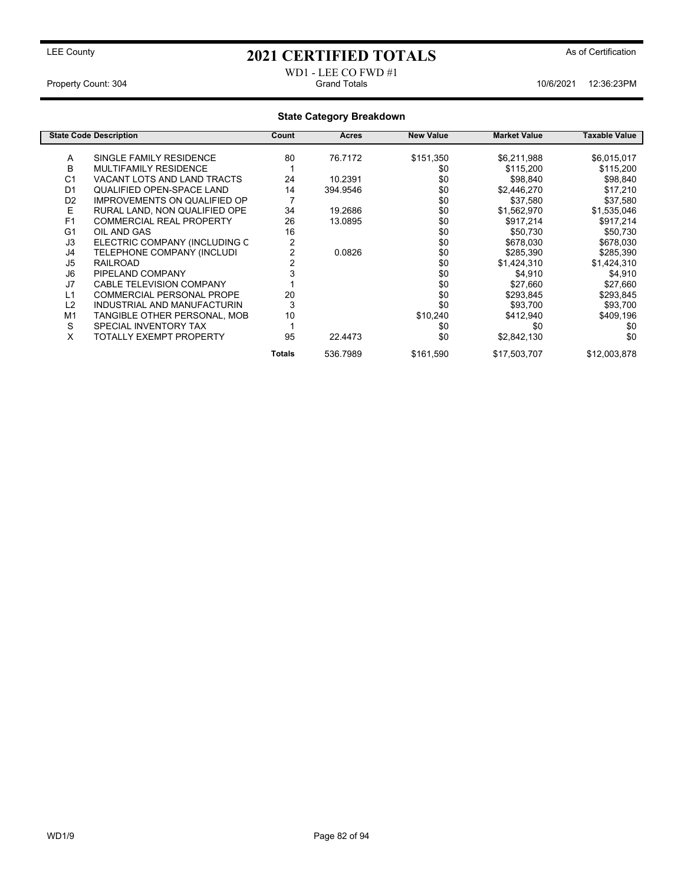LEE County

# 2021 CERTIFIED TOTALS

As of Certification

WD1 - LEE CO FWD #1

Property Count: 304 | Grand Totals | 10/6/2021 12:36:23PM

## State Category Breakdown

| State Code | Description | Count | Acres | New Value | Market Value | Taxable Value |
|---|---|---|---|---|---|---|
| A | SINGLE FAMILY RESIDENCE | 80 | 76.7172 | $151,350 | $6,211,988 | $6,015,017 |
| B | MULTIFAMILY RESIDENCE | 1 | | $0 | $115,200 | $115,200 |
| C1 | VACANT LOTS AND LAND TRACTS | 24 | 10.2391 | $0 | $98,840 | $98,840 |
| D1 | QUALIFIED OPEN-SPACE LAND | 14 | 394.9546 | $0 | $2,446,270 | $17,210 |
| D2 | IMPROVEMENTS ON QUALIFIED OP | 7 | | $0 | $37,580 | $37,580 |
| E | RURAL LAND, NON QUALIFIED OPE | 34 | 19.2686 | $0 | $1,562,970 | $1,535,046 |
| F1 | COMMERCIAL REAL PROPERTY | 26 | 13.0895 | $0 | $917,214 | $917,214 |
| G1 | OIL AND GAS | 16 | | $0 | $50,730 | $50,730 |
| J3 | ELECTRIC COMPANY (INCLUDING C | 2 | | $0 | $678,030 | $678,030 |
| J4 | TELEPHONE COMPANY (INCLUDI | 2 | 0.0826 | $0 | $285,390 | $285,390 |
| J5 | RAILROAD | 2 | | $0 | $1,424,310 | $1,424,310 |
| J6 | PIPELAND COMPANY | 3 | | $0 | $4,910 | $4,910 |
| J7 | CABLE TELEVISION COMPANY | 1 | | $0 | $27,660 | $27,660 |
| L1 | COMMERCIAL PERSONAL PROPE | 20 | | $0 | $293,845 | $293,845 |
| L2 | INDUSTRIAL AND MANUFACTURIN | 3 | | $0 | $93,700 | $93,700 |
| M1 | TANGIBLE OTHER PERSONAL, MOB | 10 | | $10,240 | $412,940 | $409,196 |
| S | SPECIAL INVENTORY TAX | 1 | | $0 | $0 | $0 |
| X | TOTALLY EXEMPT PROPERTY | 95 | 22.4473 | $0 | $2,842,130 | $0 |
| | | **Totals** | 536.7989 | $161,590 | $17,503,707 | $12,003,878 |

WD1/9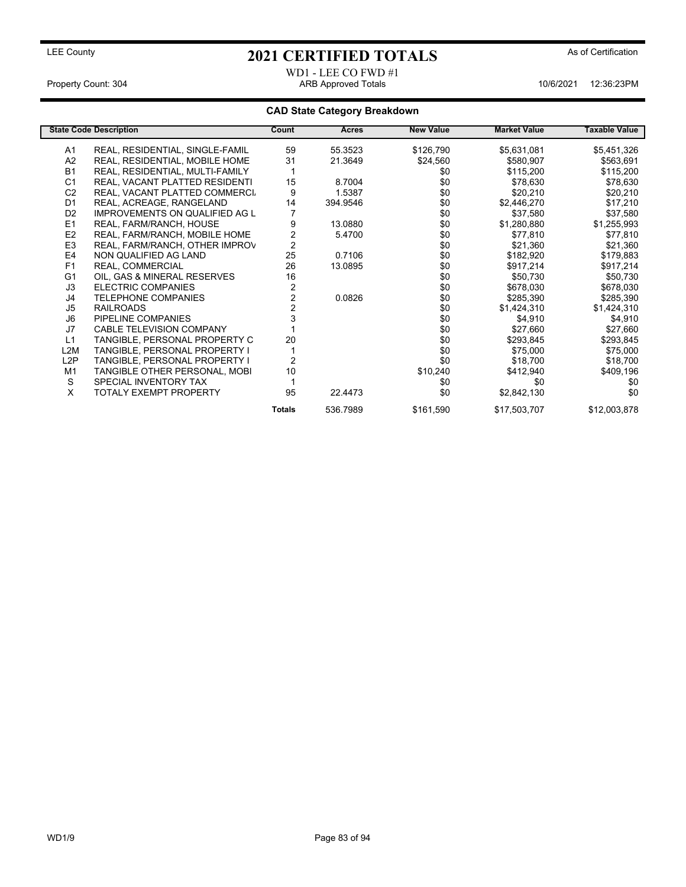LEE County

# 2021 CERTIFIED TOTALS

As of Certification

WD1 - LEE CO FWD #1

Property Count: 304 — ARB Approved Totals — 10/6/2021 12:36:23PM

## CAD State Category Breakdown

| State Code | Description | Count | Acres | New Value | Market Value | Taxable Value |
|---|---|---|---|---|---|---|
| A1 | REAL, RESIDENTIAL, SINGLE-FAMIL | 59 | 55.3523 | $126,790 | $5,631,081 | $5,451,326 |
| A2 | REAL, RESIDENTIAL, MOBILE HOME | 31 | 21.3649 | $24,560 | $580,907 | $563,691 |
| B1 | REAL, RESIDENTIAL, MULTI-FAMILY | 1 | | $0 | $115,200 | $115,200 |
| C1 | REAL, VACANT PLATTED RESIDENTI | 15 | 8.7004 | $0 | $78,630 | $78,630 |
| C2 | REAL, VACANT PLATTED COMMERCI. | 9 | 1.5387 | $0 | $20,210 | $20,210 |
| D1 | REAL, ACREAGE, RANGELAND | 14 | 394.9546 | $0 | $2,446,270 | $17,210 |
| D2 | IMPROVEMENTS ON QUALIFIED AG L | 7 | | $0 | $37,580 | $37,580 |
| E1 | REAL, FARM/RANCH, HOUSE | 9 | 13.0880 | $0 | $1,280,880 | $1,255,993 |
| E2 | REAL, FARM/RANCH, MOBILE HOME | 2 | 5.4700 | $0 | $77,810 | $77,810 |
| E3 | REAL, FARM/RANCH, OTHER IMPROV | 2 | | $0 | $21,360 | $21,360 |
| E4 | NON QUALIFIED AG LAND | 25 | 0.7106 | $0 | $182,920 | $179,883 |
| F1 | REAL, COMMERCIAL | 26 | 13.0895 | $0 | $917,214 | $917,214 |
| G1 | OIL, GAS & MINERAL RESERVES | 16 | | $0 | $50,730 | $50,730 |
| J3 | ELECTRIC COMPANIES | 2 | | $0 | $678,030 | $678,030 |
| J4 | TELEPHONE COMPANIES | 2 | 0.0826 | $0 | $285,390 | $285,390 |
| J5 | RAILROADS | 2 | | $0 | $1,424,310 | $1,424,310 |
| J6 | PIPELINE COMPANIES | 3 | | $0 | $4,910 | $4,910 |
| J7 | CABLE TELEVISION COMPANY | 1 | | $0 | $27,660 | $27,660 |
| L1 | TANGIBLE, PERSONAL PROPERTY C | 20 | | $0 | $293,845 | $293,845 |
| L2M | TANGIBLE, PERSONAL PROPERTY I | 1 | | $0 | $75,000 | $75,000 |
| L2P | TANGIBLE, PERSONAL PROPERTY I | 2 | | $0 | $18,700 | $18,700 |
| M1 | TANGIBLE OTHER PERSONAL, MOBI | 10 | | $10,240 | $412,940 | $409,196 |
| S | SPECIAL INVENTORY TAX | 1 | | $0 | $0 | $0 |
| X | TOTALY EXEMPT PROPERTY | 95 | 22.4473 | $0 | $2,842,130 | $0 |
| | | **Totals** | 536.7989 | $161,590 | $17,503,707 | $12,003,878 |

WD1/9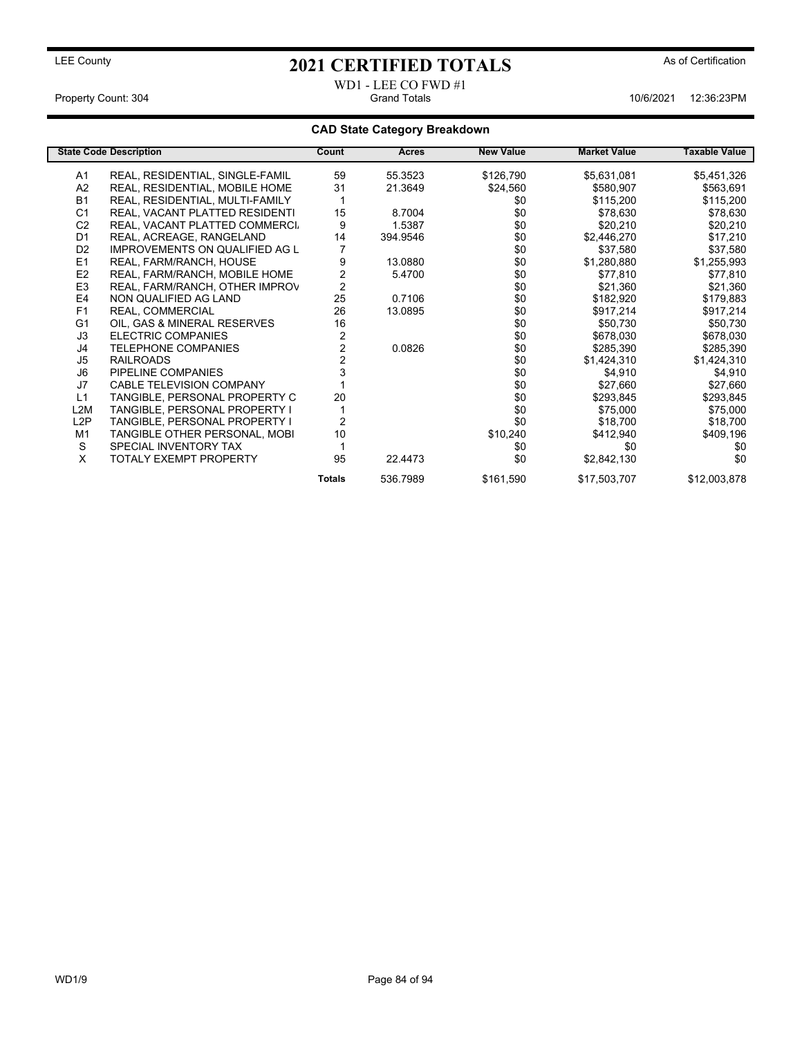LEE County

# 2021 CERTIFIED TOTALS

As of Certification

WD1 - LEE CO FWD #1

Property Count: 304 | Grand Totals | 10/6/2021 12:36:23PM

## CAD State Category Breakdown

| State Code | Description | Count | Acres | New Value | Market Value | Taxable Value |
|---|---|---|---|---|---|---|
| A1 | REAL, RESIDENTIAL, SINGLE-FAMIL | 59 | 55.3523 | $126,790 | $5,631,081 | $5,451,326 |
| A2 | REAL, RESIDENTIAL, MOBILE HOME | 31 | 21.3649 | $24,560 | $580,907 | $563,691 |
| B1 | REAL, RESIDENTIAL, MULTI-FAMILY | 1 | | $0 | $115,200 | $115,200 |
| C1 | REAL, VACANT PLATTED RESIDENTI | 15 | 8.7004 | $0 | $78,630 | $78,630 |
| C2 | REAL, VACANT PLATTED COMMERCI/ | 9 | 1.5387 | $0 | $20,210 | $20,210 |
| D1 | REAL, ACREAGE, RANGELAND | 14 | 394.9546 | $0 | $2,446,270 | $17,210 |
| D2 | IMPROVEMENTS ON QUALIFIED AG L | 7 | | $0 | $37,580 | $37,580 |
| E1 | REAL, FARM/RANCH, HOUSE | 9 | 13.0880 | $0 | $1,280,880 | $1,255,993 |
| E2 | REAL, FARM/RANCH, MOBILE HOME | 2 | 5.4700 | $0 | $77,810 | $77,810 |
| E3 | REAL, FARM/RANCH, OTHER IMPROV | 2 | | $0 | $21,360 | $21,360 |
| E4 | NON QUALIFIED AG LAND | 25 | 0.7106 | $0 | $182,920 | $179,883 |
| F1 | REAL, COMMERCIAL | 26 | 13.0895 | $0 | $917,214 | $917,214 |
| G1 | OIL, GAS & MINERAL RESERVES | 16 | | $0 | $50,730 | $50,730 |
| J3 | ELECTRIC COMPANIES | 2 | | $0 | $678,030 | $678,030 |
| J4 | TELEPHONE COMPANIES | 2 | 0.0826 | $0 | $285,390 | $285,390 |
| J5 | RAILROADS | 2 | | $0 | $1,424,310 | $1,424,310 |
| J6 | PIPELINE COMPANIES | 3 | | $0 | $4,910 | $4,910 |
| J7 | CABLE TELEVISION COMPANY | 1 | | $0 | $27,660 | $27,660 |
| L1 | TANGIBLE, PERSONAL PROPERTY C | 20 | | $0 | $293,845 | $293,845 |
| L2M | TANGIBLE, PERSONAL PROPERTY I | 1 | | $0 | $75,000 | $75,000 |
| L2P | TANGIBLE, PERSONAL PROPERTY I | 2 | | $0 | $18,700 | $18,700 |
| M1 | TANGIBLE OTHER PERSONAL, MOBI | 10 | | $10,240 | $412,940 | $409,196 |
| S | SPECIAL INVENTORY TAX | 1 | | $0 | $0 | $0 |
| X | TOTALY EXEMPT PROPERTY | 95 | 22.4473 | $0 | $2,842,130 | $0 |
| | | **Totals** | 536.7989 | $161,590 | $17,503,707 | $12,003,878 |

WD1/9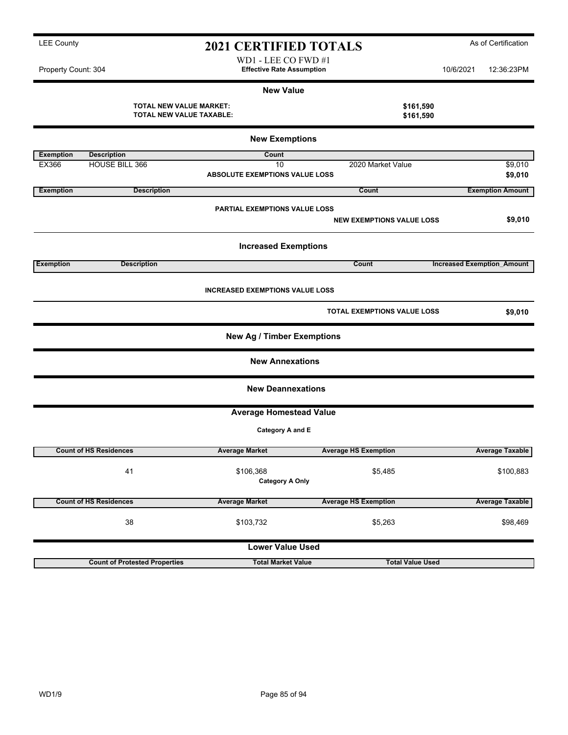LEE County

# 2021 CERTIFIED TOTALS

As of Certification

WD1 - LEE CO FWD #1

Property Count: 304 | **Effective Rate Assumption** | 10/6/2021 12:36:23PM

## New Value

**TOTAL NEW VALUE MARKET:** **$161,590**
**TOTAL NEW VALUE TAXABLE:** **$161,590**

## New Exemptions

| Exemption | Description | Count | | |
|---|---|---|---|---|
| EX366 | HOUSE BILL 366 | 10 | 2020 Market Value | $9,010 |
| | | **ABSOLUTE EXEMPTIONS VALUE LOSS** | | **$9,010** |

| Exemption | Description | Count | Exemption Amount |
|---|---|---|---|

**PARTIAL EXEMPTIONS VALUE LOSS**

**NEW EXEMPTIONS VALUE LOSS** **$9,010**

## Increased Exemptions

| Exemption | Description | Count | Increased Exemption_Amount |
|---|---|---|---|

**INCREASED EXEMPTIONS VALUE LOSS**

**TOTAL EXEMPTIONS VALUE LOSS** **$9,010**

## New Ag / Timber Exemptions

## New Annexations

## New Deannexations

## Average Homestead Value

**Category A and E**

| Count of HS Residences | Average Market | Average HS Exemption | Average Taxable |
|---|---|---|---|
| 41 | $106,368 | $5,485 | $100,883 |

**Category A Only**

| Count of HS Residences | Average Market | Average HS Exemption | Average Taxable |
|---|---|---|---|
| 38 | $103,732 | $5,263 | $98,469 |

## Lower Value Used

| Count of Protested Properties | Total Market Value | Total Value Used |
|---|---|---|

WD1/9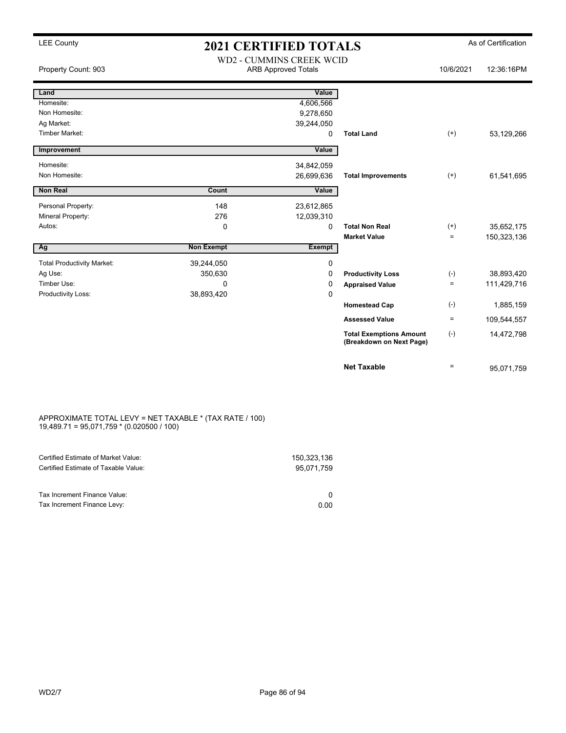LEE County

# 2021 CERTIFIED TOTALS

As of Certification

WD2 - CUMMINS CREEK WCID

Property Count: 903 | ARB Approved Totals | 10/6/2021 12:36:16PM

| Land | | Value | | | |
|---|---|---|---|---|---|
| Homesite: | | 4,606,566 | | | |
| Non Homesite: | | 9,278,650 | | | |
| Ag Market: | | 39,244,050 | | | |
| Timber Market: | | 0 | **Total Land** | (+) | 53,129,266 |

| Improvement | | Value | | | |
|---|---|---|---|---|---|
| Homesite: | | 34,842,059 | | | |
| Non Homesite: | | 26,699,636 | **Total Improvements** | (+) | 61,541,695 |

| Non Real | Count | Value | | | |
|---|---|---|---|---|---|
| Personal Property: | 148 | 23,612,865 | | | |
| Mineral Property: | 276 | 12,039,310 | | | |
| Autos: | 0 | 0 | **Total Non Real** | (+) | 35,652,175 |
| | | | **Market Value** | = | 150,323,136 |

| Ag | Non Exempt | Exempt | | | |
|---|---|---|---|---|---|
| Total Productivity Market: | 39,244,050 | 0 | | | |
| Ag Use: | 350,630 | 0 | **Productivity Loss** | (-) | 38,893,420 |
| Timber Use: | 0 | 0 | **Appraised Value** | = | 111,429,716 |
| Productivity Loss: | 38,893,420 | 0 | | | |
| | | | **Homestead Cap** | (-) | 1,885,159 |
| | | | **Assessed Value** | = | 109,544,557 |
| | | | **Total Exemptions Amount (Breakdown on Next Page)** | (-) | 14,472,798 |
| | | | **Net Taxable** | = | 95,071,759 |

APPROXIMATE TOTAL LEVY = NET TAXABLE * (TAX RATE / 100)
19,489.71 = 95,071,759 * (0.020500 / 100)

| | |
|---|---|
| Certified Estimate of Market Value: | 150,323,136 |
| Certified Estimate of Taxable Value: | 95,071,759 |
| Tax Increment Finance Value: | 0 |
| Tax Increment Finance Levy: | 0.00 |

WD2/7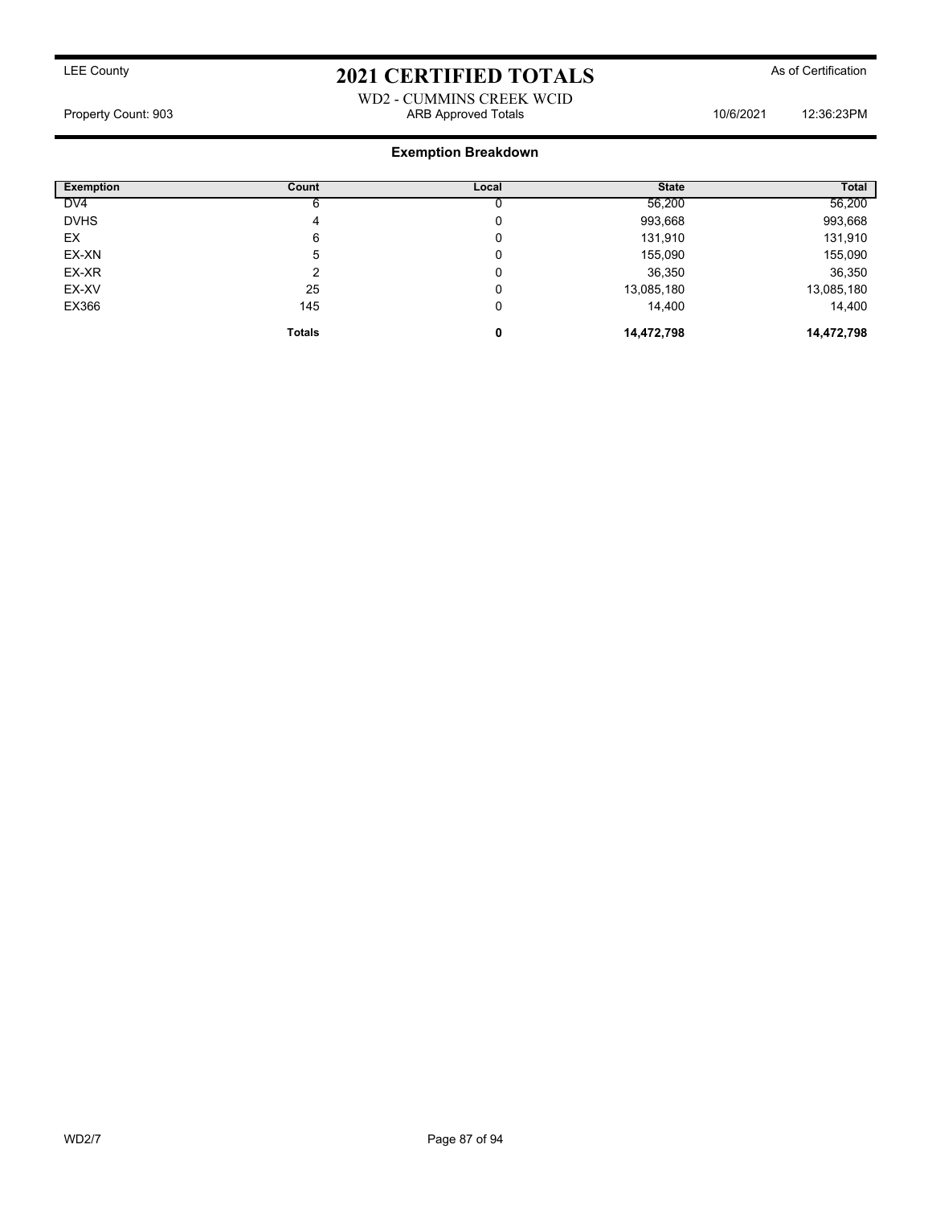LEE County

# 2021 CERTIFIED TOTALS

As of Certification

WD2 - CUMMINS CREEK WCID

Property Count: 903 ARB Approved Totals 10/6/2021 12:36:23PM

## Exemption Breakdown

| Exemption | Count | Local | State | Total |
|---|---|---|---|---|
| DV4 | 6 | 0 | 56,200 | 56,200 |
| DVHS | 4 | 0 | 993,668 | 993,668 |
| EX | 6 | 0 | 131,910 | 131,910 |
| EX-XN | 5 | 0 | 155,090 | 155,090 |
| EX-XR | 2 | 0 | 36,350 | 36,350 |
| EX-XV | 25 | 0 | 13,085,180 | 13,085,180 |
| EX366 | 145 | 0 | 14,400 | 14,400 |
| | **Totals** | **0** | **14,472,798** | **14,472,798** |

WD2/7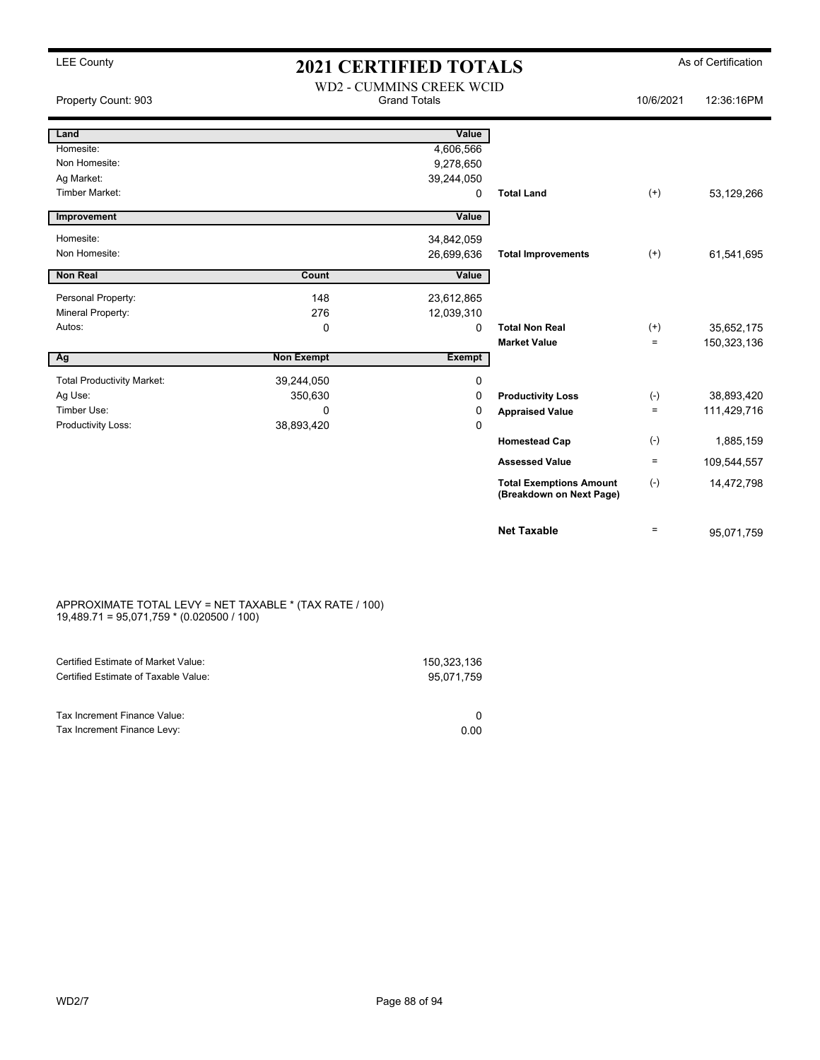LEE County

# 2021 CERTIFIED TOTALS

As of Certification

## WD2 - CUMMINS CREEK WCID

Property Count: 903 | Grand Totals | 10/6/2021 | 12:36:16PM

| Land | | Value | | | |
|---|---|---|---|---|---|
| Homesite: | | 4,606,566 | | | |
| Non Homesite: | | 9,278,650 | | | |
| Ag Market: | | 39,244,050 | | | |
| Timber Market: | | 0 | **Total Land** | (+) | 53,129,266 |

| Improvement | | Value | | | |
|---|---|---|---|---|---|
| Homesite: | | 34,842,059 | | | |
| Non Homesite: | | 26,699,636 | **Total Improvements** | (+) | 61,541,695 |

| Non Real | Count | Value | | | |
|---|---|---|---|---|---|
| Personal Property: | 148 | 23,612,865 | | | |
| Mineral Property: | 276 | 12,039,310 | | | |
| Autos: | 0 | 0 | **Total Non Real** | (+) | 35,652,175 |
| | | | **Market Value** | = | 150,323,136 |

| Ag | Non Exempt | Exempt | | | |
|---|---|---|---|---|---|
| Total Productivity Market: | 39,244,050 | 0 | | | |
| Ag Use: | 350,630 | 0 | **Productivity Loss** | (-) | 38,893,420 |
| Timber Use: | 0 | 0 | **Appraised Value** | = | 111,429,716 |
| Productivity Loss: | 38,893,420 | 0 | | | |
| | | | **Homestead Cap** | (-) | 1,885,159 |
| | | | **Assessed Value** | = | 109,544,557 |
| | | | **Total Exemptions Amount (Breakdown on Next Page)** | (-) | 14,472,798 |
| | | | **Net Taxable** | = | 95,071,759 |

APPROXIMATE TOTAL LEVY = NET TAXABLE * (TAX RATE / 100)
19,489.71 = 95,071,759 * (0.020500 / 100)

| | |
|---|---|
| Certified Estimate of Market Value: | 150,323,136 |
| Certified Estimate of Taxable Value: | 95,071,759 |
| Tax Increment Finance Value: | 0 |
| Tax Increment Finance Levy: | 0.00 |

WD2/7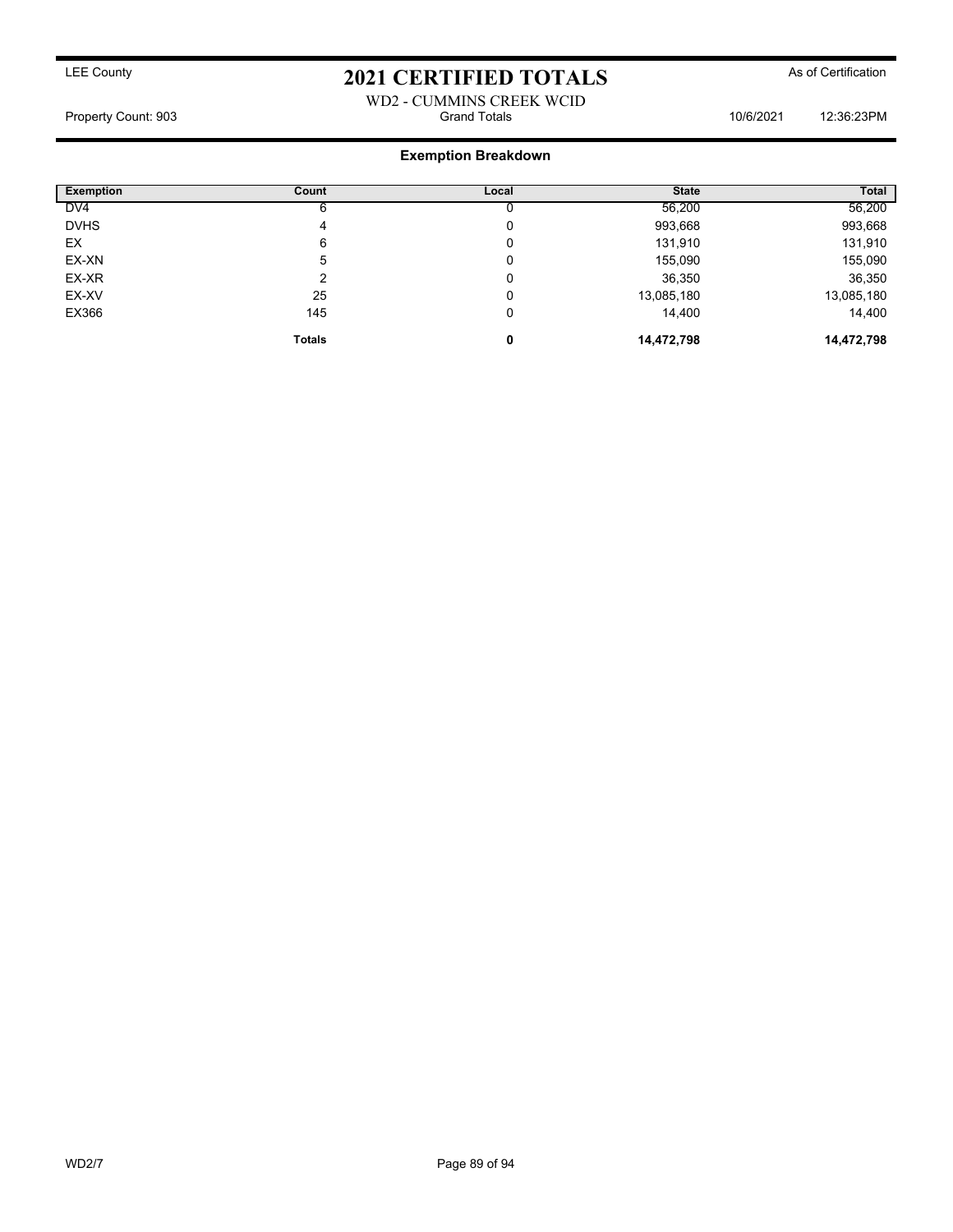LEE County

# 2021 CERTIFIED TOTALS

As of Certification

WD2 - CUMMINS CREEK WCID

Property Count: 903 | Grand Totals | 10/6/2021 | 12:36:23PM

## Exemption Breakdown

| Exemption | Count | Local | State | Total |
|---|---|---|---|---|
| DV4 | 6 | 0 | 56,200 | 56,200 |
| DVHS | 4 | 0 | 993,668 | 993,668 |
| EX | 6 | 0 | 131,910 | 131,910 |
| EX-XN | 5 | 0 | 155,090 | 155,090 |
| EX-XR | 2 | 0 | 36,350 | 36,350 |
| EX-XV | 25 | 0 | 13,085,180 | 13,085,180 |
| EX366 | 145 | 0 | 14,400 | 14,400 |
| | **Totals** | **0** | **14,472,798** | **14,472,798** |

WD2/7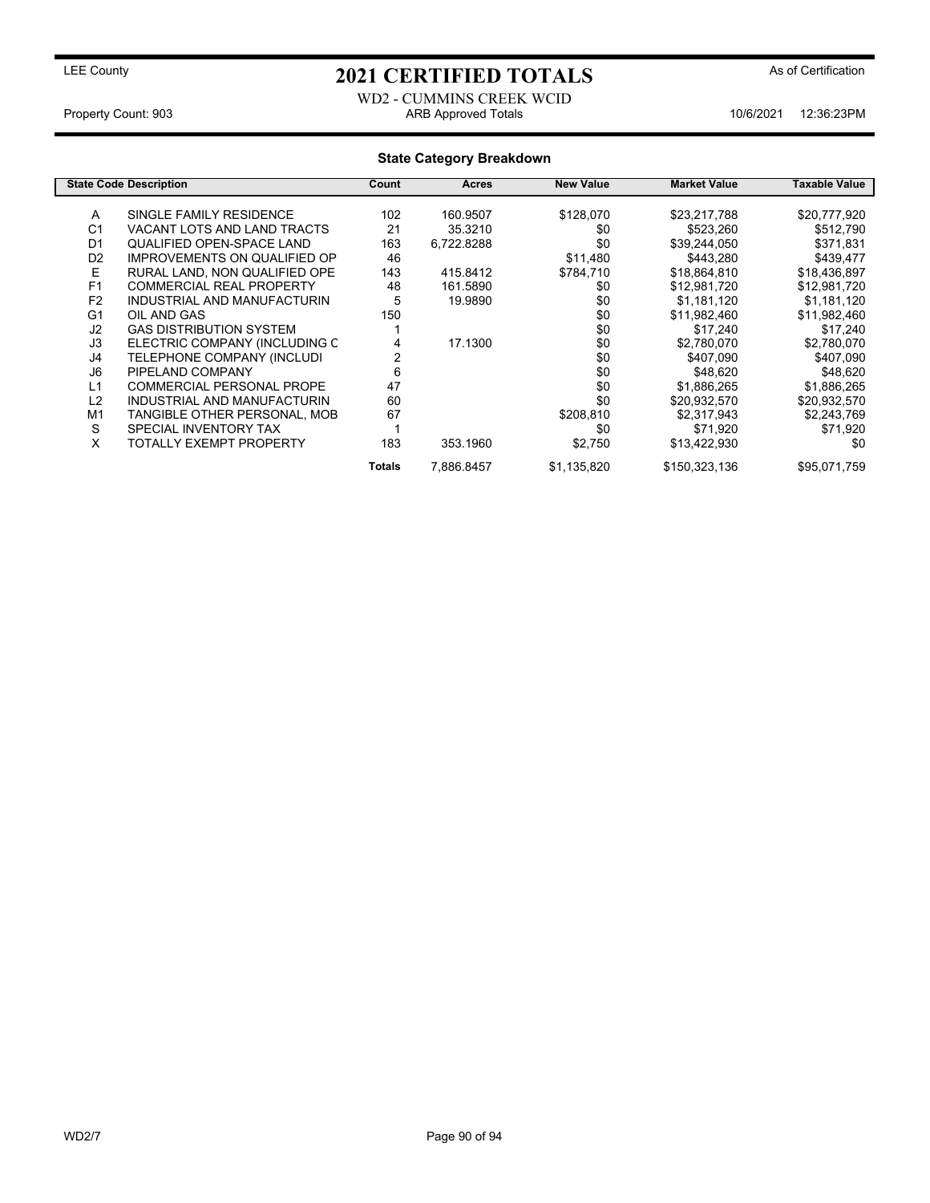LEE County

# 2021 CERTIFIED TOTALS

As of Certification

WD2 - CUMMINS CREEK WCID

Property Count: 903 ARB Approved Totals 10/6/2021 12:36:23PM

## State Category Breakdown

| State Code | Description | Count | Acres | New Value | Market Value | Taxable Value |
|---|---|---|---|---|---|---|
| A | SINGLE FAMILY RESIDENCE | 102 | 160.9507 | $128,070 | $23,217,788 | $20,777,920 |
| C1 | VACANT LOTS AND LAND TRACTS | 21 | 35.3210 | $0 | $523,260 | $512,790 |
| D1 | QUALIFIED OPEN-SPACE LAND | 163 | 6,722.8288 | $0 | $39,244,050 | $371,831 |
| D2 | IMPROVEMENTS ON QUALIFIED OP | 46 | | $11,480 | $443,280 | $439,477 |
| E | RURAL LAND, NON QUALIFIED OPE | 143 | 415.8412 | $784,710 | $18,864,810 | $18,436,897 |
| F1 | COMMERCIAL REAL PROPERTY | 48 | 161.5890 | $0 | $12,981,720 | $12,981,720 |
| F2 | INDUSTRIAL AND MANUFACTURIN | 5 | 19.9890 | $0 | $1,181,120 | $1,181,120 |
| G1 | OIL AND GAS | 150 | | $0 | $11,982,460 | $11,982,460 |
| J2 | GAS DISTRIBUTION SYSTEM | 1 | | $0 | $17,240 | $17,240 |
| J3 | ELECTRIC COMPANY (INCLUDING C | 4 | 17.1300 | $0 | $2,780,070 | $2,780,070 |
| J4 | TELEPHONE COMPANY (INCLUDI | 2 | | $0 | $407,090 | $407,090 |
| J6 | PIPELAND COMPANY | 6 | | $0 | $48,620 | $48,620 |
| L1 | COMMERCIAL PERSONAL PROPE | 47 | | $0 | $1,886,265 | $1,886,265 |
| L2 | INDUSTRIAL AND MANUFACTURIN | 60 | | $0 | $20,932,570 | $20,932,570 |
| M1 | TANGIBLE OTHER PERSONAL, MOB | 67 | | $208,810 | $2,317,943 | $2,243,769 |
| S | SPECIAL INVENTORY TAX | 1 | | $0 | $71,920 | $71,920 |
| X | TOTALLY EXEMPT PROPERTY | 183 | 353.1960 | $2,750 | $13,422,930 | $0 |
| | | **Totals** | 7,886.8457 | $1,135,820 | $150,323,136 | $95,071,759 |

WD2/7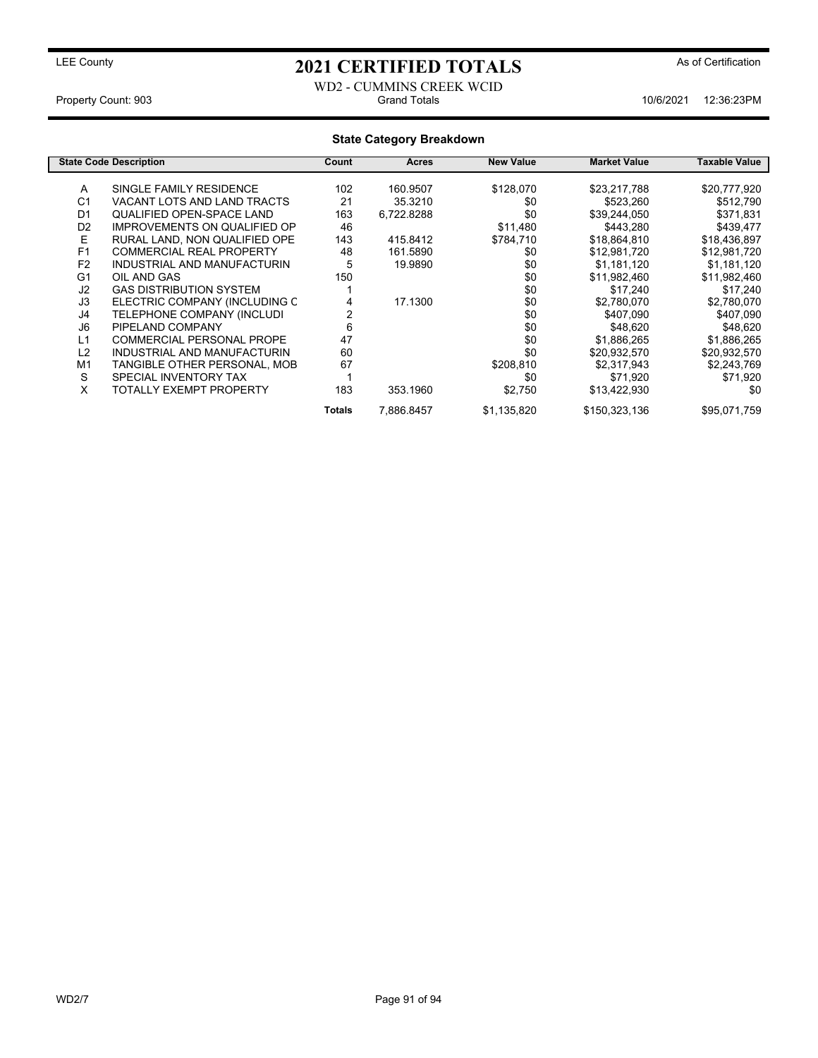LEE County

# 2021 CERTIFIED TOTALS

As of Certification

WD2 - CUMMINS CREEK WCID

Property Count: 903 | Grand Totals | 10/6/2021 12:36:23PM

## State Category Breakdown

| State Code | Description | Count | Acres | New Value | Market Value | Taxable Value |
|---|---|---|---|---|---|---|
| A | SINGLE FAMILY RESIDENCE | 102 | 160.9507 | $128,070 | $23,217,788 | $20,777,920 |
| C1 | VACANT LOTS AND LAND TRACTS | 21 | 35.3210 | $0 | $523,260 | $512,790 |
| D1 | QUALIFIED OPEN-SPACE LAND | 163 | 6,722.8288 | $0 | $39,244,050 | $371,831 |
| D2 | IMPROVEMENTS ON QUALIFIED OP | 46 | | $11,480 | $443,280 | $439,477 |
| E | RURAL LAND, NON QUALIFIED OPE | 143 | 415.8412 | $784,710 | $18,864,810 | $18,436,897 |
| F1 | COMMERCIAL REAL PROPERTY | 48 | 161.5890 | $0 | $12,981,720 | $12,981,720 |
| F2 | INDUSTRIAL AND MANUFACTURIN | 5 | 19.9890 | $0 | $1,181,120 | $1,181,120 |
| G1 | OIL AND GAS | 150 | | $0 | $11,982,460 | $11,982,460 |
| J2 | GAS DISTRIBUTION SYSTEM | 1 | | $0 | $17,240 | $17,240 |
| J3 | ELECTRIC COMPANY (INCLUDING C | 4 | 17.1300 | $0 | $2,780,070 | $2,780,070 |
| J4 | TELEPHONE COMPANY (INCLUDI | 2 | | $0 | $407,090 | $407,090 |
| J6 | PIPELAND COMPANY | 6 | | $0 | $48,620 | $48,620 |
| L1 | COMMERCIAL PERSONAL PROPE | 47 | | $0 | $1,886,265 | $1,886,265 |
| L2 | INDUSTRIAL AND MANUFACTURIN | 60 | | $0 | $20,932,570 | $20,932,570 |
| M1 | TANGIBLE OTHER PERSONAL, MOB | 67 | | $208,810 | $2,317,943 | $2,243,769 |
| S | SPECIAL INVENTORY TAX | 1 | | $0 | $71,920 | $71,920 |
| X | TOTALLY EXEMPT PROPERTY | 183 | 353.1960 | $2,750 | $13,422,930 | $0 |
| | | **Totals** | 7,886.8457 | $1,135,820 | $150,323,136 | $95,071,759 |

WD2/7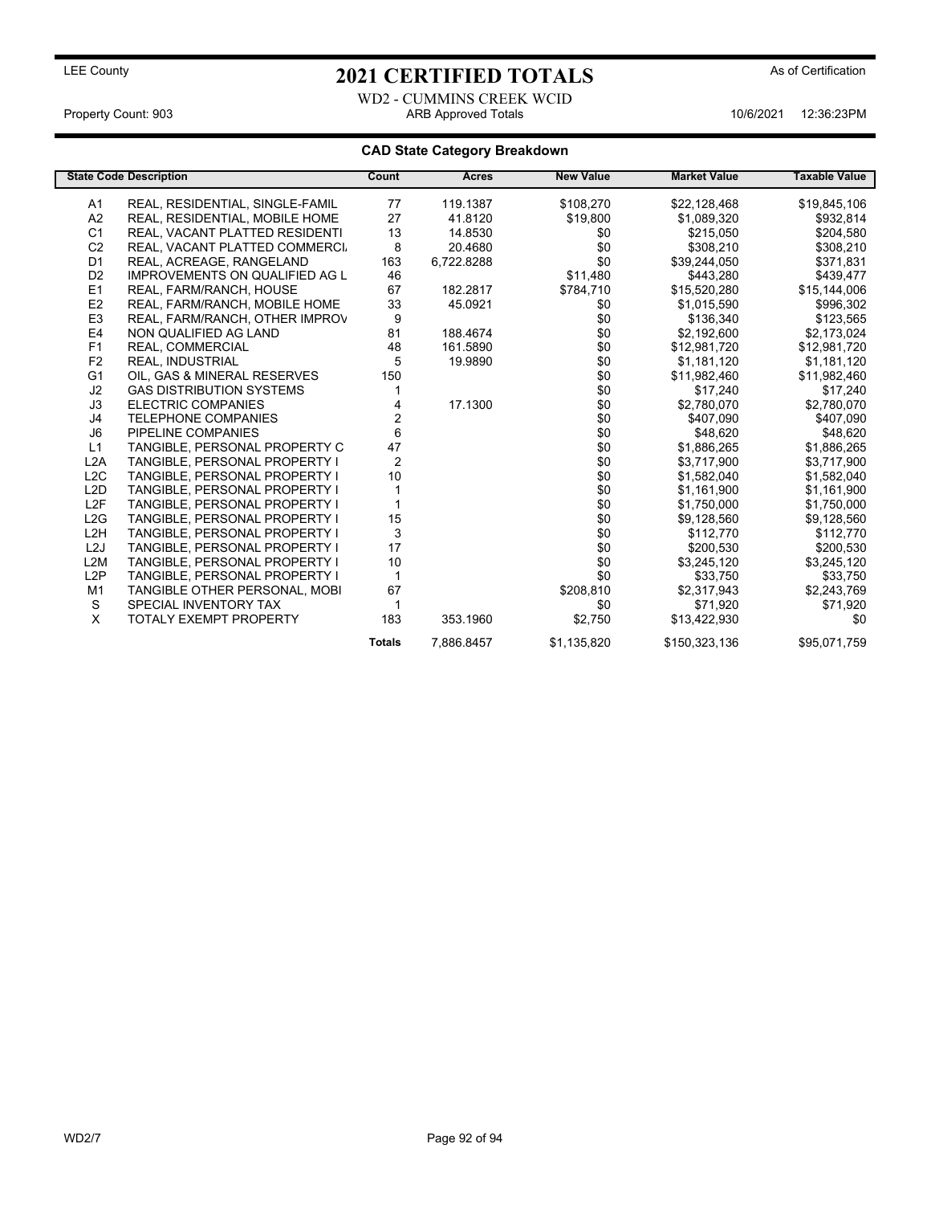LEE County

# 2021 CERTIFIED TOTALS

As of Certification

WD2 - CUMMINS CREEK WCID

Property Count: 903 | ARB Approved Totals | 10/6/2021 12:36:23PM

## CAD State Category Breakdown

| State Code | Description | Count | Acres | New Value | Market Value | Taxable Value |
|---|---|---|---|---|---|---|
| A1 | REAL, RESIDENTIAL, SINGLE-FAMIL | 77 | 119.1387 | $108,270 | $22,128,468 | $19,845,106 |
| A2 | REAL, RESIDENTIAL, MOBILE HOME | 27 | 41.8120 | $19,800 | $1,089,320 | $932,814 |
| C1 | REAL, VACANT PLATTED RESIDENTI | 13 | 14.8530 | $0 | $215,050 | $204,580 |
| C2 | REAL, VACANT PLATTED COMMERCI. | 8 | 20.4680 | $0 | $308,210 | $308,210 |
| D1 | REAL, ACREAGE, RANGELAND | 163 | 6,722.8288 | $0 | $39,244,050 | $371,831 |
| D2 | IMPROVEMENTS ON QUALIFIED AG L | 46 | | $11,480 | $443,280 | $439,477 |
| E1 | REAL, FARM/RANCH, HOUSE | 67 | 182.2817 | $784,710 | $15,520,280 | $15,144,006 |
| E2 | REAL, FARM/RANCH, MOBILE HOME | 33 | 45.0921 | $0 | $1,015,590 | $996,302 |
| E3 | REAL, FARM/RANCH, OTHER IMPROV | 9 | | $0 | $136,340 | $123,565 |
| E4 | NON QUALIFIED AG LAND | 81 | 188.4674 | $0 | $2,192,600 | $2,173,024 |
| F1 | REAL, COMMERCIAL | 48 | 161.5890 | $0 | $12,981,720 | $12,981,720 |
| F2 | REAL, INDUSTRIAL | 5 | 19.9890 | $0 | $1,181,120 | $1,181,120 |
| G1 | OIL, GAS & MINERAL RESERVES | 150 | | $0 | $11,982,460 | $11,982,460 |
| J2 | GAS DISTRIBUTION SYSTEMS | 1 | | $0 | $17,240 | $17,240 |
| J3 | ELECTRIC COMPANIES | 4 | 17.1300 | $0 | $2,780,070 | $2,780,070 |
| J4 | TELEPHONE COMPANIES | 2 | | $0 | $407,090 | $407,090 |
| J6 | PIPELINE COMPANIES | 6 | | $0 | $48,620 | $48,620 |
| L1 | TANGIBLE, PERSONAL PROPERTY C | 47 | | $0 | $1,886,265 | $1,886,265 |
| L2A | TANGIBLE, PERSONAL PROPERTY I | 2 | | $0 | $3,717,900 | $3,717,900 |
| L2C | TANGIBLE, PERSONAL PROPERTY I | 10 | | $0 | $1,582,040 | $1,582,040 |
| L2D | TANGIBLE, PERSONAL PROPERTY I | 1 | | $0 | $1,161,900 | $1,161,900 |
| L2F | TANGIBLE, PERSONAL PROPERTY I | 1 | | $0 | $1,750,000 | $1,750,000 |
| L2G | TANGIBLE, PERSONAL PROPERTY I | 15 | | $0 | $9,128,560 | $9,128,560 |
| L2H | TANGIBLE, PERSONAL PROPERTY I | 3 | | $0 | $112,770 | $112,770 |
| L2J | TANGIBLE, PERSONAL PROPERTY I | 17 | | $0 | $200,530 | $200,530 |
| L2M | TANGIBLE, PERSONAL PROPERTY I | 10 | | $0 | $3,245,120 | $3,245,120 |
| L2P | TANGIBLE, PERSONAL PROPERTY I | 1 | | $0 | $33,750 | $33,750 |
| M1 | TANGIBLE OTHER PERSONAL, MOBI | 67 | | $208,810 | $2,317,943 | $2,243,769 |
| S | SPECIAL INVENTORY TAX | 1 | | $0 | $71,920 | $71,920 |
| X | TOTALY EXEMPT PROPERTY | 183 | 353.1960 | $2,750 | $13,422,930 | $0 |
| | | **Totals** | 7,886.8457 | $1,135,820 | $150,323,136 | $95,071,759 |

WD2/7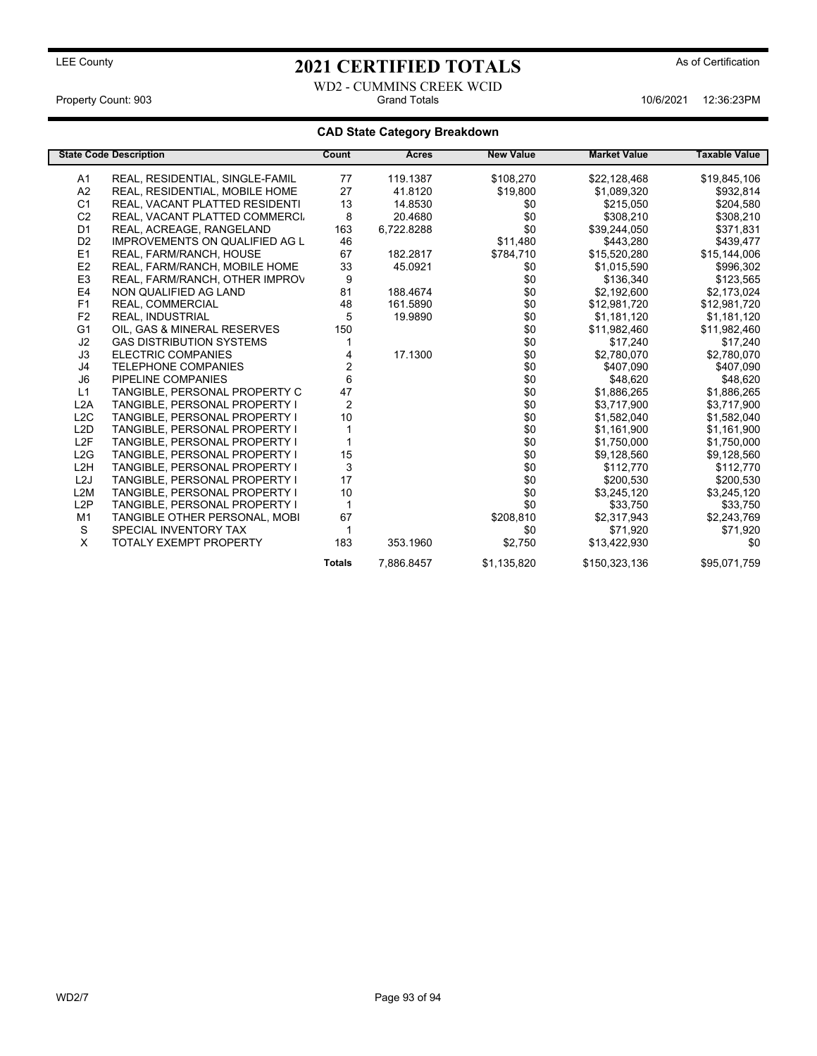LEE County

# 2021 CERTIFIED TOTALS

As of Certification

WD2 - CUMMINS CREEK WCID

Property Count: 903 — Grand Totals — 10/6/2021 12:36:23PM

## CAD State Category Breakdown

| State Code | Description | Count | Acres | New Value | Market Value | Taxable Value |
|---|---|---|---|---|---|---|
| A1 | REAL, RESIDENTIAL, SINGLE-FAMIL | 77 | 119.1387 | $108,270 | $22,128,468 | $19,845,106 |
| A2 | REAL, RESIDENTIAL, MOBILE HOME | 27 | 41.8120 | $19,800 | $1,089,320 | $932,814 |
| C1 | REAL, VACANT PLATTED RESIDENTI | 13 | 14.8530 | $0 | $215,050 | $204,580 |
| C2 | REAL, VACANT PLATTED COMMERCI. | 8 | 20.4680 | $0 | $308,210 | $308,210 |
| D1 | REAL, ACREAGE, RANGELAND | 163 | 6,722.8288 | $0 | $39,244,050 | $371,831 |
| D2 | IMPROVEMENTS ON QUALIFIED AG L | 46 | | $11,480 | $443,280 | $439,477 |
| E1 | REAL, FARM/RANCH, HOUSE | 67 | 182.2817 | $784,710 | $15,520,280 | $15,144,006 |
| E2 | REAL, FARM/RANCH, MOBILE HOME | 33 | 45.0921 | $0 | $1,015,590 | $996,302 |
| E3 | REAL, FARM/RANCH, OTHER IMPROV | 9 | | $0 | $136,340 | $123,565 |
| E4 | NON QUALIFIED AG LAND | 81 | 188.4674 | $0 | $2,192,600 | $2,173,024 |
| F1 | REAL, COMMERCIAL | 48 | 161.5890 | $0 | $12,981,720 | $12,981,720 |
| F2 | REAL, INDUSTRIAL | 5 | 19.9890 | $0 | $1,181,120 | $1,181,120 |
| G1 | OIL, GAS & MINERAL RESERVES | 150 | | $0 | $11,982,460 | $11,982,460 |
| J2 | GAS DISTRIBUTION SYSTEMS | 1 | | $0 | $17,240 | $17,240 |
| J3 | ELECTRIC COMPANIES | 4 | 17.1300 | $0 | $2,780,070 | $2,780,070 |
| J4 | TELEPHONE COMPANIES | 2 | | $0 | $407,090 | $407,090 |
| J6 | PIPELINE COMPANIES | 6 | | $0 | $48,620 | $48,620 |
| L1 | TANGIBLE, PERSONAL PROPERTY C | 47 | | $0 | $1,886,265 | $1,886,265 |
| L2A | TANGIBLE, PERSONAL PROPERTY I | 2 | | $0 | $3,717,900 | $3,717,900 |
| L2C | TANGIBLE, PERSONAL PROPERTY I | 10 | | $0 | $1,582,040 | $1,582,040 |
| L2D | TANGIBLE, PERSONAL PROPERTY I | 1 | | $0 | $1,161,900 | $1,161,900 |
| L2F | TANGIBLE, PERSONAL PROPERTY I | 1 | | $0 | $1,750,000 | $1,750,000 |
| L2G | TANGIBLE, PERSONAL PROPERTY I | 15 | | $0 | $9,128,560 | $9,128,560 |
| L2H | TANGIBLE, PERSONAL PROPERTY I | 3 | | $0 | $112,770 | $112,770 |
| L2J | TANGIBLE, PERSONAL PROPERTY I | 17 | | $0 | $200,530 | $200,530 |
| L2M | TANGIBLE, PERSONAL PROPERTY I | 10 | | $0 | $3,245,120 | $3,245,120 |
| L2P | TANGIBLE, PERSONAL PROPERTY I | 1 | | $0 | $33,750 | $33,750 |
| M1 | TANGIBLE OTHER PERSONAL, MOBI | 67 | | $208,810 | $2,317,943 | $2,243,769 |
| S | SPECIAL INVENTORY TAX | 1 | | $0 | $71,920 | $71,920 |
| X | TOTALY EXEMPT PROPERTY | 183 | 353.1960 | $2,750 | $13,422,930 | $0 |
| | | **Totals** | 7,886.8457 | $1,135,820 | $150,323,136 | $95,071,759 |

WD2/7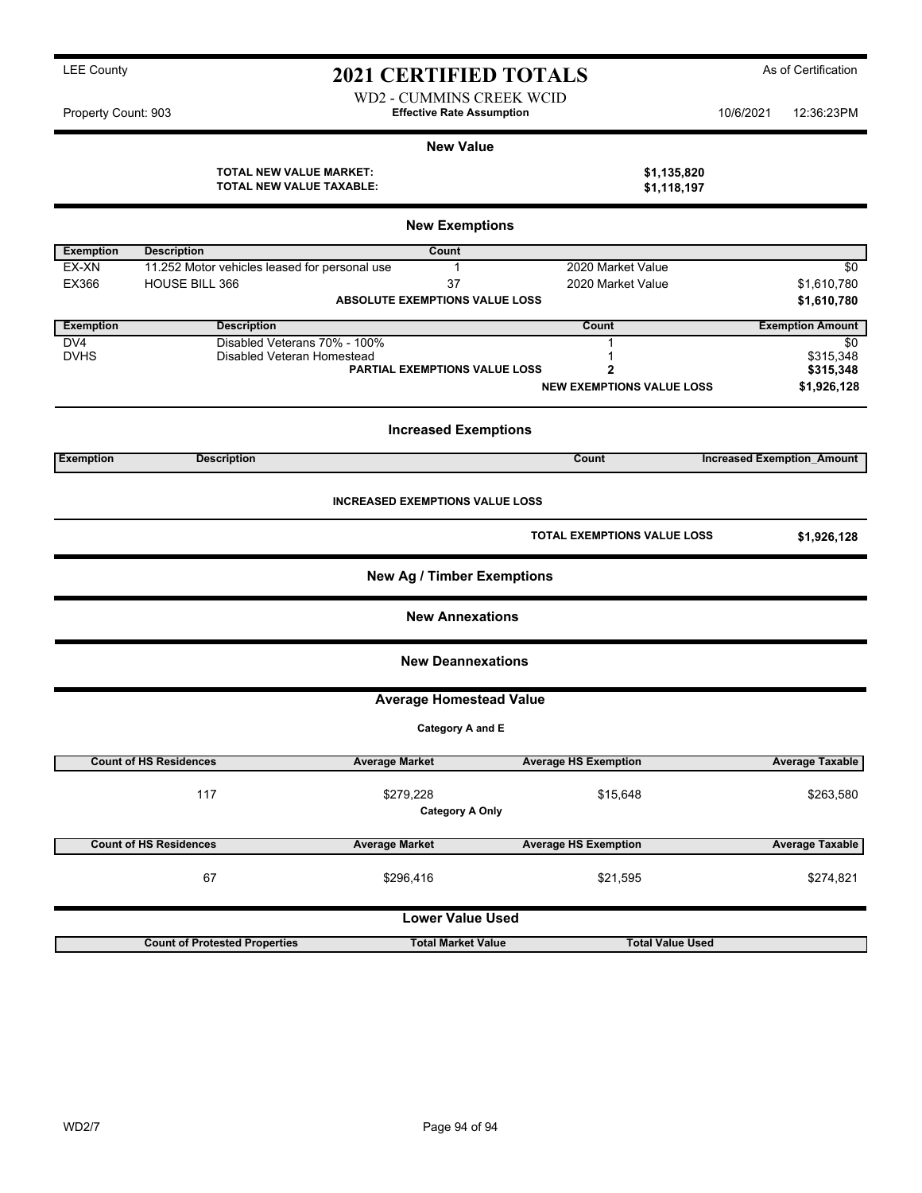LEE County

# 2021 CERTIFIED TOTALS

As of Certification

WD2 - CUMMINS CREEK WCID

Property Count: 903 **Effective Rate Assumption** 10/6/2021 12:36:23PM

## New Value

| | |
|---|---|
| **TOTAL NEW VALUE MARKET:** | **$1,135,820** |
| **TOTAL NEW VALUE TAXABLE:** | **$1,118,197** |

## New Exemptions

| Exemption | Description | Count | | |
|---|---|---|---|---|
| EX-XN | 11.252 Motor vehicles leased for personal use | 1 | 2020 Market Value | $0 |
| EX366 | HOUSE BILL 366 | 37 | 2020 Market Value | $1,610,780 |
| | | **ABSOLUTE EXEMPTIONS VALUE LOSS** | | **$1,610,780** |

| Exemption | Description | Count | Exemption Amount |
|---|---|---|---|
| DV4 | Disabled Veterans 70% - 100% | 1 | $0 |
| DVHS | Disabled Veteran Homestead | 1 | $315,348 |
| | **PARTIAL EXEMPTIONS VALUE LOSS** | **2** | **$315,348** |
| | | **NEW EXEMPTIONS VALUE LOSS** | **$1,926,128** |

## Increased Exemptions

| Exemption | Description | Count | Increased Exemption_Amount |
|---|---|---|---|

**INCREASED EXEMPTIONS VALUE LOSS**

**TOTAL EXEMPTIONS VALUE LOSS** **$1,926,128**

## New Ag / Timber Exemptions

## New Annexations

## New Deannexations

## Average Homestead Value

**Category A and E**

| Count of HS Residences | Average Market | Average HS Exemption | Average Taxable |
|---|---|---|---|
| 117 | $279,228 | $15,648 | $263,580 |

**Category A Only**

| Count of HS Residences | Average Market | Average HS Exemption | Average Taxable |
|---|---|---|---|
| 67 | $296,416 | $21,595 | $274,821 |

## Lower Value Used

| Count of Protested Properties | Total Market Value | Total Value Used |
|---|---|---|

WD2/7